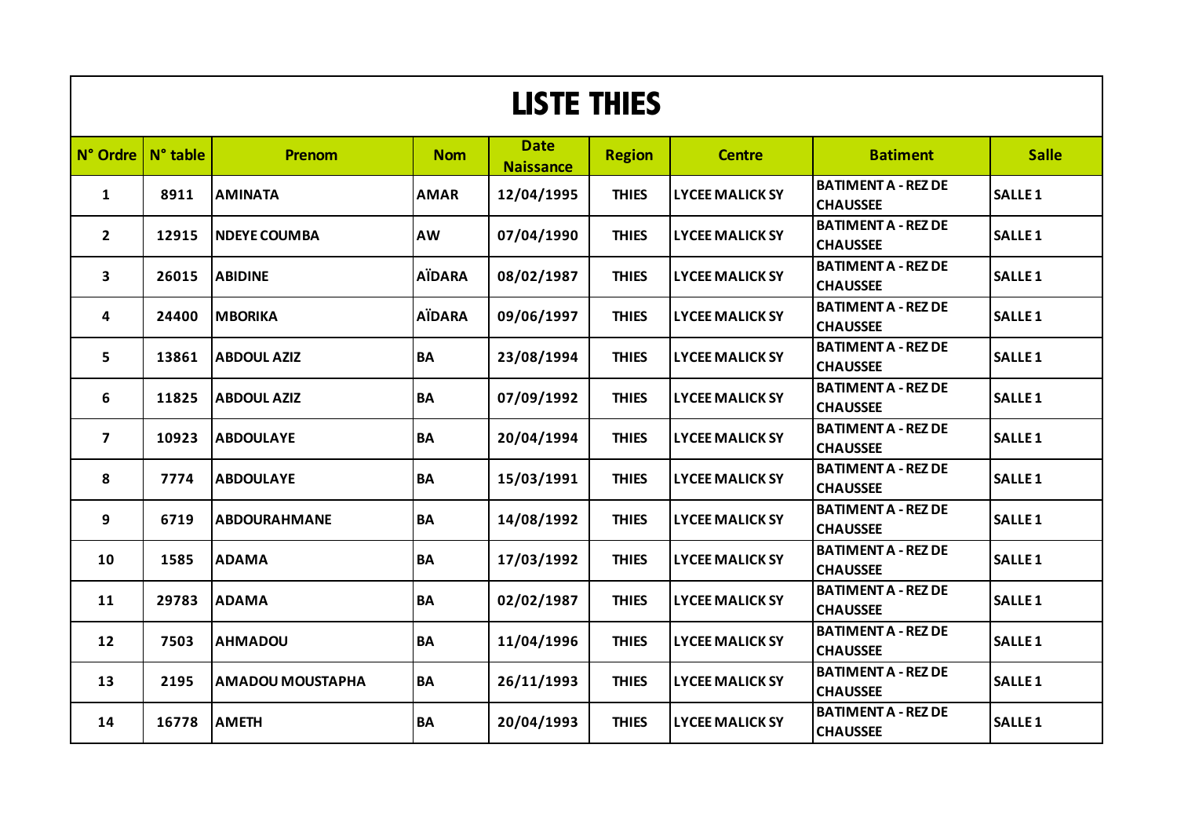# LISTE THIES

| N° Ordre | N° table | Prenom | Nom | Date Naissance | Region | Centre | Batiment | Salle |
|---|---|---|---|---|---|---|---|---|
| 1 | 8911 | AMINATA | AMAR | 12/04/1995 | THIES | LYCEE MALICK SY | BATIMENT A - REZ DE CHAUSSEE | SALLE 1 |
| 2 | 12915 | NDEYE COUMBA | AW | 07/04/1990 | THIES | LYCEE MALICK SY | BATIMENT A - REZ DE CHAUSSEE | SALLE 1 |
| 3 | 26015 | ABIDINE | AÏDARA | 08/02/1987 | THIES | LYCEE MALICK SY | BATIMENT A - REZ DE CHAUSSEE | SALLE 1 |
| 4 | 24400 | MBORIKA | AÏDARA | 09/06/1997 | THIES | LYCEE MALICK SY | BATIMENT A - REZ DE CHAUSSEE | SALLE 1 |
| 5 | 13861 | ABDOUL AZIZ | BA | 23/08/1994 | THIES | LYCEE MALICK SY | BATIMENT A - REZ DE CHAUSSEE | SALLE 1 |
| 6 | 11825 | ABDOUL AZIZ | BA | 07/09/1992 | THIES | LYCEE MALICK SY | BATIMENT A - REZ DE CHAUSSEE | SALLE 1 |
| 7 | 10923 | ABDOULAYE | BA | 20/04/1994 | THIES | LYCEE MALICK SY | BATIMENT A - REZ DE CHAUSSEE | SALLE 1 |
| 8 | 7774 | ABDOULAYE | BA | 15/03/1991 | THIES | LYCEE MALICK SY | BATIMENT A - REZ DE CHAUSSEE | SALLE 1 |
| 9 | 6719 | ABDOURAHMANE | BA | 14/08/1992 | THIES | LYCEE MALICK SY | BATIMENT A - REZ DE CHAUSSEE | SALLE 1 |
| 10 | 1585 | ADAMA | BA | 17/03/1992 | THIES | LYCEE MALICK SY | BATIMENT A - REZ DE CHAUSSEE | SALLE 1 |
| 11 | 29783 | ADAMA | BA | 02/02/1987 | THIES | LYCEE MALICK SY | BATIMENT A - REZ DE CHAUSSEE | SALLE 1 |
| 12 | 7503 | AHMADOU | BA | 11/04/1996 | THIES | LYCEE MALICK SY | BATIMENT A - REZ DE CHAUSSEE | SALLE 1 |
| 13 | 2195 | AMADOU MOUSTAPHA | BA | 26/11/1993 | THIES | LYCEE MALICK SY | BATIMENT A - REZ DE CHAUSSEE | SALLE 1 |
| 14 | 16778 | AMETH | BA | 20/04/1993 | THIES | LYCEE MALICK SY | BATIMENT A - REZ DE CHAUSSEE | SALLE 1 |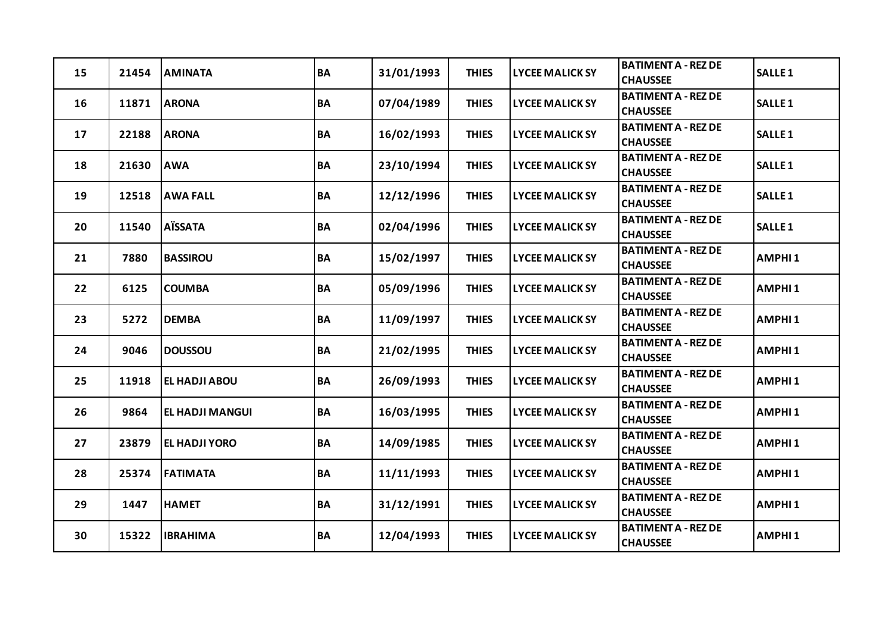| 15 | 21454 | AMINATA | BA | 31/01/1993 | THIES | LYCEE MALICK SY | BATIMENT A - REZ DE CHAUSSEE | SALLE 1 |
|---|---|---|---|---|---|---|---|---|
| 16 | 11871 | ARONA | BA | 07/04/1989 | THIES | LYCEE MALICK SY | BATIMENT A - REZ DE CHAUSSEE | SALLE 1 |
| 17 | 22188 | ARONA | BA | 16/02/1993 | THIES | LYCEE MALICK SY | BATIMENT A - REZ DE CHAUSSEE | SALLE 1 |
| 18 | 21630 | AWA | BA | 23/10/1994 | THIES | LYCEE MALICK SY | BATIMENT A - REZ DE CHAUSSEE | SALLE 1 |
| 19 | 12518 | AWA FALL | BA | 12/12/1996 | THIES | LYCEE MALICK SY | BATIMENT A - REZ DE CHAUSSEE | SALLE 1 |
| 20 | 11540 | AÏSSATA | BA | 02/04/1996 | THIES | LYCEE MALICK SY | BATIMENT A - REZ DE CHAUSSEE | SALLE 1 |
| 21 | 7880 | BASSIROU | BA | 15/02/1997 | THIES | LYCEE MALICK SY | BATIMENT A - REZ DE CHAUSSEE | AMPHI 1 |
| 22 | 6125 | COUMBA | BA | 05/09/1996 | THIES | LYCEE MALICK SY | BATIMENT A - REZ DE CHAUSSEE | AMPHI 1 |
| 23 | 5272 | DEMBA | BA | 11/09/1997 | THIES | LYCEE MALICK SY | BATIMENT A - REZ DE CHAUSSEE | AMPHI 1 |
| 24 | 9046 | DOUSSOU | BA | 21/02/1995 | THIES | LYCEE MALICK SY | BATIMENT A - REZ DE CHAUSSEE | AMPHI 1 |
| 25 | 11918 | EL HADJI ABOU | BA | 26/09/1993 | THIES | LYCEE MALICK SY | BATIMENT A - REZ DE CHAUSSEE | AMPHI 1 |
| 26 | 9864 | EL HADJI MANGUI | BA | 16/03/1995 | THIES | LYCEE MALICK SY | BATIMENT A - REZ DE CHAUSSEE | AMPHI 1 |
| 27 | 23879 | EL HADJI YORO | BA | 14/09/1985 | THIES | LYCEE MALICK SY | BATIMENT A - REZ DE CHAUSSEE | AMPHI 1 |
| 28 | 25374 | FATIMATA | BA | 11/11/1993 | THIES | LYCEE MALICK SY | BATIMENT A - REZ DE CHAUSSEE | AMPHI 1 |
| 29 | 1447 | HAMET | BA | 31/12/1991 | THIES | LYCEE MALICK SY | BATIMENT A - REZ DE CHAUSSEE | AMPHI 1 |
| 30 | 15322 | IBRAHIMA | BA | 12/04/1993 | THIES | LYCEE MALICK SY | BATIMENT A - REZ DE CHAUSSEE | AMPHI 1 |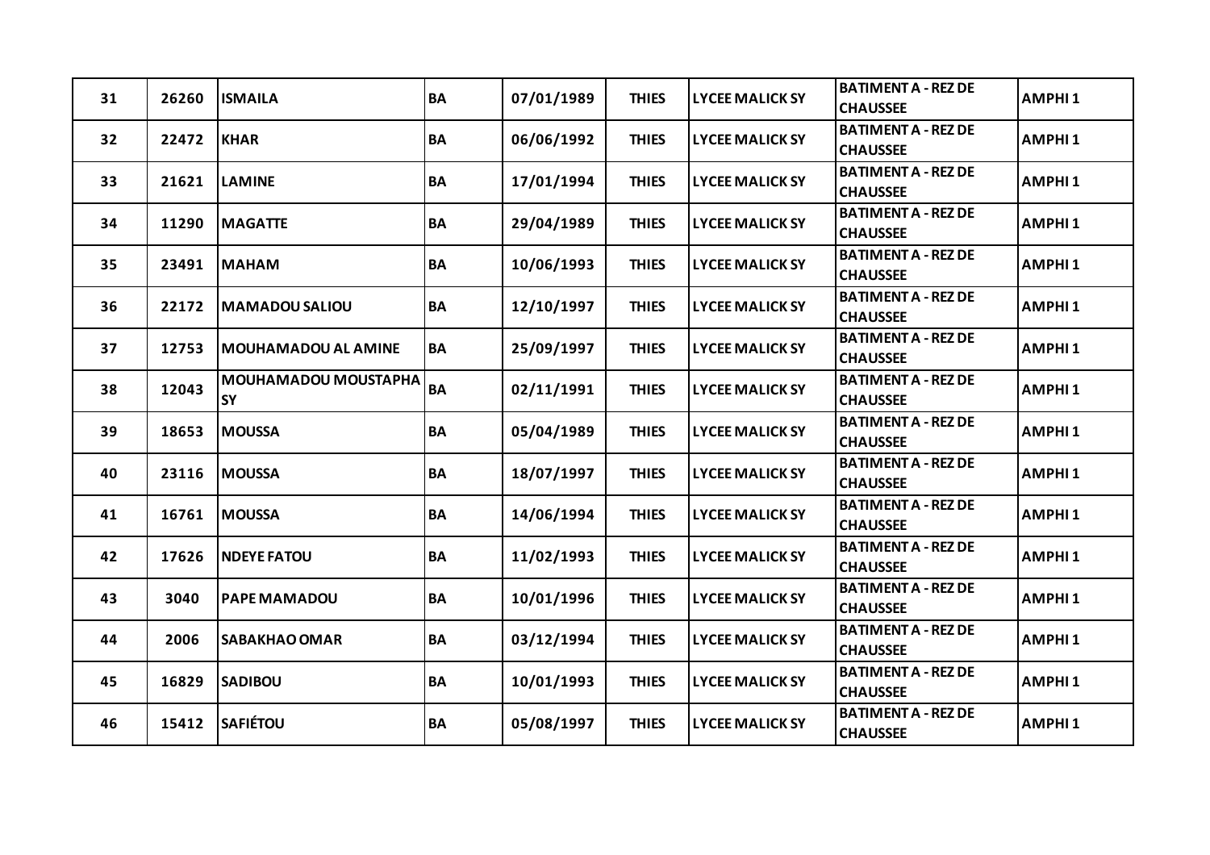| | | | | | | | | |
|---|---|---|---|---|---|---|---|---|
| 31 | 26260 | ISMAILA | BA | 07/01/1989 | THIES | LYCEE MALICK SY | BATIMENT A - REZ DE CHAUSSEE | AMPHI 1 |
| 32 | 22472 | KHAR | BA | 06/06/1992 | THIES | LYCEE MALICK SY | BATIMENT A - REZ DE CHAUSSEE | AMPHI 1 |
| 33 | 21621 | LAMINE | BA | 17/01/1994 | THIES | LYCEE MALICK SY | BATIMENT A - REZ DE CHAUSSEE | AMPHI 1 |
| 34 | 11290 | MAGATTE | BA | 29/04/1989 | THIES | LYCEE MALICK SY | BATIMENT A - REZ DE CHAUSSEE | AMPHI 1 |
| 35 | 23491 | MAHAM | BA | 10/06/1993 | THIES | LYCEE MALICK SY | BATIMENT A - REZ DE CHAUSSEE | AMPHI 1 |
| 36 | 22172 | MAMADOU SALIOU | BA | 12/10/1997 | THIES | LYCEE MALICK SY | BATIMENT A - REZ DE CHAUSSEE | AMPHI 1 |
| 37 | 12753 | MOUHAMADOU AL AMINE | BA | 25/09/1997 | THIES | LYCEE MALICK SY | BATIMENT A - REZ DE CHAUSSEE | AMPHI 1 |
| 38 | 12043 | MOUHAMADOU MOUSTAPHA SY | BA | 02/11/1991 | THIES | LYCEE MALICK SY | BATIMENT A - REZ DE CHAUSSEE | AMPHI 1 |
| 39 | 18653 | MOUSSA | BA | 05/04/1989 | THIES | LYCEE MALICK SY | BATIMENT A - REZ DE CHAUSSEE | AMPHI 1 |
| 40 | 23116 | MOUSSA | BA | 18/07/1997 | THIES | LYCEE MALICK SY | BATIMENT A - REZ DE CHAUSSEE | AMPHI 1 |
| 41 | 16761 | MOUSSA | BA | 14/06/1994 | THIES | LYCEE MALICK SY | BATIMENT A - REZ DE CHAUSSEE | AMPHI 1 |
| 42 | 17626 | NDEYE FATOU | BA | 11/02/1993 | THIES | LYCEE MALICK SY | BATIMENT A - REZ DE CHAUSSEE | AMPHI 1 |
| 43 | 3040 | PAPE MAMADOU | BA | 10/01/1996 | THIES | LYCEE MALICK SY | BATIMENT A - REZ DE CHAUSSEE | AMPHI 1 |
| 44 | 2006 | SABAKHAO OMAR | BA | 03/12/1994 | THIES | LYCEE MALICK SY | BATIMENT A - REZ DE CHAUSSEE | AMPHI 1 |
| 45 | 16829 | SADIBOU | BA | 10/01/1993 | THIES | LYCEE MALICK SY | BATIMENT A - REZ DE CHAUSSEE | AMPHI 1 |
| 46 | 15412 | SAFIÉTOU | BA | 05/08/1997 | THIES | LYCEE MALICK SY | BATIMENT A - REZ DE CHAUSSEE | AMPHI 1 |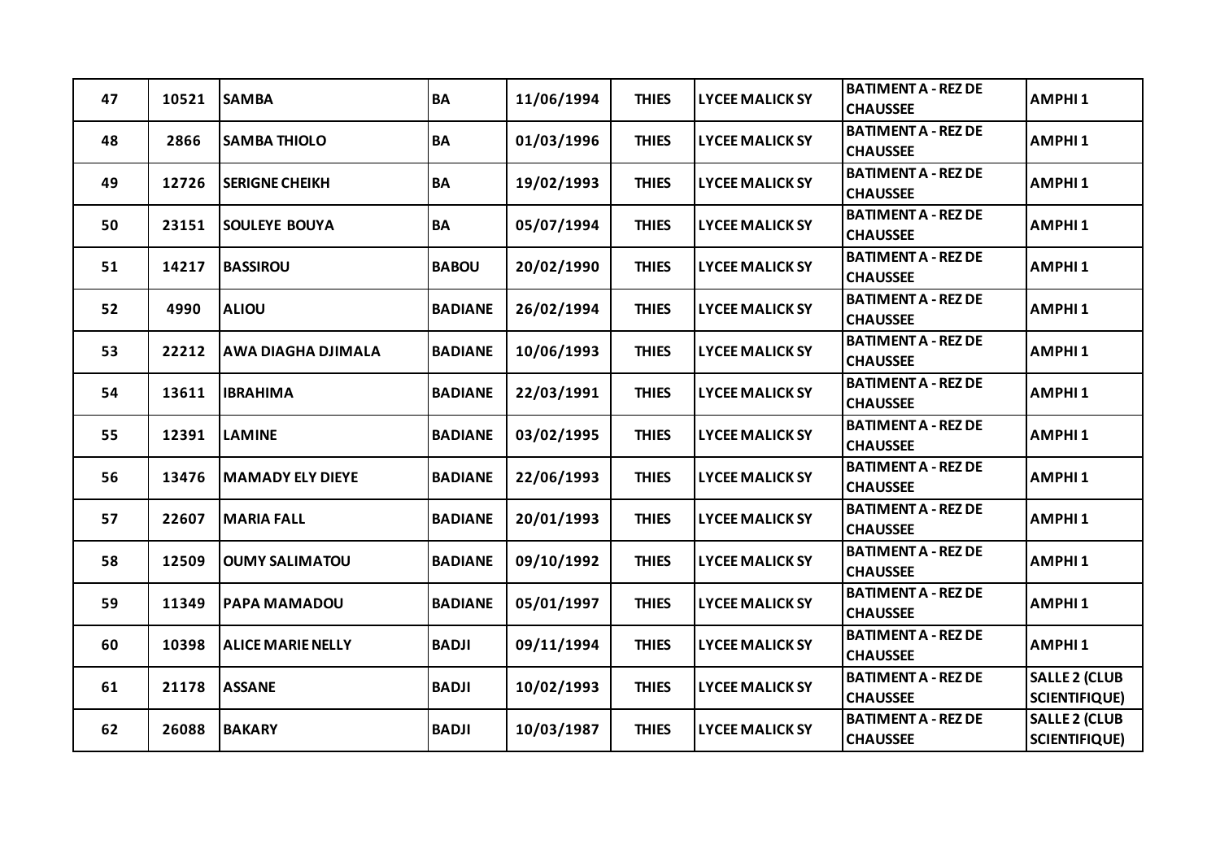| 47 | 10521 | SAMBA | BA | 11/06/1994 | THIES | LYCEE MALICK SY | BATIMENT A - REZ DE CHAUSSEE | AMPHI 1 |
|---|---|---|---|---|---|---|---|---|
| 48 | 2866 | SAMBA THIOLO | BA | 01/03/1996 | THIES | LYCEE MALICK SY | BATIMENT A - REZ DE CHAUSSEE | AMPHI 1 |
| 49 | 12726 | SERIGNE CHEIKH | BA | 19/02/1993 | THIES | LYCEE MALICK SY | BATIMENT A - REZ DE CHAUSSEE | AMPHI 1 |
| 50 | 23151 | SOULEYE BOUYA | BA | 05/07/1994 | THIES | LYCEE MALICK SY | BATIMENT A - REZ DE CHAUSSEE | AMPHI 1 |
| 51 | 14217 | BASSIROU | BABOU | 20/02/1990 | THIES | LYCEE MALICK SY | BATIMENT A - REZ DE CHAUSSEE | AMPHI 1 |
| 52 | 4990 | ALIOU | BADIANE | 26/02/1994 | THIES | LYCEE MALICK SY | BATIMENT A - REZ DE CHAUSSEE | AMPHI 1 |
| 53 | 22212 | AWA DIAGHA DJIMALA | BADIANE | 10/06/1993 | THIES | LYCEE MALICK SY | BATIMENT A - REZ DE CHAUSSEE | AMPHI 1 |
| 54 | 13611 | IBRAHIMA | BADIANE | 22/03/1991 | THIES | LYCEE MALICK SY | BATIMENT A - REZ DE CHAUSSEE | AMPHI 1 |
| 55 | 12391 | LAMINE | BADIANE | 03/02/1995 | THIES | LYCEE MALICK SY | BATIMENT A - REZ DE CHAUSSEE | AMPHI 1 |
| 56 | 13476 | MAMADY ELY DIEYE | BADIANE | 22/06/1993 | THIES | LYCEE MALICK SY | BATIMENT A - REZ DE CHAUSSEE | AMPHI 1 |
| 57 | 22607 | MARIA FALL | BADIANE | 20/01/1993 | THIES | LYCEE MALICK SY | BATIMENT A - REZ DE CHAUSSEE | AMPHI 1 |
| 58 | 12509 | OUMY SALIMATOU | BADIANE | 09/10/1992 | THIES | LYCEE MALICK SY | BATIMENT A - REZ DE CHAUSSEE | AMPHI 1 |
| 59 | 11349 | PAPA MAMADOU | BADIANE | 05/01/1997 | THIES | LYCEE MALICK SY | BATIMENT A - REZ DE CHAUSSEE | AMPHI 1 |
| 60 | 10398 | ALICE MARIE NELLY | BADJI | 09/11/1994 | THIES | LYCEE MALICK SY | BATIMENT A - REZ DE CHAUSSEE | AMPHI 1 |
| 61 | 21178 | ASSANE | BADJI | 10/02/1993 | THIES | LYCEE MALICK SY | BATIMENT A - REZ DE CHAUSSEE | SALLE 2 (CLUB SCIENTIFIQUE) |
| 62 | 26088 | BAKARY | BADJI | 10/03/1987 | THIES | LYCEE MALICK SY | BATIMENT A - REZ DE CHAUSSEE | SALLE 2 (CLUB SCIENTIFIQUE) |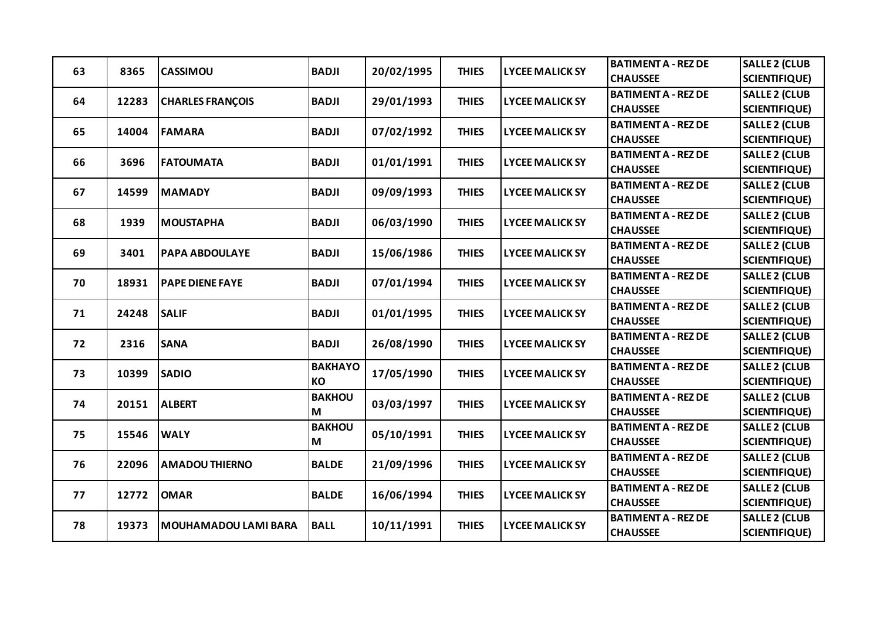| 63 | 8365 | CASSIMOU | BADJI | 20/02/1995 | THIES | LYCEE MALICK SY | BATIMENT A - REZ DE CHAUSSEE | SALLE 2 (CLUB SCIENTIFIQUE) |
|---|---|---|---|---|---|---|---|---|
| 64 | 12283 | CHARLES FRANÇOIS | BADJI | 29/01/1993 | THIES | LYCEE MALICK SY | BATIMENT A - REZ DE CHAUSSEE | SALLE 2 (CLUB SCIENTIFIQUE) |
| 65 | 14004 | FAMARA | BADJI | 07/02/1992 | THIES | LYCEE MALICK SY | BATIMENT A - REZ DE CHAUSSEE | SALLE 2 (CLUB SCIENTIFIQUE) |
| 66 | 3696 | FATOUMATA | BADJI | 01/01/1991 | THIES | LYCEE MALICK SY | BATIMENT A - REZ DE CHAUSSEE | SALLE 2 (CLUB SCIENTIFIQUE) |
| 67 | 14599 | MAMADY | BADJI | 09/09/1993 | THIES | LYCEE MALICK SY | BATIMENT A - REZ DE CHAUSSEE | SALLE 2 (CLUB SCIENTIFIQUE) |
| 68 | 1939 | MOUSTAPHA | BADJI | 06/03/1990 | THIES | LYCEE MALICK SY | BATIMENT A - REZ DE CHAUSSEE | SALLE 2 (CLUB SCIENTIFIQUE) |
| 69 | 3401 | PAPA ABDOULAYE | BADJI | 15/06/1986 | THIES | LYCEE MALICK SY | BATIMENT A - REZ DE CHAUSSEE | SALLE 2 (CLUB SCIENTIFIQUE) |
| 70 | 18931 | PAPE DIENE FAYE | BADJI | 07/01/1994 | THIES | LYCEE MALICK SY | BATIMENT A - REZ DE CHAUSSEE | SALLE 2 (CLUB SCIENTIFIQUE) |
| 71 | 24248 | SALIF | BADJI | 01/01/1995 | THIES | LYCEE MALICK SY | BATIMENT A - REZ DE CHAUSSEE | SALLE 2 (CLUB SCIENTIFIQUE) |
| 72 | 2316 | SANA | BADJI | 26/08/1990 | THIES | LYCEE MALICK SY | BATIMENT A - REZ DE CHAUSSEE | SALLE 2 (CLUB SCIENTIFIQUE) |
| 73 | 10399 | SADIO | BAKHAYOKO | 17/05/1990 | THIES | LYCEE MALICK SY | BATIMENT A - REZ DE CHAUSSEE | SALLE 2 (CLUB SCIENTIFIQUE) |
| 74 | 20151 | ALBERT | BAKHOUM | 03/03/1997 | THIES | LYCEE MALICK SY | BATIMENT A - REZ DE CHAUSSEE | SALLE 2 (CLUB SCIENTIFIQUE) |
| 75 | 15546 | WALY | BAKHOUM | 05/10/1991 | THIES | LYCEE MALICK SY | BATIMENT A - REZ DE CHAUSSEE | SALLE 2 (CLUB SCIENTIFIQUE) |
| 76 | 22096 | AMADOU THIERNO | BALDE | 21/09/1996 | THIES | LYCEE MALICK SY | BATIMENT A - REZ DE CHAUSSEE | SALLE 2 (CLUB SCIENTIFIQUE) |
| 77 | 12772 | OMAR | BALDE | 16/06/1994 | THIES | LYCEE MALICK SY | BATIMENT A - REZ DE CHAUSSEE | SALLE 2 (CLUB SCIENTIFIQUE) |
| 78 | 19373 | MOUHAMADOU LAMI BARA | BALL | 10/11/1991 | THIES | LYCEE MALICK SY | BATIMENT A - REZ DE CHAUSSEE | SALLE 2 (CLUB SCIENTIFIQUE) |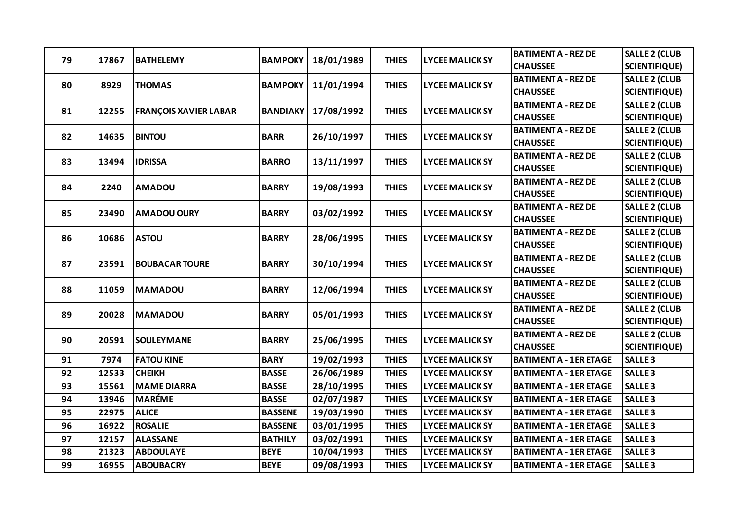| 79 | 17867 | BATHELEMY | BAMPOKY | 18/01/1989 | THIES | LYCEE MALICK SY | BATIMENT A - REZ DE CHAUSSEE | SALLE 2 (CLUB SCIENTIFIQUE) |
|---|---|---|---|---|---|---|---|---|
| 80 | 8929 | THOMAS | BAMPOKY | 11/01/1994 | THIES | LYCEE MALICK SY | BATIMENT A - REZ DE CHAUSSEE | SALLE 2 (CLUB SCIENTIFIQUE) |
| 81 | 12255 | FRANÇOIS XAVIER LABAR | BANDIAKY | 17/08/1992 | THIES | LYCEE MALICK SY | BATIMENT A - REZ DE CHAUSSEE | SALLE 2 (CLUB SCIENTIFIQUE) |
| 82 | 14635 | BINTOU | BARR | 26/10/1997 | THIES | LYCEE MALICK SY | BATIMENT A - REZ DE CHAUSSEE | SALLE 2 (CLUB SCIENTIFIQUE) |
| 83 | 13494 | IDRISSA | BARRO | 13/11/1997 | THIES | LYCEE MALICK SY | BATIMENT A - REZ DE CHAUSSEE | SALLE 2 (CLUB SCIENTIFIQUE) |
| 84 | 2240 | AMADOU | BARRY | 19/08/1993 | THIES | LYCEE MALICK SY | BATIMENT A - REZ DE CHAUSSEE | SALLE 2 (CLUB SCIENTIFIQUE) |
| 85 | 23490 | AMADOU OURY | BARRY | 03/02/1992 | THIES | LYCEE MALICK SY | BATIMENT A - REZ DE CHAUSSEE | SALLE 2 (CLUB SCIENTIFIQUE) |
| 86 | 10686 | ASTOU | BARRY | 28/06/1995 | THIES | LYCEE MALICK SY | BATIMENT A - REZ DE CHAUSSEE | SALLE 2 (CLUB SCIENTIFIQUE) |
| 87 | 23591 | BOUBACAR TOURE | BARRY | 30/10/1994 | THIES | LYCEE MALICK SY | BATIMENT A - REZ DE CHAUSSEE | SALLE 2 (CLUB SCIENTIFIQUE) |
| 88 | 11059 | MAMADOU | BARRY | 12/06/1994 | THIES | LYCEE MALICK SY | BATIMENT A - REZ DE CHAUSSEE | SALLE 2 (CLUB SCIENTIFIQUE) |
| 89 | 20028 | MAMADOU | BARRY | 05/01/1993 | THIES | LYCEE MALICK SY | BATIMENT A - REZ DE CHAUSSEE | SALLE 2 (CLUB SCIENTIFIQUE) |
| 90 | 20591 | SOULEYMANE | BARRY | 25/06/1995 | THIES | LYCEE MALICK SY | BATIMENT A - REZ DE CHAUSSEE | SALLE 2 (CLUB SCIENTIFIQUE) |
| 91 | 7974 | FATOU KINE | BARY | 19/02/1993 | THIES | LYCEE MALICK SY | BATIMENT A - 1ER ETAGE | SALLE 3 |
| 92 | 12533 | CHEIKH | BASSE | 26/06/1989 | THIES | LYCEE MALICK SY | BATIMENT A - 1ER ETAGE | SALLE 3 |
| 93 | 15561 | MAME DIARRA | BASSE | 28/10/1995 | THIES | LYCEE MALICK SY | BATIMENT A - 1ER ETAGE | SALLE 3 |
| 94 | 13946 | MARÉME | BASSE | 02/07/1987 | THIES | LYCEE MALICK SY | BATIMENT A - 1ER ETAGE | SALLE 3 |
| 95 | 22975 | ALICE | BASSENE | 19/03/1990 | THIES | LYCEE MALICK SY | BATIMENT A - 1ER ETAGE | SALLE 3 |
| 96 | 16922 | ROSALIE | BASSENE | 03/01/1995 | THIES | LYCEE MALICK SY | BATIMENT A - 1ER ETAGE | SALLE 3 |
| 97 | 12157 | ALASSANE | BATHILY | 03/02/1991 | THIES | LYCEE MALICK SY | BATIMENT A - 1ER ETAGE | SALLE 3 |
| 98 | 21323 | ABDOULAYE | BEYE | 10/04/1993 | THIES | LYCEE MALICK SY | BATIMENT A - 1ER ETAGE | SALLE 3 |
| 99 | 16955 | ABOUBACRY | BEYE | 09/08/1993 | THIES | LYCEE MALICK SY | BATIMENT A - 1ER ETAGE | SALLE 3 |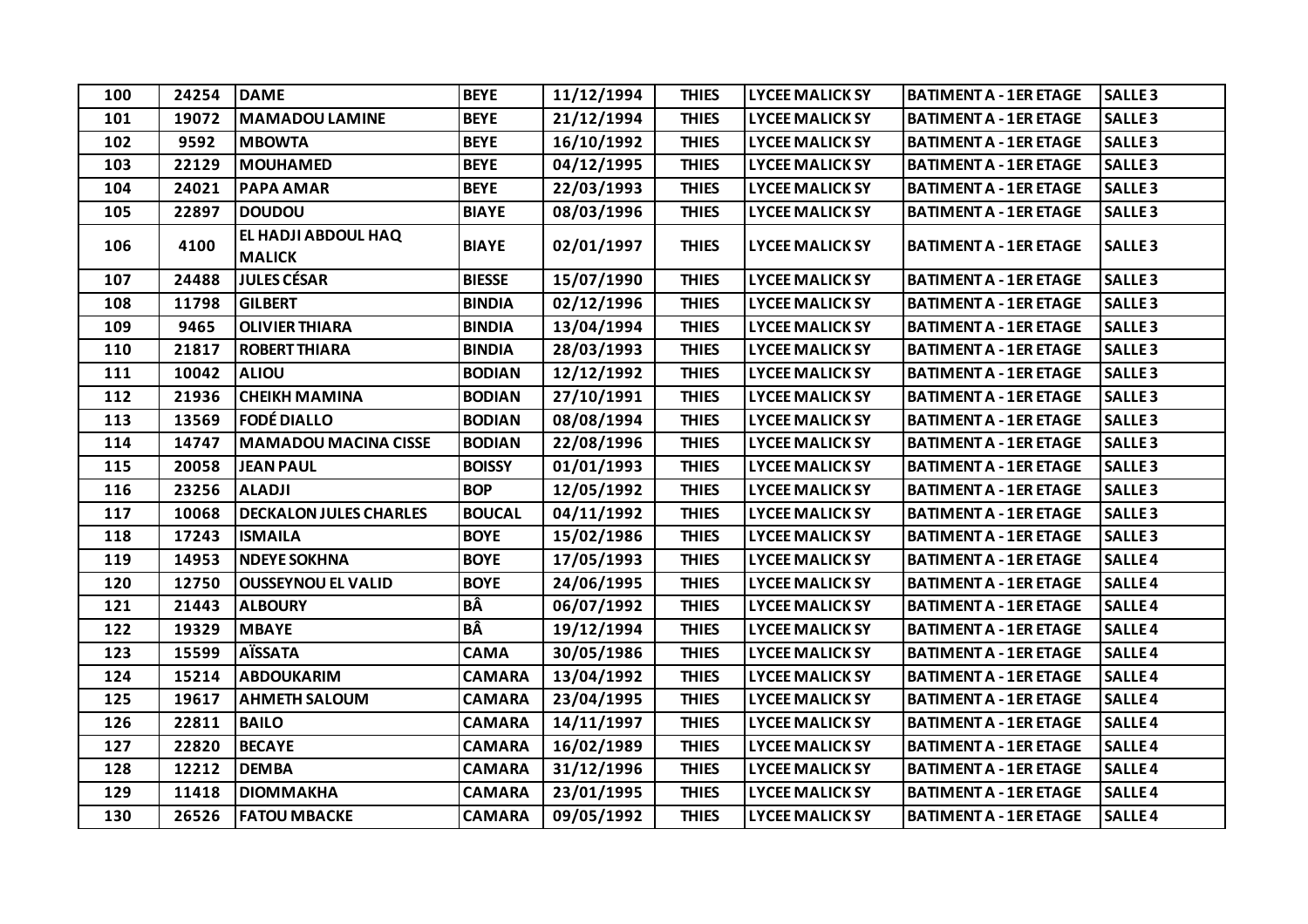| 100 | 24254 | DAME | BEYE | 11/12/1994 | THIES | LYCEE MALICK SY | BATIMENT A - 1ER ETAGE | SALLE 3 |
|---|---|---|---|---|---|---|---|---|
| 101 | 19072 | MAMADOU LAMINE | BEYE | 21/12/1994 | THIES | LYCEE MALICK SY | BATIMENT A - 1ER ETAGE | SALLE 3 |
| 102 | 9592 | MBOWTA | BEYE | 16/10/1992 | THIES | LYCEE MALICK SY | BATIMENT A - 1ER ETAGE | SALLE 3 |
| 103 | 22129 | MOUHAMED | BEYE | 04/12/1995 | THIES | LYCEE MALICK SY | BATIMENT A - 1ER ETAGE | SALLE 3 |
| 104 | 24021 | PAPA AMAR | BEYE | 22/03/1993 | THIES | LYCEE MALICK SY | BATIMENT A - 1ER ETAGE | SALLE 3 |
| 105 | 22897 | DOUDOU | BIAYE | 08/03/1996 | THIES | LYCEE MALICK SY | BATIMENT A - 1ER ETAGE | SALLE 3 |
| 106 | 4100 | EL HADJI ABDOUL HAQ MALICK | BIAYE | 02/01/1997 | THIES | LYCEE MALICK SY | BATIMENT A - 1ER ETAGE | SALLE 3 |
| 107 | 24488 | JULES CÉSAR | BIESSE | 15/07/1990 | THIES | LYCEE MALICK SY | BATIMENT A - 1ER ETAGE | SALLE 3 |
| 108 | 11798 | GILBERT | BINDIA | 02/12/1996 | THIES | LYCEE MALICK SY | BATIMENT A - 1ER ETAGE | SALLE 3 |
| 109 | 9465 | OLIVIER THIARA | BINDIA | 13/04/1994 | THIES | LYCEE MALICK SY | BATIMENT A - 1ER ETAGE | SALLE 3 |
| 110 | 21817 | ROBERT THIARA | BINDIA | 28/03/1993 | THIES | LYCEE MALICK SY | BATIMENT A - 1ER ETAGE | SALLE 3 |
| 111 | 10042 | ALIOU | BODIAN | 12/12/1992 | THIES | LYCEE MALICK SY | BATIMENT A - 1ER ETAGE | SALLE 3 |
| 112 | 21936 | CHEIKH MAMINA | BODIAN | 27/10/1991 | THIES | LYCEE MALICK SY | BATIMENT A - 1ER ETAGE | SALLE 3 |
| 113 | 13569 | FODÉ DIALLO | BODIAN | 08/08/1994 | THIES | LYCEE MALICK SY | BATIMENT A - 1ER ETAGE | SALLE 3 |
| 114 | 14747 | MAMADOU MACINA CISSE | BODIAN | 22/08/1996 | THIES | LYCEE MALICK SY | BATIMENT A - 1ER ETAGE | SALLE 3 |
| 115 | 20058 | JEAN PAUL | BOISSY | 01/01/1993 | THIES | LYCEE MALICK SY | BATIMENT A - 1ER ETAGE | SALLE 3 |
| 116 | 23256 | ALADJI | BOP | 12/05/1992 | THIES | LYCEE MALICK SY | BATIMENT A - 1ER ETAGE | SALLE 3 |
| 117 | 10068 | DECKALON JULES CHARLES | BOUCAL | 04/11/1992 | THIES | LYCEE MALICK SY | BATIMENT A - 1ER ETAGE | SALLE 3 |
| 118 | 17243 | ISMAILA | BOYE | 15/02/1986 | THIES | LYCEE MALICK SY | BATIMENT A - 1ER ETAGE | SALLE 3 |
| 119 | 14953 | NDEYE SOKHNA | BOYE | 17/05/1993 | THIES | LYCEE MALICK SY | BATIMENT A - 1ER ETAGE | SALLE 4 |
| 120 | 12750 | OUSSEYNOU EL VALID | BOYE | 24/06/1995 | THIES | LYCEE MALICK SY | BATIMENT A - 1ER ETAGE | SALLE 4 |
| 121 | 21443 | ALBOURY | BÂ | 06/07/1992 | THIES | LYCEE MALICK SY | BATIMENT A - 1ER ETAGE | SALLE 4 |
| 122 | 19329 | MBAYE | BÂ | 19/12/1994 | THIES | LYCEE MALICK SY | BATIMENT A - 1ER ETAGE | SALLE 4 |
| 123 | 15599 | AÏSSATA | CAMA | 30/05/1986 | THIES | LYCEE MALICK SY | BATIMENT A - 1ER ETAGE | SALLE 4 |
| 124 | 15214 | ABDOUKARIM | CAMARA | 13/04/1992 | THIES | LYCEE MALICK SY | BATIMENT A - 1ER ETAGE | SALLE 4 |
| 125 | 19617 | AHMETH SALOUM | CAMARA | 23/04/1995 | THIES | LYCEE MALICK SY | BATIMENT A - 1ER ETAGE | SALLE 4 |
| 126 | 22811 | BAILO | CAMARA | 14/11/1997 | THIES | LYCEE MALICK SY | BATIMENT A - 1ER ETAGE | SALLE 4 |
| 127 | 22820 | BECAYE | CAMARA | 16/02/1989 | THIES | LYCEE MALICK SY | BATIMENT A - 1ER ETAGE | SALLE 4 |
| 128 | 12212 | DEMBA | CAMARA | 31/12/1996 | THIES | LYCEE MALICK SY | BATIMENT A - 1ER ETAGE | SALLE 4 |
| 129 | 11418 | DIOMMAKHA | CAMARA | 23/01/1995 | THIES | LYCEE MALICK SY | BATIMENT A - 1ER ETAGE | SALLE 4 |
| 130 | 26526 | FATOU MBACKE | CAMARA | 09/05/1992 | THIES | LYCEE MALICK SY | BATIMENT A - 1ER ETAGE | SALLE 4 |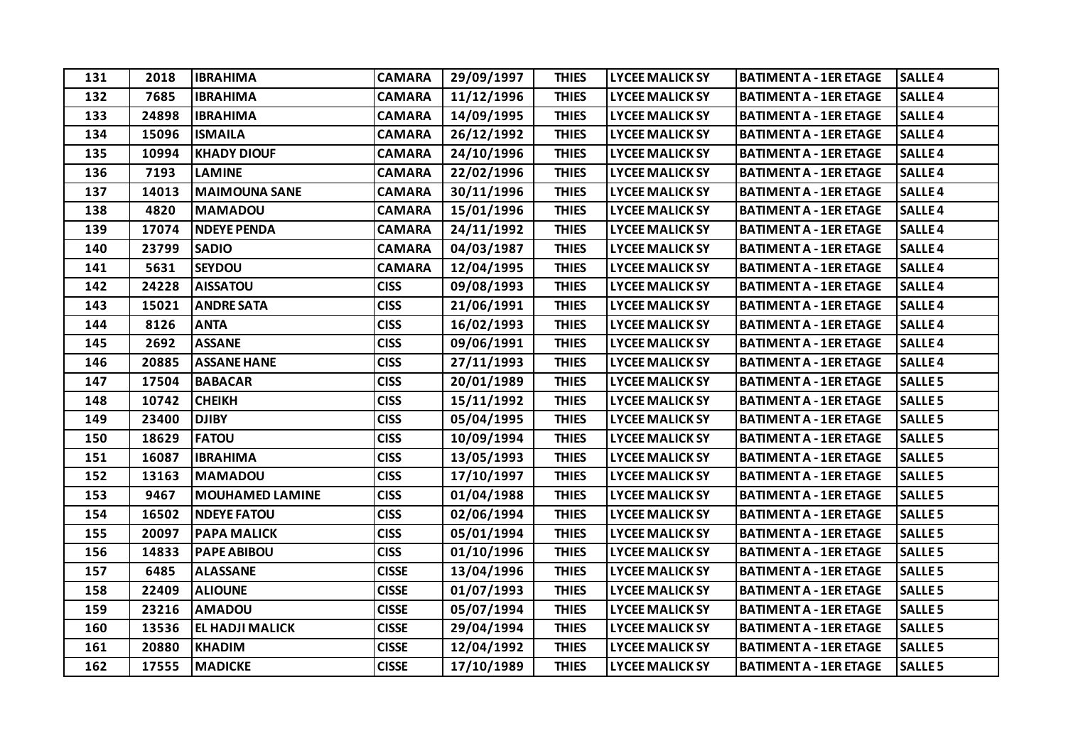| 131 | 2018 | IBRAHIMA | CAMARA | 29/09/1997 | THIES | LYCEE MALICK SY | BATIMENT A - 1ER ETAGE | SALLE 4 |
|---|---|---|---|---|---|---|---|---|
| 132 | 7685 | IBRAHIMA | CAMARA | 11/12/1996 | THIES | LYCEE MALICK SY | BATIMENT A - 1ER ETAGE | SALLE 4 |
| 133 | 24898 | IBRAHIMA | CAMARA | 14/09/1995 | THIES | LYCEE MALICK SY | BATIMENT A - 1ER ETAGE | SALLE 4 |
| 134 | 15096 | ISMAILA | CAMARA | 26/12/1992 | THIES | LYCEE MALICK SY | BATIMENT A - 1ER ETAGE | SALLE 4 |
| 135 | 10994 | KHADY DIOUF | CAMARA | 24/10/1996 | THIES | LYCEE MALICK SY | BATIMENT A - 1ER ETAGE | SALLE 4 |
| 136 | 7193 | LAMINE | CAMARA | 22/02/1996 | THIES | LYCEE MALICK SY | BATIMENT A - 1ER ETAGE | SALLE 4 |
| 137 | 14013 | MAIMOUNA SANE | CAMARA | 30/11/1996 | THIES | LYCEE MALICK SY | BATIMENT A - 1ER ETAGE | SALLE 4 |
| 138 | 4820 | MAMADOU | CAMARA | 15/01/1996 | THIES | LYCEE MALICK SY | BATIMENT A - 1ER ETAGE | SALLE 4 |
| 139 | 17074 | NDEYE PENDA | CAMARA | 24/11/1992 | THIES | LYCEE MALICK SY | BATIMENT A - 1ER ETAGE | SALLE 4 |
| 140 | 23799 | SADIO | CAMARA | 04/03/1987 | THIES | LYCEE MALICK SY | BATIMENT A - 1ER ETAGE | SALLE 4 |
| 141 | 5631 | SEYDOU | CAMARA | 12/04/1995 | THIES | LYCEE MALICK SY | BATIMENT A - 1ER ETAGE | SALLE 4 |
| 142 | 24228 | AISSATOU | CISS | 09/08/1993 | THIES | LYCEE MALICK SY | BATIMENT A - 1ER ETAGE | SALLE 4 |
| 143 | 15021 | ANDRE SATA | CISS | 21/06/1991 | THIES | LYCEE MALICK SY | BATIMENT A - 1ER ETAGE | SALLE 4 |
| 144 | 8126 | ANTA | CISS | 16/02/1993 | THIES | LYCEE MALICK SY | BATIMENT A - 1ER ETAGE | SALLE 4 |
| 145 | 2692 | ASSANE | CISS | 09/06/1991 | THIES | LYCEE MALICK SY | BATIMENT A - 1ER ETAGE | SALLE 4 |
| 146 | 20885 | ASSANE HANE | CISS | 27/11/1993 | THIES | LYCEE MALICK SY | BATIMENT A - 1ER ETAGE | SALLE 4 |
| 147 | 17504 | BABACAR | CISS | 20/01/1989 | THIES | LYCEE MALICK SY | BATIMENT A - 1ER ETAGE | SALLE 5 |
| 148 | 10742 | CHEIKH | CISS | 15/11/1992 | THIES | LYCEE MALICK SY | BATIMENT A - 1ER ETAGE | SALLE 5 |
| 149 | 23400 | DJIBY | CISS | 05/04/1995 | THIES | LYCEE MALICK SY | BATIMENT A - 1ER ETAGE | SALLE 5 |
| 150 | 18629 | FATOU | CISS | 10/09/1994 | THIES | LYCEE MALICK SY | BATIMENT A - 1ER ETAGE | SALLE 5 |
| 151 | 16087 | IBRAHIMA | CISS | 13/05/1993 | THIES | LYCEE MALICK SY | BATIMENT A - 1ER ETAGE | SALLE 5 |
| 152 | 13163 | MAMADOU | CISS | 17/10/1997 | THIES | LYCEE MALICK SY | BATIMENT A - 1ER ETAGE | SALLE 5 |
| 153 | 9467 | MOUHAMED LAMINE | CISS | 01/04/1988 | THIES | LYCEE MALICK SY | BATIMENT A - 1ER ETAGE | SALLE 5 |
| 154 | 16502 | NDEYE FATOU | CISS | 02/06/1994 | THIES | LYCEE MALICK SY | BATIMENT A - 1ER ETAGE | SALLE 5 |
| 155 | 20097 | PAPA MALICK | CISS | 05/01/1994 | THIES | LYCEE MALICK SY | BATIMENT A - 1ER ETAGE | SALLE 5 |
| 156 | 14833 | PAPE ABIBOU | CISS | 01/10/1996 | THIES | LYCEE MALICK SY | BATIMENT A - 1ER ETAGE | SALLE 5 |
| 157 | 6485 | ALASSANE | CISSE | 13/04/1996 | THIES | LYCEE MALICK SY | BATIMENT A - 1ER ETAGE | SALLE 5 |
| 158 | 22409 | ALIOUNE | CISSE | 01/07/1993 | THIES | LYCEE MALICK SY | BATIMENT A - 1ER ETAGE | SALLE 5 |
| 159 | 23216 | AMADOU | CISSE | 05/07/1994 | THIES | LYCEE MALICK SY | BATIMENT A - 1ER ETAGE | SALLE 5 |
| 160 | 13536 | EL HADJI MALICK | CISSE | 29/04/1994 | THIES | LYCEE MALICK SY | BATIMENT A - 1ER ETAGE | SALLE 5 |
| 161 | 20880 | KHADIM | CISSE | 12/04/1992 | THIES | LYCEE MALICK SY | BATIMENT A - 1ER ETAGE | SALLE 5 |
| 162 | 17555 | MADICKE | CISSE | 17/10/1989 | THIES | LYCEE MALICK SY | BATIMENT A - 1ER ETAGE | SALLE 5 |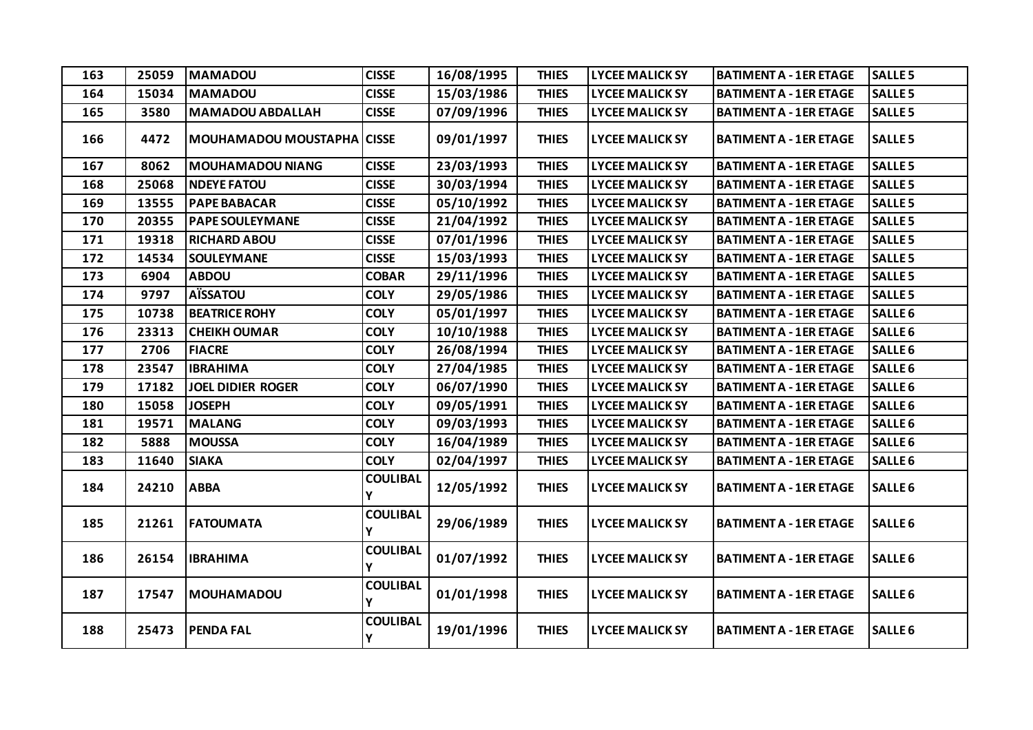| 163 | 25059 | MAMADOU | CISSE | 16/08/1995 | THIES | LYCEE MALICK SY | BATIMENT A - 1ER ETAGE | SALLE 5 |
|---|---|---|---|---|---|---|---|---|
| 164 | 15034 | MAMADOU | CISSE | 15/03/1986 | THIES | LYCEE MALICK SY | BATIMENT A - 1ER ETAGE | SALLE 5 |
| 165 | 3580 | MAMADOU ABDALLAH | CISSE | 07/09/1996 | THIES | LYCEE MALICK SY | BATIMENT A - 1ER ETAGE | SALLE 5 |
| 166 | 4472 | MOUHAMADOU MOUSTAPHA | CISSE | 09/01/1997 | THIES | LYCEE MALICK SY | BATIMENT A - 1ER ETAGE | SALLE 5 |
| 167 | 8062 | MOUHAMADOU NIANG | CISSE | 23/03/1993 | THIES | LYCEE MALICK SY | BATIMENT A - 1ER ETAGE | SALLE 5 |
| 168 | 25068 | NDEYE FATOU | CISSE | 30/03/1994 | THIES | LYCEE MALICK SY | BATIMENT A - 1ER ETAGE | SALLE 5 |
| 169 | 13555 | PAPE BABACAR | CISSE | 05/10/1992 | THIES | LYCEE MALICK SY | BATIMENT A - 1ER ETAGE | SALLE 5 |
| 170 | 20355 | PAPE SOULEYMANE | CISSE | 21/04/1992 | THIES | LYCEE MALICK SY | BATIMENT A - 1ER ETAGE | SALLE 5 |
| 171 | 19318 | RICHARD ABOU | CISSE | 07/01/1996 | THIES | LYCEE MALICK SY | BATIMENT A - 1ER ETAGE | SALLE 5 |
| 172 | 14534 | SOULEYMANE | CISSE | 15/03/1993 | THIES | LYCEE MALICK SY | BATIMENT A - 1ER ETAGE | SALLE 5 |
| 173 | 6904 | ABDOU | COBAR | 29/11/1996 | THIES | LYCEE MALICK SY | BATIMENT A - 1ER ETAGE | SALLE 5 |
| 174 | 9797 | AÏSSATOU | COLY | 29/05/1986 | THIES | LYCEE MALICK SY | BATIMENT A - 1ER ETAGE | SALLE 5 |
| 175 | 10738 | BEATRICE ROHY | COLY | 05/01/1997 | THIES | LYCEE MALICK SY | BATIMENT A - 1ER ETAGE | SALLE 6 |
| 176 | 23313 | CHEIKH OUMAR | COLY | 10/10/1988 | THIES | LYCEE MALICK SY | BATIMENT A - 1ER ETAGE | SALLE 6 |
| 177 | 2706 | FIACRE | COLY | 26/08/1994 | THIES | LYCEE MALICK SY | BATIMENT A - 1ER ETAGE | SALLE 6 |
| 178 | 23547 | IBRAHIMA | COLY | 27/04/1985 | THIES | LYCEE MALICK SY | BATIMENT A - 1ER ETAGE | SALLE 6 |
| 179 | 17182 | JOEL DIDIER ROGER | COLY | 06/07/1990 | THIES | LYCEE MALICK SY | BATIMENT A - 1ER ETAGE | SALLE 6 |
| 180 | 15058 | JOSEPH | COLY | 09/05/1991 | THIES | LYCEE MALICK SY | BATIMENT A - 1ER ETAGE | SALLE 6 |
| 181 | 19571 | MALANG | COLY | 09/03/1993 | THIES | LYCEE MALICK SY | BATIMENT A - 1ER ETAGE | SALLE 6 |
| 182 | 5888 | MOUSSA | COLY | 16/04/1989 | THIES | LYCEE MALICK SY | BATIMENT A - 1ER ETAGE | SALLE 6 |
| 183 | 11640 | SIAKA | COLY | 02/04/1997 | THIES | LYCEE MALICK SY | BATIMENT A - 1ER ETAGE | SALLE 6 |
| 184 | 24210 | ABBA | COULIBALY | 12/05/1992 | THIES | LYCEE MALICK SY | BATIMENT A - 1ER ETAGE | SALLE 6 |
| 185 | 21261 | FATOUMATA | COULIBALY | 29/06/1989 | THIES | LYCEE MALICK SY | BATIMENT A - 1ER ETAGE | SALLE 6 |
| 186 | 26154 | IBRAHIMA | COULIBALY | 01/07/1992 | THIES | LYCEE MALICK SY | BATIMENT A - 1ER ETAGE | SALLE 6 |
| 187 | 17547 | MOUHAMADOU | COULIBALY | 01/01/1998 | THIES | LYCEE MALICK SY | BATIMENT A - 1ER ETAGE | SALLE 6 |
| 188 | 25473 | PENDA FAL | COULIBALY | 19/01/1996 | THIES | LYCEE MALICK SY | BATIMENT A - 1ER ETAGE | SALLE 6 |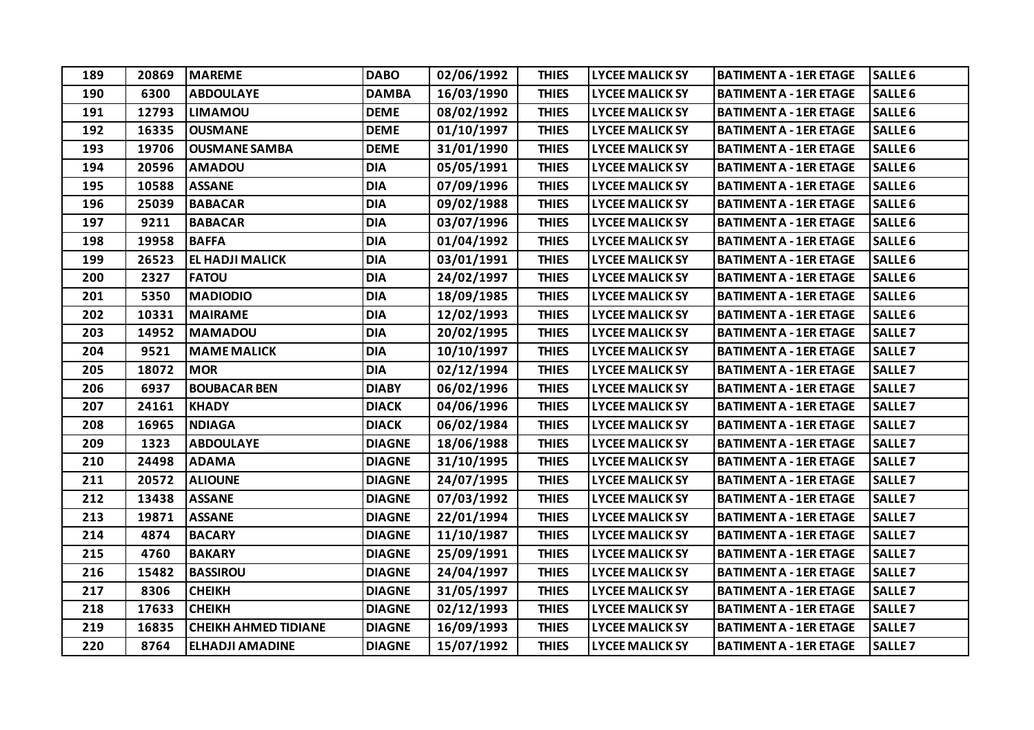| 189 | 20869 | MAREME | DABO | 02/06/1992 | THIES | LYCEE MALICK SY | BATIMENT A - 1ER ETAGE | SALLE 6 |
|---|---|---|---|---|---|---|---|---|
| 190 | 6300 | ABDOULAYE | DAMBA | 16/03/1990 | THIES | LYCEE MALICK SY | BATIMENT A - 1ER ETAGE | SALLE 6 |
| 191 | 12793 | LIMAMOU | DEME | 08/02/1992 | THIES | LYCEE MALICK SY | BATIMENT A - 1ER ETAGE | SALLE 6 |
| 192 | 16335 | OUSMANE | DEME | 01/10/1997 | THIES | LYCEE MALICK SY | BATIMENT A - 1ER ETAGE | SALLE 6 |
| 193 | 19706 | OUSMANE SAMBA | DEME | 31/01/1990 | THIES | LYCEE MALICK SY | BATIMENT A - 1ER ETAGE | SALLE 6 |
| 194 | 20596 | AMADOU | DIA | 05/05/1991 | THIES | LYCEE MALICK SY | BATIMENT A - 1ER ETAGE | SALLE 6 |
| 195 | 10588 | ASSANE | DIA | 07/09/1996 | THIES | LYCEE MALICK SY | BATIMENT A - 1ER ETAGE | SALLE 6 |
| 196 | 25039 | BABACAR | DIA | 09/02/1988 | THIES | LYCEE MALICK SY | BATIMENT A - 1ER ETAGE | SALLE 6 |
| 197 | 9211 | BABACAR | DIA | 03/07/1996 | THIES | LYCEE MALICK SY | BATIMENT A - 1ER ETAGE | SALLE 6 |
| 198 | 19958 | BAFFA | DIA | 01/04/1992 | THIES | LYCEE MALICK SY | BATIMENT A - 1ER ETAGE | SALLE 6 |
| 199 | 26523 | EL HADJI MALICK | DIA | 03/01/1991 | THIES | LYCEE MALICK SY | BATIMENT A - 1ER ETAGE | SALLE 6 |
| 200 | 2327 | FATOU | DIA | 24/02/1997 | THIES | LYCEE MALICK SY | BATIMENT A - 1ER ETAGE | SALLE 6 |
| 201 | 5350 | MADIODIO | DIA | 18/09/1985 | THIES | LYCEE MALICK SY | BATIMENT A - 1ER ETAGE | SALLE 6 |
| 202 | 10331 | MAIRAME | DIA | 12/02/1993 | THIES | LYCEE MALICK SY | BATIMENT A - 1ER ETAGE | SALLE 6 |
| 203 | 14952 | MAMADOU | DIA | 20/02/1995 | THIES | LYCEE MALICK SY | BATIMENT A - 1ER ETAGE | SALLE 7 |
| 204 | 9521 | MAME MALICK | DIA | 10/10/1997 | THIES | LYCEE MALICK SY | BATIMENT A - 1ER ETAGE | SALLE 7 |
| 205 | 18072 | MOR | DIA | 02/12/1994 | THIES | LYCEE MALICK SY | BATIMENT A - 1ER ETAGE | SALLE 7 |
| 206 | 6937 | BOUBACAR BEN | DIABY | 06/02/1996 | THIES | LYCEE MALICK SY | BATIMENT A - 1ER ETAGE | SALLE 7 |
| 207 | 24161 | KHADY | DIACK | 04/06/1996 | THIES | LYCEE MALICK SY | BATIMENT A - 1ER ETAGE | SALLE 7 |
| 208 | 16965 | NDIAGA | DIACK | 06/02/1984 | THIES | LYCEE MALICK SY | BATIMENT A - 1ER ETAGE | SALLE 7 |
| 209 | 1323 | ABDOULAYE | DIAGNE | 18/06/1988 | THIES | LYCEE MALICK SY | BATIMENT A - 1ER ETAGE | SALLE 7 |
| 210 | 24498 | ADAMA | DIAGNE | 31/10/1995 | THIES | LYCEE MALICK SY | BATIMENT A - 1ER ETAGE | SALLE 7 |
| 211 | 20572 | ALIOUNE | DIAGNE | 24/07/1995 | THIES | LYCEE MALICK SY | BATIMENT A - 1ER ETAGE | SALLE 7 |
| 212 | 13438 | ASSANE | DIAGNE | 07/03/1992 | THIES | LYCEE MALICK SY | BATIMENT A - 1ER ETAGE | SALLE 7 |
| 213 | 19871 | ASSANE | DIAGNE | 22/01/1994 | THIES | LYCEE MALICK SY | BATIMENT A - 1ER ETAGE | SALLE 7 |
| 214 | 4874 | BACARY | DIAGNE | 11/10/1987 | THIES | LYCEE MALICK SY | BATIMENT A - 1ER ETAGE | SALLE 7 |
| 215 | 4760 | BAKARY | DIAGNE | 25/09/1991 | THIES | LYCEE MALICK SY | BATIMENT A - 1ER ETAGE | SALLE 7 |
| 216 | 15482 | BASSIROU | DIAGNE | 24/04/1997 | THIES | LYCEE MALICK SY | BATIMENT A - 1ER ETAGE | SALLE 7 |
| 217 | 8306 | CHEIKH | DIAGNE | 31/05/1997 | THIES | LYCEE MALICK SY | BATIMENT A - 1ER ETAGE | SALLE 7 |
| 218 | 17633 | CHEIKH | DIAGNE | 02/12/1993 | THIES | LYCEE MALICK SY | BATIMENT A - 1ER ETAGE | SALLE 7 |
| 219 | 16835 | CHEIKH AHMED TIDIANE | DIAGNE | 16/09/1993 | THIES | LYCEE MALICK SY | BATIMENT A - 1ER ETAGE | SALLE 7 |
| 220 | 8764 | ELHADJI AMADINE | DIAGNE | 15/07/1992 | THIES | LYCEE MALICK SY | BATIMENT A - 1ER ETAGE | SALLE 7 |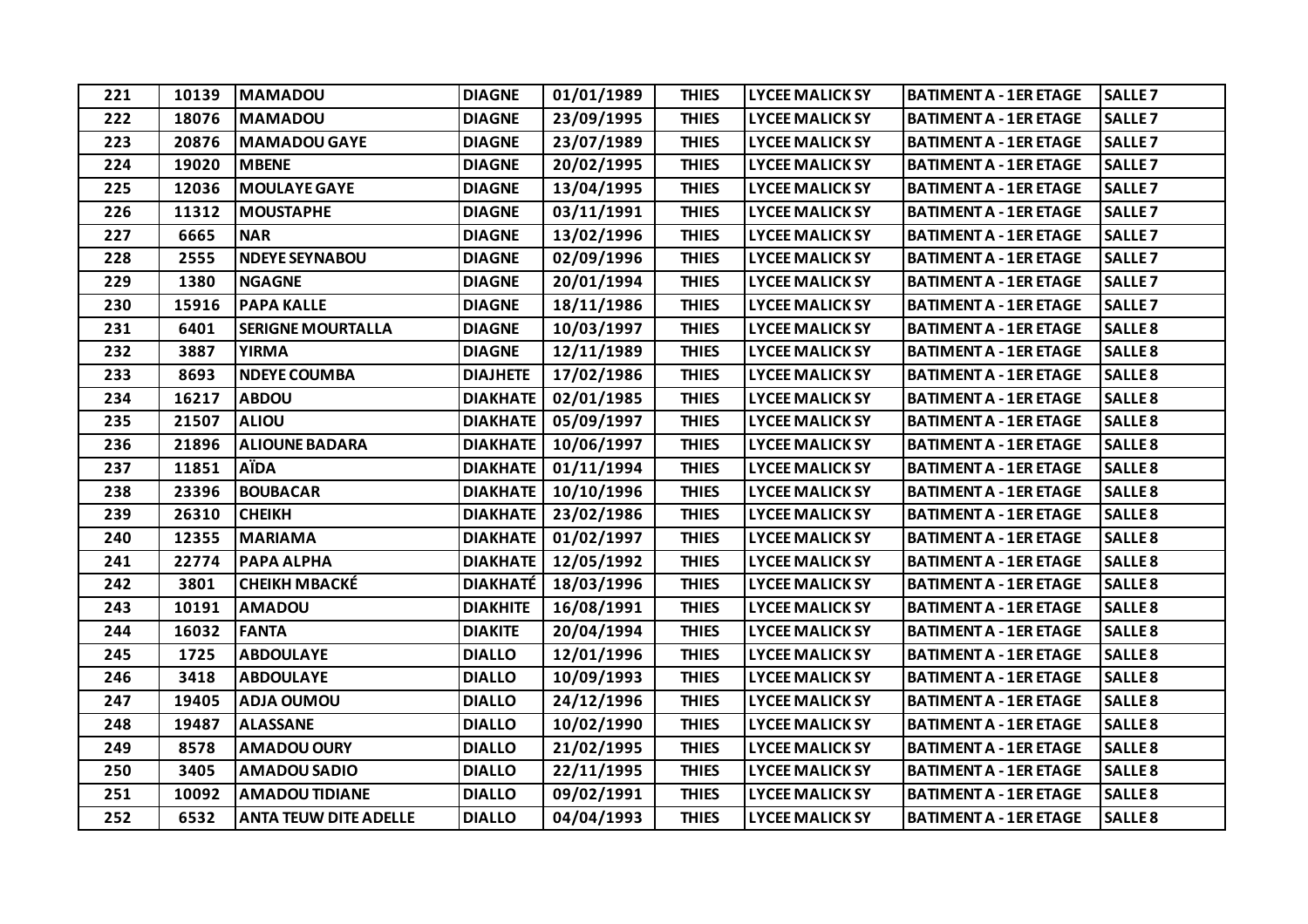| 221 | 10139 | MAMADOU | DIAGNE | 01/01/1989 | THIES | LYCEE MALICK SY | BATIMENT A - 1ER ETAGE | SALLE 7 |
|---|---|---|---|---|---|---|---|---|
| 222 | 18076 | MAMADOU | DIAGNE | 23/09/1995 | THIES | LYCEE MALICK SY | BATIMENT A - 1ER ETAGE | SALLE 7 |
| 223 | 20876 | MAMADOU GAYE | DIAGNE | 23/07/1989 | THIES | LYCEE MALICK SY | BATIMENT A - 1ER ETAGE | SALLE 7 |
| 224 | 19020 | MBENE | DIAGNE | 20/02/1995 | THIES | LYCEE MALICK SY | BATIMENT A - 1ER ETAGE | SALLE 7 |
| 225 | 12036 | MOULAYE GAYE | DIAGNE | 13/04/1995 | THIES | LYCEE MALICK SY | BATIMENT A - 1ER ETAGE | SALLE 7 |
| 226 | 11312 | MOUSTAPHE | DIAGNE | 03/11/1991 | THIES | LYCEE MALICK SY | BATIMENT A - 1ER ETAGE | SALLE 7 |
| 227 | 6665 | NAR | DIAGNE | 13/02/1996 | THIES | LYCEE MALICK SY | BATIMENT A - 1ER ETAGE | SALLE 7 |
| 228 | 2555 | NDEYE SEYNABOU | DIAGNE | 02/09/1996 | THIES | LYCEE MALICK SY | BATIMENT A - 1ER ETAGE | SALLE 7 |
| 229 | 1380 | NGAGNE | DIAGNE | 20/01/1994 | THIES | LYCEE MALICK SY | BATIMENT A - 1ER ETAGE | SALLE 7 |
| 230 | 15916 | PAPA KALLE | DIAGNE | 18/11/1986 | THIES | LYCEE MALICK SY | BATIMENT A - 1ER ETAGE | SALLE 7 |
| 231 | 6401 | SERIGNE MOURTALLA | DIAGNE | 10/03/1997 | THIES | LYCEE MALICK SY | BATIMENT A - 1ER ETAGE | SALLE 8 |
| 232 | 3887 | YIRMA | DIAGNE | 12/11/1989 | THIES | LYCEE MALICK SY | BATIMENT A - 1ER ETAGE | SALLE 8 |
| 233 | 8693 | NDEYE COUMBA | DIAJHETE | 17/02/1986 | THIES | LYCEE MALICK SY | BATIMENT A - 1ER ETAGE | SALLE 8 |
| 234 | 16217 | ABDOU | DIAKHATE | 02/01/1985 | THIES | LYCEE MALICK SY | BATIMENT A - 1ER ETAGE | SALLE 8 |
| 235 | 21507 | ALIOU | DIAKHATE | 05/09/1997 | THIES | LYCEE MALICK SY | BATIMENT A - 1ER ETAGE | SALLE 8 |
| 236 | 21896 | ALIOUNE BADARA | DIAKHATE | 10/06/1997 | THIES | LYCEE MALICK SY | BATIMENT A - 1ER ETAGE | SALLE 8 |
| 237 | 11851 | AÏDA | DIAKHATE | 01/11/1994 | THIES | LYCEE MALICK SY | BATIMENT A - 1ER ETAGE | SALLE 8 |
| 238 | 23396 | BOUBACAR | DIAKHATE | 10/10/1996 | THIES | LYCEE MALICK SY | BATIMENT A - 1ER ETAGE | SALLE 8 |
| 239 | 26310 | CHEIKH | DIAKHATE | 23/02/1986 | THIES | LYCEE MALICK SY | BATIMENT A - 1ER ETAGE | SALLE 8 |
| 240 | 12355 | MARIAMA | DIAKHATE | 01/02/1997 | THIES | LYCEE MALICK SY | BATIMENT A - 1ER ETAGE | SALLE 8 |
| 241 | 22774 | PAPA ALPHA | DIAKHATE | 12/05/1992 | THIES | LYCEE MALICK SY | BATIMENT A - 1ER ETAGE | SALLE 8 |
| 242 | 3801 | CHEIKH MBACKÉ | DIAKHATÉ | 18/03/1996 | THIES | LYCEE MALICK SY | BATIMENT A - 1ER ETAGE | SALLE 8 |
| 243 | 10191 | AMADOU | DIAKHITE | 16/08/1991 | THIES | LYCEE MALICK SY | BATIMENT A - 1ER ETAGE | SALLE 8 |
| 244 | 16032 | FANTA | DIAKITE | 20/04/1994 | THIES | LYCEE MALICK SY | BATIMENT A - 1ER ETAGE | SALLE 8 |
| 245 | 1725 | ABDOULAYE | DIALLO | 12/01/1996 | THIES | LYCEE MALICK SY | BATIMENT A - 1ER ETAGE | SALLE 8 |
| 246 | 3418 | ABDOULAYE | DIALLO | 10/09/1993 | THIES | LYCEE MALICK SY | BATIMENT A - 1ER ETAGE | SALLE 8 |
| 247 | 19405 | ADJA OUMOU | DIALLO | 24/12/1996 | THIES | LYCEE MALICK SY | BATIMENT A - 1ER ETAGE | SALLE 8 |
| 248 | 19487 | ALASSANE | DIALLO | 10/02/1990 | THIES | LYCEE MALICK SY | BATIMENT A - 1ER ETAGE | SALLE 8 |
| 249 | 8578 | AMADOU OURY | DIALLO | 21/02/1995 | THIES | LYCEE MALICK SY | BATIMENT A - 1ER ETAGE | SALLE 8 |
| 250 | 3405 | AMADOU SADIO | DIALLO | 22/11/1995 | THIES | LYCEE MALICK SY | BATIMENT A - 1ER ETAGE | SALLE 8 |
| 251 | 10092 | AMADOU TIDIANE | DIALLO | 09/02/1991 | THIES | LYCEE MALICK SY | BATIMENT A - 1ER ETAGE | SALLE 8 |
| 252 | 6532 | ANTA TEUW DITE ADELLE | DIALLO | 04/04/1993 | THIES | LYCEE MALICK SY | BATIMENT A - 1ER ETAGE | SALLE 8 |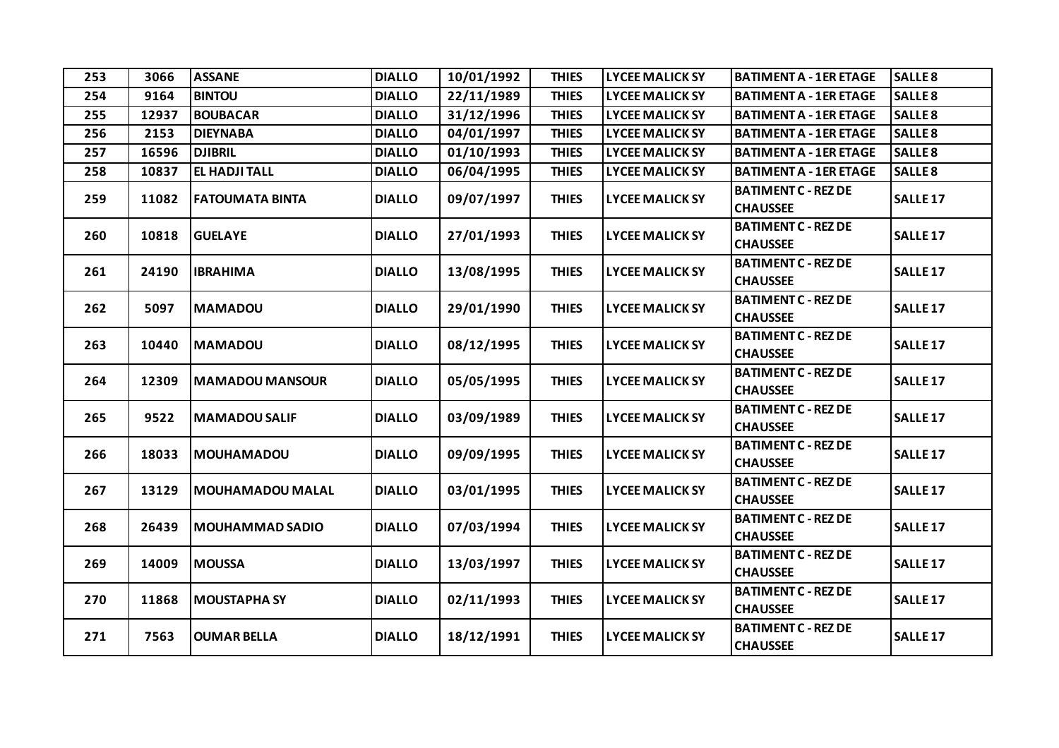| 253 | 3066 | ASSANE | DIALLO | 10/01/1992 | THIES | LYCEE MALICK SY | BATIMENT A - 1ER ETAGE | SALLE 8 |
|---|---|---|---|---|---|---|---|---|
| 254 | 9164 | BINTOU | DIALLO | 22/11/1989 | THIES | LYCEE MALICK SY | BATIMENT A - 1ER ETAGE | SALLE 8 |
| 255 | 12937 | BOUBACAR | DIALLO | 31/12/1996 | THIES | LYCEE MALICK SY | BATIMENT A - 1ER ETAGE | SALLE 8 |
| 256 | 2153 | DIEYNABA | DIALLO | 04/01/1997 | THIES | LYCEE MALICK SY | BATIMENT A - 1ER ETAGE | SALLE 8 |
| 257 | 16596 | DJIBRIL | DIALLO | 01/10/1993 | THIES | LYCEE MALICK SY | BATIMENT A - 1ER ETAGE | SALLE 8 |
| 258 | 10837 | EL HADJI TALL | DIALLO | 06/04/1995 | THIES | LYCEE MALICK SY | BATIMENT A - 1ER ETAGE | SALLE 8 |
| 259 | 11082 | FATOUMATA BINTA | DIALLO | 09/07/1997 | THIES | LYCEE MALICK SY | BATIMENT C - REZ DE CHAUSSEE | SALLE 17 |
| 260 | 10818 | GUELAYE | DIALLO | 27/01/1993 | THIES | LYCEE MALICK SY | BATIMENT C - REZ DE CHAUSSEE | SALLE 17 |
| 261 | 24190 | IBRAHIMA | DIALLO | 13/08/1995 | THIES | LYCEE MALICK SY | BATIMENT C - REZ DE CHAUSSEE | SALLE 17 |
| 262 | 5097 | MAMADOU | DIALLO | 29/01/1990 | THIES | LYCEE MALICK SY | BATIMENT C - REZ DE CHAUSSEE | SALLE 17 |
| 263 | 10440 | MAMADOU | DIALLO | 08/12/1995 | THIES | LYCEE MALICK SY | BATIMENT C - REZ DE CHAUSSEE | SALLE 17 |
| 264 | 12309 | MAMADOU MANSOUR | DIALLO | 05/05/1995 | THIES | LYCEE MALICK SY | BATIMENT C - REZ DE CHAUSSEE | SALLE 17 |
| 265 | 9522 | MAMADOU SALIF | DIALLO | 03/09/1989 | THIES | LYCEE MALICK SY | BATIMENT C - REZ DE CHAUSSEE | SALLE 17 |
| 266 | 18033 | MOUHAMADOU | DIALLO | 09/09/1995 | THIES | LYCEE MALICK SY | BATIMENT C - REZ DE CHAUSSEE | SALLE 17 |
| 267 | 13129 | MOUHAMADOU MALAL | DIALLO | 03/01/1995 | THIES | LYCEE MALICK SY | BATIMENT C - REZ DE CHAUSSEE | SALLE 17 |
| 268 | 26439 | MOUHAMMAD SADIO | DIALLO | 07/03/1994 | THIES | LYCEE MALICK SY | BATIMENT C - REZ DE CHAUSSEE | SALLE 17 |
| 269 | 14009 | MOUSSA | DIALLO | 13/03/1997 | THIES | LYCEE MALICK SY | BATIMENT C - REZ DE CHAUSSEE | SALLE 17 |
| 270 | 11868 | MOUSTAPHA SY | DIALLO | 02/11/1993 | THIES | LYCEE MALICK SY | BATIMENT C - REZ DE CHAUSSEE | SALLE 17 |
| 271 | 7563 | OUMAR BELLA | DIALLO | 18/12/1991 | THIES | LYCEE MALICK SY | BATIMENT C - REZ DE CHAUSSEE | SALLE 17 |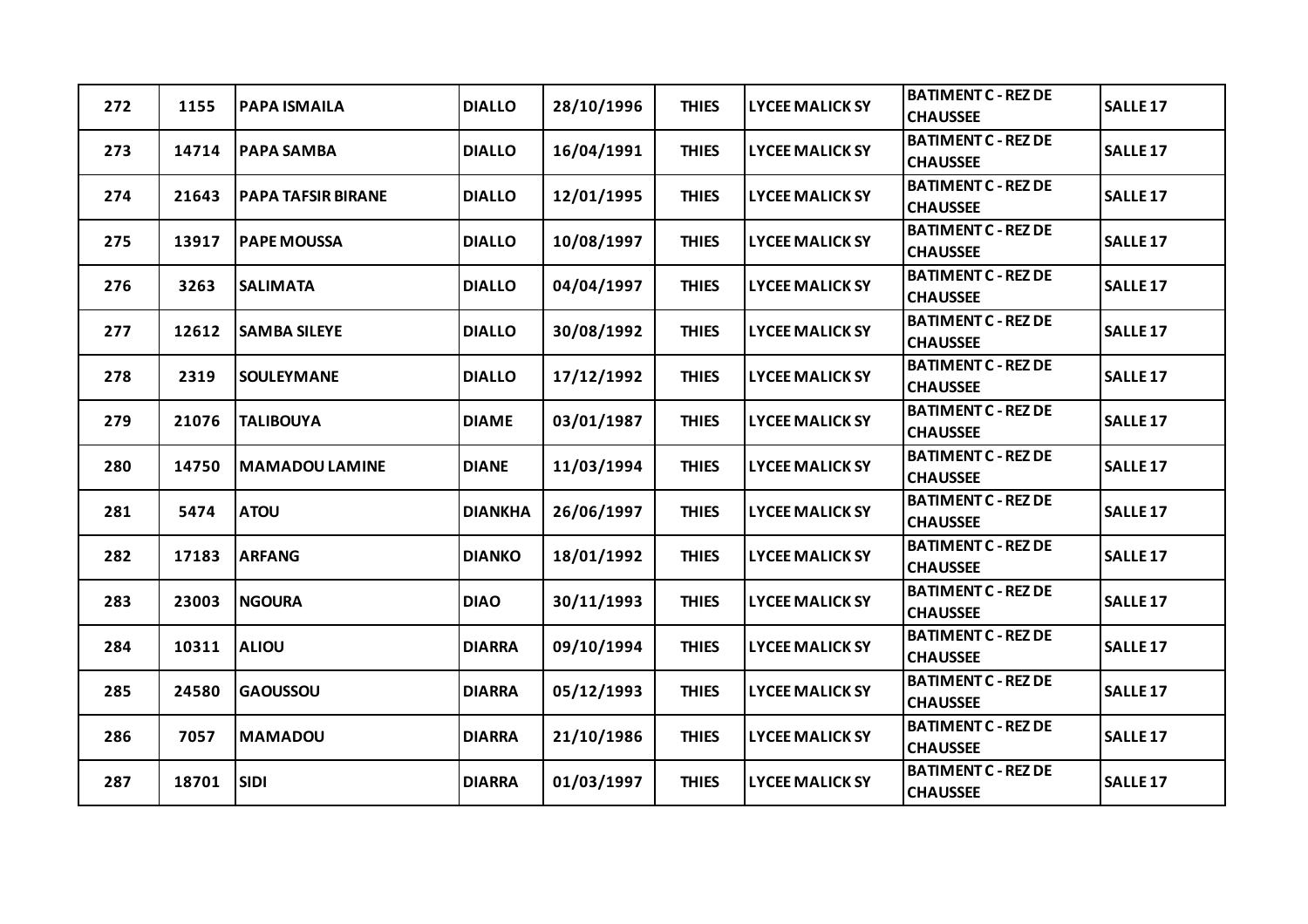| 272 | 1155 | PAPA ISMAILA | DIALLO | 28/10/1996 | THIES | LYCEE MALICK SY | BATIMENT C - REZ DE CHAUSSEE | SALLE 17 |
|---|---|---|---|---|---|---|---|---|
| 273 | 14714 | PAPA SAMBA | DIALLO | 16/04/1991 | THIES | LYCEE MALICK SY | BATIMENT C - REZ DE CHAUSSEE | SALLE 17 |
| 274 | 21643 | PAPA TAFSIR BIRANE | DIALLO | 12/01/1995 | THIES | LYCEE MALICK SY | BATIMENT C - REZ DE CHAUSSEE | SALLE 17 |
| 275 | 13917 | PAPE MOUSSA | DIALLO | 10/08/1997 | THIES | LYCEE MALICK SY | BATIMENT C - REZ DE CHAUSSEE | SALLE 17 |
| 276 | 3263 | SALIMATA | DIALLO | 04/04/1997 | THIES | LYCEE MALICK SY | BATIMENT C - REZ DE CHAUSSEE | SALLE 17 |
| 277 | 12612 | SAMBA SILEYE | DIALLO | 30/08/1992 | THIES | LYCEE MALICK SY | BATIMENT C - REZ DE CHAUSSEE | SALLE 17 |
| 278 | 2319 | SOULEYMANE | DIALLO | 17/12/1992 | THIES | LYCEE MALICK SY | BATIMENT C - REZ DE CHAUSSEE | SALLE 17 |
| 279 | 21076 | TALIBOUYA | DIAME | 03/01/1987 | THIES | LYCEE MALICK SY | BATIMENT C - REZ DE CHAUSSEE | SALLE 17 |
| 280 | 14750 | MAMADOU LAMINE | DIANE | 11/03/1994 | THIES | LYCEE MALICK SY | BATIMENT C - REZ DE CHAUSSEE | SALLE 17 |
| 281 | 5474 | ATOU | DIANKHA | 26/06/1997 | THIES | LYCEE MALICK SY | BATIMENT C - REZ DE CHAUSSEE | SALLE 17 |
| 282 | 17183 | ARFANG | DIANKO | 18/01/1992 | THIES | LYCEE MALICK SY | BATIMENT C - REZ DE CHAUSSEE | SALLE 17 |
| 283 | 23003 | NGOURA | DIAO | 30/11/1993 | THIES | LYCEE MALICK SY | BATIMENT C - REZ DE CHAUSSEE | SALLE 17 |
| 284 | 10311 | ALIOU | DIARRA | 09/10/1994 | THIES | LYCEE MALICK SY | BATIMENT C - REZ DE CHAUSSEE | SALLE 17 |
| 285 | 24580 | GAOUSSOU | DIARRA | 05/12/1993 | THIES | LYCEE MALICK SY | BATIMENT C - REZ DE CHAUSSEE | SALLE 17 |
| 286 | 7057 | MAMADOU | DIARRA | 21/10/1986 | THIES | LYCEE MALICK SY | BATIMENT C - REZ DE CHAUSSEE | SALLE 17 |
| 287 | 18701 | SIDI | DIARRA | 01/03/1997 | THIES | LYCEE MALICK SY | BATIMENT C - REZ DE CHAUSSEE | SALLE 17 |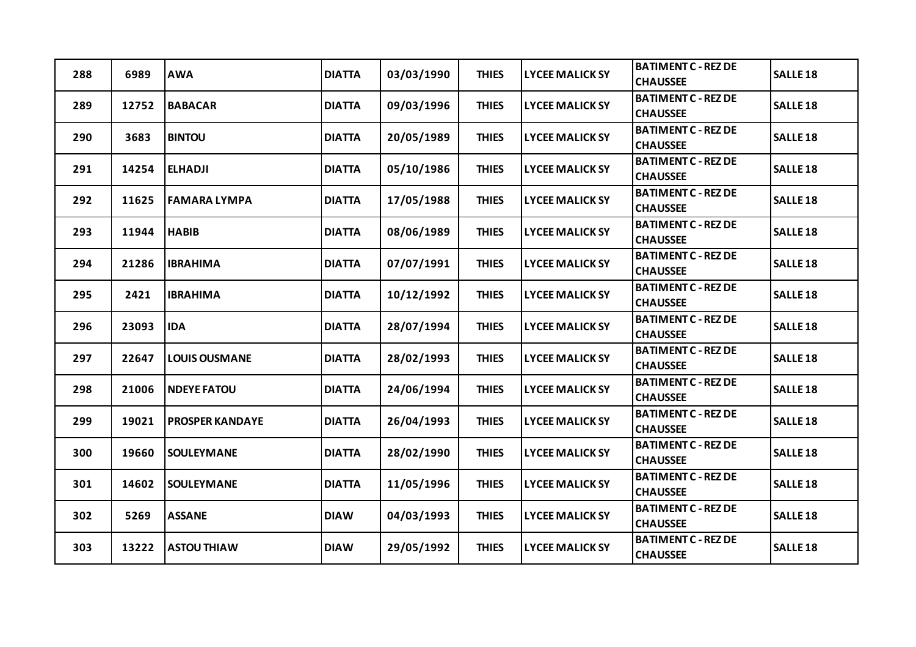| 288 | 6989 | AWA | DIATTA | 03/03/1990 | THIES | LYCEE MALICK SY | BATIMENT C - REZ DE CHAUSSEE | SALLE 18 |
|---|---|---|---|---|---|---|---|---|
| 289 | 12752 | BABACAR | DIATTA | 09/03/1996 | THIES | LYCEE MALICK SY | BATIMENT C - REZ DE CHAUSSEE | SALLE 18 |
| 290 | 3683 | BINTOU | DIATTA | 20/05/1989 | THIES | LYCEE MALICK SY | BATIMENT C - REZ DE CHAUSSEE | SALLE 18 |
| 291 | 14254 | ELHADJI | DIATTA | 05/10/1986 | THIES | LYCEE MALICK SY | BATIMENT C - REZ DE CHAUSSEE | SALLE 18 |
| 292 | 11625 | FAMARA LYMPA | DIATTA | 17/05/1988 | THIES | LYCEE MALICK SY | BATIMENT C - REZ DE CHAUSSEE | SALLE 18 |
| 293 | 11944 | HABIB | DIATTA | 08/06/1989 | THIES | LYCEE MALICK SY | BATIMENT C - REZ DE CHAUSSEE | SALLE 18 |
| 294 | 21286 | IBRAHIMA | DIATTA | 07/07/1991 | THIES | LYCEE MALICK SY | BATIMENT C - REZ DE CHAUSSEE | SALLE 18 |
| 295 | 2421 | IBRAHIMA | DIATTA | 10/12/1992 | THIES | LYCEE MALICK SY | BATIMENT C - REZ DE CHAUSSEE | SALLE 18 |
| 296 | 23093 | IDA | DIATTA | 28/07/1994 | THIES | LYCEE MALICK SY | BATIMENT C - REZ DE CHAUSSEE | SALLE 18 |
| 297 | 22647 | LOUIS OUSMANE | DIATTA | 28/02/1993 | THIES | LYCEE MALICK SY | BATIMENT C - REZ DE CHAUSSEE | SALLE 18 |
| 298 | 21006 | NDEYE FATOU | DIATTA | 24/06/1994 | THIES | LYCEE MALICK SY | BATIMENT C - REZ DE CHAUSSEE | SALLE 18 |
| 299 | 19021 | PROSPER KANDAYE | DIATTA | 26/04/1993 | THIES | LYCEE MALICK SY | BATIMENT C - REZ DE CHAUSSEE | SALLE 18 |
| 300 | 19660 | SOULEYMANE | DIATTA | 28/02/1990 | THIES | LYCEE MALICK SY | BATIMENT C - REZ DE CHAUSSEE | SALLE 18 |
| 301 | 14602 | SOULEYMANE | DIATTA | 11/05/1996 | THIES | LYCEE MALICK SY | BATIMENT C - REZ DE CHAUSSEE | SALLE 18 |
| 302 | 5269 | ASSANE | DIAW | 04/03/1993 | THIES | LYCEE MALICK SY | BATIMENT C - REZ DE CHAUSSEE | SALLE 18 |
| 303 | 13222 | ASTOU THIAW | DIAW | 29/05/1992 | THIES | LYCEE MALICK SY | BATIMENT C - REZ DE CHAUSSEE | SALLE 18 |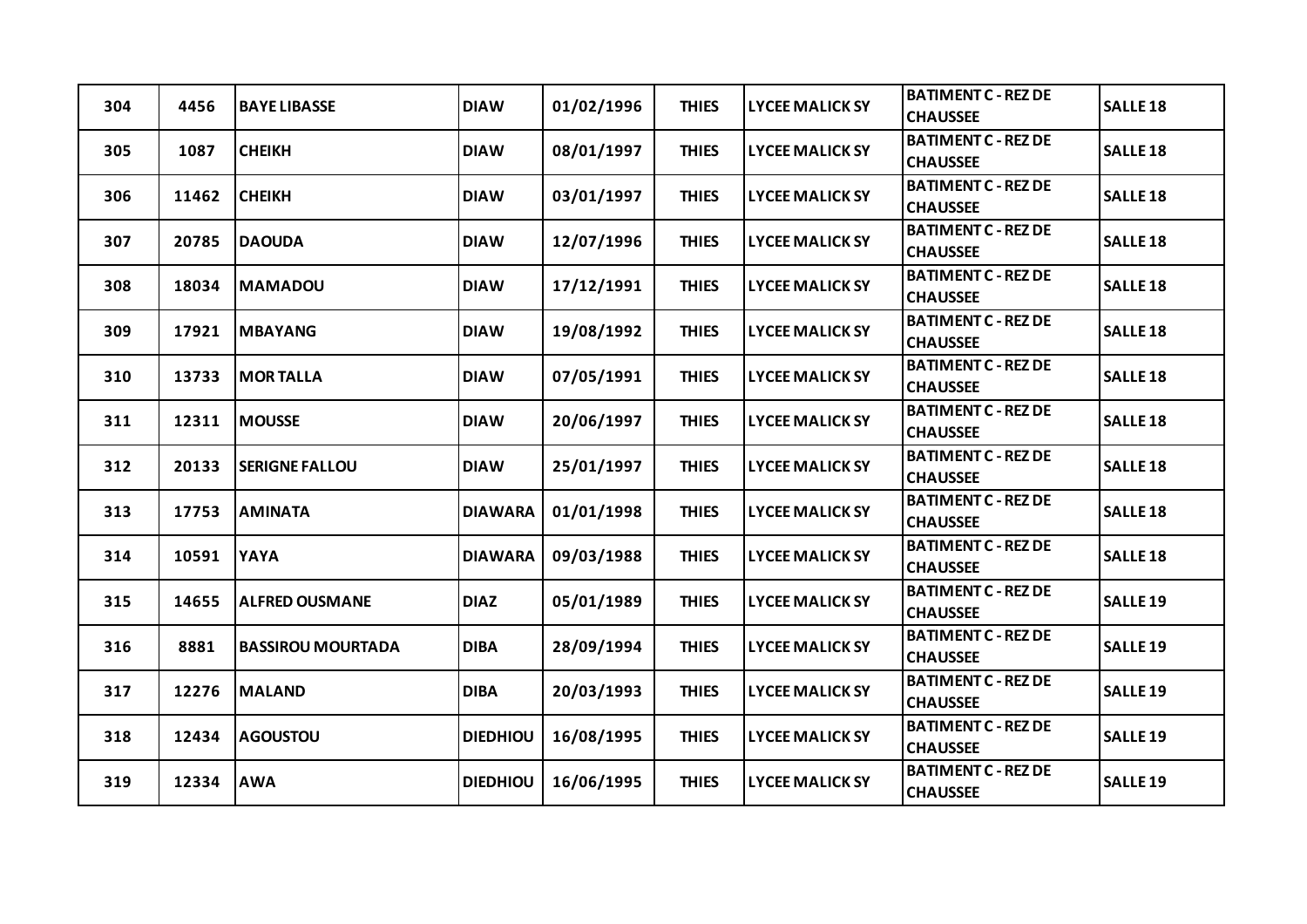| 304 | 4456 | BAYE LIBASSE | DIAW | 01/02/1996 | THIES | LYCEE MALICK SY | BATIMENT C - REZ DE CHAUSSEE | SALLE 18 |
|---|---|---|---|---|---|---|---|---|
| 305 | 1087 | CHEIKH | DIAW | 08/01/1997 | THIES | LYCEE MALICK SY | BATIMENT C - REZ DE CHAUSSEE | SALLE 18 |
| 306 | 11462 | CHEIKH | DIAW | 03/01/1997 | THIES | LYCEE MALICK SY | BATIMENT C - REZ DE CHAUSSEE | SALLE 18 |
| 307 | 20785 | DAOUDA | DIAW | 12/07/1996 | THIES | LYCEE MALICK SY | BATIMENT C - REZ DE CHAUSSEE | SALLE 18 |
| 308 | 18034 | MAMADOU | DIAW | 17/12/1991 | THIES | LYCEE MALICK SY | BATIMENT C - REZ DE CHAUSSEE | SALLE 18 |
| 309 | 17921 | MBAYANG | DIAW | 19/08/1992 | THIES | LYCEE MALICK SY | BATIMENT C - REZ DE CHAUSSEE | SALLE 18 |
| 310 | 13733 | MOR TALLA | DIAW | 07/05/1991 | THIES | LYCEE MALICK SY | BATIMENT C - REZ DE CHAUSSEE | SALLE 18 |
| 311 | 12311 | MOUSSE | DIAW | 20/06/1997 | THIES | LYCEE MALICK SY | BATIMENT C - REZ DE CHAUSSEE | SALLE 18 |
| 312 | 20133 | SERIGNE FALLOU | DIAW | 25/01/1997 | THIES | LYCEE MALICK SY | BATIMENT C - REZ DE CHAUSSEE | SALLE 18 |
| 313 | 17753 | AMINATA | DIAWARA | 01/01/1998 | THIES | LYCEE MALICK SY | BATIMENT C - REZ DE CHAUSSEE | SALLE 18 |
| 314 | 10591 | YAYA | DIAWARA | 09/03/1988 | THIES | LYCEE MALICK SY | BATIMENT C - REZ DE CHAUSSEE | SALLE 18 |
| 315 | 14655 | ALFRED OUSMANE | DIAZ | 05/01/1989 | THIES | LYCEE MALICK SY | BATIMENT C - REZ DE CHAUSSEE | SALLE 19 |
| 316 | 8881 | BASSIROU MOURTADA | DIBA | 28/09/1994 | THIES | LYCEE MALICK SY | BATIMENT C - REZ DE CHAUSSEE | SALLE 19 |
| 317 | 12276 | MALAND | DIBA | 20/03/1993 | THIES | LYCEE MALICK SY | BATIMENT C - REZ DE CHAUSSEE | SALLE 19 |
| 318 | 12434 | AGOUSTOU | DIEDHIOU | 16/08/1995 | THIES | LYCEE MALICK SY | BATIMENT C - REZ DE CHAUSSEE | SALLE 19 |
| 319 | 12334 | AWA | DIEDHIOU | 16/06/1995 | THIES | LYCEE MALICK SY | BATIMENT C - REZ DE CHAUSSEE | SALLE 19 |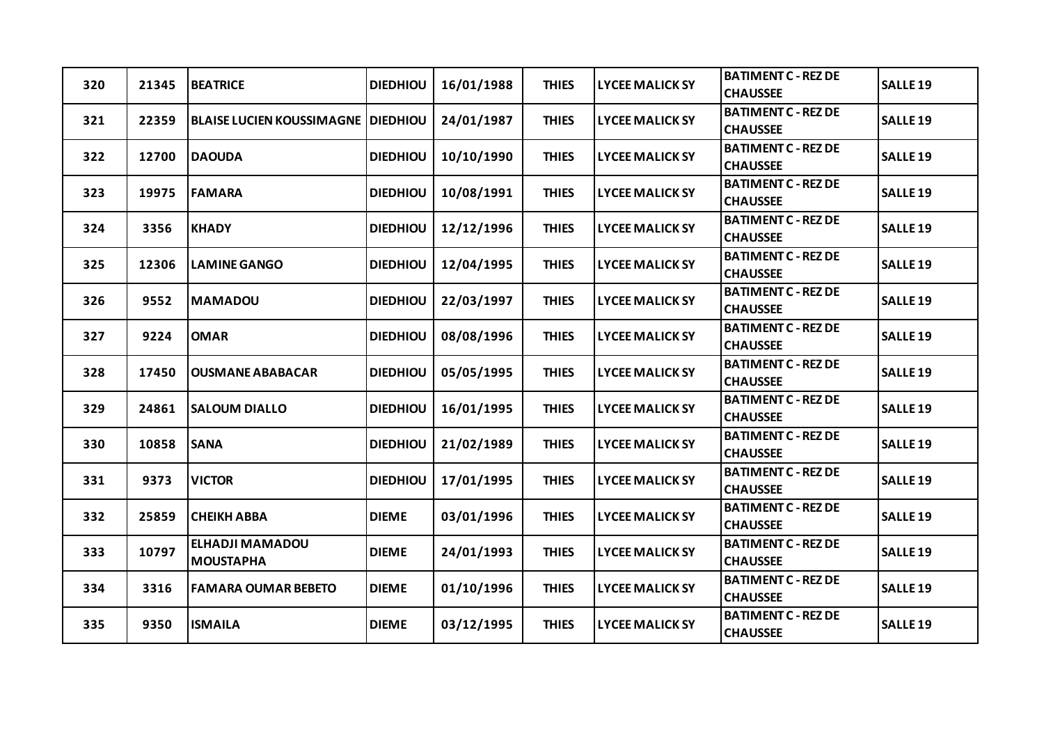| 320 | 21345 | **BEATRICE** | **DIEDHIOU** | 16/01/1988 | **THIES** | **LYCEE MALICK SY** | **BATIMENT C - REZ DE CHAUSSEE** | **SALLE 19** |
|---|---|---|---|---|---|---|---|---|
| 321 | 22359 | **BLAISE LUCIEN KOUSSIMAGNE** | **DIEDHIOU** | 24/01/1987 | **THIES** | **LYCEE MALICK SY** | **BATIMENT C - REZ DE CHAUSSEE** | **SALLE 19** |
| 322 | 12700 | **DAOUDA** | **DIEDHIOU** | 10/10/1990 | **THIES** | **LYCEE MALICK SY** | **BATIMENT C - REZ DE CHAUSSEE** | **SALLE 19** |
| 323 | 19975 | **FAMARA** | **DIEDHIOU** | 10/08/1991 | **THIES** | **LYCEE MALICK SY** | **BATIMENT C - REZ DE CHAUSSEE** | **SALLE 19** |
| 324 | 3356 | **KHADY** | **DIEDHIOU** | 12/12/1996 | **THIES** | **LYCEE MALICK SY** | **BATIMENT C - REZ DE CHAUSSEE** | **SALLE 19** |
| 325 | 12306 | **LAMINE GANGO** | **DIEDHIOU** | 12/04/1995 | **THIES** | **LYCEE MALICK SY** | **BATIMENT C - REZ DE CHAUSSEE** | **SALLE 19** |
| 326 | 9552 | **MAMADOU** | **DIEDHIOU** | 22/03/1997 | **THIES** | **LYCEE MALICK SY** | **BATIMENT C - REZ DE CHAUSSEE** | **SALLE 19** |
| 327 | 9224 | **OMAR** | **DIEDHIOU** | 08/08/1996 | **THIES** | **LYCEE MALICK SY** | **BATIMENT C - REZ DE CHAUSSEE** | **SALLE 19** |
| 328 | 17450 | **OUSMANE ABABACAR** | **DIEDHIOU** | 05/05/1995 | **THIES** | **LYCEE MALICK SY** | **BATIMENT C - REZ DE CHAUSSEE** | **SALLE 19** |
| 329 | 24861 | **SALOUM DIALLO** | **DIEDHIOU** | 16/01/1995 | **THIES** | **LYCEE MALICK SY** | **BATIMENT C - REZ DE CHAUSSEE** | **SALLE 19** |
| 330 | 10858 | **SANA** | **DIEDHIOU** | 21/02/1989 | **THIES** | **LYCEE MALICK SY** | **BATIMENT C - REZ DE CHAUSSEE** | **SALLE 19** |
| 331 | 9373 | **VICTOR** | **DIEDHIOU** | 17/01/1995 | **THIES** | **LYCEE MALICK SY** | **BATIMENT C - REZ DE CHAUSSEE** | **SALLE 19** |
| 332 | 25859 | **CHEIKH ABBA** | **DIEME** | 03/01/1996 | **THIES** | **LYCEE MALICK SY** | **BATIMENT C - REZ DE CHAUSSEE** | **SALLE 19** |
| 333 | 10797 | **ELHADJI MAMADOU MOUSTAPHA** | **DIEME** | 24/01/1993 | **THIES** | **LYCEE MALICK SY** | **BATIMENT C - REZ DE CHAUSSEE** | **SALLE 19** |
| 334 | 3316 | **FAMARA OUMAR BEBETO** | **DIEME** | 01/10/1996 | **THIES** | **LYCEE MALICK SY** | **BATIMENT C - REZ DE CHAUSSEE** | **SALLE 19** |
| 335 | 9350 | **ISMAILA** | **DIEME** | 03/12/1995 | **THIES** | **LYCEE MALICK SY** | **BATIMENT C - REZ DE CHAUSSEE** | **SALLE 19** |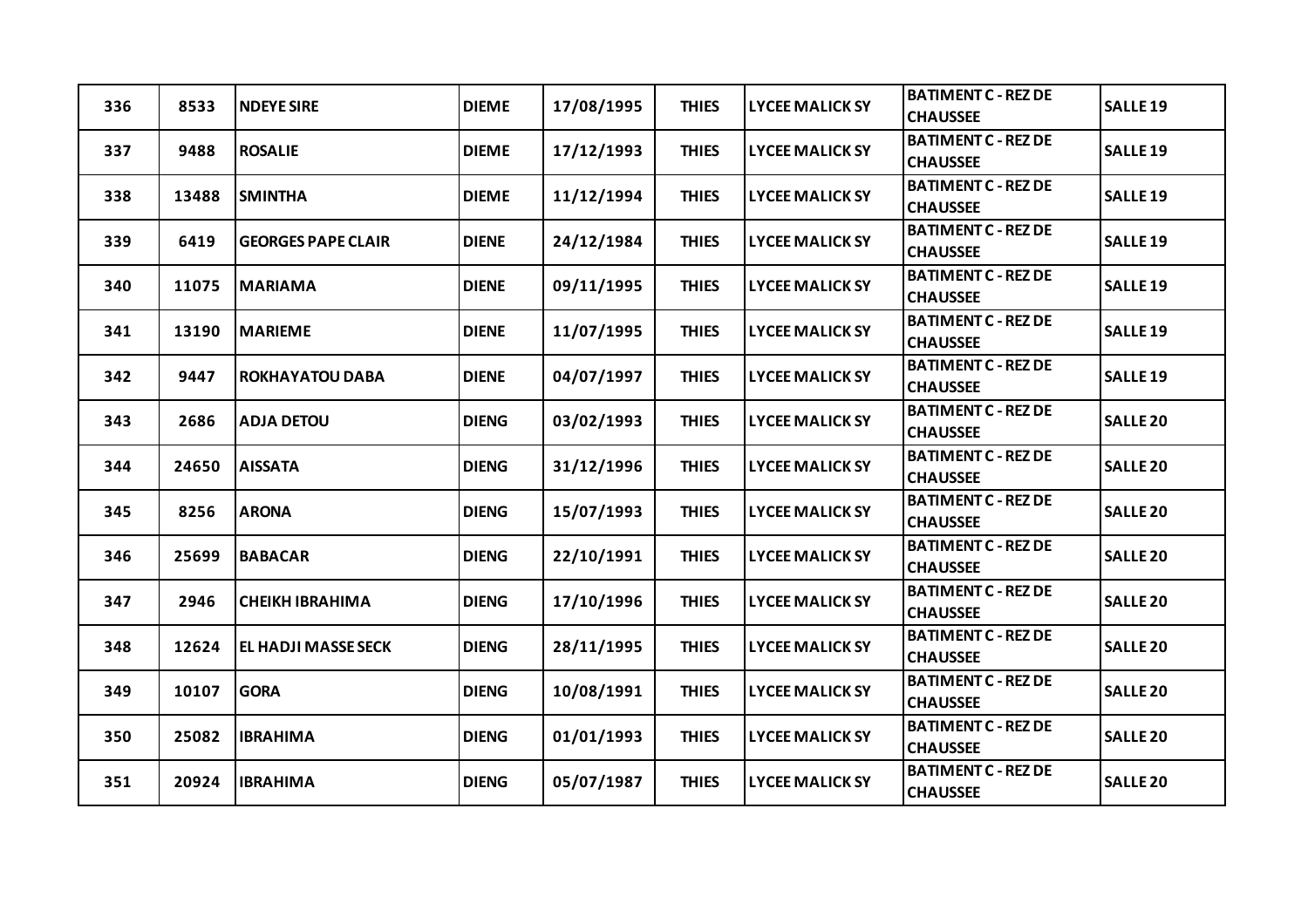| 336 | 8533 | NDEYE SIRE | DIEME | 17/08/1995 | THIES | LYCEE MALICK SY | BATIMENT C - REZ DE CHAUSSEE | SALLE 19 |
|---|---|---|---|---|---|---|---|---|
| 337 | 9488 | ROSALIE | DIEME | 17/12/1993 | THIES | LYCEE MALICK SY | BATIMENT C - REZ DE CHAUSSEE | SALLE 19 |
| 338 | 13488 | SMINTHA | DIEME | 11/12/1994 | THIES | LYCEE MALICK SY | BATIMENT C - REZ DE CHAUSSEE | SALLE 19 |
| 339 | 6419 | GEORGES PAPE CLAIR | DIENE | 24/12/1984 | THIES | LYCEE MALICK SY | BATIMENT C - REZ DE CHAUSSEE | SALLE 19 |
| 340 | 11075 | MARIAMA | DIENE | 09/11/1995 | THIES | LYCEE MALICK SY | BATIMENT C - REZ DE CHAUSSEE | SALLE 19 |
| 341 | 13190 | MARIEME | DIENE | 11/07/1995 | THIES | LYCEE MALICK SY | BATIMENT C - REZ DE CHAUSSEE | SALLE 19 |
| 342 | 9447 | ROKHAYATOU DABA | DIENE | 04/07/1997 | THIES | LYCEE MALICK SY | BATIMENT C - REZ DE CHAUSSEE | SALLE 19 |
| 343 | 2686 | ADJA DETOU | DIENG | 03/02/1993 | THIES | LYCEE MALICK SY | BATIMENT C - REZ DE CHAUSSEE | SALLE 20 |
| 344 | 24650 | AISSATA | DIENG | 31/12/1996 | THIES | LYCEE MALICK SY | BATIMENT C - REZ DE CHAUSSEE | SALLE 20 |
| 345 | 8256 | ARONA | DIENG | 15/07/1993 | THIES | LYCEE MALICK SY | BATIMENT C - REZ DE CHAUSSEE | SALLE 20 |
| 346 | 25699 | BABACAR | DIENG | 22/10/1991 | THIES | LYCEE MALICK SY | BATIMENT C - REZ DE CHAUSSEE | SALLE 20 |
| 347 | 2946 | CHEIKH IBRAHIMA | DIENG | 17/10/1996 | THIES | LYCEE MALICK SY | BATIMENT C - REZ DE CHAUSSEE | SALLE 20 |
| 348 | 12624 | EL HADJI MASSE SECK | DIENG | 28/11/1995 | THIES | LYCEE MALICK SY | BATIMENT C - REZ DE CHAUSSEE | SALLE 20 |
| 349 | 10107 | GORA | DIENG | 10/08/1991 | THIES | LYCEE MALICK SY | BATIMENT C - REZ DE CHAUSSEE | SALLE 20 |
| 350 | 25082 | IBRAHIMA | DIENG | 01/01/1993 | THIES | LYCEE MALICK SY | BATIMENT C - REZ DE CHAUSSEE | SALLE 20 |
| 351 | 20924 | IBRAHIMA | DIENG | 05/07/1987 | THIES | LYCEE MALICK SY | BATIMENT C - REZ DE CHAUSSEE | SALLE 20 |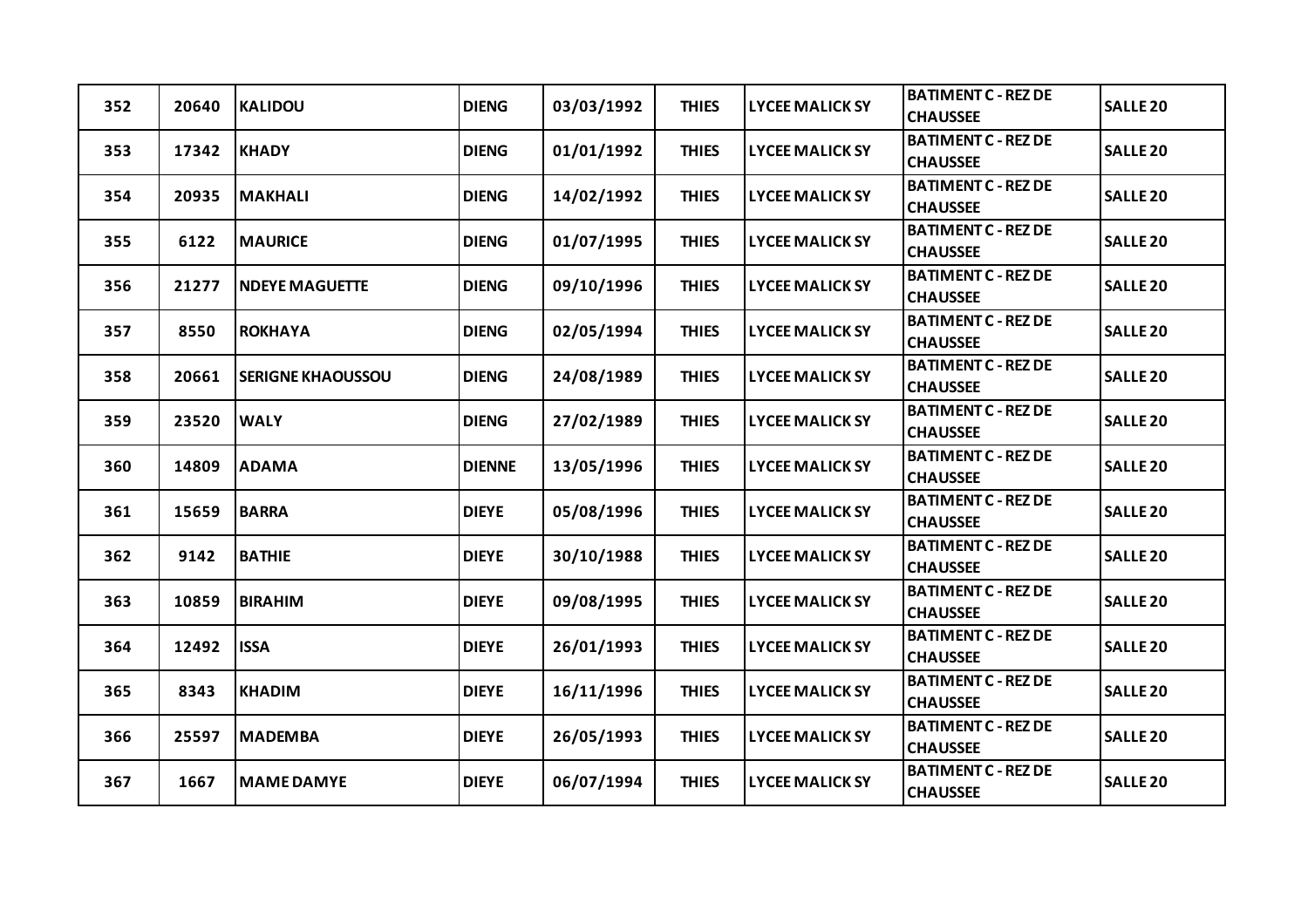| 352 | 20640 | KALIDOU | DIENG | 03/03/1992 | THIES | LYCEE MALICK SY | BATIMENT C - REZ DE CHAUSSEE | SALLE 20 |
|---|---|---|---|---|---|---|---|---|
| 353 | 17342 | KHADY | DIENG | 01/01/1992 | THIES | LYCEE MALICK SY | BATIMENT C - REZ DE CHAUSSEE | SALLE 20 |
| 354 | 20935 | MAKHALI | DIENG | 14/02/1992 | THIES | LYCEE MALICK SY | BATIMENT C - REZ DE CHAUSSEE | SALLE 20 |
| 355 | 6122 | MAURICE | DIENG | 01/07/1995 | THIES | LYCEE MALICK SY | BATIMENT C - REZ DE CHAUSSEE | SALLE 20 |
| 356 | 21277 | NDEYE MAGUETTE | DIENG | 09/10/1996 | THIES | LYCEE MALICK SY | BATIMENT C - REZ DE CHAUSSEE | SALLE 20 |
| 357 | 8550 | ROKHAYA | DIENG | 02/05/1994 | THIES | LYCEE MALICK SY | BATIMENT C - REZ DE CHAUSSEE | SALLE 20 |
| 358 | 20661 | SERIGNE KHAOUSSOU | DIENG | 24/08/1989 | THIES | LYCEE MALICK SY | BATIMENT C - REZ DE CHAUSSEE | SALLE 20 |
| 359 | 23520 | WALY | DIENG | 27/02/1989 | THIES | LYCEE MALICK SY | BATIMENT C - REZ DE CHAUSSEE | SALLE 20 |
| 360 | 14809 | ADAMA | DIENNE | 13/05/1996 | THIES | LYCEE MALICK SY | BATIMENT C - REZ DE CHAUSSEE | SALLE 20 |
| 361 | 15659 | BARRA | DIEYE | 05/08/1996 | THIES | LYCEE MALICK SY | BATIMENT C - REZ DE CHAUSSEE | SALLE 20 |
| 362 | 9142 | BATHIE | DIEYE | 30/10/1988 | THIES | LYCEE MALICK SY | BATIMENT C - REZ DE CHAUSSEE | SALLE 20 |
| 363 | 10859 | BIRAHIM | DIEYE | 09/08/1995 | THIES | LYCEE MALICK SY | BATIMENT C - REZ DE CHAUSSEE | SALLE 20 |
| 364 | 12492 | ISSA | DIEYE | 26/01/1993 | THIES | LYCEE MALICK SY | BATIMENT C - REZ DE CHAUSSEE | SALLE 20 |
| 365 | 8343 | KHADIM | DIEYE | 16/11/1996 | THIES | LYCEE MALICK SY | BATIMENT C - REZ DE CHAUSSEE | SALLE 20 |
| 366 | 25597 | MADEMBA | DIEYE | 26/05/1993 | THIES | LYCEE MALICK SY | BATIMENT C - REZ DE CHAUSSEE | SALLE 20 |
| 367 | 1667 | MAME DAMYE | DIEYE | 06/07/1994 | THIES | LYCEE MALICK SY | BATIMENT C - REZ DE CHAUSSEE | SALLE 20 |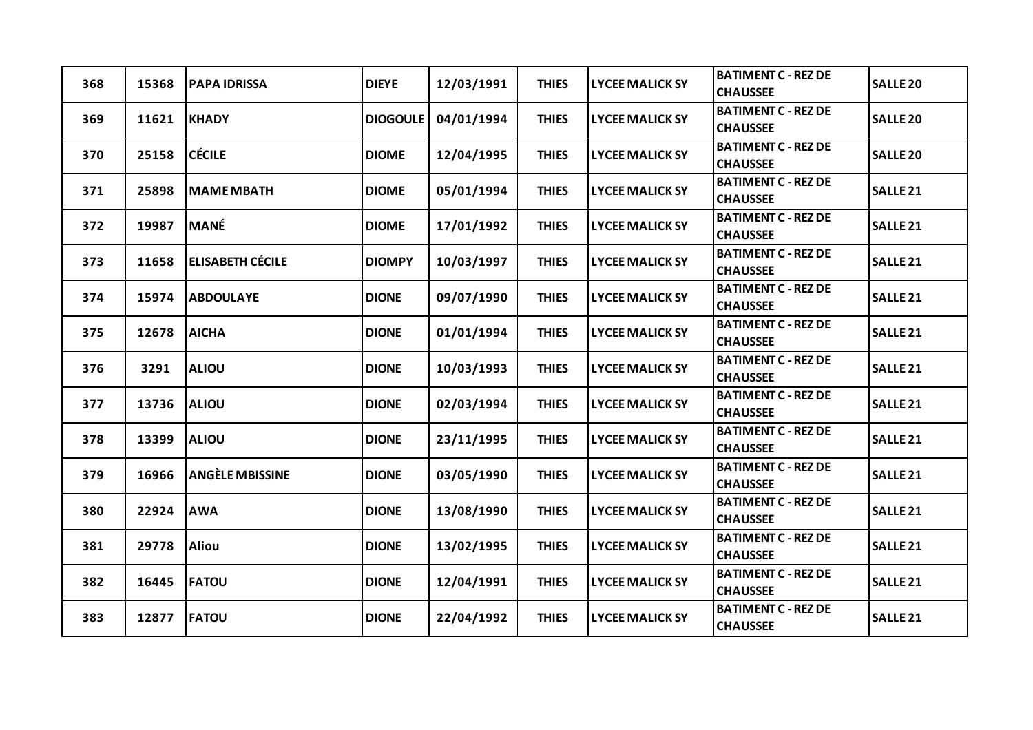| 368 | 15368 | PAPA IDRISSA | DIEYE | 12/03/1991 | THIES | LYCEE MALICK SY | BATIMENT C - REZ DE CHAUSSEE | SALLE 20 |
|---|---|---|---|---|---|---|---|---|
| 369 | 11621 | KHADY | DIOGOULE | 04/01/1994 | THIES | LYCEE MALICK SY | BATIMENT C - REZ DE CHAUSSEE | SALLE 20 |
| 370 | 25158 | CÉCILE | DIOME | 12/04/1995 | THIES | LYCEE MALICK SY | BATIMENT C - REZ DE CHAUSSEE | SALLE 20 |
| 371 | 25898 | MAME MBATH | DIOME | 05/01/1994 | THIES | LYCEE MALICK SY | BATIMENT C - REZ DE CHAUSSEE | SALLE 21 |
| 372 | 19987 | MANÉ | DIOME | 17/01/1992 | THIES | LYCEE MALICK SY | BATIMENT C - REZ DE CHAUSSEE | SALLE 21 |
| 373 | 11658 | ELISABETH CÉCILE | DIOMPY | 10/03/1997 | THIES | LYCEE MALICK SY | BATIMENT C - REZ DE CHAUSSEE | SALLE 21 |
| 374 | 15974 | ABDOULAYE | DIONE | 09/07/1990 | THIES | LYCEE MALICK SY | BATIMENT C - REZ DE CHAUSSEE | SALLE 21 |
| 375 | 12678 | AICHA | DIONE | 01/01/1994 | THIES | LYCEE MALICK SY | BATIMENT C - REZ DE CHAUSSEE | SALLE 21 |
| 376 | 3291 | ALIOU | DIONE | 10/03/1993 | THIES | LYCEE MALICK SY | BATIMENT C - REZ DE CHAUSSEE | SALLE 21 |
| 377 | 13736 | ALIOU | DIONE | 02/03/1994 | THIES | LYCEE MALICK SY | BATIMENT C - REZ DE CHAUSSEE | SALLE 21 |
| 378 | 13399 | ALIOU | DIONE | 23/11/1995 | THIES | LYCEE MALICK SY | BATIMENT C - REZ DE CHAUSSEE | SALLE 21 |
| 379 | 16966 | ANGÈLE MBISSINE | DIONE | 03/05/1990 | THIES | LYCEE MALICK SY | BATIMENT C - REZ DE CHAUSSEE | SALLE 21 |
| 380 | 22924 | AWA | DIONE | 13/08/1990 | THIES | LYCEE MALICK SY | BATIMENT C - REZ DE CHAUSSEE | SALLE 21 |
| 381 | 29778 | Aliou | DIONE | 13/02/1995 | THIES | LYCEE MALICK SY | BATIMENT C - REZ DE CHAUSSEE | SALLE 21 |
| 382 | 16445 | FATOU | DIONE | 12/04/1991 | THIES | LYCEE MALICK SY | BATIMENT C - REZ DE CHAUSSEE | SALLE 21 |
| 383 | 12877 | FATOU | DIONE | 22/04/1992 | THIES | LYCEE MALICK SY | BATIMENT C - REZ DE CHAUSSEE | SALLE 21 |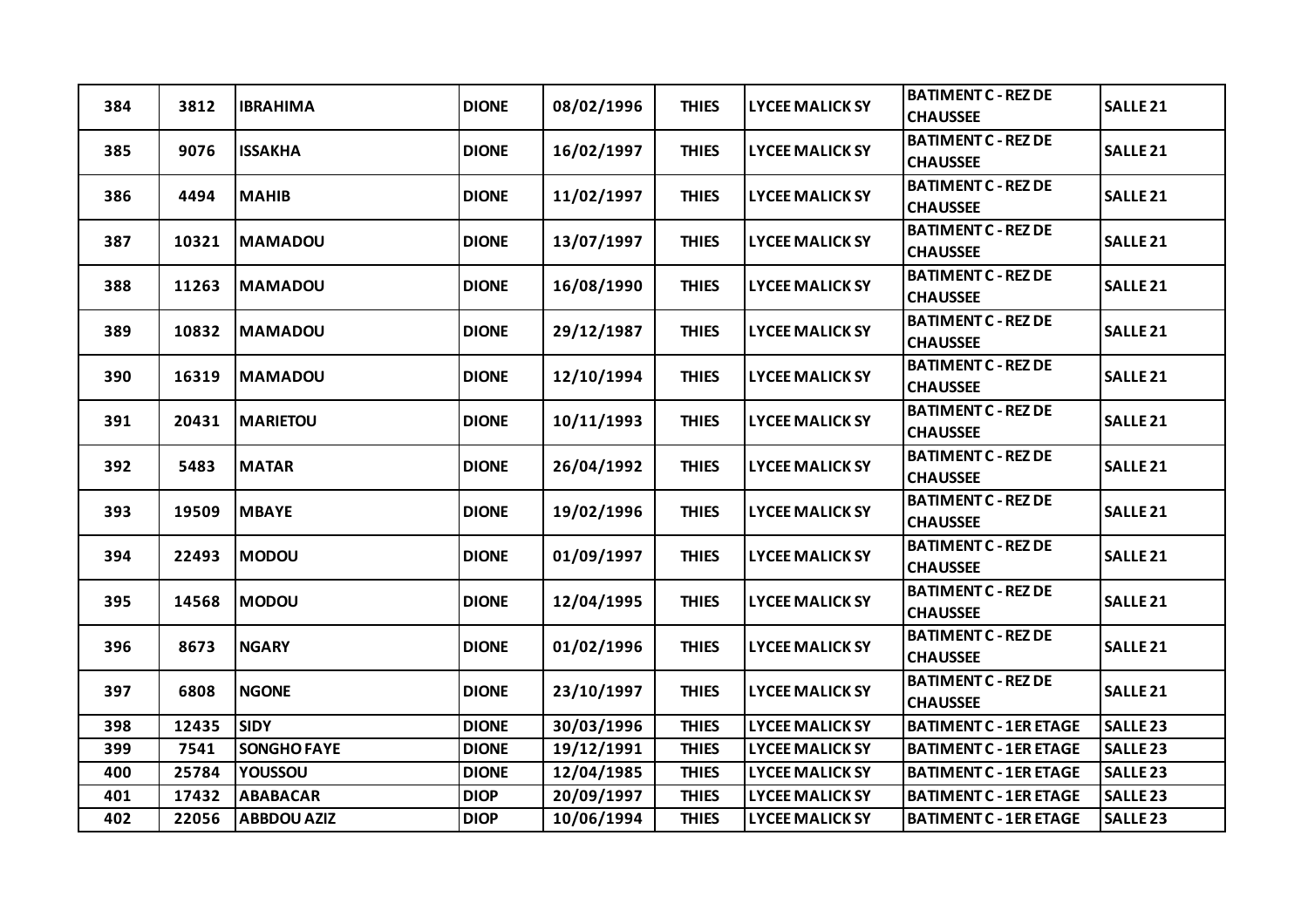| 384 | 3812 | IBRAHIMA | DIONE | 08/02/1996 | THIES | LYCEE MALICK SY | BATIMENT C - REZ DE CHAUSSEE | SALLE 21 |
|---|---|---|---|---|---|---|---|---|
| 385 | 9076 | ISSAKHA | DIONE | 16/02/1997 | THIES | LYCEE MALICK SY | BATIMENT C - REZ DE CHAUSSEE | SALLE 21 |
| 386 | 4494 | MAHIB | DIONE | 11/02/1997 | THIES | LYCEE MALICK SY | BATIMENT C - REZ DE CHAUSSEE | SALLE 21 |
| 387 | 10321 | MAMADOU | DIONE | 13/07/1997 | THIES | LYCEE MALICK SY | BATIMENT C - REZ DE CHAUSSEE | SALLE 21 |
| 388 | 11263 | MAMADOU | DIONE | 16/08/1990 | THIES | LYCEE MALICK SY | BATIMENT C - REZ DE CHAUSSEE | SALLE 21 |
| 389 | 10832 | MAMADOU | DIONE | 29/12/1987 | THIES | LYCEE MALICK SY | BATIMENT C - REZ DE CHAUSSEE | SALLE 21 |
| 390 | 16319 | MAMADOU | DIONE | 12/10/1994 | THIES | LYCEE MALICK SY | BATIMENT C - REZ DE CHAUSSEE | SALLE 21 |
| 391 | 20431 | MARIETOU | DIONE | 10/11/1993 | THIES | LYCEE MALICK SY | BATIMENT C - REZ DE CHAUSSEE | SALLE 21 |
| 392 | 5483 | MATAR | DIONE | 26/04/1992 | THIES | LYCEE MALICK SY | BATIMENT C - REZ DE CHAUSSEE | SALLE 21 |
| 393 | 19509 | MBAYE | DIONE | 19/02/1996 | THIES | LYCEE MALICK SY | BATIMENT C - REZ DE CHAUSSEE | SALLE 21 |
| 394 | 22493 | MODOU | DIONE | 01/09/1997 | THIES | LYCEE MALICK SY | BATIMENT C - REZ DE CHAUSSEE | SALLE 21 |
| 395 | 14568 | MODOU | DIONE | 12/04/1995 | THIES | LYCEE MALICK SY | BATIMENT C - REZ DE CHAUSSEE | SALLE 21 |
| 396 | 8673 | NGARY | DIONE | 01/02/1996 | THIES | LYCEE MALICK SY | BATIMENT C - REZ DE CHAUSSEE | SALLE 21 |
| 397 | 6808 | NGONE | DIONE | 23/10/1997 | THIES | LYCEE MALICK SY | BATIMENT C - REZ DE CHAUSSEE | SALLE 21 |
| 398 | 12435 | SIDY | DIONE | 30/03/1996 | THIES | LYCEE MALICK SY | BATIMENT C - 1ER ETAGE | SALLE 23 |
| 399 | 7541 | SONGHO FAYE | DIONE | 19/12/1991 | THIES | LYCEE MALICK SY | BATIMENT C - 1ER ETAGE | SALLE 23 |
| 400 | 25784 | YOUSSOU | DIONE | 12/04/1985 | THIES | LYCEE MALICK SY | BATIMENT C - 1ER ETAGE | SALLE 23 |
| 401 | 17432 | ABABACAR | DIOP | 20/09/1997 | THIES | LYCEE MALICK SY | BATIMENT C - 1ER ETAGE | SALLE 23 |
| 402 | 22056 | ABBDOU AZIZ | DIOP | 10/06/1994 | THIES | LYCEE MALICK SY | BATIMENT C - 1ER ETAGE | SALLE 23 |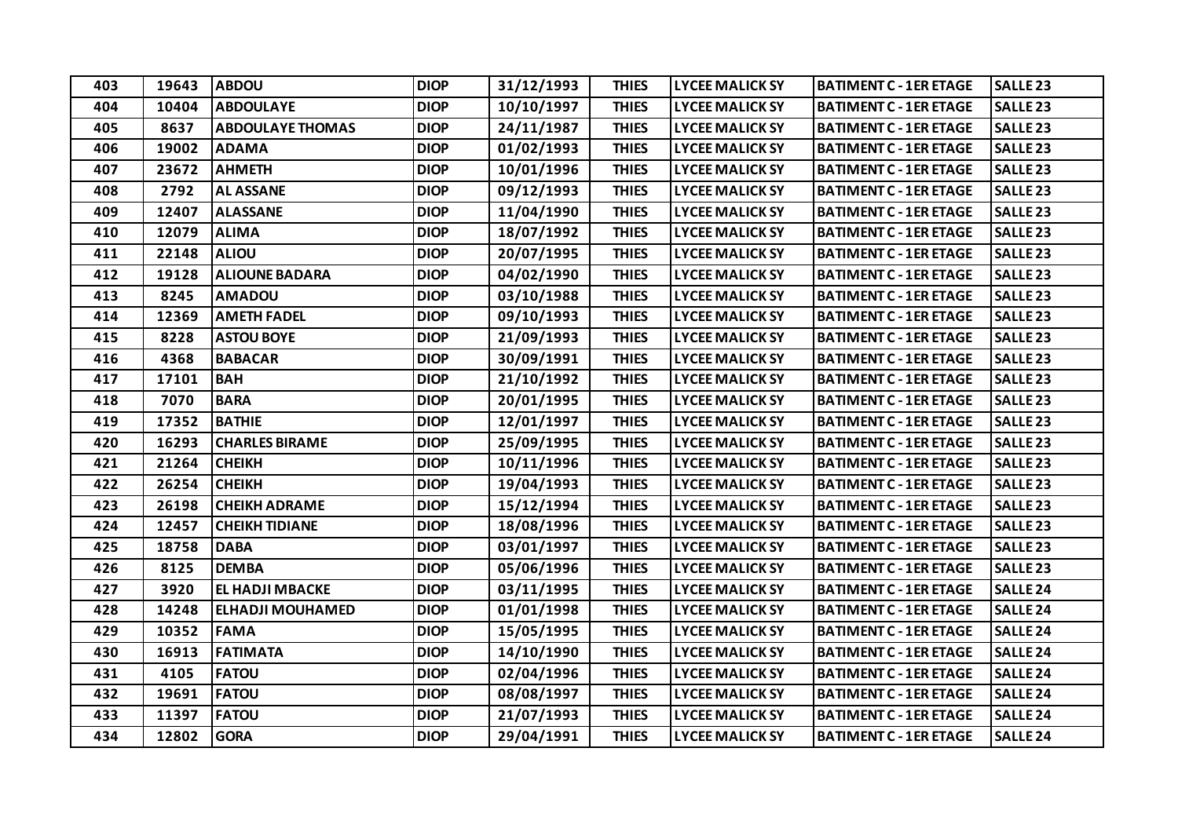| 403 | 19643 | ABDOU | DIOP | 31/12/1993 | THIES | LYCEE MALICK SY | BATIMENT C - 1ER ETAGE | SALLE 23 |
|---|---|---|---|---|---|---|---|---|
| 404 | 10404 | ABDOULAYE | DIOP | 10/10/1997 | THIES | LYCEE MALICK SY | BATIMENT C - 1ER ETAGE | SALLE 23 |
| 405 | 8637 | ABDOULAYE THOMAS | DIOP | 24/11/1987 | THIES | LYCEE MALICK SY | BATIMENT C - 1ER ETAGE | SALLE 23 |
| 406 | 19002 | ADAMA | DIOP | 01/02/1993 | THIES | LYCEE MALICK SY | BATIMENT C - 1ER ETAGE | SALLE 23 |
| 407 | 23672 | AHMETH | DIOP | 10/01/1996 | THIES | LYCEE MALICK SY | BATIMENT C - 1ER ETAGE | SALLE 23 |
| 408 | 2792 | AL ASSANE | DIOP | 09/12/1993 | THIES | LYCEE MALICK SY | BATIMENT C - 1ER ETAGE | SALLE 23 |
| 409 | 12407 | ALASSANE | DIOP | 11/04/1990 | THIES | LYCEE MALICK SY | BATIMENT C - 1ER ETAGE | SALLE 23 |
| 410 | 12079 | ALIMA | DIOP | 18/07/1992 | THIES | LYCEE MALICK SY | BATIMENT C - 1ER ETAGE | SALLE 23 |
| 411 | 22148 | ALIOU | DIOP | 20/07/1995 | THIES | LYCEE MALICK SY | BATIMENT C - 1ER ETAGE | SALLE 23 |
| 412 | 19128 | ALIOUNE BADARA | DIOP | 04/02/1990 | THIES | LYCEE MALICK SY | BATIMENT C - 1ER ETAGE | SALLE 23 |
| 413 | 8245 | AMADOU | DIOP | 03/10/1988 | THIES | LYCEE MALICK SY | BATIMENT C - 1ER ETAGE | SALLE 23 |
| 414 | 12369 | AMETH FADEL | DIOP | 09/10/1993 | THIES | LYCEE MALICK SY | BATIMENT C - 1ER ETAGE | SALLE 23 |
| 415 | 8228 | ASTOU BOYE | DIOP | 21/09/1993 | THIES | LYCEE MALICK SY | BATIMENT C - 1ER ETAGE | SALLE 23 |
| 416 | 4368 | BABACAR | DIOP | 30/09/1991 | THIES | LYCEE MALICK SY | BATIMENT C - 1ER ETAGE | SALLE 23 |
| 417 | 17101 | BAH | DIOP | 21/10/1992 | THIES | LYCEE MALICK SY | BATIMENT C - 1ER ETAGE | SALLE 23 |
| 418 | 7070 | BARA | DIOP | 20/01/1995 | THIES | LYCEE MALICK SY | BATIMENT C - 1ER ETAGE | SALLE 23 |
| 419 | 17352 | BATHIE | DIOP | 12/01/1997 | THIES | LYCEE MALICK SY | BATIMENT C - 1ER ETAGE | SALLE 23 |
| 420 | 16293 | CHARLES BIRAME | DIOP | 25/09/1995 | THIES | LYCEE MALICK SY | BATIMENT C - 1ER ETAGE | SALLE 23 |
| 421 | 21264 | CHEIKH | DIOP | 10/11/1996 | THIES | LYCEE MALICK SY | BATIMENT C - 1ER ETAGE | SALLE 23 |
| 422 | 26254 | CHEIKH | DIOP | 19/04/1993 | THIES | LYCEE MALICK SY | BATIMENT C - 1ER ETAGE | SALLE 23 |
| 423 | 26198 | CHEIKH ADRAME | DIOP | 15/12/1994 | THIES | LYCEE MALICK SY | BATIMENT C - 1ER ETAGE | SALLE 23 |
| 424 | 12457 | CHEIKH TIDIANE | DIOP | 18/08/1996 | THIES | LYCEE MALICK SY | BATIMENT C - 1ER ETAGE | SALLE 23 |
| 425 | 18758 | DABA | DIOP | 03/01/1997 | THIES | LYCEE MALICK SY | BATIMENT C - 1ER ETAGE | SALLE 23 |
| 426 | 8125 | DEMBA | DIOP | 05/06/1996 | THIES | LYCEE MALICK SY | BATIMENT C - 1ER ETAGE | SALLE 23 |
| 427 | 3920 | EL HADJI MBACKE | DIOP | 03/11/1995 | THIES | LYCEE MALICK SY | BATIMENT C - 1ER ETAGE | SALLE 24 |
| 428 | 14248 | ELHADJI MOUHAMED | DIOP | 01/01/1998 | THIES | LYCEE MALICK SY | BATIMENT C - 1ER ETAGE | SALLE 24 |
| 429 | 10352 | FAMA | DIOP | 15/05/1995 | THIES | LYCEE MALICK SY | BATIMENT C - 1ER ETAGE | SALLE 24 |
| 430 | 16913 | FATIMATA | DIOP | 14/10/1990 | THIES | LYCEE MALICK SY | BATIMENT C - 1ER ETAGE | SALLE 24 |
| 431 | 4105 | FATOU | DIOP | 02/04/1996 | THIES | LYCEE MALICK SY | BATIMENT C - 1ER ETAGE | SALLE 24 |
| 432 | 19691 | FATOU | DIOP | 08/08/1997 | THIES | LYCEE MALICK SY | BATIMENT C - 1ER ETAGE | SALLE 24 |
| 433 | 11397 | FATOU | DIOP | 21/07/1993 | THIES | LYCEE MALICK SY | BATIMENT C - 1ER ETAGE | SALLE 24 |
| 434 | 12802 | GORA | DIOP | 29/04/1991 | THIES | LYCEE MALICK SY | BATIMENT C - 1ER ETAGE | SALLE 24 |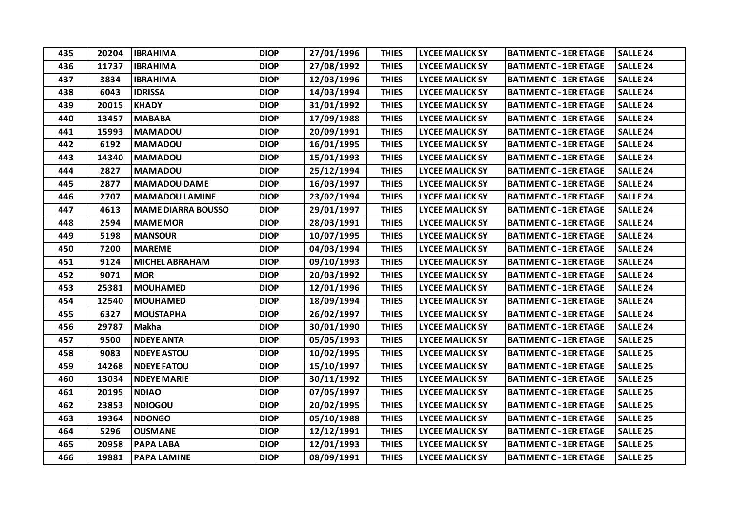| 435 | 20204 | IBRAHIMA | DIOP | 27/01/1996 | THIES | LYCEE MALICK SY | BATIMENT C - 1ER ETAGE | SALLE 24 |
|---|---|---|---|---|---|---|---|---|
| 436 | 11737 | IBRAHIMA | DIOP | 27/08/1992 | THIES | LYCEE MALICK SY | BATIMENT C - 1ER ETAGE | SALLE 24 |
| 437 | 3834 | IBRAHIMA | DIOP | 12/03/1996 | THIES | LYCEE MALICK SY | BATIMENT C - 1ER ETAGE | SALLE 24 |
| 438 | 6043 | IDRISSA | DIOP | 14/03/1994 | THIES | LYCEE MALICK SY | BATIMENT C - 1ER ETAGE | SALLE 24 |
| 439 | 20015 | KHADY | DIOP | 31/01/1992 | THIES | LYCEE MALICK SY | BATIMENT C - 1ER ETAGE | SALLE 24 |
| 440 | 13457 | MABABA | DIOP | 17/09/1988 | THIES | LYCEE MALICK SY | BATIMENT C - 1ER ETAGE | SALLE 24 |
| 441 | 15993 | MAMADOU | DIOP | 20/09/1991 | THIES | LYCEE MALICK SY | BATIMENT C - 1ER ETAGE | SALLE 24 |
| 442 | 6192 | MAMADOU | DIOP | 16/01/1995 | THIES | LYCEE MALICK SY | BATIMENT C - 1ER ETAGE | SALLE 24 |
| 443 | 14340 | MAMADOU | DIOP | 15/01/1993 | THIES | LYCEE MALICK SY | BATIMENT C - 1ER ETAGE | SALLE 24 |
| 444 | 2827 | MAMADOU | DIOP | 25/12/1994 | THIES | LYCEE MALICK SY | BATIMENT C - 1ER ETAGE | SALLE 24 |
| 445 | 2877 | MAMADOU DAME | DIOP | 16/03/1997 | THIES | LYCEE MALICK SY | BATIMENT C - 1ER ETAGE | SALLE 24 |
| 446 | 2707 | MAMADOU LAMINE | DIOP | 23/02/1994 | THIES | LYCEE MALICK SY | BATIMENT C - 1ER ETAGE | SALLE 24 |
| 447 | 4613 | MAME DIARRA BOUSSO | DIOP | 29/01/1997 | THIES | LYCEE MALICK SY | BATIMENT C - 1ER ETAGE | SALLE 24 |
| 448 | 2594 | MAME MOR | DIOP | 28/03/1991 | THIES | LYCEE MALICK SY | BATIMENT C - 1ER ETAGE | SALLE 24 |
| 449 | 5198 | MANSOUR | DIOP | 10/07/1995 | THIES | LYCEE MALICK SY | BATIMENT C - 1ER ETAGE | SALLE 24 |
| 450 | 7200 | MAREME | DIOP | 04/03/1994 | THIES | LYCEE MALICK SY | BATIMENT C - 1ER ETAGE | SALLE 24 |
| 451 | 9124 | MICHEL ABRAHAM | DIOP | 09/10/1993 | THIES | LYCEE MALICK SY | BATIMENT C - 1ER ETAGE | SALLE 24 |
| 452 | 9071 | MOR | DIOP | 20/03/1992 | THIES | LYCEE MALICK SY | BATIMENT C - 1ER ETAGE | SALLE 24 |
| 453 | 25381 | MOUHAMED | DIOP | 12/01/1996 | THIES | LYCEE MALICK SY | BATIMENT C - 1ER ETAGE | SALLE 24 |
| 454 | 12540 | MOUHAMED | DIOP | 18/09/1994 | THIES | LYCEE MALICK SY | BATIMENT C - 1ER ETAGE | SALLE 24 |
| 455 | 6327 | MOUSTAPHA | DIOP | 26/02/1997 | THIES | LYCEE MALICK SY | BATIMENT C - 1ER ETAGE | SALLE 24 |
| 456 | 29787 | Makha | DIOP | 30/01/1990 | THIES | LYCEE MALICK SY | BATIMENT C - 1ER ETAGE | SALLE 24 |
| 457 | 9500 | NDEYE ANTA | DIOP | 05/05/1993 | THIES | LYCEE MALICK SY | BATIMENT C - 1ER ETAGE | SALLE 25 |
| 458 | 9083 | NDEYE ASTOU | DIOP | 10/02/1995 | THIES | LYCEE MALICK SY | BATIMENT C - 1ER ETAGE | SALLE 25 |
| 459 | 14268 | NDEYE FATOU | DIOP | 15/10/1997 | THIES | LYCEE MALICK SY | BATIMENT C - 1ER ETAGE | SALLE 25 |
| 460 | 13034 | NDEYE MARIE | DIOP | 30/11/1992 | THIES | LYCEE MALICK SY | BATIMENT C - 1ER ETAGE | SALLE 25 |
| 461 | 20195 | NDIAO | DIOP | 07/05/1997 | THIES | LYCEE MALICK SY | BATIMENT C - 1ER ETAGE | SALLE 25 |
| 462 | 23853 | NDIOGOU | DIOP | 20/02/1995 | THIES | LYCEE MALICK SY | BATIMENT C - 1ER ETAGE | SALLE 25 |
| 463 | 19364 | NDONGO | DIOP | 05/10/1988 | THIES | LYCEE MALICK SY | BATIMENT C - 1ER ETAGE | SALLE 25 |
| 464 | 5296 | OUSMANE | DIOP | 12/12/1991 | THIES | LYCEE MALICK SY | BATIMENT C - 1ER ETAGE | SALLE 25 |
| 465 | 20958 | PAPA LABA | DIOP | 12/01/1993 | THIES | LYCEE MALICK SY | BATIMENT C - 1ER ETAGE | SALLE 25 |
| 466 | 19881 | PAPA LAMINE | DIOP | 08/09/1991 | THIES | LYCEE MALICK SY | BATIMENT C - 1ER ETAGE | SALLE 25 |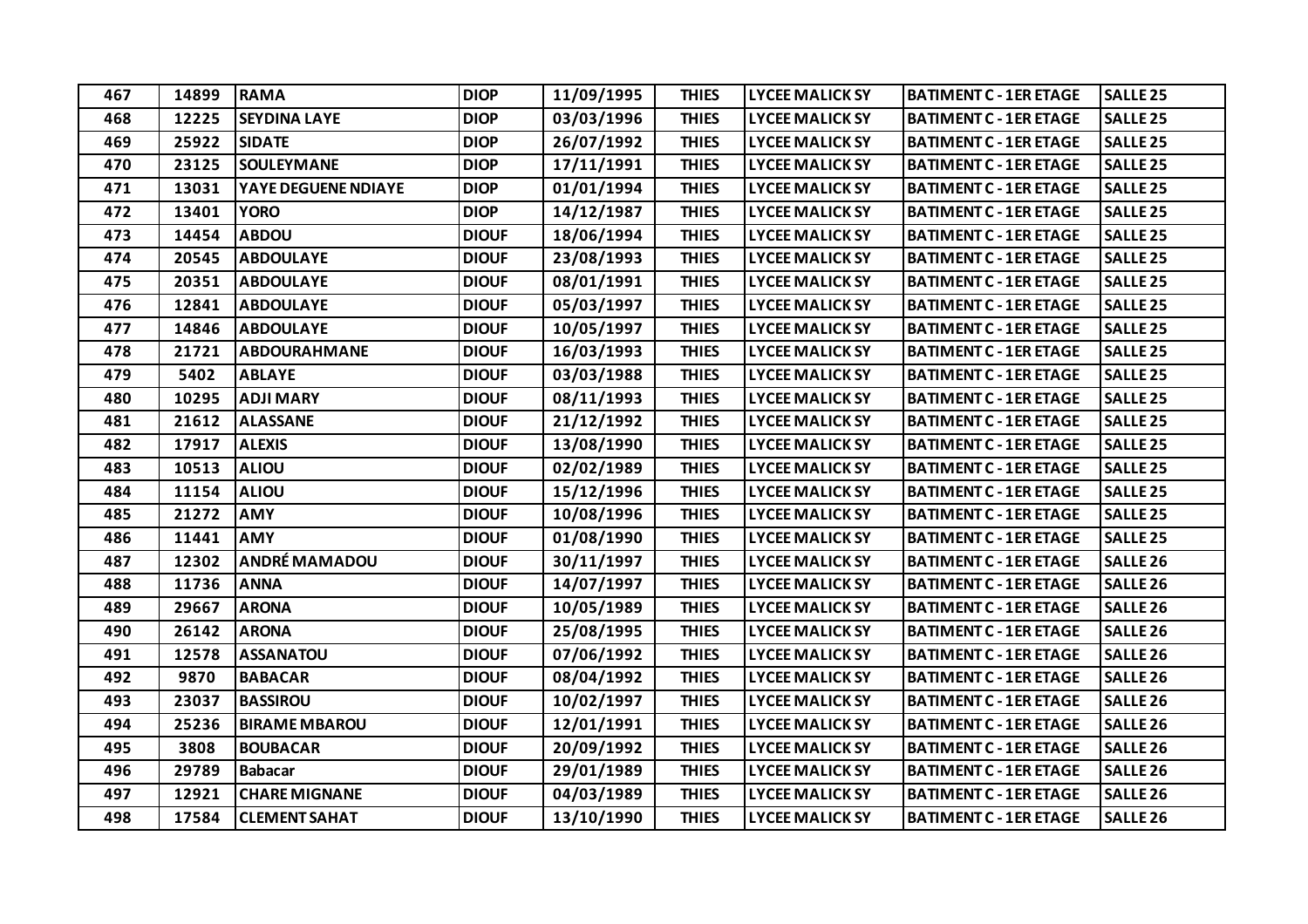| 467 | 14899 | RAMA | DIOP | 11/09/1995 | THIES | LYCEE MALICK SY | BATIMENT C - 1ER ETAGE | SALLE 25 |
|---|---|---|---|---|---|---|---|---|
| 468 | 12225 | SEYDINA LAYE | DIOP | 03/03/1996 | THIES | LYCEE MALICK SY | BATIMENT C - 1ER ETAGE | SALLE 25 |
| 469 | 25922 | SIDATE | DIOP | 26/07/1992 | THIES | LYCEE MALICK SY | BATIMENT C - 1ER ETAGE | SALLE 25 |
| 470 | 23125 | SOULEYMANE | DIOP | 17/11/1991 | THIES | LYCEE MALICK SY | BATIMENT C - 1ER ETAGE | SALLE 25 |
| 471 | 13031 | YAYE DEGUENE NDIAYE | DIOP | 01/01/1994 | THIES | LYCEE MALICK SY | BATIMENT C - 1ER ETAGE | SALLE 25 |
| 472 | 13401 | YORO | DIOP | 14/12/1987 | THIES | LYCEE MALICK SY | BATIMENT C - 1ER ETAGE | SALLE 25 |
| 473 | 14454 | ABDOU | DIOUF | 18/06/1994 | THIES | LYCEE MALICK SY | BATIMENT C - 1ER ETAGE | SALLE 25 |
| 474 | 20545 | ABDOULAYE | DIOUF | 23/08/1993 | THIES | LYCEE MALICK SY | BATIMENT C - 1ER ETAGE | SALLE 25 |
| 475 | 20351 | ABDOULAYE | DIOUF | 08/01/1991 | THIES | LYCEE MALICK SY | BATIMENT C - 1ER ETAGE | SALLE 25 |
| 476 | 12841 | ABDOULAYE | DIOUF | 05/03/1997 | THIES | LYCEE MALICK SY | BATIMENT C - 1ER ETAGE | SALLE 25 |
| 477 | 14846 | ABDOULAYE | DIOUF | 10/05/1997 | THIES | LYCEE MALICK SY | BATIMENT C - 1ER ETAGE | SALLE 25 |
| 478 | 21721 | ABDOURAHMANE | DIOUF | 16/03/1993 | THIES | LYCEE MALICK SY | BATIMENT C - 1ER ETAGE | SALLE 25 |
| 479 | 5402 | ABLAYE | DIOUF | 03/03/1988 | THIES | LYCEE MALICK SY | BATIMENT C - 1ER ETAGE | SALLE 25 |
| 480 | 10295 | ADJI MARY | DIOUF | 08/11/1993 | THIES | LYCEE MALICK SY | BATIMENT C - 1ER ETAGE | SALLE 25 |
| 481 | 21612 | ALASSANE | DIOUF | 21/12/1992 | THIES | LYCEE MALICK SY | BATIMENT C - 1ER ETAGE | SALLE 25 |
| 482 | 17917 | ALEXIS | DIOUF | 13/08/1990 | THIES | LYCEE MALICK SY | BATIMENT C - 1ER ETAGE | SALLE 25 |
| 483 | 10513 | ALIOU | DIOUF | 02/02/1989 | THIES | LYCEE MALICK SY | BATIMENT C - 1ER ETAGE | SALLE 25 |
| 484 | 11154 | ALIOU | DIOUF | 15/12/1996 | THIES | LYCEE MALICK SY | BATIMENT C - 1ER ETAGE | SALLE 25 |
| 485 | 21272 | AMY | DIOUF | 10/08/1996 | THIES | LYCEE MALICK SY | BATIMENT C - 1ER ETAGE | SALLE 25 |
| 486 | 11441 | AMY | DIOUF | 01/08/1990 | THIES | LYCEE MALICK SY | BATIMENT C - 1ER ETAGE | SALLE 25 |
| 487 | 12302 | ANDRÉ MAMADOU | DIOUF | 30/11/1997 | THIES | LYCEE MALICK SY | BATIMENT C - 1ER ETAGE | SALLE 26 |
| 488 | 11736 | ANNA | DIOUF | 14/07/1997 | THIES | LYCEE MALICK SY | BATIMENT C - 1ER ETAGE | SALLE 26 |
| 489 | 29667 | ARONA | DIOUF | 10/05/1989 | THIES | LYCEE MALICK SY | BATIMENT C - 1ER ETAGE | SALLE 26 |
| 490 | 26142 | ARONA | DIOUF | 25/08/1995 | THIES | LYCEE MALICK SY | BATIMENT C - 1ER ETAGE | SALLE 26 |
| 491 | 12578 | ASSANATOU | DIOUF | 07/06/1992 | THIES | LYCEE MALICK SY | BATIMENT C - 1ER ETAGE | SALLE 26 |
| 492 | 9870 | BABACAR | DIOUF | 08/04/1992 | THIES | LYCEE MALICK SY | BATIMENT C - 1ER ETAGE | SALLE 26 |
| 493 | 23037 | BASSIROU | DIOUF | 10/02/1997 | THIES | LYCEE MALICK SY | BATIMENT C - 1ER ETAGE | SALLE 26 |
| 494 | 25236 | BIRAME MBAROU | DIOUF | 12/01/1991 | THIES | LYCEE MALICK SY | BATIMENT C - 1ER ETAGE | SALLE 26 |
| 495 | 3808 | BOUBACAR | DIOUF | 20/09/1992 | THIES | LYCEE MALICK SY | BATIMENT C - 1ER ETAGE | SALLE 26 |
| 496 | 29789 | Babacar | DIOUF | 29/01/1989 | THIES | LYCEE MALICK SY | BATIMENT C - 1ER ETAGE | SALLE 26 |
| 497 | 12921 | CHARE MIGNANE | DIOUF | 04/03/1989 | THIES | LYCEE MALICK SY | BATIMENT C - 1ER ETAGE | SALLE 26 |
| 498 | 17584 | CLEMENT SAHAT | DIOUF | 13/10/1990 | THIES | LYCEE MALICK SY | BATIMENT C - 1ER ETAGE | SALLE 26 |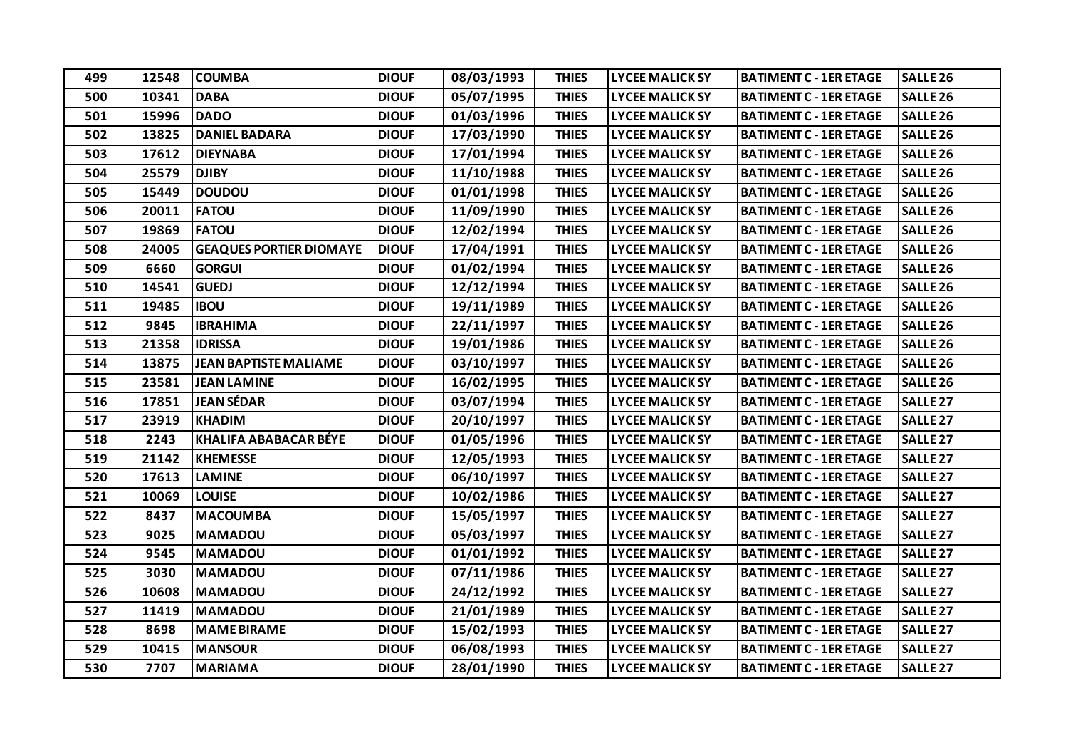| 499 | 12548 | COUMBA | DIOUF | 08/03/1993 | THIES | LYCEE MALICK SY | BATIMENT C - 1ER ETAGE | SALLE 26 |
|---|---|---|---|---|---|---|---|---|
| 500 | 10341 | DABA | DIOUF | 05/07/1995 | THIES | LYCEE MALICK SY | BATIMENT C - 1ER ETAGE | SALLE 26 |
| 501 | 15996 | DADO | DIOUF | 01/03/1996 | THIES | LYCEE MALICK SY | BATIMENT C - 1ER ETAGE | SALLE 26 |
| 502 | 13825 | DANIEL BADARA | DIOUF | 17/03/1990 | THIES | LYCEE MALICK SY | BATIMENT C - 1ER ETAGE | SALLE 26 |
| 503 | 17612 | DIEYNABA | DIOUF | 17/01/1994 | THIES | LYCEE MALICK SY | BATIMENT C - 1ER ETAGE | SALLE 26 |
| 504 | 25579 | DJIBY | DIOUF | 11/10/1988 | THIES | LYCEE MALICK SY | BATIMENT C - 1ER ETAGE | SALLE 26 |
| 505 | 15449 | DOUDOU | DIOUF | 01/01/1998 | THIES | LYCEE MALICK SY | BATIMENT C - 1ER ETAGE | SALLE 26 |
| 506 | 20011 | FATOU | DIOUF | 11/09/1990 | THIES | LYCEE MALICK SY | BATIMENT C - 1ER ETAGE | SALLE 26 |
| 507 | 19869 | FATOU | DIOUF | 12/02/1994 | THIES | LYCEE MALICK SY | BATIMENT C - 1ER ETAGE | SALLE 26 |
| 508 | 24005 | GEAQUES PORTIER DIOMAYE | DIOUF | 17/04/1991 | THIES | LYCEE MALICK SY | BATIMENT C - 1ER ETAGE | SALLE 26 |
| 509 | 6660 | GORGUI | DIOUF | 01/02/1994 | THIES | LYCEE MALICK SY | BATIMENT C - 1ER ETAGE | SALLE 26 |
| 510 | 14541 | GUEDJ | DIOUF | 12/12/1994 | THIES | LYCEE MALICK SY | BATIMENT C - 1ER ETAGE | SALLE 26 |
| 511 | 19485 | IBOU | DIOUF | 19/11/1989 | THIES | LYCEE MALICK SY | BATIMENT C - 1ER ETAGE | SALLE 26 |
| 512 | 9845 | IBRAHIMA | DIOUF | 22/11/1997 | THIES | LYCEE MALICK SY | BATIMENT C - 1ER ETAGE | SALLE 26 |
| 513 | 21358 | IDRISSA | DIOUF | 19/01/1986 | THIES | LYCEE MALICK SY | BATIMENT C - 1ER ETAGE | SALLE 26 |
| 514 | 13875 | JEAN BAPTISTE MALIAME | DIOUF | 03/10/1997 | THIES | LYCEE MALICK SY | BATIMENT C - 1ER ETAGE | SALLE 26 |
| 515 | 23581 | JEAN LAMINE | DIOUF | 16/02/1995 | THIES | LYCEE MALICK SY | BATIMENT C - 1ER ETAGE | SALLE 26 |
| 516 | 17851 | JEAN SÉDAR | DIOUF | 03/07/1994 | THIES | LYCEE MALICK SY | BATIMENT C - 1ER ETAGE | SALLE 27 |
| 517 | 23919 | KHADIM | DIOUF | 20/10/1997 | THIES | LYCEE MALICK SY | BATIMENT C - 1ER ETAGE | SALLE 27 |
| 518 | 2243 | KHALIFA ABABACAR BÉYE | DIOUF | 01/05/1996 | THIES | LYCEE MALICK SY | BATIMENT C - 1ER ETAGE | SALLE 27 |
| 519 | 21142 | KHEMESSE | DIOUF | 12/05/1993 | THIES | LYCEE MALICK SY | BATIMENT C - 1ER ETAGE | SALLE 27 |
| 520 | 17613 | LAMINE | DIOUF | 06/10/1997 | THIES | LYCEE MALICK SY | BATIMENT C - 1ER ETAGE | SALLE 27 |
| 521 | 10069 | LOUISE | DIOUF | 10/02/1986 | THIES | LYCEE MALICK SY | BATIMENT C - 1ER ETAGE | SALLE 27 |
| 522 | 8437 | MACOUMBA | DIOUF | 15/05/1997 | THIES | LYCEE MALICK SY | BATIMENT C - 1ER ETAGE | SALLE 27 |
| 523 | 9025 | MAMADOU | DIOUF | 05/03/1997 | THIES | LYCEE MALICK SY | BATIMENT C - 1ER ETAGE | SALLE 27 |
| 524 | 9545 | MAMADOU | DIOUF | 01/01/1992 | THIES | LYCEE MALICK SY | BATIMENT C - 1ER ETAGE | SALLE 27 |
| 525 | 3030 | MAMADOU | DIOUF | 07/11/1986 | THIES | LYCEE MALICK SY | BATIMENT C - 1ER ETAGE | SALLE 27 |
| 526 | 10608 | MAMADOU | DIOUF | 24/12/1992 | THIES | LYCEE MALICK SY | BATIMENT C - 1ER ETAGE | SALLE 27 |
| 527 | 11419 | MAMADOU | DIOUF | 21/01/1989 | THIES | LYCEE MALICK SY | BATIMENT C - 1ER ETAGE | SALLE 27 |
| 528 | 8698 | MAME BIRAME | DIOUF | 15/02/1993 | THIES | LYCEE MALICK SY | BATIMENT C - 1ER ETAGE | SALLE 27 |
| 529 | 10415 | MANSOUR | DIOUF | 06/08/1993 | THIES | LYCEE MALICK SY | BATIMENT C - 1ER ETAGE | SALLE 27 |
| 530 | 7707 | MARIAMA | DIOUF | 28/01/1990 | THIES | LYCEE MALICK SY | BATIMENT C - 1ER ETAGE | SALLE 27 |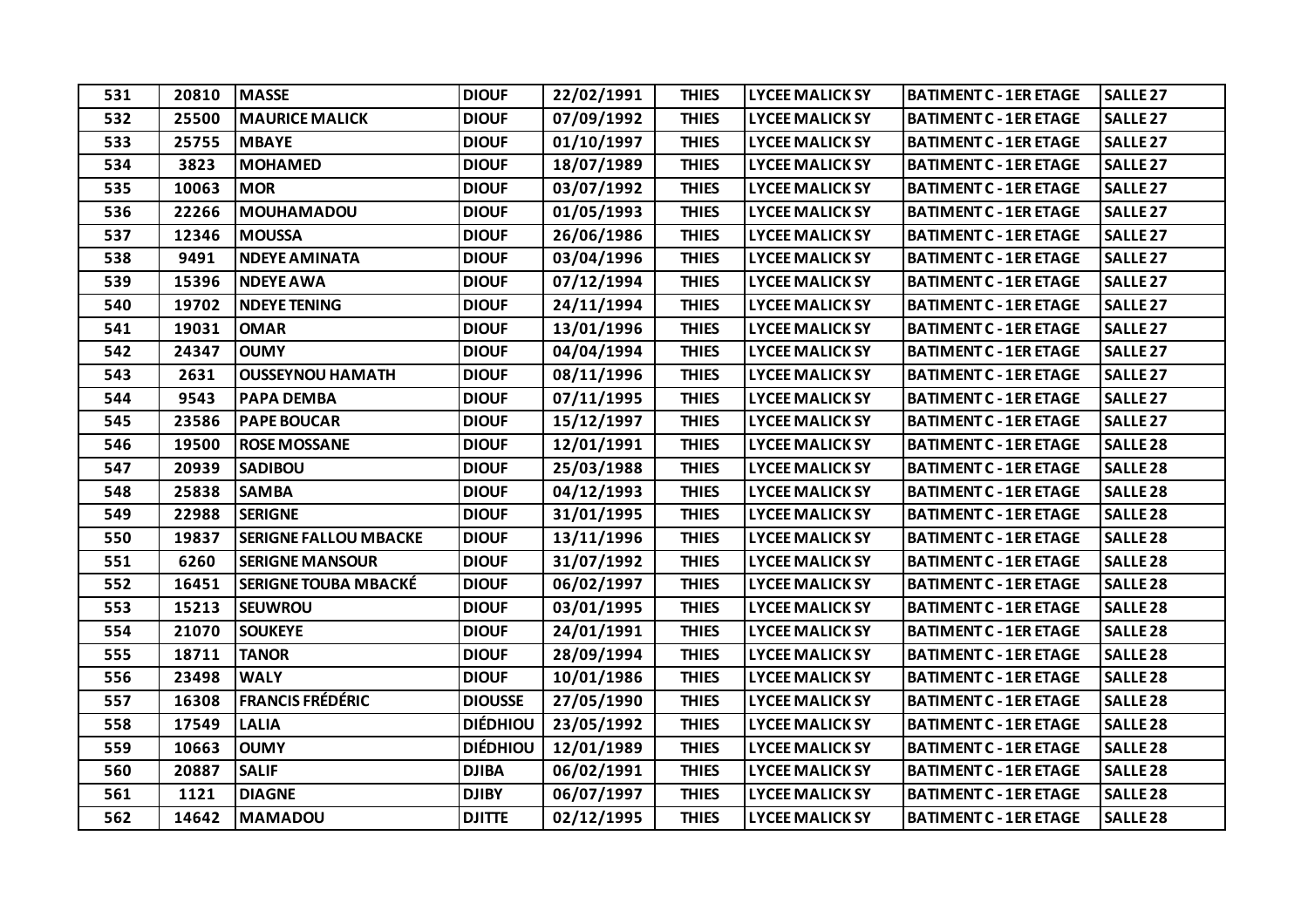| 531 | 20810 | MASSE | DIOUF | 22/02/1991 | THIES | LYCEE MALICK SY | BATIMENT C - 1ER ETAGE | SALLE 27 |
|---|---|---|---|---|---|---|---|---|
| 532 | 25500 | MAURICE MALICK | DIOUF | 07/09/1992 | THIES | LYCEE MALICK SY | BATIMENT C - 1ER ETAGE | SALLE 27 |
| 533 | 25755 | MBAYE | DIOUF | 01/10/1997 | THIES | LYCEE MALICK SY | BATIMENT C - 1ER ETAGE | SALLE 27 |
| 534 | 3823 | MOHAMED | DIOUF | 18/07/1989 | THIES | LYCEE MALICK SY | BATIMENT C - 1ER ETAGE | SALLE 27 |
| 535 | 10063 | MOR | DIOUF | 03/07/1992 | THIES | LYCEE MALICK SY | BATIMENT C - 1ER ETAGE | SALLE 27 |
| 536 | 22266 | MOUHAMADOU | DIOUF | 01/05/1993 | THIES | LYCEE MALICK SY | BATIMENT C - 1ER ETAGE | SALLE 27 |
| 537 | 12346 | MOUSSA | DIOUF | 26/06/1986 | THIES | LYCEE MALICK SY | BATIMENT C - 1ER ETAGE | SALLE 27 |
| 538 | 9491 | NDEYE AMINATA | DIOUF | 03/04/1996 | THIES | LYCEE MALICK SY | BATIMENT C - 1ER ETAGE | SALLE 27 |
| 539 | 15396 | NDEYE AWA | DIOUF | 07/12/1994 | THIES | LYCEE MALICK SY | BATIMENT C - 1ER ETAGE | SALLE 27 |
| 540 | 19702 | NDEYE TENING | DIOUF | 24/11/1994 | THIES | LYCEE MALICK SY | BATIMENT C - 1ER ETAGE | SALLE 27 |
| 541 | 19031 | OMAR | DIOUF | 13/01/1996 | THIES | LYCEE MALICK SY | BATIMENT C - 1ER ETAGE | SALLE 27 |
| 542 | 24347 | OUMY | DIOUF | 04/04/1994 | THIES | LYCEE MALICK SY | BATIMENT C - 1ER ETAGE | SALLE 27 |
| 543 | 2631 | OUSSEYNOU HAMATH | DIOUF | 08/11/1996 | THIES | LYCEE MALICK SY | BATIMENT C - 1ER ETAGE | SALLE 27 |
| 544 | 9543 | PAPA DEMBA | DIOUF | 07/11/1995 | THIES | LYCEE MALICK SY | BATIMENT C - 1ER ETAGE | SALLE 27 |
| 545 | 23586 | PAPE BOUCAR | DIOUF | 15/12/1997 | THIES | LYCEE MALICK SY | BATIMENT C - 1ER ETAGE | SALLE 27 |
| 546 | 19500 | ROSE MOSSANE | DIOUF | 12/01/1991 | THIES | LYCEE MALICK SY | BATIMENT C - 1ER ETAGE | SALLE 28 |
| 547 | 20939 | SADIBOU | DIOUF | 25/03/1988 | THIES | LYCEE MALICK SY | BATIMENT C - 1ER ETAGE | SALLE 28 |
| 548 | 25838 | SAMBA | DIOUF | 04/12/1993 | THIES | LYCEE MALICK SY | BATIMENT C - 1ER ETAGE | SALLE 28 |
| 549 | 22988 | SERIGNE | DIOUF | 31/01/1995 | THIES | LYCEE MALICK SY | BATIMENT C - 1ER ETAGE | SALLE 28 |
| 550 | 19837 | SERIGNE FALLOU MBACKE | DIOUF | 13/11/1996 | THIES | LYCEE MALICK SY | BATIMENT C - 1ER ETAGE | SALLE 28 |
| 551 | 6260 | SERIGNE MANSOUR | DIOUF | 31/07/1992 | THIES | LYCEE MALICK SY | BATIMENT C - 1ER ETAGE | SALLE 28 |
| 552 | 16451 | SERIGNE TOUBA MBACKÉ | DIOUF | 06/02/1997 | THIES | LYCEE MALICK SY | BATIMENT C - 1ER ETAGE | SALLE 28 |
| 553 | 15213 | SEUWROU | DIOUF | 03/01/1995 | THIES | LYCEE MALICK SY | BATIMENT C - 1ER ETAGE | SALLE 28 |
| 554 | 21070 | SOUKEYE | DIOUF | 24/01/1991 | THIES | LYCEE MALICK SY | BATIMENT C - 1ER ETAGE | SALLE 28 |
| 555 | 18711 | TANOR | DIOUF | 28/09/1994 | THIES | LYCEE MALICK SY | BATIMENT C - 1ER ETAGE | SALLE 28 |
| 556 | 23498 | WALY | DIOUF | 10/01/1986 | THIES | LYCEE MALICK SY | BATIMENT C - 1ER ETAGE | SALLE 28 |
| 557 | 16308 | FRANCIS FRÉDÉRIC | DIOUSSE | 27/05/1990 | THIES | LYCEE MALICK SY | BATIMENT C - 1ER ETAGE | SALLE 28 |
| 558 | 17549 | LALIA | DIÉDHIOU | 23/05/1992 | THIES | LYCEE MALICK SY | BATIMENT C - 1ER ETAGE | SALLE 28 |
| 559 | 10663 | OUMY | DIÉDHIOU | 12/01/1989 | THIES | LYCEE MALICK SY | BATIMENT C - 1ER ETAGE | SALLE 28 |
| 560 | 20887 | SALIF | DJIBA | 06/02/1991 | THIES | LYCEE MALICK SY | BATIMENT C - 1ER ETAGE | SALLE 28 |
| 561 | 1121 | DIAGNE | DJIBY | 06/07/1997 | THIES | LYCEE MALICK SY | BATIMENT C - 1ER ETAGE | SALLE 28 |
| 562 | 14642 | MAMADOU | DJITTE | 02/12/1995 | THIES | LYCEE MALICK SY | BATIMENT C - 1ER ETAGE | SALLE 28 |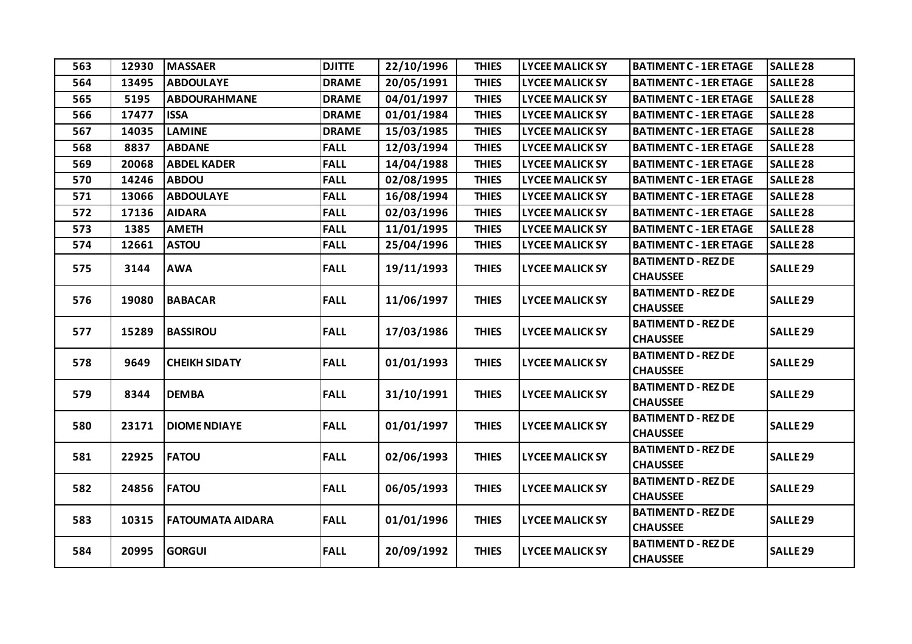| 563 | 12930 | MASSAER | DJITTE | 22/10/1996 | THIES | LYCEE MALICK SY | BATIMENT C - 1ER ETAGE | SALLE 28 |
|---|---|---|---|---|---|---|---|---|
| 564 | 13495 | ABDOULAYE | DRAME | 20/05/1991 | THIES | LYCEE MALICK SY | BATIMENT C - 1ER ETAGE | SALLE 28 |
| 565 | 5195 | ABDOURAHMANE | DRAME | 04/01/1997 | THIES | LYCEE MALICK SY | BATIMENT C - 1ER ETAGE | SALLE 28 |
| 566 | 17477 | ISSA | DRAME | 01/01/1984 | THIES | LYCEE MALICK SY | BATIMENT C - 1ER ETAGE | SALLE 28 |
| 567 | 14035 | LAMINE | DRAME | 15/03/1985 | THIES | LYCEE MALICK SY | BATIMENT C - 1ER ETAGE | SALLE 28 |
| 568 | 8837 | ABDANE | FALL | 12/03/1994 | THIES | LYCEE MALICK SY | BATIMENT C - 1ER ETAGE | SALLE 28 |
| 569 | 20068 | ABDEL KADER | FALL | 14/04/1988 | THIES | LYCEE MALICK SY | BATIMENT C - 1ER ETAGE | SALLE 28 |
| 570 | 14246 | ABDOU | FALL | 02/08/1995 | THIES | LYCEE MALICK SY | BATIMENT C - 1ER ETAGE | SALLE 28 |
| 571 | 13066 | ABDOULAYE | FALL | 16/08/1994 | THIES | LYCEE MALICK SY | BATIMENT C - 1ER ETAGE | SALLE 28 |
| 572 | 17136 | AIDARA | FALL | 02/03/1996 | THIES | LYCEE MALICK SY | BATIMENT C - 1ER ETAGE | SALLE 28 |
| 573 | 1385 | AMETH | FALL | 11/01/1995 | THIES | LYCEE MALICK SY | BATIMENT C - 1ER ETAGE | SALLE 28 |
| 574 | 12661 | ASTOU | FALL | 25/04/1996 | THIES | LYCEE MALICK SY | BATIMENT C - 1ER ETAGE | SALLE 28 |
| 575 | 3144 | AWA | FALL | 19/11/1993 | THIES | LYCEE MALICK SY | BATIMENT D - REZ DE CHAUSSEE | SALLE 29 |
| 576 | 19080 | BABACAR | FALL | 11/06/1997 | THIES | LYCEE MALICK SY | BATIMENT D - REZ DE CHAUSSEE | SALLE 29 |
| 577 | 15289 | BASSIROU | FALL | 17/03/1986 | THIES | LYCEE MALICK SY | BATIMENT D - REZ DE CHAUSSEE | SALLE 29 |
| 578 | 9649 | CHEIKH SIDATY | FALL | 01/01/1993 | THIES | LYCEE MALICK SY | BATIMENT D - REZ DE CHAUSSEE | SALLE 29 |
| 579 | 8344 | DEMBA | FALL | 31/10/1991 | THIES | LYCEE MALICK SY | BATIMENT D - REZ DE CHAUSSEE | SALLE 29 |
| 580 | 23171 | DIOME NDIAYE | FALL | 01/01/1997 | THIES | LYCEE MALICK SY | BATIMENT D - REZ DE CHAUSSEE | SALLE 29 |
| 581 | 22925 | FATOU | FALL | 02/06/1993 | THIES | LYCEE MALICK SY | BATIMENT D - REZ DE CHAUSSEE | SALLE 29 |
| 582 | 24856 | FATOU | FALL | 06/05/1993 | THIES | LYCEE MALICK SY | BATIMENT D - REZ DE CHAUSSEE | SALLE 29 |
| 583 | 10315 | FATOUMATA AIDARA | FALL | 01/01/1996 | THIES | LYCEE MALICK SY | BATIMENT D - REZ DE CHAUSSEE | SALLE 29 |
| 584 | 20995 | GORGUI | FALL | 20/09/1992 | THIES | LYCEE MALICK SY | BATIMENT D - REZ DE CHAUSSEE | SALLE 29 |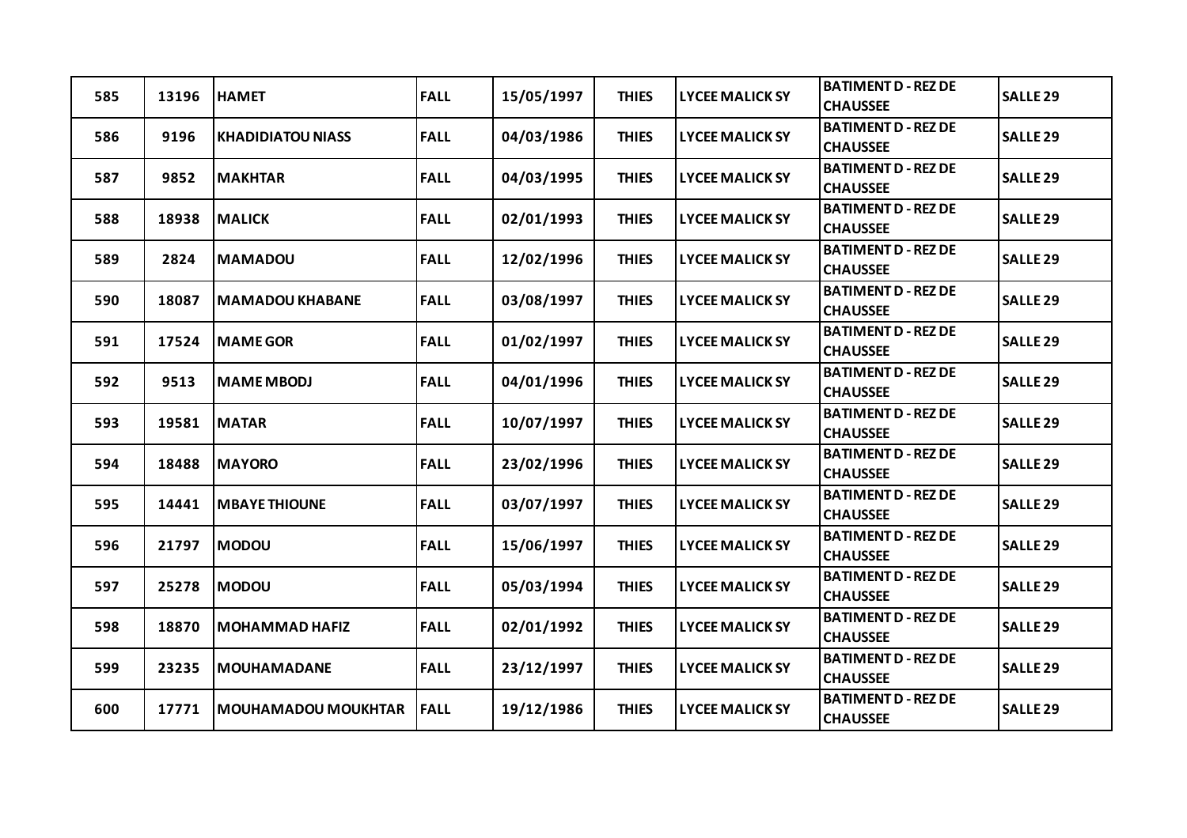| 585 | 13196 | HAMET | FALL | 15/05/1997 | THIES | LYCEE MALICK SY | BATIMENT D - REZ DE CHAUSSEE | SALLE 29 |
|---|---|---|---|---|---|---|---|---|
| 586 | 9196 | KHADIDIATOU NIASS | FALL | 04/03/1986 | THIES | LYCEE MALICK SY | BATIMENT D - REZ DE CHAUSSEE | SALLE 29 |
| 587 | 9852 | MAKHTAR | FALL | 04/03/1995 | THIES | LYCEE MALICK SY | BATIMENT D - REZ DE CHAUSSEE | SALLE 29 |
| 588 | 18938 | MALICK | FALL | 02/01/1993 | THIES | LYCEE MALICK SY | BATIMENT D - REZ DE CHAUSSEE | SALLE 29 |
| 589 | 2824 | MAMADOU | FALL | 12/02/1996 | THIES | LYCEE MALICK SY | BATIMENT D - REZ DE CHAUSSEE | SALLE 29 |
| 590 | 18087 | MAMADOU KHABANE | FALL | 03/08/1997 | THIES | LYCEE MALICK SY | BATIMENT D - REZ DE CHAUSSEE | SALLE 29 |
| 591 | 17524 | MAME GOR | FALL | 01/02/1997 | THIES | LYCEE MALICK SY | BATIMENT D - REZ DE CHAUSSEE | SALLE 29 |
| 592 | 9513 | MAME MBODJ | FALL | 04/01/1996 | THIES | LYCEE MALICK SY | BATIMENT D - REZ DE CHAUSSEE | SALLE 29 |
| 593 | 19581 | MATAR | FALL | 10/07/1997 | THIES | LYCEE MALICK SY | BATIMENT D - REZ DE CHAUSSEE | SALLE 29 |
| 594 | 18488 | MAYORO | FALL | 23/02/1996 | THIES | LYCEE MALICK SY | BATIMENT D - REZ DE CHAUSSEE | SALLE 29 |
| 595 | 14441 | MBAYE THIOUNE | FALL | 03/07/1997 | THIES | LYCEE MALICK SY | BATIMENT D - REZ DE CHAUSSEE | SALLE 29 |
| 596 | 21797 | MODOU | FALL | 15/06/1997 | THIES | LYCEE MALICK SY | BATIMENT D - REZ DE CHAUSSEE | SALLE 29 |
| 597 | 25278 | MODOU | FALL | 05/03/1994 | THIES | LYCEE MALICK SY | BATIMENT D - REZ DE CHAUSSEE | SALLE 29 |
| 598 | 18870 | MOHAMMAD HAFIZ | FALL | 02/01/1992 | THIES | LYCEE MALICK SY | BATIMENT D - REZ DE CHAUSSEE | SALLE 29 |
| 599 | 23235 | MOUHAMADANE | FALL | 23/12/1997 | THIES | LYCEE MALICK SY | BATIMENT D - REZ DE CHAUSSEE | SALLE 29 |
| 600 | 17771 | MOUHAMADOU MOUKHTAR | FALL | 19/12/1986 | THIES | LYCEE MALICK SY | BATIMENT D - REZ DE CHAUSSEE | SALLE 29 |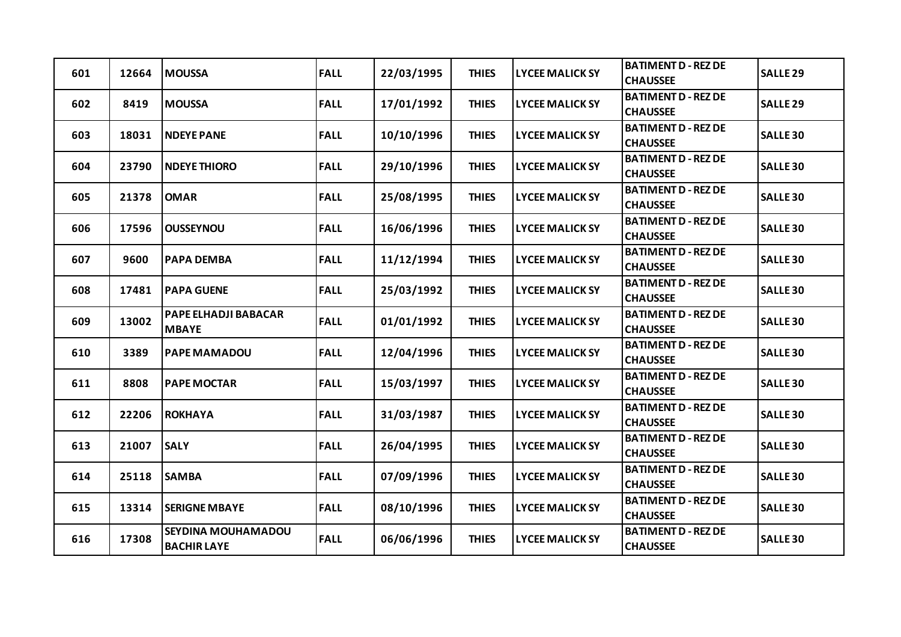| 601 | 12664 | MOUSSA | FALL | 22/03/1995 | THIES | LYCEE MALICK SY | BATIMENT D - REZ DE CHAUSSEE | SALLE 29 |
|---|---|---|---|---|---|---|---|---|
| 602 | 8419 | MOUSSA | FALL | 17/01/1992 | THIES | LYCEE MALICK SY | BATIMENT D - REZ DE CHAUSSEE | SALLE 29 |
| 603 | 18031 | NDEYE PANE | FALL | 10/10/1996 | THIES | LYCEE MALICK SY | BATIMENT D - REZ DE CHAUSSEE | SALLE 30 |
| 604 | 23790 | NDEYE THIORO | FALL | 29/10/1996 | THIES | LYCEE MALICK SY | BATIMENT D - REZ DE CHAUSSEE | SALLE 30 |
| 605 | 21378 | OMAR | FALL | 25/08/1995 | THIES | LYCEE MALICK SY | BATIMENT D - REZ DE CHAUSSEE | SALLE 30 |
| 606 | 17596 | OUSSEYNOU | FALL | 16/06/1996 | THIES | LYCEE MALICK SY | BATIMENT D - REZ DE CHAUSSEE | SALLE 30 |
| 607 | 9600 | PAPA DEMBA | FALL | 11/12/1994 | THIES | LYCEE MALICK SY | BATIMENT D - REZ DE CHAUSSEE | SALLE 30 |
| 608 | 17481 | PAPA GUENE | FALL | 25/03/1992 | THIES | LYCEE MALICK SY | BATIMENT D - REZ DE CHAUSSEE | SALLE 30 |
| 609 | 13002 | PAPE ELHADJI BABACAR MBAYE | FALL | 01/01/1992 | THIES | LYCEE MALICK SY | BATIMENT D - REZ DE CHAUSSEE | SALLE 30 |
| 610 | 3389 | PAPE MAMADOU | FALL | 12/04/1996 | THIES | LYCEE MALICK SY | BATIMENT D - REZ DE CHAUSSEE | SALLE 30 |
| 611 | 8808 | PAPE MOCTAR | FALL | 15/03/1997 | THIES | LYCEE MALICK SY | BATIMENT D - REZ DE CHAUSSEE | SALLE 30 |
| 612 | 22206 | ROKHAYA | FALL | 31/03/1987 | THIES | LYCEE MALICK SY | BATIMENT D - REZ DE CHAUSSEE | SALLE 30 |
| 613 | 21007 | SALY | FALL | 26/04/1995 | THIES | LYCEE MALICK SY | BATIMENT D - REZ DE CHAUSSEE | SALLE 30 |
| 614 | 25118 | SAMBA | FALL | 07/09/1996 | THIES | LYCEE MALICK SY | BATIMENT D - REZ DE CHAUSSEE | SALLE 30 |
| 615 | 13314 | SERIGNE MBAYE | FALL | 08/10/1996 | THIES | LYCEE MALICK SY | BATIMENT D - REZ DE CHAUSSEE | SALLE 30 |
| 616 | 17308 | SEYDINA MOUHAMADOU BACHIR LAYE | FALL | 06/06/1996 | THIES | LYCEE MALICK SY | BATIMENT D - REZ DE CHAUSSEE | SALLE 30 |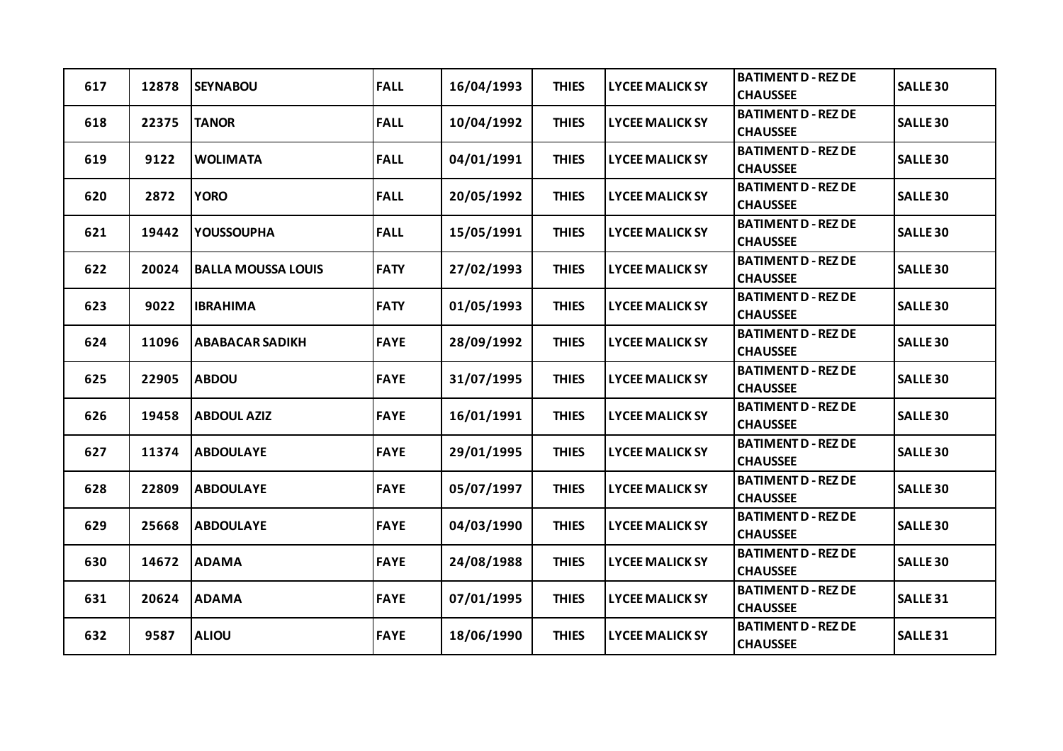| 617 | 12878 | SEYNABOU | FALL | 16/04/1993 | THIES | LYCEE MALICK SY | BATIMENT D - REZ DE CHAUSSEE | SALLE 30 |
|---|---|---|---|---|---|---|---|---|
| 618 | 22375 | TANOR | FALL | 10/04/1992 | THIES | LYCEE MALICK SY | BATIMENT D - REZ DE CHAUSSEE | SALLE 30 |
| 619 | 9122 | WOLIMATA | FALL | 04/01/1991 | THIES | LYCEE MALICK SY | BATIMENT D - REZ DE CHAUSSEE | SALLE 30 |
| 620 | 2872 | YORO | FALL | 20/05/1992 | THIES | LYCEE MALICK SY | BATIMENT D - REZ DE CHAUSSEE | SALLE 30 |
| 621 | 19442 | YOUSSOUPHA | FALL | 15/05/1991 | THIES | LYCEE MALICK SY | BATIMENT D - REZ DE CHAUSSEE | SALLE 30 |
| 622 | 20024 | BALLA MOUSSA LOUIS | FATY | 27/02/1993 | THIES | LYCEE MALICK SY | BATIMENT D - REZ DE CHAUSSEE | SALLE 30 |
| 623 | 9022 | IBRAHIMA | FATY | 01/05/1993 | THIES | LYCEE MALICK SY | BATIMENT D - REZ DE CHAUSSEE | SALLE 30 |
| 624 | 11096 | ABABACAR SADIKH | FAYE | 28/09/1992 | THIES | LYCEE MALICK SY | BATIMENT D - REZ DE CHAUSSEE | SALLE 30 |
| 625 | 22905 | ABDOU | FAYE | 31/07/1995 | THIES | LYCEE MALICK SY | BATIMENT D - REZ DE CHAUSSEE | SALLE 30 |
| 626 | 19458 | ABDOUL AZIZ | FAYE | 16/01/1991 | THIES | LYCEE MALICK SY | BATIMENT D - REZ DE CHAUSSEE | SALLE 30 |
| 627 | 11374 | ABDOULAYE | FAYE | 29/01/1995 | THIES | LYCEE MALICK SY | BATIMENT D - REZ DE CHAUSSEE | SALLE 30 |
| 628 | 22809 | ABDOULAYE | FAYE | 05/07/1997 | THIES | LYCEE MALICK SY | BATIMENT D - REZ DE CHAUSSEE | SALLE 30 |
| 629 | 25668 | ABDOULAYE | FAYE | 04/03/1990 | THIES | LYCEE MALICK SY | BATIMENT D - REZ DE CHAUSSEE | SALLE 30 |
| 630 | 14672 | ADAMA | FAYE | 24/08/1988 | THIES | LYCEE MALICK SY | BATIMENT D - REZ DE CHAUSSEE | SALLE 30 |
| 631 | 20624 | ADAMA | FAYE | 07/01/1995 | THIES | LYCEE MALICK SY | BATIMENT D - REZ DE CHAUSSEE | SALLE 31 |
| 632 | 9587 | ALIOU | FAYE | 18/06/1990 | THIES | LYCEE MALICK SY | BATIMENT D - REZ DE CHAUSSEE | SALLE 31 |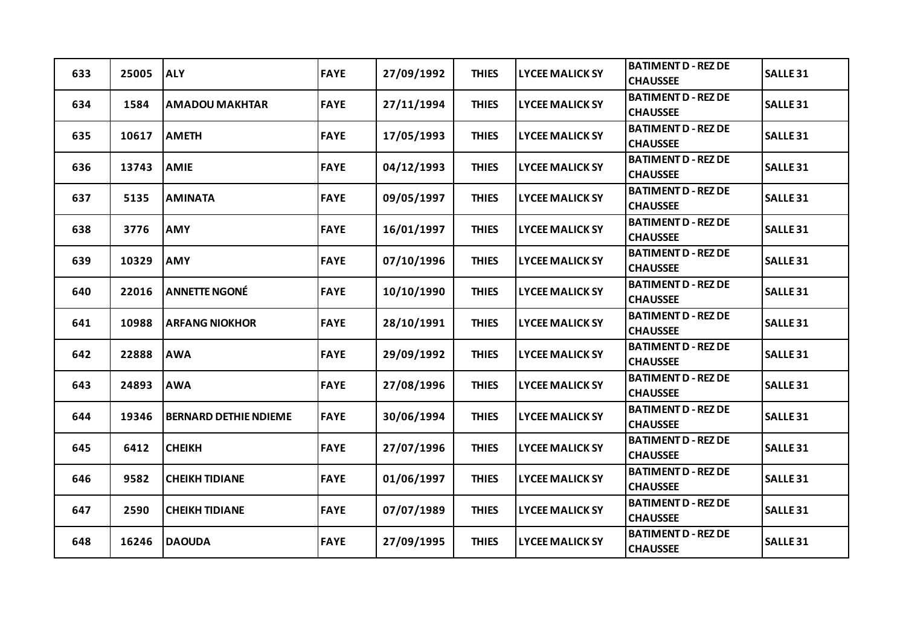| 633 | 25005 | ALY | FAYE | 27/09/1992 | THIES | LYCEE MALICK SY | BATIMENT D - REZ DE CHAUSSEE | SALLE 31 |
|---|---|---|---|---|---|---|---|---|
| 634 | 1584 | AMADOU MAKHTAR | FAYE | 27/11/1994 | THIES | LYCEE MALICK SY | BATIMENT D - REZ DE CHAUSSEE | SALLE 31 |
| 635 | 10617 | AMETH | FAYE | 17/05/1993 | THIES | LYCEE MALICK SY | BATIMENT D - REZ DE CHAUSSEE | SALLE 31 |
| 636 | 13743 | AMIE | FAYE | 04/12/1993 | THIES | LYCEE MALICK SY | BATIMENT D - REZ DE CHAUSSEE | SALLE 31 |
| 637 | 5135 | AMINATA | FAYE | 09/05/1997 | THIES | LYCEE MALICK SY | BATIMENT D - REZ DE CHAUSSEE | SALLE 31 |
| 638 | 3776 | AMY | FAYE | 16/01/1997 | THIES | LYCEE MALICK SY | BATIMENT D - REZ DE CHAUSSEE | SALLE 31 |
| 639 | 10329 | AMY | FAYE | 07/10/1996 | THIES | LYCEE MALICK SY | BATIMENT D - REZ DE CHAUSSEE | SALLE 31 |
| 640 | 22016 | ANNETTE NGONÉ | FAYE | 10/10/1990 | THIES | LYCEE MALICK SY | BATIMENT D - REZ DE CHAUSSEE | SALLE 31 |
| 641 | 10988 | ARFANG NIOKHOR | FAYE | 28/10/1991 | THIES | LYCEE MALICK SY | BATIMENT D - REZ DE CHAUSSEE | SALLE 31 |
| 642 | 22888 | AWA | FAYE | 29/09/1992 | THIES | LYCEE MALICK SY | BATIMENT D - REZ DE CHAUSSEE | SALLE 31 |
| 643 | 24893 | AWA | FAYE | 27/08/1996 | THIES | LYCEE MALICK SY | BATIMENT D - REZ DE CHAUSSEE | SALLE 31 |
| 644 | 19346 | BERNARD DETHIE NDIEME | FAYE | 30/06/1994 | THIES | LYCEE MALICK SY | BATIMENT D - REZ DE CHAUSSEE | SALLE 31 |
| 645 | 6412 | CHEIKH | FAYE | 27/07/1996 | THIES | LYCEE MALICK SY | BATIMENT D - REZ DE CHAUSSEE | SALLE 31 |
| 646 | 9582 | CHEIKH TIDIANE | FAYE | 01/06/1997 | THIES | LYCEE MALICK SY | BATIMENT D - REZ DE CHAUSSEE | SALLE 31 |
| 647 | 2590 | CHEIKH TIDIANE | FAYE | 07/07/1989 | THIES | LYCEE MALICK SY | BATIMENT D - REZ DE CHAUSSEE | SALLE 31 |
| 648 | 16246 | DAOUDA | FAYE | 27/09/1995 | THIES | LYCEE MALICK SY | BATIMENT D - REZ DE CHAUSSEE | SALLE 31 |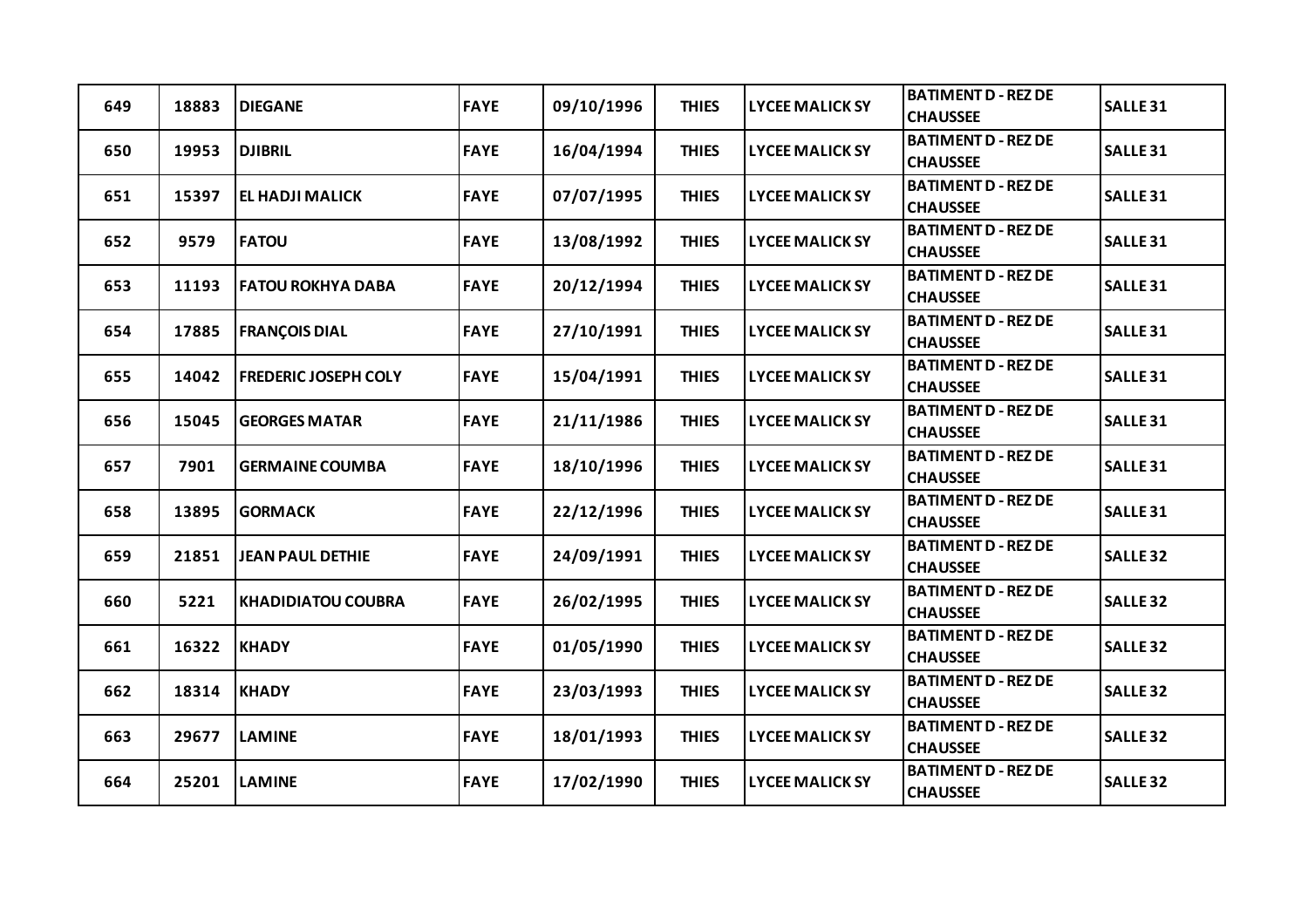| 649 | 18883 | DIEGANE | FAYE | 09/10/1996 | THIES | LYCEE MALICK SY | BATIMENT D - REZ DE CHAUSSEE | SALLE 31 |
|---|---|---|---|---|---|---|---|---|
| 650 | 19953 | DJIBRIL | FAYE | 16/04/1994 | THIES | LYCEE MALICK SY | BATIMENT D - REZ DE CHAUSSEE | SALLE 31 |
| 651 | 15397 | EL HADJI MALICK | FAYE | 07/07/1995 | THIES | LYCEE MALICK SY | BATIMENT D - REZ DE CHAUSSEE | SALLE 31 |
| 652 | 9579 | FATOU | FAYE | 13/08/1992 | THIES | LYCEE MALICK SY | BATIMENT D - REZ DE CHAUSSEE | SALLE 31 |
| 653 | 11193 | FATOU ROKHYA DABA | FAYE | 20/12/1994 | THIES | LYCEE MALICK SY | BATIMENT D - REZ DE CHAUSSEE | SALLE 31 |
| 654 | 17885 | FRANÇOIS DIAL | FAYE | 27/10/1991 | THIES | LYCEE MALICK SY | BATIMENT D - REZ DE CHAUSSEE | SALLE 31 |
| 655 | 14042 | FREDERIC JOSEPH COLY | FAYE | 15/04/1991 | THIES | LYCEE MALICK SY | BATIMENT D - REZ DE CHAUSSEE | SALLE 31 |
| 656 | 15045 | GEORGES MATAR | FAYE | 21/11/1986 | THIES | LYCEE MALICK SY | BATIMENT D - REZ DE CHAUSSEE | SALLE 31 |
| 657 | 7901 | GERMAINE COUMBA | FAYE | 18/10/1996 | THIES | LYCEE MALICK SY | BATIMENT D - REZ DE CHAUSSEE | SALLE 31 |
| 658 | 13895 | GORMACK | FAYE | 22/12/1996 | THIES | LYCEE MALICK SY | BATIMENT D - REZ DE CHAUSSEE | SALLE 31 |
| 659 | 21851 | JEAN PAUL DETHIE | FAYE | 24/09/1991 | THIES | LYCEE MALICK SY | BATIMENT D - REZ DE CHAUSSEE | SALLE 32 |
| 660 | 5221 | KHADIDIATOU COUBRA | FAYE | 26/02/1995 | THIES | LYCEE MALICK SY | BATIMENT D - REZ DE CHAUSSEE | SALLE 32 |
| 661 | 16322 | KHADY | FAYE | 01/05/1990 | THIES | LYCEE MALICK SY | BATIMENT D - REZ DE CHAUSSEE | SALLE 32 |
| 662 | 18314 | KHADY | FAYE | 23/03/1993 | THIES | LYCEE MALICK SY | BATIMENT D - REZ DE CHAUSSEE | SALLE 32 |
| 663 | 29677 | LAMINE | FAYE | 18/01/1993 | THIES | LYCEE MALICK SY | BATIMENT D - REZ DE CHAUSSEE | SALLE 32 |
| 664 | 25201 | LAMINE | FAYE | 17/02/1990 | THIES | LYCEE MALICK SY | BATIMENT D - REZ DE CHAUSSEE | SALLE 32 |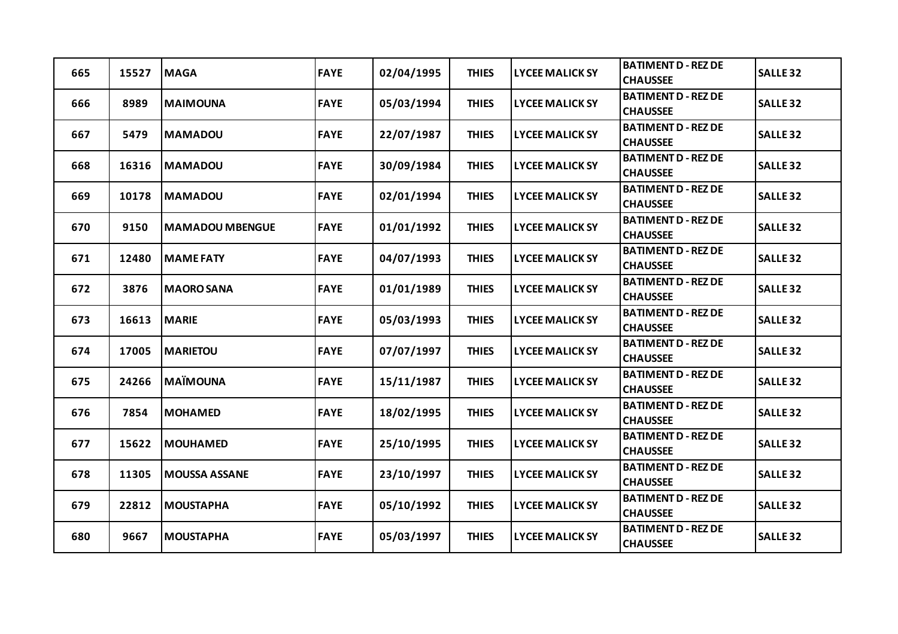| 665 | 15527 | MAGA | FAYE | 02/04/1995 | THIES | LYCEE MALICK SY | BATIMENT D - REZ DE CHAUSSEE | SALLE 32 |
|---|---|---|---|---|---|---|---|---|
| 666 | 8989 | MAIMOUNA | FAYE | 05/03/1994 | THIES | LYCEE MALICK SY | BATIMENT D - REZ DE CHAUSSEE | SALLE 32 |
| 667 | 5479 | MAMADOU | FAYE | 22/07/1987 | THIES | LYCEE MALICK SY | BATIMENT D - REZ DE CHAUSSEE | SALLE 32 |
| 668 | 16316 | MAMADOU | FAYE | 30/09/1984 | THIES | LYCEE MALICK SY | BATIMENT D - REZ DE CHAUSSEE | SALLE 32 |
| 669 | 10178 | MAMADOU | FAYE | 02/01/1994 | THIES | LYCEE MALICK SY | BATIMENT D - REZ DE CHAUSSEE | SALLE 32 |
| 670 | 9150 | MAMADOU MBENGUE | FAYE | 01/01/1992 | THIES | LYCEE MALICK SY | BATIMENT D - REZ DE CHAUSSEE | SALLE 32 |
| 671 | 12480 | MAME FATY | FAYE | 04/07/1993 | THIES | LYCEE MALICK SY | BATIMENT D - REZ DE CHAUSSEE | SALLE 32 |
| 672 | 3876 | MAORO SANA | FAYE | 01/01/1989 | THIES | LYCEE MALICK SY | BATIMENT D - REZ DE CHAUSSEE | SALLE 32 |
| 673 | 16613 | MARIE | FAYE | 05/03/1993 | THIES | LYCEE MALICK SY | BATIMENT D - REZ DE CHAUSSEE | SALLE 32 |
| 674 | 17005 | MARIETOU | FAYE | 07/07/1997 | THIES | LYCEE MALICK SY | BATIMENT D - REZ DE CHAUSSEE | SALLE 32 |
| 675 | 24266 | MAÏMOUNA | FAYE | 15/11/1987 | THIES | LYCEE MALICK SY | BATIMENT D - REZ DE CHAUSSEE | SALLE 32 |
| 676 | 7854 | MOHAMED | FAYE | 18/02/1995 | THIES | LYCEE MALICK SY | BATIMENT D - REZ DE CHAUSSEE | SALLE 32 |
| 677 | 15622 | MOUHAMED | FAYE | 25/10/1995 | THIES | LYCEE MALICK SY | BATIMENT D - REZ DE CHAUSSEE | SALLE 32 |
| 678 | 11305 | MOUSSA ASSANE | FAYE | 23/10/1997 | THIES | LYCEE MALICK SY | BATIMENT D - REZ DE CHAUSSEE | SALLE 32 |
| 679 | 22812 | MOUSTAPHA | FAYE | 05/10/1992 | THIES | LYCEE MALICK SY | BATIMENT D - REZ DE CHAUSSEE | SALLE 32 |
| 680 | 9667 | MOUSTAPHA | FAYE | 05/03/1997 | THIES | LYCEE MALICK SY | BATIMENT D - REZ DE CHAUSSEE | SALLE 32 |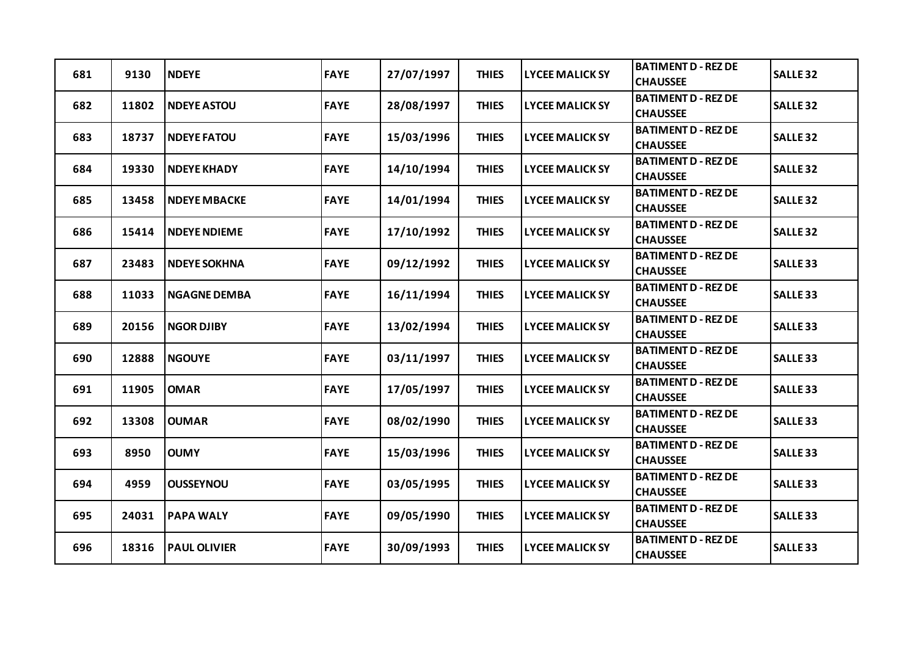| 681 | 9130 | NDEYE | FAYE | 27/07/1997 | THIES | LYCEE MALICK SY | BATIMENT D - REZ DE CHAUSSEE | SALLE 32 |
|---|---|---|---|---|---|---|---|---|
| 682 | 11802 | NDEYE ASTOU | FAYE | 28/08/1997 | THIES | LYCEE MALICK SY | BATIMENT D - REZ DE CHAUSSEE | SALLE 32 |
| 683 | 18737 | NDEYE FATOU | FAYE | 15/03/1996 | THIES | LYCEE MALICK SY | BATIMENT D - REZ DE CHAUSSEE | SALLE 32 |
| 684 | 19330 | NDEYE KHADY | FAYE | 14/10/1994 | THIES | LYCEE MALICK SY | BATIMENT D - REZ DE CHAUSSEE | SALLE 32 |
| 685 | 13458 | NDEYE MBACKE | FAYE | 14/01/1994 | THIES | LYCEE MALICK SY | BATIMENT D - REZ DE CHAUSSEE | SALLE 32 |
| 686 | 15414 | NDEYE NDIEME | FAYE | 17/10/1992 | THIES | LYCEE MALICK SY | BATIMENT D - REZ DE CHAUSSEE | SALLE 32 |
| 687 | 23483 | NDEYE SOKHNA | FAYE | 09/12/1992 | THIES | LYCEE MALICK SY | BATIMENT D - REZ DE CHAUSSEE | SALLE 33 |
| 688 | 11033 | NGAGNE DEMBA | FAYE | 16/11/1994 | THIES | LYCEE MALICK SY | BATIMENT D - REZ DE CHAUSSEE | SALLE 33 |
| 689 | 20156 | NGOR DJIBY | FAYE | 13/02/1994 | THIES | LYCEE MALICK SY | BATIMENT D - REZ DE CHAUSSEE | SALLE 33 |
| 690 | 12888 | NGOUYE | FAYE | 03/11/1997 | THIES | LYCEE MALICK SY | BATIMENT D - REZ DE CHAUSSEE | SALLE 33 |
| 691 | 11905 | OMAR | FAYE | 17/05/1997 | THIES | LYCEE MALICK SY | BATIMENT D - REZ DE CHAUSSEE | SALLE 33 |
| 692 | 13308 | OUMAR | FAYE | 08/02/1990 | THIES | LYCEE MALICK SY | BATIMENT D - REZ DE CHAUSSEE | SALLE 33 |
| 693 | 8950 | OUMY | FAYE | 15/03/1996 | THIES | LYCEE MALICK SY | BATIMENT D - REZ DE CHAUSSEE | SALLE 33 |
| 694 | 4959 | OUSSEYNOU | FAYE | 03/05/1995 | THIES | LYCEE MALICK SY | BATIMENT D - REZ DE CHAUSSEE | SALLE 33 |
| 695 | 24031 | PAPA WALY | FAYE | 09/05/1990 | THIES | LYCEE MALICK SY | BATIMENT D - REZ DE CHAUSSEE | SALLE 33 |
| 696 | 18316 | PAUL OLIVIER | FAYE | 30/09/1993 | THIES | LYCEE MALICK SY | BATIMENT D - REZ DE CHAUSSEE | SALLE 33 |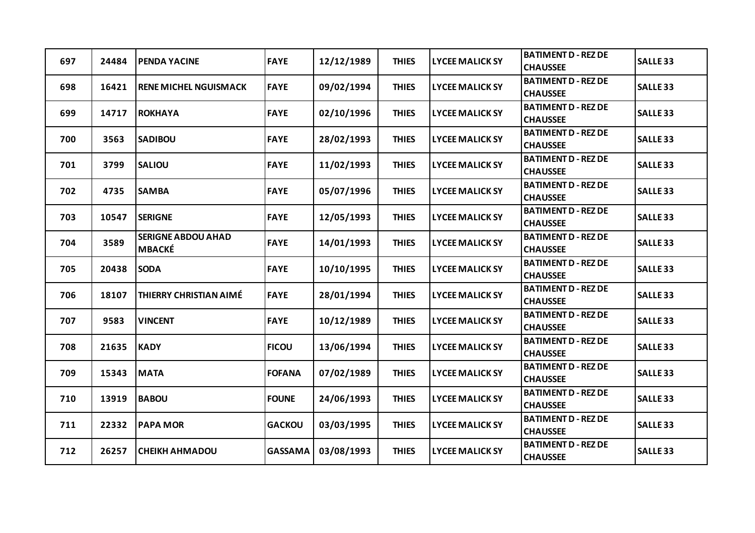| 697 | 24484 | PENDA YACINE | FAYE | 12/12/1989 | THIES | LYCEE MALICK SY | BATIMENT D - REZ DE CHAUSSEE | SALLE 33 |
|---|---|---|---|---|---|---|---|---|
| 698 | 16421 | RENE MICHEL NGUISMACK | FAYE | 09/02/1994 | THIES | LYCEE MALICK SY | BATIMENT D - REZ DE CHAUSSEE | SALLE 33 |
| 699 | 14717 | ROKHAYA | FAYE | 02/10/1996 | THIES | LYCEE MALICK SY | BATIMENT D - REZ DE CHAUSSEE | SALLE 33 |
| 700 | 3563 | SADIBOU | FAYE | 28/02/1993 | THIES | LYCEE MALICK SY | BATIMENT D - REZ DE CHAUSSEE | SALLE 33 |
| 701 | 3799 | SALIOU | FAYE | 11/02/1993 | THIES | LYCEE MALICK SY | BATIMENT D - REZ DE CHAUSSEE | SALLE 33 |
| 702 | 4735 | SAMBA | FAYE | 05/07/1996 | THIES | LYCEE MALICK SY | BATIMENT D - REZ DE CHAUSSEE | SALLE 33 |
| 703 | 10547 | SERIGNE | FAYE | 12/05/1993 | THIES | LYCEE MALICK SY | BATIMENT D - REZ DE CHAUSSEE | SALLE 33 |
| 704 | 3589 | SERIGNE ABDOU AHAD MBACKÉ | FAYE | 14/01/1993 | THIES | LYCEE MALICK SY | BATIMENT D - REZ DE CHAUSSEE | SALLE 33 |
| 705 | 20438 | SODA | FAYE | 10/10/1995 | THIES | LYCEE MALICK SY | BATIMENT D - REZ DE CHAUSSEE | SALLE 33 |
| 706 | 18107 | THIERRY CHRISTIAN AIMÉ | FAYE | 28/01/1994 | THIES | LYCEE MALICK SY | BATIMENT D - REZ DE CHAUSSEE | SALLE 33 |
| 707 | 9583 | VINCENT | FAYE | 10/12/1989 | THIES | LYCEE MALICK SY | BATIMENT D - REZ DE CHAUSSEE | SALLE 33 |
| 708 | 21635 | KADY | FICOU | 13/06/1994 | THIES | LYCEE MALICK SY | BATIMENT D - REZ DE CHAUSSEE | SALLE 33 |
| 709 | 15343 | MATA | FOFANA | 07/02/1989 | THIES | LYCEE MALICK SY | BATIMENT D - REZ DE CHAUSSEE | SALLE 33 |
| 710 | 13919 | BABOU | FOUNE | 24/06/1993 | THIES | LYCEE MALICK SY | BATIMENT D - REZ DE CHAUSSEE | SALLE 33 |
| 711 | 22332 | PAPA MOR | GACKOU | 03/03/1995 | THIES | LYCEE MALICK SY | BATIMENT D - REZ DE CHAUSSEE | SALLE 33 |
| 712 | 26257 | CHEIKH AHMADOU | GASSAMA | 03/08/1993 | THIES | LYCEE MALICK SY | BATIMENT D - REZ DE CHAUSSEE | SALLE 33 |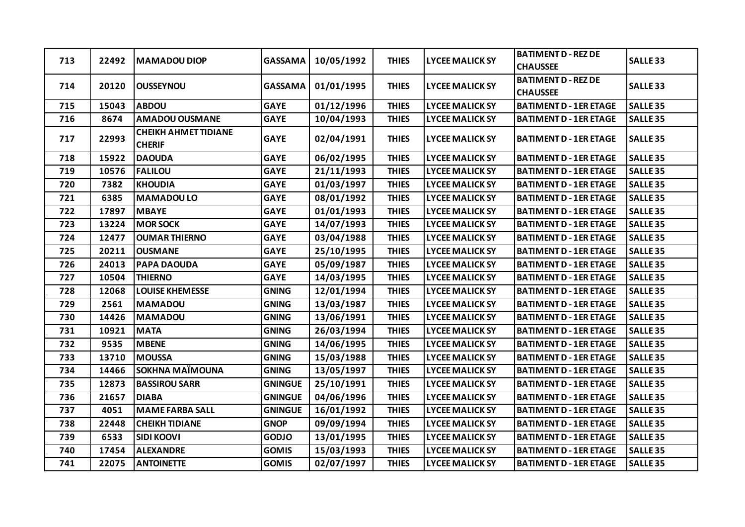| 713 | 22492 | MAMADOU DIOP | GASSAMA | 10/05/1992 | THIES | LYCEE MALICK SY | BATIMENT D - REZ DE CHAUSSEE | SALLE 33 |
|---|---|---|---|---|---|---|---|---|
| 714 | 20120 | OUSSEYNOU | GASSAMA | 01/01/1995 | THIES | LYCEE MALICK SY | BATIMENT D - REZ DE CHAUSSEE | SALLE 33 |
| 715 | 15043 | ABDOU | GAYE | 01/12/1996 | THIES | LYCEE MALICK SY | BATIMENT D - 1ER ETAGE | SALLE 35 |
| 716 | 8674 | AMADOU OUSMANE | GAYE | 10/04/1993 | THIES | LYCEE MALICK SY | BATIMENT D - 1ER ETAGE | SALLE 35 |
| 717 | 22993 | CHEIKH AHMET TIDIANE CHERIF | GAYE | 02/04/1991 | THIES | LYCEE MALICK SY | BATIMENT D - 1ER ETAGE | SALLE 35 |
| 718 | 15922 | DAOUDA | GAYE | 06/02/1995 | THIES | LYCEE MALICK SY | BATIMENT D - 1ER ETAGE | SALLE 35 |
| 719 | 10576 | FALILOU | GAYE | 21/11/1993 | THIES | LYCEE MALICK SY | BATIMENT D - 1ER ETAGE | SALLE 35 |
| 720 | 7382 | KHOUDIA | GAYE | 01/03/1997 | THIES | LYCEE MALICK SY | BATIMENT D - 1ER ETAGE | SALLE 35 |
| 721 | 6385 | MAMADOU LO | GAYE | 08/01/1992 | THIES | LYCEE MALICK SY | BATIMENT D - 1ER ETAGE | SALLE 35 |
| 722 | 17897 | MBAYE | GAYE | 01/01/1993 | THIES | LYCEE MALICK SY | BATIMENT D - 1ER ETAGE | SALLE 35 |
| 723 | 13224 | MOR SOCK | GAYE | 14/07/1993 | THIES | LYCEE MALICK SY | BATIMENT D - 1ER ETAGE | SALLE 35 |
| 724 | 12477 | OUMAR THIERNO | GAYE | 03/04/1988 | THIES | LYCEE MALICK SY | BATIMENT D - 1ER ETAGE | SALLE 35 |
| 725 | 20211 | OUSMANE | GAYE | 25/10/1995 | THIES | LYCEE MALICK SY | BATIMENT D - 1ER ETAGE | SALLE 35 |
| 726 | 24013 | PAPA DAOUDA | GAYE | 05/09/1987 | THIES | LYCEE MALICK SY | BATIMENT D - 1ER ETAGE | SALLE 35 |
| 727 | 10504 | THIERNO | GAYE | 14/03/1995 | THIES | LYCEE MALICK SY | BATIMENT D - 1ER ETAGE | SALLE 35 |
| 728 | 12068 | LOUISE KHEMESSE | GNING | 12/01/1994 | THIES | LYCEE MALICK SY | BATIMENT D - 1ER ETAGE | SALLE 35 |
| 729 | 2561 | MAMADOU | GNING | 13/03/1987 | THIES | LYCEE MALICK SY | BATIMENT D - 1ER ETAGE | SALLE 35 |
| 730 | 14426 | MAMADOU | GNING | 13/06/1991 | THIES | LYCEE MALICK SY | BATIMENT D - 1ER ETAGE | SALLE 35 |
| 731 | 10921 | MATA | GNING | 26/03/1994 | THIES | LYCEE MALICK SY | BATIMENT D - 1ER ETAGE | SALLE 35 |
| 732 | 9535 | MBENE | GNING | 14/06/1995 | THIES | LYCEE MALICK SY | BATIMENT D - 1ER ETAGE | SALLE 35 |
| 733 | 13710 | MOUSSA | GNING | 15/03/1988 | THIES | LYCEE MALICK SY | BATIMENT D - 1ER ETAGE | SALLE 35 |
| 734 | 14466 | SOKHNA MAÏMOUNA | GNING | 13/05/1997 | THIES | LYCEE MALICK SY | BATIMENT D - 1ER ETAGE | SALLE 35 |
| 735 | 12873 | BASSIROU SARR | GNINGUE | 25/10/1991 | THIES | LYCEE MALICK SY | BATIMENT D - 1ER ETAGE | SALLE 35 |
| 736 | 21657 | DIABA | GNINGUE | 04/06/1996 | THIES | LYCEE MALICK SY | BATIMENT D - 1ER ETAGE | SALLE 35 |
| 737 | 4051 | MAME FARBA SALL | GNINGUE | 16/01/1992 | THIES | LYCEE MALICK SY | BATIMENT D - 1ER ETAGE | SALLE 35 |
| 738 | 22448 | CHEIKH TIDIANE | GNOP | 09/09/1994 | THIES | LYCEE MALICK SY | BATIMENT D - 1ER ETAGE | SALLE 35 |
| 739 | 6533 | SIDI KOOVI | GODJO | 13/01/1995 | THIES | LYCEE MALICK SY | BATIMENT D - 1ER ETAGE | SALLE 35 |
| 740 | 17454 | ALEXANDRE | GOMIS | 15/03/1993 | THIES | LYCEE MALICK SY | BATIMENT D - 1ER ETAGE | SALLE 35 |
| 741 | 22075 | ANTOINETTE | GOMIS | 02/07/1997 | THIES | LYCEE MALICK SY | BATIMENT D - 1ER ETAGE | SALLE 35 |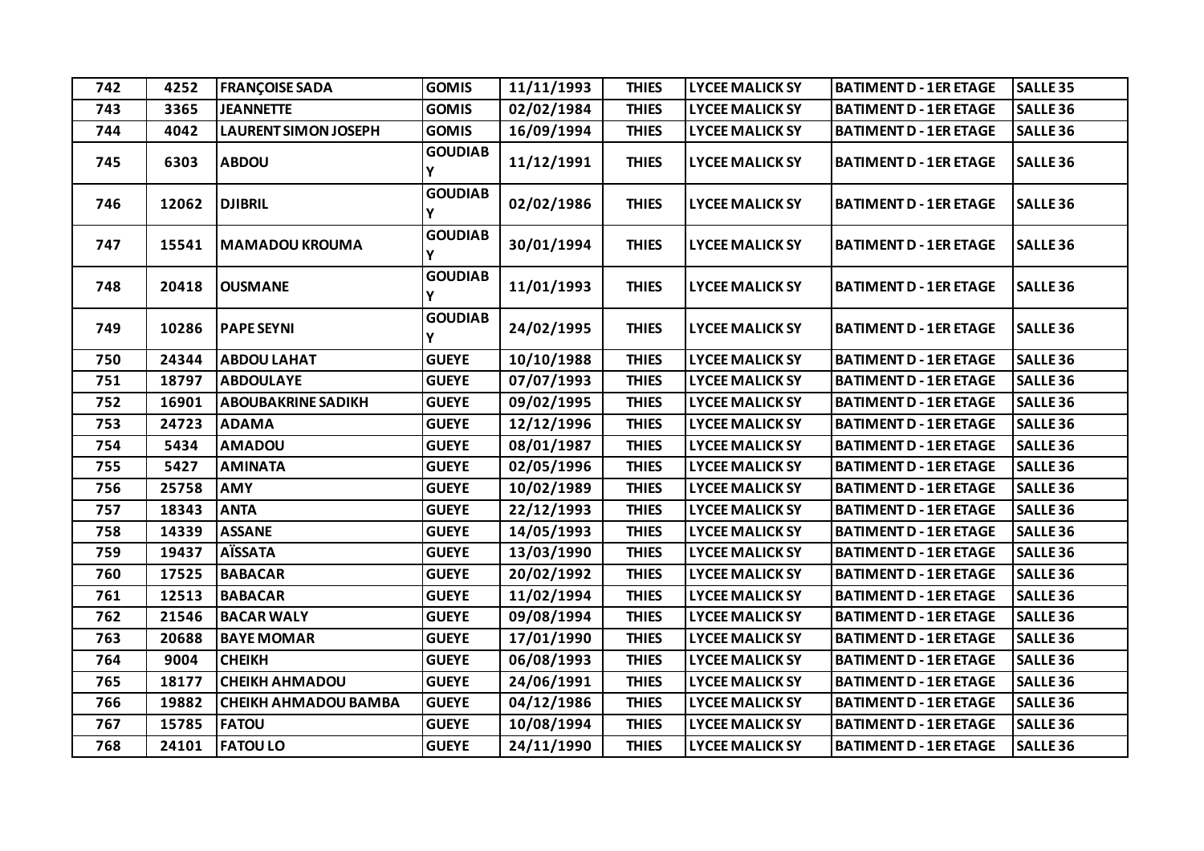| 742 | 4252 | FRANÇOISE SADA | GOMIS | 11/11/1993 | THIES | LYCEE MALICK SY | BATIMENT D - 1ER ETAGE | SALLE 35 |
|---|---|---|---|---|---|---|---|---|
| 743 | 3365 | JEANNETTE | GOMIS | 02/02/1984 | THIES | LYCEE MALICK SY | BATIMENT D - 1ER ETAGE | SALLE 36 |
| 744 | 4042 | LAURENT SIMON JOSEPH | GOMIS | 16/09/1994 | THIES | LYCEE MALICK SY | BATIMENT D - 1ER ETAGE | SALLE 36 |
| 745 | 6303 | ABDOU | GOUDIABY | 11/12/1991 | THIES | LYCEE MALICK SY | BATIMENT D - 1ER ETAGE | SALLE 36 |
| 746 | 12062 | DJIBRIL | GOUDIABY | 02/02/1986 | THIES | LYCEE MALICK SY | BATIMENT D - 1ER ETAGE | SALLE 36 |
| 747 | 15541 | MAMADOU KROUMA | GOUDIABY | 30/01/1994 | THIES | LYCEE MALICK SY | BATIMENT D - 1ER ETAGE | SALLE 36 |
| 748 | 20418 | OUSMANE | GOUDIABY | 11/01/1993 | THIES | LYCEE MALICK SY | BATIMENT D - 1ER ETAGE | SALLE 36 |
| 749 | 10286 | PAPE SEYNI | GOUDIABY | 24/02/1995 | THIES | LYCEE MALICK SY | BATIMENT D - 1ER ETAGE | SALLE 36 |
| 750 | 24344 | ABDOU LAHAT | GUEYE | 10/10/1988 | THIES | LYCEE MALICK SY | BATIMENT D - 1ER ETAGE | SALLE 36 |
| 751 | 18797 | ABDOULAYE | GUEYE | 07/07/1993 | THIES | LYCEE MALICK SY | BATIMENT D - 1ER ETAGE | SALLE 36 |
| 752 | 16901 | ABOUBAKRINE SADIKH | GUEYE | 09/02/1995 | THIES | LYCEE MALICK SY | BATIMENT D - 1ER ETAGE | SALLE 36 |
| 753 | 24723 | ADAMA | GUEYE | 12/12/1996 | THIES | LYCEE MALICK SY | BATIMENT D - 1ER ETAGE | SALLE 36 |
| 754 | 5434 | AMADOU | GUEYE | 08/01/1987 | THIES | LYCEE MALICK SY | BATIMENT D - 1ER ETAGE | SALLE 36 |
| 755 | 5427 | AMINATA | GUEYE | 02/05/1996 | THIES | LYCEE MALICK SY | BATIMENT D - 1ER ETAGE | SALLE 36 |
| 756 | 25758 | AMY | GUEYE | 10/02/1989 | THIES | LYCEE MALICK SY | BATIMENT D - 1ER ETAGE | SALLE 36 |
| 757 | 18343 | ANTA | GUEYE | 22/12/1993 | THIES | LYCEE MALICK SY | BATIMENT D - 1ER ETAGE | SALLE 36 |
| 758 | 14339 | ASSANE | GUEYE | 14/05/1993 | THIES | LYCEE MALICK SY | BATIMENT D - 1ER ETAGE | SALLE 36 |
| 759 | 19437 | AÏSSATA | GUEYE | 13/03/1990 | THIES | LYCEE MALICK SY | BATIMENT D - 1ER ETAGE | SALLE 36 |
| 760 | 17525 | BABACAR | GUEYE | 20/02/1992 | THIES | LYCEE MALICK SY | BATIMENT D - 1ER ETAGE | SALLE 36 |
| 761 | 12513 | BABACAR | GUEYE | 11/02/1994 | THIES | LYCEE MALICK SY | BATIMENT D - 1ER ETAGE | SALLE 36 |
| 762 | 21546 | BACAR WALY | GUEYE | 09/08/1994 | THIES | LYCEE MALICK SY | BATIMENT D - 1ER ETAGE | SALLE 36 |
| 763 | 20688 | BAYE MOMAR | GUEYE | 17/01/1990 | THIES | LYCEE MALICK SY | BATIMENT D - 1ER ETAGE | SALLE 36 |
| 764 | 9004 | CHEIKH | GUEYE | 06/08/1993 | THIES | LYCEE MALICK SY | BATIMENT D - 1ER ETAGE | SALLE 36 |
| 765 | 18177 | CHEIKH AHMADOU | GUEYE | 24/06/1991 | THIES | LYCEE MALICK SY | BATIMENT D - 1ER ETAGE | SALLE 36 |
| 766 | 19882 | CHEIKH AHMADOU BAMBA | GUEYE | 04/12/1986 | THIES | LYCEE MALICK SY | BATIMENT D - 1ER ETAGE | SALLE 36 |
| 767 | 15785 | FATOU | GUEYE | 10/08/1994 | THIES | LYCEE MALICK SY | BATIMENT D - 1ER ETAGE | SALLE 36 |
| 768 | 24101 | FATOU LO | GUEYE | 24/11/1990 | THIES | LYCEE MALICK SY | BATIMENT D - 1ER ETAGE | SALLE 36 |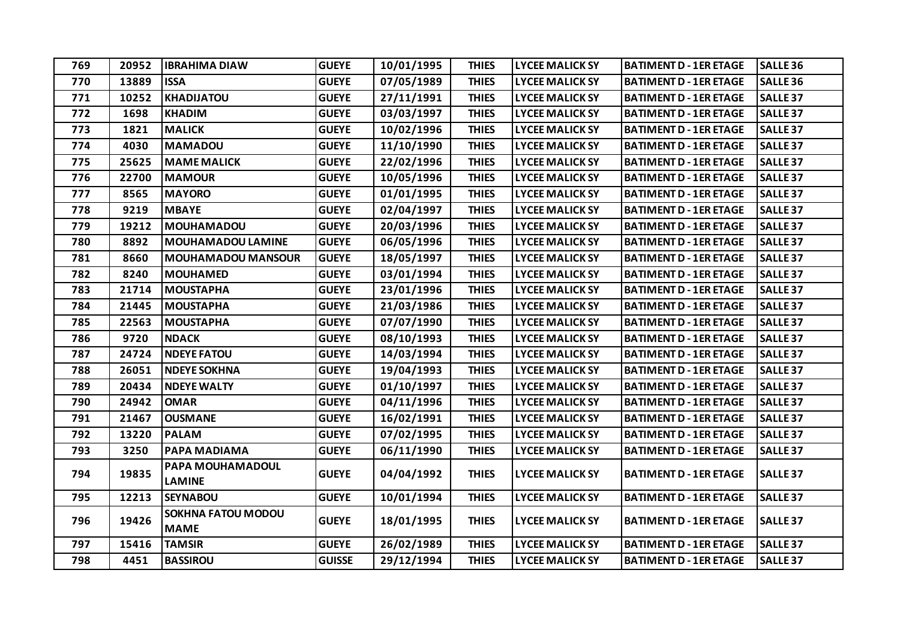| 769 | 20952 | IBRAHIMA DIAW | GUEYE | 10/01/1995 | THIES | LYCEE MALICK SY | BATIMENT D - 1ER ETAGE | SALLE 36 |
|---|---|---|---|---|---|---|---|---|
| 770 | 13889 | ISSA | GUEYE | 07/05/1989 | THIES | LYCEE MALICK SY | BATIMENT D - 1ER ETAGE | SALLE 36 |
| 771 | 10252 | KHADIJATOU | GUEYE | 27/11/1991 | THIES | LYCEE MALICK SY | BATIMENT D - 1ER ETAGE | SALLE 37 |
| 772 | 1698 | KHADIM | GUEYE | 03/03/1997 | THIES | LYCEE MALICK SY | BATIMENT D - 1ER ETAGE | SALLE 37 |
| 773 | 1821 | MALICK | GUEYE | 10/02/1996 | THIES | LYCEE MALICK SY | BATIMENT D - 1ER ETAGE | SALLE 37 |
| 774 | 4030 | MAMADOU | GUEYE | 11/10/1990 | THIES | LYCEE MALICK SY | BATIMENT D - 1ER ETAGE | SALLE 37 |
| 775 | 25625 | MAME MALICK | GUEYE | 22/02/1996 | THIES | LYCEE MALICK SY | BATIMENT D - 1ER ETAGE | SALLE 37 |
| 776 | 22700 | MAMOUR | GUEYE | 10/05/1996 | THIES | LYCEE MALICK SY | BATIMENT D - 1ER ETAGE | SALLE 37 |
| 777 | 8565 | MAYORO | GUEYE | 01/01/1995 | THIES | LYCEE MALICK SY | BATIMENT D - 1ER ETAGE | SALLE 37 |
| 778 | 9219 | MBAYE | GUEYE | 02/04/1997 | THIES | LYCEE MALICK SY | BATIMENT D - 1ER ETAGE | SALLE 37 |
| 779 | 19212 | MOUHAMADOU | GUEYE | 20/03/1996 | THIES | LYCEE MALICK SY | BATIMENT D - 1ER ETAGE | SALLE 37 |
| 780 | 8892 | MOUHAMADOU LAMINE | GUEYE | 06/05/1996 | THIES | LYCEE MALICK SY | BATIMENT D - 1ER ETAGE | SALLE 37 |
| 781 | 8660 | MOUHAMADOU MANSOUR | GUEYE | 18/05/1997 | THIES | LYCEE MALICK SY | BATIMENT D - 1ER ETAGE | SALLE 37 |
| 782 | 8240 | MOUHAMED | GUEYE | 03/01/1994 | THIES | LYCEE MALICK SY | BATIMENT D - 1ER ETAGE | SALLE 37 |
| 783 | 21714 | MOUSTAPHA | GUEYE | 23/01/1996 | THIES | LYCEE MALICK SY | BATIMENT D - 1ER ETAGE | SALLE 37 |
| 784 | 21445 | MOUSTAPHA | GUEYE | 21/03/1986 | THIES | LYCEE MALICK SY | BATIMENT D - 1ER ETAGE | SALLE 37 |
| 785 | 22563 | MOUSTAPHA | GUEYE | 07/07/1990 | THIES | LYCEE MALICK SY | BATIMENT D - 1ER ETAGE | SALLE 37 |
| 786 | 9720 | NDACK | GUEYE | 08/10/1993 | THIES | LYCEE MALICK SY | BATIMENT D - 1ER ETAGE | SALLE 37 |
| 787 | 24724 | NDEYE FATOU | GUEYE | 14/03/1994 | THIES | LYCEE MALICK SY | BATIMENT D - 1ER ETAGE | SALLE 37 |
| 788 | 26051 | NDEYE SOKHNA | GUEYE | 19/04/1993 | THIES | LYCEE MALICK SY | BATIMENT D - 1ER ETAGE | SALLE 37 |
| 789 | 20434 | NDEYE WALTY | GUEYE | 01/10/1997 | THIES | LYCEE MALICK SY | BATIMENT D - 1ER ETAGE | SALLE 37 |
| 790 | 24942 | OMAR | GUEYE | 04/11/1996 | THIES | LYCEE MALICK SY | BATIMENT D - 1ER ETAGE | SALLE 37 |
| 791 | 21467 | OUSMANE | GUEYE | 16/02/1991 | THIES | LYCEE MALICK SY | BATIMENT D - 1ER ETAGE | SALLE 37 |
| 792 | 13220 | PALAM | GUEYE | 07/02/1995 | THIES | LYCEE MALICK SY | BATIMENT D - 1ER ETAGE | SALLE 37 |
| 793 | 3250 | PAPA MADIAMA | GUEYE | 06/11/1990 | THIES | LYCEE MALICK SY | BATIMENT D - 1ER ETAGE | SALLE 37 |
| 794 | 19835 | PAPA MOUHAMADOUL LAMINE | GUEYE | 04/04/1992 | THIES | LYCEE MALICK SY | BATIMENT D - 1ER ETAGE | SALLE 37 |
| 795 | 12213 | SEYNABOU | GUEYE | 10/01/1994 | THIES | LYCEE MALICK SY | BATIMENT D - 1ER ETAGE | SALLE 37 |
| 796 | 19426 | SOKHNA FATOU MODOU MAME | GUEYE | 18/01/1995 | THIES | LYCEE MALICK SY | BATIMENT D - 1ER ETAGE | SALLE 37 |
| 797 | 15416 | TAMSIR | GUEYE | 26/02/1989 | THIES | LYCEE MALICK SY | BATIMENT D - 1ER ETAGE | SALLE 37 |
| 798 | 4451 | BASSIROU | GUISSE | 29/12/1994 | THIES | LYCEE MALICK SY | BATIMENT D - 1ER ETAGE | SALLE 37 |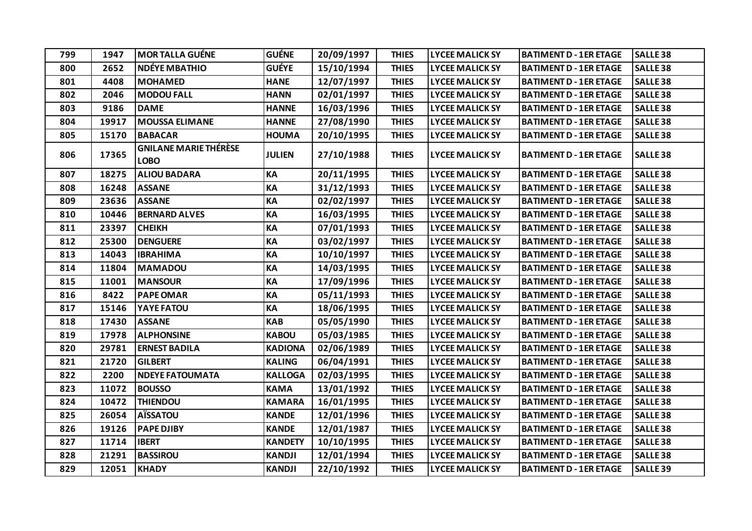| 799 | 1947 | MOR TALLA GUÉNE | GUÉNE | 20/09/1997 | THIES | LYCEE MALICK SY | BATIMENT D - 1ER ETAGE | SALLE 38 |
|---|---|---|---|---|---|---|---|---|
| 800 | 2652 | NDÉYE MBATHIO | GUÉYE | 15/10/1994 | THIES | LYCEE MALICK SY | BATIMENT D - 1ER ETAGE | SALLE 38 |
| 801 | 4408 | MOHAMED | HANE | 12/07/1997 | THIES | LYCEE MALICK SY | BATIMENT D - 1ER ETAGE | SALLE 38 |
| 802 | 2046 | MODOU FALL | HANN | 02/01/1997 | THIES | LYCEE MALICK SY | BATIMENT D - 1ER ETAGE | SALLE 38 |
| 803 | 9186 | DAME | HANNE | 16/03/1996 | THIES | LYCEE MALICK SY | BATIMENT D - 1ER ETAGE | SALLE 38 |
| 804 | 19917 | MOUSSA ELIMANE | HANNE | 27/08/1990 | THIES | LYCEE MALICK SY | BATIMENT D - 1ER ETAGE | SALLE 38 |
| 805 | 15170 | BABACAR | HOUMA | 20/10/1995 | THIES | LYCEE MALICK SY | BATIMENT D - 1ER ETAGE | SALLE 38 |
| 806 | 17365 | GNILANE MARIE THÉRÈSE LOBO | JULIEN | 27/10/1988 | THIES | LYCEE MALICK SY | BATIMENT D - 1ER ETAGE | SALLE 38 |
| 807 | 18275 | ALIOU BADARA | KA | 20/11/1995 | THIES | LYCEE MALICK SY | BATIMENT D - 1ER ETAGE | SALLE 38 |
| 808 | 16248 | ASSANE | KA | 31/12/1993 | THIES | LYCEE MALICK SY | BATIMENT D - 1ER ETAGE | SALLE 38 |
| 809 | 23636 | ASSANE | KA | 02/02/1997 | THIES | LYCEE MALICK SY | BATIMENT D - 1ER ETAGE | SALLE 38 |
| 810 | 10446 | BERNARD ALVES | KA | 16/03/1995 | THIES | LYCEE MALICK SY | BATIMENT D - 1ER ETAGE | SALLE 38 |
| 811 | 23397 | CHEIKH | KA | 07/01/1993 | THIES | LYCEE MALICK SY | BATIMENT D - 1ER ETAGE | SALLE 38 |
| 812 | 25300 | DENGUERE | KA | 03/02/1997 | THIES | LYCEE MALICK SY | BATIMENT D - 1ER ETAGE | SALLE 38 |
| 813 | 14043 | IBRAHIMA | KA | 10/10/1997 | THIES | LYCEE MALICK SY | BATIMENT D - 1ER ETAGE | SALLE 38 |
| 814 | 11804 | MAMADOU | KA | 14/03/1995 | THIES | LYCEE MALICK SY | BATIMENT D - 1ER ETAGE | SALLE 38 |
| 815 | 11001 | MANSOUR | KA | 17/09/1996 | THIES | LYCEE MALICK SY | BATIMENT D - 1ER ETAGE | SALLE 38 |
| 816 | 8422 | PAPE OMAR | KA | 05/11/1993 | THIES | LYCEE MALICK SY | BATIMENT D - 1ER ETAGE | SALLE 38 |
| 817 | 15146 | YAYE FATOU | KA | 18/06/1995 | THIES | LYCEE MALICK SY | BATIMENT D - 1ER ETAGE | SALLE 38 |
| 818 | 17430 | ASSANE | KAB | 05/05/1990 | THIES | LYCEE MALICK SY | BATIMENT D - 1ER ETAGE | SALLE 38 |
| 819 | 17978 | ALPHONSINE | KABOU | 05/03/1985 | THIES | LYCEE MALICK SY | BATIMENT D - 1ER ETAGE | SALLE 38 |
| 820 | 29781 | ERNEST BADILA | KADIONA | 02/06/1989 | THIES | LYCEE MALICK SY | BATIMENT D - 1ER ETAGE | SALLE 38 |
| 821 | 21720 | GILBERT | KALING | 06/04/1991 | THIES | LYCEE MALICK SY | BATIMENT D - 1ER ETAGE | SALLE 38 |
| 822 | 2200 | NDEYE FATOUMATA | KALLOGA | 02/03/1995 | THIES | LYCEE MALICK SY | BATIMENT D - 1ER ETAGE | SALLE 38 |
| 823 | 11072 | BOUSSO | KAMA | 13/01/1992 | THIES | LYCEE MALICK SY | BATIMENT D - 1ER ETAGE | SALLE 38 |
| 824 | 10472 | THIENDOU | KAMARA | 16/01/1995 | THIES | LYCEE MALICK SY | BATIMENT D - 1ER ETAGE | SALLE 38 |
| 825 | 26054 | AÏSSATOU | KANDE | 12/01/1996 | THIES | LYCEE MALICK SY | BATIMENT D - 1ER ETAGE | SALLE 38 |
| 826 | 19126 | PAPE DJIBY | KANDE | 12/01/1987 | THIES | LYCEE MALICK SY | BATIMENT D - 1ER ETAGE | SALLE 38 |
| 827 | 11714 | IBERT | KANDETY | 10/10/1995 | THIES | LYCEE MALICK SY | BATIMENT D - 1ER ETAGE | SALLE 38 |
| 828 | 21291 | BASSIROU | KANDJI | 12/01/1994 | THIES | LYCEE MALICK SY | BATIMENT D - 1ER ETAGE | SALLE 38 |
| 829 | 12051 | KHADY | KANDJI | 22/10/1992 | THIES | LYCEE MALICK SY | BATIMENT D - 1ER ETAGE | SALLE 39 |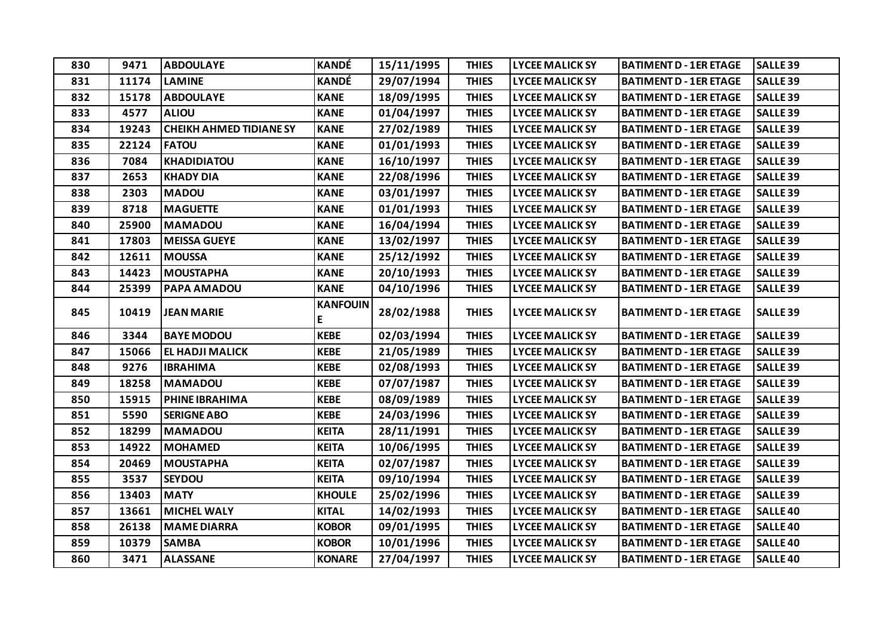| 830 | 9471 | ABDOULAYE | KANDÉ | 15/11/1995 | THIES | LYCEE MALICK SY | BATIMENT D - 1ER ETAGE | SALLE 39 |
|---|---|---|---|---|---|---|---|---|
| 831 | 11174 | LAMINE | KANDÉ | 29/07/1994 | THIES | LYCEE MALICK SY | BATIMENT D - 1ER ETAGE | SALLE 39 |
| 832 | 15178 | ABDOULAYE | KANE | 18/09/1995 | THIES | LYCEE MALICK SY | BATIMENT D - 1ER ETAGE | SALLE 39 |
| 833 | 4577 | ALIOU | KANE | 01/04/1997 | THIES | LYCEE MALICK SY | BATIMENT D - 1ER ETAGE | SALLE 39 |
| 834 | 19243 | CHEIKH AHMED TIDIANE SY | KANE | 27/02/1989 | THIES | LYCEE MALICK SY | BATIMENT D - 1ER ETAGE | SALLE 39 |
| 835 | 22124 | FATOU | KANE | 01/01/1993 | THIES | LYCEE MALICK SY | BATIMENT D - 1ER ETAGE | SALLE 39 |
| 836 | 7084 | KHADIDIATOU | KANE | 16/10/1997 | THIES | LYCEE MALICK SY | BATIMENT D - 1ER ETAGE | SALLE 39 |
| 837 | 2653 | KHADY DIA | KANE | 22/08/1996 | THIES | LYCEE MALICK SY | BATIMENT D - 1ER ETAGE | SALLE 39 |
| 838 | 2303 | MADOU | KANE | 03/01/1997 | THIES | LYCEE MALICK SY | BATIMENT D - 1ER ETAGE | SALLE 39 |
| 839 | 8718 | MAGUETTE | KANE | 01/01/1993 | THIES | LYCEE MALICK SY | BATIMENT D - 1ER ETAGE | SALLE 39 |
| 840 | 25900 | MAMADOU | KANE | 16/04/1994 | THIES | LYCEE MALICK SY | BATIMENT D - 1ER ETAGE | SALLE 39 |
| 841 | 17803 | MEISSA GUEYE | KANE | 13/02/1997 | THIES | LYCEE MALICK SY | BATIMENT D - 1ER ETAGE | SALLE 39 |
| 842 | 12611 | MOUSSA | KANE | 25/12/1992 | THIES | LYCEE MALICK SY | BATIMENT D - 1ER ETAGE | SALLE 39 |
| 843 | 14423 | MOUSTAPHA | KANE | 20/10/1993 | THIES | LYCEE MALICK SY | BATIMENT D - 1ER ETAGE | SALLE 39 |
| 844 | 25399 | PAPA AMADOU | KANE | 04/10/1996 | THIES | LYCEE MALICK SY | BATIMENT D - 1ER ETAGE | SALLE 39 |
| 845 | 10419 | JEAN MARIE | KANFOUINE | 28/02/1988 | THIES | LYCEE MALICK SY | BATIMENT D - 1ER ETAGE | SALLE 39 |
| 846 | 3344 | BAYE MODOU | KEBE | 02/03/1994 | THIES | LYCEE MALICK SY | BATIMENT D - 1ER ETAGE | SALLE 39 |
| 847 | 15066 | EL HADJI MALICK | KEBE | 21/05/1989 | THIES | LYCEE MALICK SY | BATIMENT D - 1ER ETAGE | SALLE 39 |
| 848 | 9276 | IBRAHIMA | KEBE | 02/08/1993 | THIES | LYCEE MALICK SY | BATIMENT D - 1ER ETAGE | SALLE 39 |
| 849 | 18258 | MAMADOU | KEBE | 07/07/1987 | THIES | LYCEE MALICK SY | BATIMENT D - 1ER ETAGE | SALLE 39 |
| 850 | 15915 | PHINE IBRAHIMA | KEBE | 08/09/1989 | THIES | LYCEE MALICK SY | BATIMENT D - 1ER ETAGE | SALLE 39 |
| 851 | 5590 | SERIGNE ABO | KEBE | 24/03/1996 | THIES | LYCEE MALICK SY | BATIMENT D - 1ER ETAGE | SALLE 39 |
| 852 | 18299 | MAMADOU | KEITA | 28/11/1991 | THIES | LYCEE MALICK SY | BATIMENT D - 1ER ETAGE | SALLE 39 |
| 853 | 14922 | MOHAMED | KEITA | 10/06/1995 | THIES | LYCEE MALICK SY | BATIMENT D - 1ER ETAGE | SALLE 39 |
| 854 | 20469 | MOUSTAPHA | KEITA | 02/07/1987 | THIES | LYCEE MALICK SY | BATIMENT D - 1ER ETAGE | SALLE 39 |
| 855 | 3537 | SEYDOU | KEITA | 09/10/1994 | THIES | LYCEE MALICK SY | BATIMENT D - 1ER ETAGE | SALLE 39 |
| 856 | 13403 | MATY | KHOULE | 25/02/1996 | THIES | LYCEE MALICK SY | BATIMENT D - 1ER ETAGE | SALLE 39 |
| 857 | 13661 | MICHEL WALY | KITAL | 14/02/1993 | THIES | LYCEE MALICK SY | BATIMENT D - 1ER ETAGE | SALLE 40 |
| 858 | 26138 | MAME DIARRA | KOBOR | 09/01/1995 | THIES | LYCEE MALICK SY | BATIMENT D - 1ER ETAGE | SALLE 40 |
| 859 | 10379 | SAMBA | KOBOR | 10/01/1996 | THIES | LYCEE MALICK SY | BATIMENT D - 1ER ETAGE | SALLE 40 |
| 860 | 3471 | ALASSANE | KONARE | 27/04/1997 | THIES | LYCEE MALICK SY | BATIMENT D - 1ER ETAGE | SALLE 40 |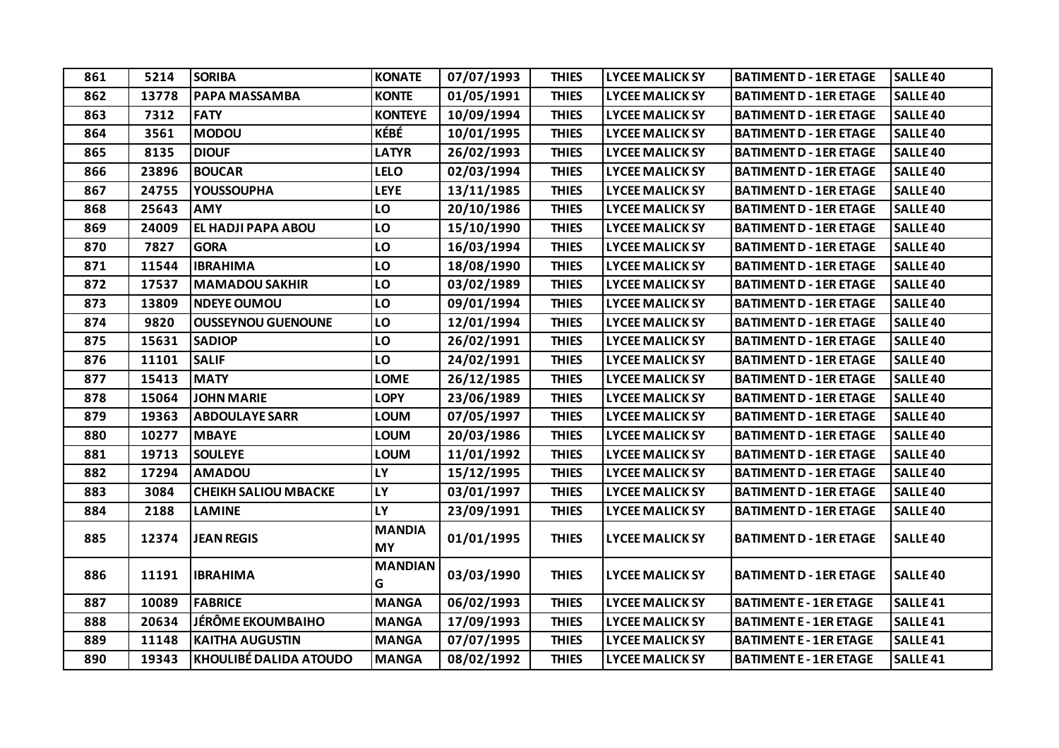| 861 | 5214 | SORIBA | KONATE | 07/07/1993 | THIES | LYCEE MALICK SY | BATIMENT D - 1ER ETAGE | SALLE 40 |
|---|---|---|---|---|---|---|---|---|
| 862 | 13778 | PAPA MASSAMBA | KONTE | 01/05/1991 | THIES | LYCEE MALICK SY | BATIMENT D - 1ER ETAGE | SALLE 40 |
| 863 | 7312 | FATY | KONTEYE | 10/09/1994 | THIES | LYCEE MALICK SY | BATIMENT D - 1ER ETAGE | SALLE 40 |
| 864 | 3561 | MODOU | KÉBÉ | 10/01/1995 | THIES | LYCEE MALICK SY | BATIMENT D - 1ER ETAGE | SALLE 40 |
| 865 | 8135 | DIOUF | LATYR | 26/02/1993 | THIES | LYCEE MALICK SY | BATIMENT D - 1ER ETAGE | SALLE 40 |
| 866 | 23896 | BOUCAR | LELO | 02/03/1994 | THIES | LYCEE MALICK SY | BATIMENT D - 1ER ETAGE | SALLE 40 |
| 867 | 24755 | YOUSSOUPHA | LEYE | 13/11/1985 | THIES | LYCEE MALICK SY | BATIMENT D - 1ER ETAGE | SALLE 40 |
| 868 | 25643 | AMY | LO | 20/10/1986 | THIES | LYCEE MALICK SY | BATIMENT D - 1ER ETAGE | SALLE 40 |
| 869 | 24009 | EL HADJI PAPA ABOU | LO | 15/10/1990 | THIES | LYCEE MALICK SY | BATIMENT D - 1ER ETAGE | SALLE 40 |
| 870 | 7827 | GORA | LO | 16/03/1994 | THIES | LYCEE MALICK SY | BATIMENT D - 1ER ETAGE | SALLE 40 |
| 871 | 11544 | IBRAHIMA | LO | 18/08/1990 | THIES | LYCEE MALICK SY | BATIMENT D - 1ER ETAGE | SALLE 40 |
| 872 | 17537 | MAMADOU SAKHIR | LO | 03/02/1989 | THIES | LYCEE MALICK SY | BATIMENT D - 1ER ETAGE | SALLE 40 |
| 873 | 13809 | NDEYE OUMOU | LO | 09/01/1994 | THIES | LYCEE MALICK SY | BATIMENT D - 1ER ETAGE | SALLE 40 |
| 874 | 9820 | OUSSEYNOU GUENOUNE | LO | 12/01/1994 | THIES | LYCEE MALICK SY | BATIMENT D - 1ER ETAGE | SALLE 40 |
| 875 | 15631 | SADIOP | LO | 26/02/1991 | THIES | LYCEE MALICK SY | BATIMENT D - 1ER ETAGE | SALLE 40 |
| 876 | 11101 | SALIF | LO | 24/02/1991 | THIES | LYCEE MALICK SY | BATIMENT D - 1ER ETAGE | SALLE 40 |
| 877 | 15413 | MATY | LOME | 26/12/1985 | THIES | LYCEE MALICK SY | BATIMENT D - 1ER ETAGE | SALLE 40 |
| 878 | 15064 | JOHN MARIE | LOPY | 23/06/1989 | THIES | LYCEE MALICK SY | BATIMENT D - 1ER ETAGE | SALLE 40 |
| 879 | 19363 | ABDOULAYE SARR | LOUM | 07/05/1997 | THIES | LYCEE MALICK SY | BATIMENT D - 1ER ETAGE | SALLE 40 |
| 880 | 10277 | MBAYE | LOUM | 20/03/1986 | THIES | LYCEE MALICK SY | BATIMENT D - 1ER ETAGE | SALLE 40 |
| 881 | 19713 | SOULEYE | LOUM | 11/01/1992 | THIES | LYCEE MALICK SY | BATIMENT D - 1ER ETAGE | SALLE 40 |
| 882 | 17294 | AMADOU | LY | 15/12/1995 | THIES | LYCEE MALICK SY | BATIMENT D - 1ER ETAGE | SALLE 40 |
| 883 | 3084 | CHEIKH SALIOU MBACKE | LY | 03/01/1997 | THIES | LYCEE MALICK SY | BATIMENT D - 1ER ETAGE | SALLE 40 |
| 884 | 2188 | LAMINE | LY | 23/09/1991 | THIES | LYCEE MALICK SY | BATIMENT D - 1ER ETAGE | SALLE 40 |
| 885 | 12374 | JEAN REGIS | MANDIA MY | 01/01/1995 | THIES | LYCEE MALICK SY | BATIMENT D - 1ER ETAGE | SALLE 40 |
| 886 | 11191 | IBRAHIMA | MANDIAN G | 03/03/1990 | THIES | LYCEE MALICK SY | BATIMENT D - 1ER ETAGE | SALLE 40 |
| 887 | 10089 | FABRICE | MANGA | 06/02/1993 | THIES | LYCEE MALICK SY | BATIMENT E - 1ER ETAGE | SALLE 41 |
| 888 | 20634 | JÉRÔME EKOUMBAIHO | MANGA | 17/09/1993 | THIES | LYCEE MALICK SY | BATIMENT E - 1ER ETAGE | SALLE 41 |
| 889 | 11148 | KAITHA AUGUSTIN | MANGA | 07/07/1995 | THIES | LYCEE MALICK SY | BATIMENT E - 1ER ETAGE | SALLE 41 |
| 890 | 19343 | KHOULIBÉ DALIDA ATOUDO | MANGA | 08/02/1992 | THIES | LYCEE MALICK SY | BATIMENT E - 1ER ETAGE | SALLE 41 |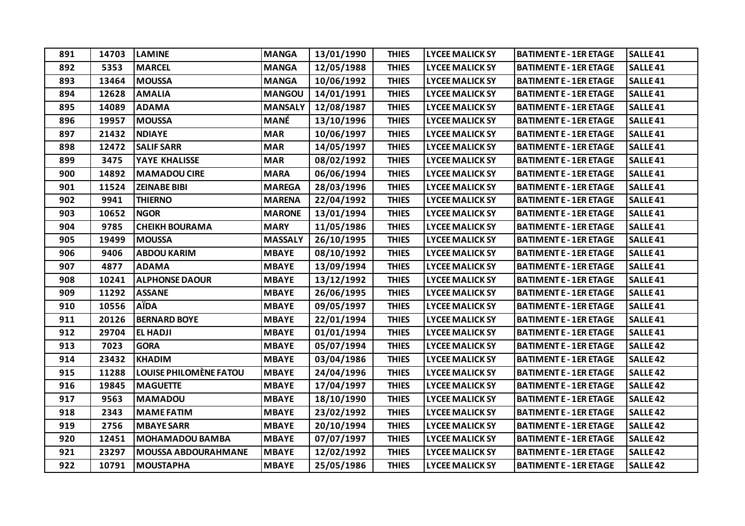| 891 | 14703 | LAMINE | MANGA | 13/01/1990 | THIES | LYCEE MALICK SY | BATIMENT E - 1ER ETAGE | SALLE 41 |
|---|---|---|---|---|---|---|---|---|
| 892 | 5353 | MARCEL | MANGA | 12/05/1988 | THIES | LYCEE MALICK SY | BATIMENT E - 1ER ETAGE | SALLE 41 |
| 893 | 13464 | MOUSSA | MANGA | 10/06/1992 | THIES | LYCEE MALICK SY | BATIMENT E - 1ER ETAGE | SALLE 41 |
| 894 | 12628 | AMALIA | MANGOU | 14/01/1991 | THIES | LYCEE MALICK SY | BATIMENT E - 1ER ETAGE | SALLE 41 |
| 895 | 14089 | ADAMA | MANSALY | 12/08/1987 | THIES | LYCEE MALICK SY | BATIMENT E - 1ER ETAGE | SALLE 41 |
| 896 | 19957 | MOUSSA | MANÉ | 13/10/1996 | THIES | LYCEE MALICK SY | BATIMENT E - 1ER ETAGE | SALLE 41 |
| 897 | 21432 | NDIAYE | MAR | 10/06/1997 | THIES | LYCEE MALICK SY | BATIMENT E - 1ER ETAGE | SALLE 41 |
| 898 | 12472 | SALIF SARR | MAR | 14/05/1997 | THIES | LYCEE MALICK SY | BATIMENT E - 1ER ETAGE | SALLE 41 |
| 899 | 3475 | YAYE KHALISSE | MAR | 08/02/1992 | THIES | LYCEE MALICK SY | BATIMENT E - 1ER ETAGE | SALLE 41 |
| 900 | 14892 | MAMADOU CIRE | MARA | 06/06/1994 | THIES | LYCEE MALICK SY | BATIMENT E - 1ER ETAGE | SALLE 41 |
| 901 | 11524 | ZEINABE BIBI | MAREGA | 28/03/1996 | THIES | LYCEE MALICK SY | BATIMENT E - 1ER ETAGE | SALLE 41 |
| 902 | 9941 | THIERNO | MARENA | 22/04/1992 | THIES | LYCEE MALICK SY | BATIMENT E - 1ER ETAGE | SALLE 41 |
| 903 | 10652 | NGOR | MARONE | 13/01/1994 | THIES | LYCEE MALICK SY | BATIMENT E - 1ER ETAGE | SALLE 41 |
| 904 | 9785 | CHEIKH BOURAMA | MARY | 11/05/1986 | THIES | LYCEE MALICK SY | BATIMENT E - 1ER ETAGE | SALLE 41 |
| 905 | 19499 | MOUSSA | MASSALY | 26/10/1995 | THIES | LYCEE MALICK SY | BATIMENT E - 1ER ETAGE | SALLE 41 |
| 906 | 9406 | ABDOU KARIM | MBAYE | 08/10/1992 | THIES | LYCEE MALICK SY | BATIMENT E - 1ER ETAGE | SALLE 41 |
| 907 | 4877 | ADAMA | MBAYE | 13/09/1994 | THIES | LYCEE MALICK SY | BATIMENT E - 1ER ETAGE | SALLE 41 |
| 908 | 10241 | ALPHONSE DAOUR | MBAYE | 13/12/1992 | THIES | LYCEE MALICK SY | BATIMENT E - 1ER ETAGE | SALLE 41 |
| 909 | 11292 | ASSANE | MBAYE | 26/06/1995 | THIES | LYCEE MALICK SY | BATIMENT E - 1ER ETAGE | SALLE 41 |
| 910 | 10556 | AÏDA | MBAYE | 09/05/1997 | THIES | LYCEE MALICK SY | BATIMENT E - 1ER ETAGE | SALLE 41 |
| 911 | 20126 | BERNARD BOYE | MBAYE | 22/01/1994 | THIES | LYCEE MALICK SY | BATIMENT E - 1ER ETAGE | SALLE 41 |
| 912 | 29704 | EL HADJI | MBAYE | 01/01/1994 | THIES | LYCEE MALICK SY | BATIMENT E - 1ER ETAGE | SALLE 41 |
| 913 | 7023 | GORA | MBAYE | 05/07/1994 | THIES | LYCEE MALICK SY | BATIMENT E - 1ER ETAGE | SALLE 42 |
| 914 | 23432 | KHADIM | MBAYE | 03/04/1986 | THIES | LYCEE MALICK SY | BATIMENT E - 1ER ETAGE | SALLE 42 |
| 915 | 11288 | LOUISE PHILOMÈNE FATOU | MBAYE | 24/04/1996 | THIES | LYCEE MALICK SY | BATIMENT E - 1ER ETAGE | SALLE 42 |
| 916 | 19845 | MAGUETTE | MBAYE | 17/04/1997 | THIES | LYCEE MALICK SY | BATIMENT E - 1ER ETAGE | SALLE 42 |
| 917 | 9563 | MAMADOU | MBAYE | 18/10/1990 | THIES | LYCEE MALICK SY | BATIMENT E - 1ER ETAGE | SALLE 42 |
| 918 | 2343 | MAME FATIM | MBAYE | 23/02/1992 | THIES | LYCEE MALICK SY | BATIMENT E - 1ER ETAGE | SALLE 42 |
| 919 | 2756 | MBAYE SARR | MBAYE | 20/10/1994 | THIES | LYCEE MALICK SY | BATIMENT E - 1ER ETAGE | SALLE 42 |
| 920 | 12451 | MOHAMADOU BAMBA | MBAYE | 07/07/1997 | THIES | LYCEE MALICK SY | BATIMENT E - 1ER ETAGE | SALLE 42 |
| 921 | 23297 | MOUSSA ABDOURAHMANE | MBAYE | 12/02/1992 | THIES | LYCEE MALICK SY | BATIMENT E - 1ER ETAGE | SALLE 42 |
| 922 | 10791 | MOUSTAPHA | MBAYE | 25/05/1986 | THIES | LYCEE MALICK SY | BATIMENT E - 1ER ETAGE | SALLE 42 |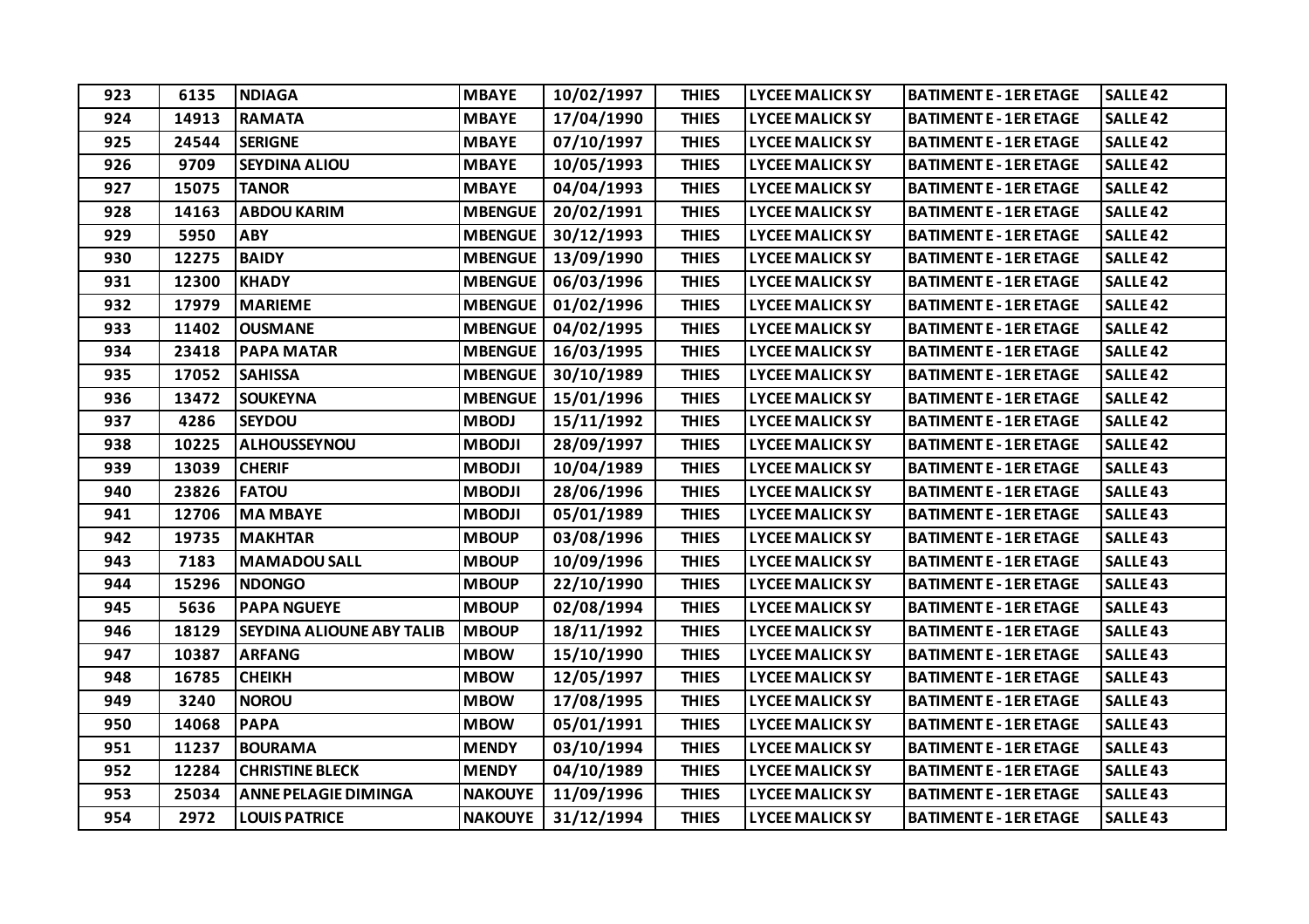| 923 | 6135 | NDIAGA | MBAYE | 10/02/1997 | THIES | LYCEE MALICK SY | BATIMENT E - 1ER ETAGE | SALLE 42 |
|---|---|---|---|---|---|---|---|---|
| 924 | 14913 | RAMATA | MBAYE | 17/04/1990 | THIES | LYCEE MALICK SY | BATIMENT E - 1ER ETAGE | SALLE 42 |
| 925 | 24544 | SERIGNE | MBAYE | 07/10/1997 | THIES | LYCEE MALICK SY | BATIMENT E - 1ER ETAGE | SALLE 42 |
| 926 | 9709 | SEYDINA ALIOU | MBAYE | 10/05/1993 | THIES | LYCEE MALICK SY | BATIMENT E - 1ER ETAGE | SALLE 42 |
| 927 | 15075 | TANOR | MBAYE | 04/04/1993 | THIES | LYCEE MALICK SY | BATIMENT E - 1ER ETAGE | SALLE 42 |
| 928 | 14163 | ABDOU KARIM | MBENGUE | 20/02/1991 | THIES | LYCEE MALICK SY | BATIMENT E - 1ER ETAGE | SALLE 42 |
| 929 | 5950 | ABY | MBENGUE | 30/12/1993 | THIES | LYCEE MALICK SY | BATIMENT E - 1ER ETAGE | SALLE 42 |
| 930 | 12275 | BAIDY | MBENGUE | 13/09/1990 | THIES | LYCEE MALICK SY | BATIMENT E - 1ER ETAGE | SALLE 42 |
| 931 | 12300 | KHADY | MBENGUE | 06/03/1996 | THIES | LYCEE MALICK SY | BATIMENT E - 1ER ETAGE | SALLE 42 |
| 932 | 17979 | MARIEME | MBENGUE | 01/02/1996 | THIES | LYCEE MALICK SY | BATIMENT E - 1ER ETAGE | SALLE 42 |
| 933 | 11402 | OUSMANE | MBENGUE | 04/02/1995 | THIES | LYCEE MALICK SY | BATIMENT E - 1ER ETAGE | SALLE 42 |
| 934 | 23418 | PAPA MATAR | MBENGUE | 16/03/1995 | THIES | LYCEE MALICK SY | BATIMENT E - 1ER ETAGE | SALLE 42 |
| 935 | 17052 | SAHISSA | MBENGUE | 30/10/1989 | THIES | LYCEE MALICK SY | BATIMENT E - 1ER ETAGE | SALLE 42 |
| 936 | 13472 | SOUKEYNA | MBENGUE | 15/01/1996 | THIES | LYCEE MALICK SY | BATIMENT E - 1ER ETAGE | SALLE 42 |
| 937 | 4286 | SEYDOU | MBODJ | 15/11/1992 | THIES | LYCEE MALICK SY | BATIMENT E - 1ER ETAGE | SALLE 42 |
| 938 | 10225 | ALHOUSSEYNOU | MBODJI | 28/09/1997 | THIES | LYCEE MALICK SY | BATIMENT E - 1ER ETAGE | SALLE 42 |
| 939 | 13039 | CHERIF | MBODJI | 10/04/1989 | THIES | LYCEE MALICK SY | BATIMENT E - 1ER ETAGE | SALLE 43 |
| 940 | 23826 | FATOU | MBODJI | 28/06/1996 | THIES | LYCEE MALICK SY | BATIMENT E - 1ER ETAGE | SALLE 43 |
| 941 | 12706 | MA MBAYE | MBODJI | 05/01/1989 | THIES | LYCEE MALICK SY | BATIMENT E - 1ER ETAGE | SALLE 43 |
| 942 | 19735 | MAKHTAR | MBOUP | 03/08/1996 | THIES | LYCEE MALICK SY | BATIMENT E - 1ER ETAGE | SALLE 43 |
| 943 | 7183 | MAMADOU SALL | MBOUP | 10/09/1996 | THIES | LYCEE MALICK SY | BATIMENT E - 1ER ETAGE | SALLE 43 |
| 944 | 15296 | NDONGO | MBOUP | 22/10/1990 | THIES | LYCEE MALICK SY | BATIMENT E - 1ER ETAGE | SALLE 43 |
| 945 | 5636 | PAPA NGUEYE | MBOUP | 02/08/1994 | THIES | LYCEE MALICK SY | BATIMENT E - 1ER ETAGE | SALLE 43 |
| 946 | 18129 | SEYDINA ALIOUNE ABY TALIB | MBOUP | 18/11/1992 | THIES | LYCEE MALICK SY | BATIMENT E - 1ER ETAGE | SALLE 43 |
| 947 | 10387 | ARFANG | MBOW | 15/10/1990 | THIES | LYCEE MALICK SY | BATIMENT E - 1ER ETAGE | SALLE 43 |
| 948 | 16785 | CHEIKH | MBOW | 12/05/1997 | THIES | LYCEE MALICK SY | BATIMENT E - 1ER ETAGE | SALLE 43 |
| 949 | 3240 | NOROU | MBOW | 17/08/1995 | THIES | LYCEE MALICK SY | BATIMENT E - 1ER ETAGE | SALLE 43 |
| 950 | 14068 | PAPA | MBOW | 05/01/1991 | THIES | LYCEE MALICK SY | BATIMENT E - 1ER ETAGE | SALLE 43 |
| 951 | 11237 | BOURAMA | MENDY | 03/10/1994 | THIES | LYCEE MALICK SY | BATIMENT E - 1ER ETAGE | SALLE 43 |
| 952 | 12284 | CHRISTINE BLECK | MENDY | 04/10/1989 | THIES | LYCEE MALICK SY | BATIMENT E - 1ER ETAGE | SALLE 43 |
| 953 | 25034 | ANNE PELAGIE DIMINGA | NAKOUYE | 11/09/1996 | THIES | LYCEE MALICK SY | BATIMENT E - 1ER ETAGE | SALLE 43 |
| 954 | 2972 | LOUIS PATRICE | NAKOUYE | 31/12/1994 | THIES | LYCEE MALICK SY | BATIMENT E - 1ER ETAGE | SALLE 43 |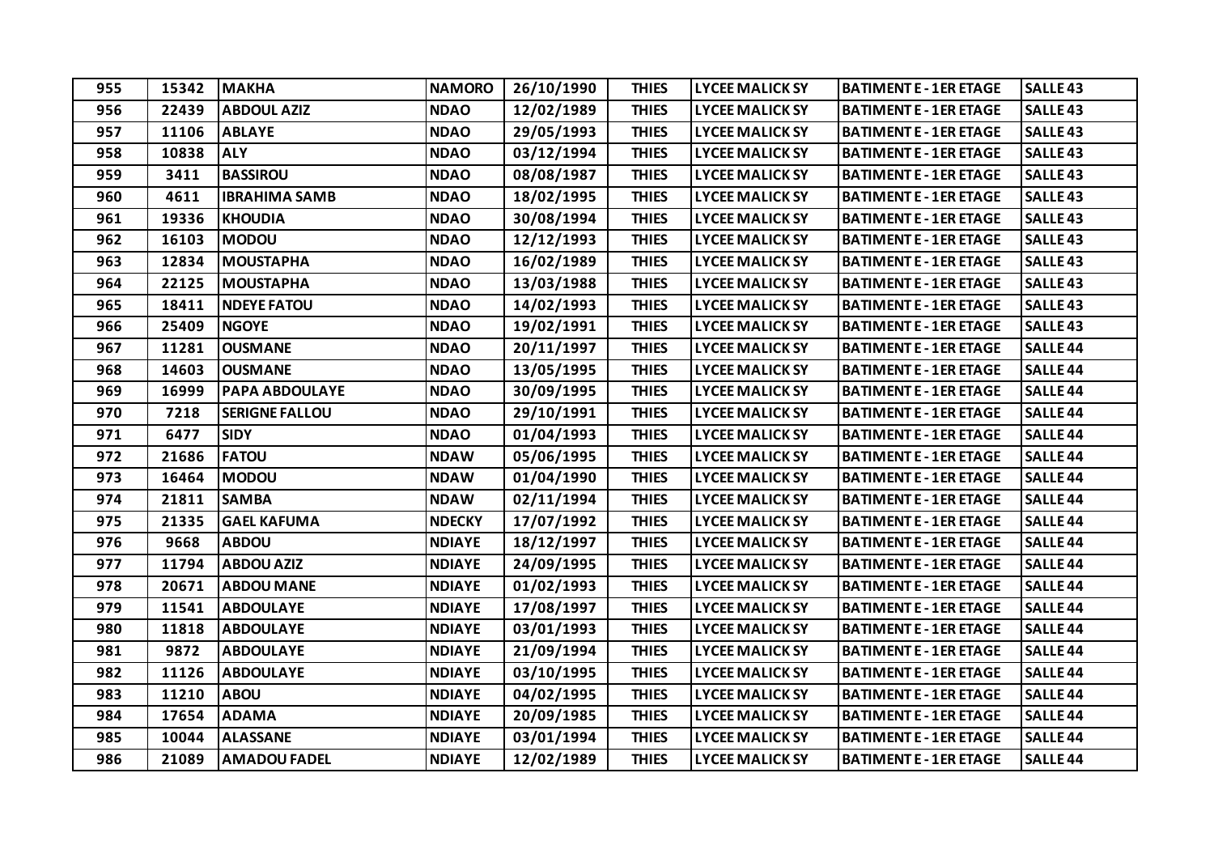| 955 | 15342 | MAKHA | NAMORO | 26/10/1990 | THIES | LYCEE MALICK SY | BATIMENT E - 1ER ETAGE | SALLE 43 |
|---|---|---|---|---|---|---|---|---|
| 956 | 22439 | ABDOUL AZIZ | NDAO | 12/02/1989 | THIES | LYCEE MALICK SY | BATIMENT E - 1ER ETAGE | SALLE 43 |
| 957 | 11106 | ABLAYE | NDAO | 29/05/1993 | THIES | LYCEE MALICK SY | BATIMENT E - 1ER ETAGE | SALLE 43 |
| 958 | 10838 | ALY | NDAO | 03/12/1994 | THIES | LYCEE MALICK SY | BATIMENT E - 1ER ETAGE | SALLE 43 |
| 959 | 3411 | BASSIROU | NDAO | 08/08/1987 | THIES | LYCEE MALICK SY | BATIMENT E - 1ER ETAGE | SALLE 43 |
| 960 | 4611 | IBRAHIMA SAMB | NDAO | 18/02/1995 | THIES | LYCEE MALICK SY | BATIMENT E - 1ER ETAGE | SALLE 43 |
| 961 | 19336 | KHOUDIA | NDAO | 30/08/1994 | THIES | LYCEE MALICK SY | BATIMENT E - 1ER ETAGE | SALLE 43 |
| 962 | 16103 | MODOU | NDAO | 12/12/1993 | THIES | LYCEE MALICK SY | BATIMENT E - 1ER ETAGE | SALLE 43 |
| 963 | 12834 | MOUSTAPHA | NDAO | 16/02/1989 | THIES | LYCEE MALICK SY | BATIMENT E - 1ER ETAGE | SALLE 43 |
| 964 | 22125 | MOUSTAPHA | NDAO | 13/03/1988 | THIES | LYCEE MALICK SY | BATIMENT E - 1ER ETAGE | SALLE 43 |
| 965 | 18411 | NDEYE FATOU | NDAO | 14/02/1993 | THIES | LYCEE MALICK SY | BATIMENT E - 1ER ETAGE | SALLE 43 |
| 966 | 25409 | NGOYE | NDAO | 19/02/1991 | THIES | LYCEE MALICK SY | BATIMENT E - 1ER ETAGE | SALLE 43 |
| 967 | 11281 | OUSMANE | NDAO | 20/11/1997 | THIES | LYCEE MALICK SY | BATIMENT E - 1ER ETAGE | SALLE 44 |
| 968 | 14603 | OUSMANE | NDAO | 13/05/1995 | THIES | LYCEE MALICK SY | BATIMENT E - 1ER ETAGE | SALLE 44 |
| 969 | 16999 | PAPA ABDOULAYE | NDAO | 30/09/1995 | THIES | LYCEE MALICK SY | BATIMENT E - 1ER ETAGE | SALLE 44 |
| 970 | 7218 | SERIGNE FALLOU | NDAO | 29/10/1991 | THIES | LYCEE MALICK SY | BATIMENT E - 1ER ETAGE | SALLE 44 |
| 971 | 6477 | SIDY | NDAO | 01/04/1993 | THIES | LYCEE MALICK SY | BATIMENT E - 1ER ETAGE | SALLE 44 |
| 972 | 21686 | FATOU | NDAW | 05/06/1995 | THIES | LYCEE MALICK SY | BATIMENT E - 1ER ETAGE | SALLE 44 |
| 973 | 16464 | MODOU | NDAW | 01/04/1990 | THIES | LYCEE MALICK SY | BATIMENT E - 1ER ETAGE | SALLE 44 |
| 974 | 21811 | SAMBA | NDAW | 02/11/1994 | THIES | LYCEE MALICK SY | BATIMENT E - 1ER ETAGE | SALLE 44 |
| 975 | 21335 | GAEL KAFUMA | NDECKY | 17/07/1992 | THIES | LYCEE MALICK SY | BATIMENT E - 1ER ETAGE | SALLE 44 |
| 976 | 9668 | ABDOU | NDIAYE | 18/12/1997 | THIES | LYCEE MALICK SY | BATIMENT E - 1ER ETAGE | SALLE 44 |
| 977 | 11794 | ABDOU AZIZ | NDIAYE | 24/09/1995 | THIES | LYCEE MALICK SY | BATIMENT E - 1ER ETAGE | SALLE 44 |
| 978 | 20671 | ABDOU MANE | NDIAYE | 01/02/1993 | THIES | LYCEE MALICK SY | BATIMENT E - 1ER ETAGE | SALLE 44 |
| 979 | 11541 | ABDOULAYE | NDIAYE | 17/08/1997 | THIES | LYCEE MALICK SY | BATIMENT E - 1ER ETAGE | SALLE 44 |
| 980 | 11818 | ABDOULAYE | NDIAYE | 03/01/1993 | THIES | LYCEE MALICK SY | BATIMENT E - 1ER ETAGE | SALLE 44 |
| 981 | 9872 | ABDOULAYE | NDIAYE | 21/09/1994 | THIES | LYCEE MALICK SY | BATIMENT E - 1ER ETAGE | SALLE 44 |
| 982 | 11126 | ABDOULAYE | NDIAYE | 03/10/1995 | THIES | LYCEE MALICK SY | BATIMENT E - 1ER ETAGE | SALLE 44 |
| 983 | 11210 | ABOU | NDIAYE | 04/02/1995 | THIES | LYCEE MALICK SY | BATIMENT E - 1ER ETAGE | SALLE 44 |
| 984 | 17654 | ADAMA | NDIAYE | 20/09/1985 | THIES | LYCEE MALICK SY | BATIMENT E - 1ER ETAGE | SALLE 44 |
| 985 | 10044 | ALASSANE | NDIAYE | 03/01/1994 | THIES | LYCEE MALICK SY | BATIMENT E - 1ER ETAGE | SALLE 44 |
| 986 | 21089 | AMADOU FADEL | NDIAYE | 12/02/1989 | THIES | LYCEE MALICK SY | BATIMENT E - 1ER ETAGE | SALLE 44 |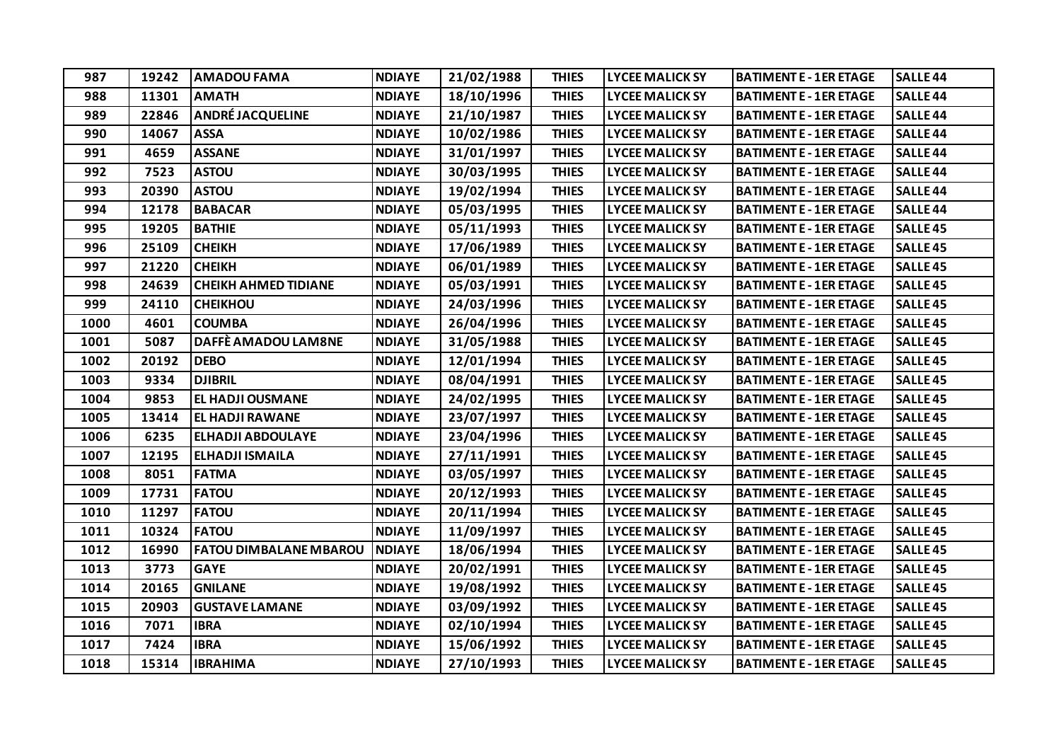| 987 | 19242 | AMADOU FAMA | NDIAYE | 21/02/1988 | THIES | LYCEE MALICK SY | BATIMENT E - 1ER ETAGE | SALLE 44 |
|---|---|---|---|---|---|---|---|---|
| 988 | 11301 | AMATH | NDIAYE | 18/10/1996 | THIES | LYCEE MALICK SY | BATIMENT E - 1ER ETAGE | SALLE 44 |
| 989 | 22846 | ANDRÉ JACQUELINE | NDIAYE | 21/10/1987 | THIES | LYCEE MALICK SY | BATIMENT E - 1ER ETAGE | SALLE 44 |
| 990 | 14067 | ASSA | NDIAYE | 10/02/1986 | THIES | LYCEE MALICK SY | BATIMENT E - 1ER ETAGE | SALLE 44 |
| 991 | 4659 | ASSANE | NDIAYE | 31/01/1997 | THIES | LYCEE MALICK SY | BATIMENT E - 1ER ETAGE | SALLE 44 |
| 992 | 7523 | ASTOU | NDIAYE | 30/03/1995 | THIES | LYCEE MALICK SY | BATIMENT E - 1ER ETAGE | SALLE 44 |
| 993 | 20390 | ASTOU | NDIAYE | 19/02/1994 | THIES | LYCEE MALICK SY | BATIMENT E - 1ER ETAGE | SALLE 44 |
| 994 | 12178 | BABACAR | NDIAYE | 05/03/1995 | THIES | LYCEE MALICK SY | BATIMENT E - 1ER ETAGE | SALLE 44 |
| 995 | 19205 | BATHIE | NDIAYE | 05/11/1993 | THIES | LYCEE MALICK SY | BATIMENT E - 1ER ETAGE | SALLE 45 |
| 996 | 25109 | CHEIKH | NDIAYE | 17/06/1989 | THIES | LYCEE MALICK SY | BATIMENT E - 1ER ETAGE | SALLE 45 |
| 997 | 21220 | CHEIKH | NDIAYE | 06/01/1989 | THIES | LYCEE MALICK SY | BATIMENT E - 1ER ETAGE | SALLE 45 |
| 998 | 24639 | CHEIKH AHMED TIDIANE | NDIAYE | 05/03/1991 | THIES | LYCEE MALICK SY | BATIMENT E - 1ER ETAGE | SALLE 45 |
| 999 | 24110 | CHEIKHOU | NDIAYE | 24/03/1996 | THIES | LYCEE MALICK SY | BATIMENT E - 1ER ETAGE | SALLE 45 |
| 1000 | 4601 | COUMBA | NDIAYE | 26/04/1996 | THIES | LYCEE MALICK SY | BATIMENT E - 1ER ETAGE | SALLE 45 |
| 1001 | 5087 | DAFFÈ AMADOU LAM8NE | NDIAYE | 31/05/1988 | THIES | LYCEE MALICK SY | BATIMENT E - 1ER ETAGE | SALLE 45 |
| 1002 | 20192 | DEBO | NDIAYE | 12/01/1994 | THIES | LYCEE MALICK SY | BATIMENT E - 1ER ETAGE | SALLE 45 |
| 1003 | 9334 | DJIBRIL | NDIAYE | 08/04/1991 | THIES | LYCEE MALICK SY | BATIMENT E - 1ER ETAGE | SALLE 45 |
| 1004 | 9853 | EL HADJI OUSMANE | NDIAYE | 24/02/1995 | THIES | LYCEE MALICK SY | BATIMENT E - 1ER ETAGE | SALLE 45 |
| 1005 | 13414 | EL HADJI RAWANE | NDIAYE | 23/07/1997 | THIES | LYCEE MALICK SY | BATIMENT E - 1ER ETAGE | SALLE 45 |
| 1006 | 6235 | ELHADJI ABDOULAYE | NDIAYE | 23/04/1996 | THIES | LYCEE MALICK SY | BATIMENT E - 1ER ETAGE | SALLE 45 |
| 1007 | 12195 | ELHADJI ISMAILA | NDIAYE | 27/11/1991 | THIES | LYCEE MALICK SY | BATIMENT E - 1ER ETAGE | SALLE 45 |
| 1008 | 8051 | FATMA | NDIAYE | 03/05/1997 | THIES | LYCEE MALICK SY | BATIMENT E - 1ER ETAGE | SALLE 45 |
| 1009 | 17731 | FATOU | NDIAYE | 20/12/1993 | THIES | LYCEE MALICK SY | BATIMENT E - 1ER ETAGE | SALLE 45 |
| 1010 | 11297 | FATOU | NDIAYE | 20/11/1994 | THIES | LYCEE MALICK SY | BATIMENT E - 1ER ETAGE | SALLE 45 |
| 1011 | 10324 | FATOU | NDIAYE | 11/09/1997 | THIES | LYCEE MALICK SY | BATIMENT E - 1ER ETAGE | SALLE 45 |
| 1012 | 16990 | FATOU DIMBALANE MBAROU | NDIAYE | 18/06/1994 | THIES | LYCEE MALICK SY | BATIMENT E - 1ER ETAGE | SALLE 45 |
| 1013 | 3773 | GAYE | NDIAYE | 20/02/1991 | THIES | LYCEE MALICK SY | BATIMENT E - 1ER ETAGE | SALLE 45 |
| 1014 | 20165 | GNILANE | NDIAYE | 19/08/1992 | THIES | LYCEE MALICK SY | BATIMENT E - 1ER ETAGE | SALLE 45 |
| 1015 | 20903 | GUSTAVE LAMANE | NDIAYE | 03/09/1992 | THIES | LYCEE MALICK SY | BATIMENT E - 1ER ETAGE | SALLE 45 |
| 1016 | 7071 | IBRA | NDIAYE | 02/10/1994 | THIES | LYCEE MALICK SY | BATIMENT E - 1ER ETAGE | SALLE 45 |
| 1017 | 7424 | IBRA | NDIAYE | 15/06/1992 | THIES | LYCEE MALICK SY | BATIMENT E - 1ER ETAGE | SALLE 45 |
| 1018 | 15314 | IBRAHIMA | NDIAYE | 27/10/1993 | THIES | LYCEE MALICK SY | BATIMENT E - 1ER ETAGE | SALLE 45 |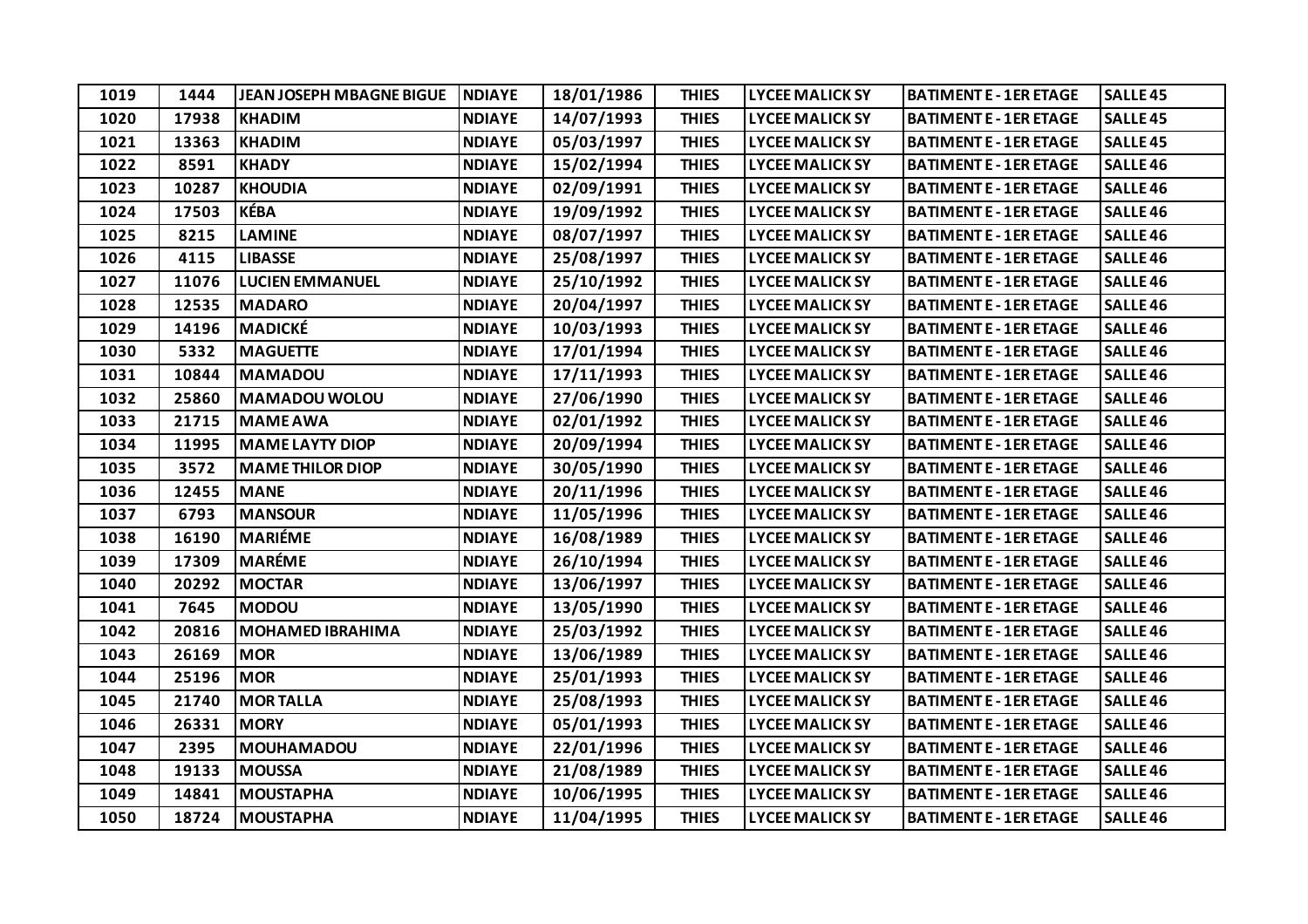| 1019 | 1444 | JEAN JOSEPH MBAGNE BIGUE | NDIAYE | 18/01/1986 | THIES | LYCEE MALICK SY | BATIMENT E - 1ER ETAGE | SALLE 45 |
|---|---|---|---|---|---|---|---|---|
| 1020 | 17938 | KHADIM | NDIAYE | 14/07/1993 | THIES | LYCEE MALICK SY | BATIMENT E - 1ER ETAGE | SALLE 45 |
| 1021 | 13363 | KHADIM | NDIAYE | 05/03/1997 | THIES | LYCEE MALICK SY | BATIMENT E - 1ER ETAGE | SALLE 45 |
| 1022 | 8591 | KHADY | NDIAYE | 15/02/1994 | THIES | LYCEE MALICK SY | BATIMENT E - 1ER ETAGE | SALLE 46 |
| 1023 | 10287 | KHOUDIA | NDIAYE | 02/09/1991 | THIES | LYCEE MALICK SY | BATIMENT E - 1ER ETAGE | SALLE 46 |
| 1024 | 17503 | KÉBA | NDIAYE | 19/09/1992 | THIES | LYCEE MALICK SY | BATIMENT E - 1ER ETAGE | SALLE 46 |
| 1025 | 8215 | LAMINE | NDIAYE | 08/07/1997 | THIES | LYCEE MALICK SY | BATIMENT E - 1ER ETAGE | SALLE 46 |
| 1026 | 4115 | LIBASSE | NDIAYE | 25/08/1997 | THIES | LYCEE MALICK SY | BATIMENT E - 1ER ETAGE | SALLE 46 |
| 1027 | 11076 | LUCIEN EMMANUEL | NDIAYE | 25/10/1992 | THIES | LYCEE MALICK SY | BATIMENT E - 1ER ETAGE | SALLE 46 |
| 1028 | 12535 | MADARO | NDIAYE | 20/04/1997 | THIES | LYCEE MALICK SY | BATIMENT E - 1ER ETAGE | SALLE 46 |
| 1029 | 14196 | MADICKÉ | NDIAYE | 10/03/1993 | THIES | LYCEE MALICK SY | BATIMENT E - 1ER ETAGE | SALLE 46 |
| 1030 | 5332 | MAGUETTE | NDIAYE | 17/01/1994 | THIES | LYCEE MALICK SY | BATIMENT E - 1ER ETAGE | SALLE 46 |
| 1031 | 10844 | MAMADOU | NDIAYE | 17/11/1993 | THIES | LYCEE MALICK SY | BATIMENT E - 1ER ETAGE | SALLE 46 |
| 1032 | 25860 | MAMADOU WOLOU | NDIAYE | 27/06/1990 | THIES | LYCEE MALICK SY | BATIMENT E - 1ER ETAGE | SALLE 46 |
| 1033 | 21715 | MAME AWA | NDIAYE | 02/01/1992 | THIES | LYCEE MALICK SY | BATIMENT E - 1ER ETAGE | SALLE 46 |
| 1034 | 11995 | MAME LAYTY DIOP | NDIAYE | 20/09/1994 | THIES | LYCEE MALICK SY | BATIMENT E - 1ER ETAGE | SALLE 46 |
| 1035 | 3572 | MAME THILOR DIOP | NDIAYE | 30/05/1990 | THIES | LYCEE MALICK SY | BATIMENT E - 1ER ETAGE | SALLE 46 |
| 1036 | 12455 | MANE | NDIAYE | 20/11/1996 | THIES | LYCEE MALICK SY | BATIMENT E - 1ER ETAGE | SALLE 46 |
| 1037 | 6793 | MANSOUR | NDIAYE | 11/05/1996 | THIES | LYCEE MALICK SY | BATIMENT E - 1ER ETAGE | SALLE 46 |
| 1038 | 16190 | MARIÉME | NDIAYE | 16/08/1989 | THIES | LYCEE MALICK SY | BATIMENT E - 1ER ETAGE | SALLE 46 |
| 1039 | 17309 | MARÉME | NDIAYE | 26/10/1994 | THIES | LYCEE MALICK SY | BATIMENT E - 1ER ETAGE | SALLE 46 |
| 1040 | 20292 | MOCTAR | NDIAYE | 13/06/1997 | THIES | LYCEE MALICK SY | BATIMENT E - 1ER ETAGE | SALLE 46 |
| 1041 | 7645 | MODOU | NDIAYE | 13/05/1990 | THIES | LYCEE MALICK SY | BATIMENT E - 1ER ETAGE | SALLE 46 |
| 1042 | 20816 | MOHAMED IBRAHIMA | NDIAYE | 25/03/1992 | THIES | LYCEE MALICK SY | BATIMENT E - 1ER ETAGE | SALLE 46 |
| 1043 | 26169 | MOR | NDIAYE | 13/06/1989 | THIES | LYCEE MALICK SY | BATIMENT E - 1ER ETAGE | SALLE 46 |
| 1044 | 25196 | MOR | NDIAYE | 25/01/1993 | THIES | LYCEE MALICK SY | BATIMENT E - 1ER ETAGE | SALLE 46 |
| 1045 | 21740 | MOR TALLA | NDIAYE | 25/08/1993 | THIES | LYCEE MALICK SY | BATIMENT E - 1ER ETAGE | SALLE 46 |
| 1046 | 26331 | MORY | NDIAYE | 05/01/1993 | THIES | LYCEE MALICK SY | BATIMENT E - 1ER ETAGE | SALLE 46 |
| 1047 | 2395 | MOUHAMADOU | NDIAYE | 22/01/1996 | THIES | LYCEE MALICK SY | BATIMENT E - 1ER ETAGE | SALLE 46 |
| 1048 | 19133 | MOUSSA | NDIAYE | 21/08/1989 | THIES | LYCEE MALICK SY | BATIMENT E - 1ER ETAGE | SALLE 46 |
| 1049 | 14841 | MOUSTAPHA | NDIAYE | 10/06/1995 | THIES | LYCEE MALICK SY | BATIMENT E - 1ER ETAGE | SALLE 46 |
| 1050 | 18724 | MOUSTAPHA | NDIAYE | 11/04/1995 | THIES | LYCEE MALICK SY | BATIMENT E - 1ER ETAGE | SALLE 46 |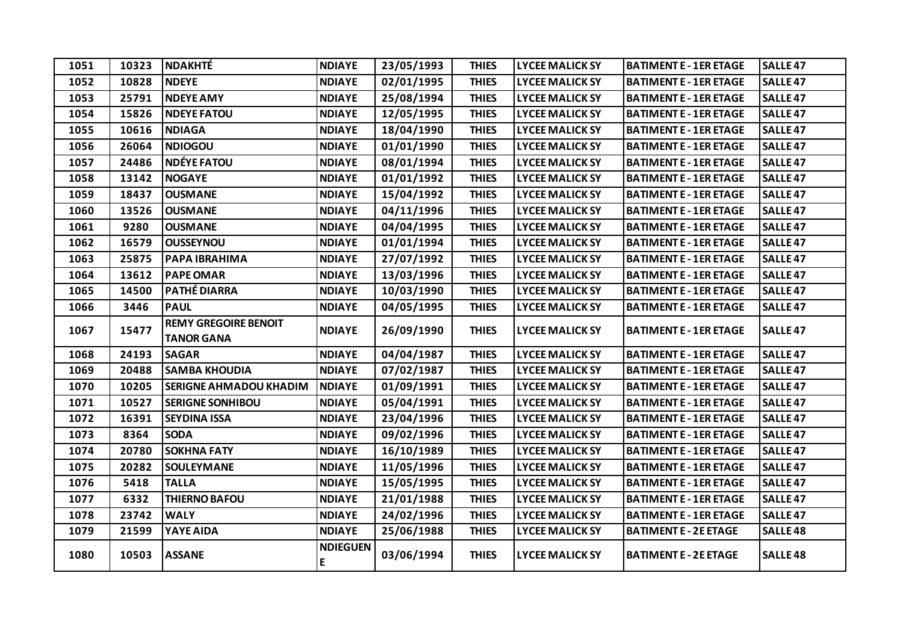| 1051 | 10323 | NDAKHTÉ | NDIAYE | 23/05/1993 | THIES | LYCEE MALICK SY | BATIMENT E - 1ER ETAGE | SALLE 47 |
|---|---|---|---|---|---|---|---|---|
| 1052 | 10828 | NDEYE | NDIAYE | 02/01/1995 | THIES | LYCEE MALICK SY | BATIMENT E - 1ER ETAGE | SALLE 47 |
| 1053 | 25791 | NDEYE AMY | NDIAYE | 25/08/1994 | THIES | LYCEE MALICK SY | BATIMENT E - 1ER ETAGE | SALLE 47 |
| 1054 | 15826 | NDEYE FATOU | NDIAYE | 12/05/1995 | THIES | LYCEE MALICK SY | BATIMENT E - 1ER ETAGE | SALLE 47 |
| 1055 | 10616 | NDIAGA | NDIAYE | 18/04/1990 | THIES | LYCEE MALICK SY | BATIMENT E - 1ER ETAGE | SALLE 47 |
| 1056 | 26064 | NDIOGOU | NDIAYE | 01/01/1990 | THIES | LYCEE MALICK SY | BATIMENT E - 1ER ETAGE | SALLE 47 |
| 1057 | 24486 | NDÉYE FATOU | NDIAYE | 08/01/1994 | THIES | LYCEE MALICK SY | BATIMENT E - 1ER ETAGE | SALLE 47 |
| 1058 | 13142 | NOGAYE | NDIAYE | 01/01/1992 | THIES | LYCEE MALICK SY | BATIMENT E - 1ER ETAGE | SALLE 47 |
| 1059 | 18437 | OUSMANE | NDIAYE | 15/04/1992 | THIES | LYCEE MALICK SY | BATIMENT E - 1ER ETAGE | SALLE 47 |
| 1060 | 13526 | OUSMANE | NDIAYE | 04/11/1996 | THIES | LYCEE MALICK SY | BATIMENT E - 1ER ETAGE | SALLE 47 |
| 1061 | 9280 | OUSMANE | NDIAYE | 04/04/1995 | THIES | LYCEE MALICK SY | BATIMENT E - 1ER ETAGE | SALLE 47 |
| 1062 | 16579 | OUSSEYNOU | NDIAYE | 01/01/1994 | THIES | LYCEE MALICK SY | BATIMENT E - 1ER ETAGE | SALLE 47 |
| 1063 | 25875 | PAPA IBRAHIMA | NDIAYE | 27/07/1992 | THIES | LYCEE MALICK SY | BATIMENT E - 1ER ETAGE | SALLE 47 |
| 1064 | 13612 | PAPE OMAR | NDIAYE | 13/03/1996 | THIES | LYCEE MALICK SY | BATIMENT E - 1ER ETAGE | SALLE 47 |
| 1065 | 14500 | PATHÉ DIARRA | NDIAYE | 10/03/1990 | THIES | LYCEE MALICK SY | BATIMENT E - 1ER ETAGE | SALLE 47 |
| 1066 | 3446 | PAUL | NDIAYE | 04/05/1995 | THIES | LYCEE MALICK SY | BATIMENT E - 1ER ETAGE | SALLE 47 |
| 1067 | 15477 | REMY GREGOIRE BENOIT TANOR GANA | NDIAYE | 26/09/1990 | THIES | LYCEE MALICK SY | BATIMENT E - 1ER ETAGE | SALLE 47 |
| 1068 | 24193 | SAGAR | NDIAYE | 04/04/1987 | THIES | LYCEE MALICK SY | BATIMENT E - 1ER ETAGE | SALLE 47 |
| 1069 | 20488 | SAMBA KHOUDIA | NDIAYE | 07/02/1987 | THIES | LYCEE MALICK SY | BATIMENT E - 1ER ETAGE | SALLE 47 |
| 1070 | 10205 | SERIGNE AHMADOU KHADIM | NDIAYE | 01/09/1991 | THIES | LYCEE MALICK SY | BATIMENT E - 1ER ETAGE | SALLE 47 |
| 1071 | 10527 | SERIGNE SONHIBOU | NDIAYE | 05/04/1991 | THIES | LYCEE MALICK SY | BATIMENT E - 1ER ETAGE | SALLE 47 |
| 1072 | 16391 | SEYDINA ISSA | NDIAYE | 23/04/1996 | THIES | LYCEE MALICK SY | BATIMENT E - 1ER ETAGE | SALLE 47 |
| 1073 | 8364 | SODA | NDIAYE | 09/02/1996 | THIES | LYCEE MALICK SY | BATIMENT E - 1ER ETAGE | SALLE 47 |
| 1074 | 20780 | SOKHNA FATY | NDIAYE | 16/10/1989 | THIES | LYCEE MALICK SY | BATIMENT E - 1ER ETAGE | SALLE 47 |
| 1075 | 20282 | SOULEYMANE | NDIAYE | 11/05/1996 | THIES | LYCEE MALICK SY | BATIMENT E - 1ER ETAGE | SALLE 47 |
| 1076 | 5418 | TALLA | NDIAYE | 15/05/1995 | THIES | LYCEE MALICK SY | BATIMENT E - 1ER ETAGE | SALLE 47 |
| 1077 | 6332 | THIERNO BAFOU | NDIAYE | 21/01/1988 | THIES | LYCEE MALICK SY | BATIMENT E - 1ER ETAGE | SALLE 47 |
| 1078 | 23742 | WALY | NDIAYE | 24/02/1996 | THIES | LYCEE MALICK SY | BATIMENT E - 1ER ETAGE | SALLE 47 |
| 1079 | 21599 | YAYE AIDA | NDIAYE | 25/06/1988 | THIES | LYCEE MALICK SY | BATIMENT E - 2E ETAGE | SALLE 48 |
| 1080 | 10503 | ASSANE | NDIEGUENE | 03/06/1994 | THIES | LYCEE MALICK SY | BATIMENT E - 2E ETAGE | SALLE 48 |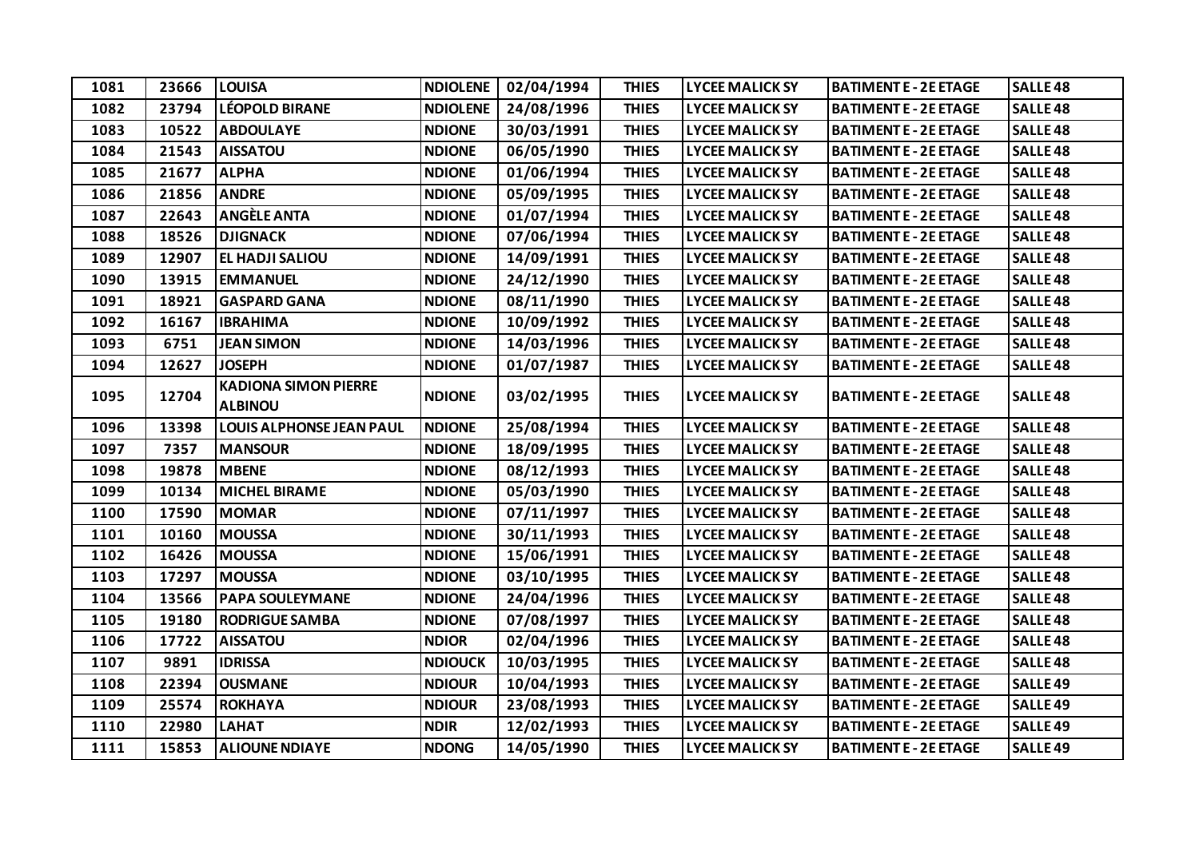| 1081 | 23666 | LOUISA | NDIOLENE | 02/04/1994 | THIES | LYCEE MALICK SY | BATIMENT E - 2E ETAGE | SALLE 48 |
|---|---|---|---|---|---|---|---|---|
| 1082 | 23794 | LÉOPOLD BIRANE | NDIOLENE | 24/08/1996 | THIES | LYCEE MALICK SY | BATIMENT E - 2E ETAGE | SALLE 48 |
| 1083 | 10522 | ABDOULAYE | NDIONE | 30/03/1991 | THIES | LYCEE MALICK SY | BATIMENT E - 2E ETAGE | SALLE 48 |
| 1084 | 21543 | AISSATOU | NDIONE | 06/05/1990 | THIES | LYCEE MALICK SY | BATIMENT E - 2E ETAGE | SALLE 48 |
| 1085 | 21677 | ALPHA | NDIONE | 01/06/1994 | THIES | LYCEE MALICK SY | BATIMENT E - 2E ETAGE | SALLE 48 |
| 1086 | 21856 | ANDRE | NDIONE | 05/09/1995 | THIES | LYCEE MALICK SY | BATIMENT E - 2E ETAGE | SALLE 48 |
| 1087 | 22643 | ANGÈLE ANTA | NDIONE | 01/07/1994 | THIES | LYCEE MALICK SY | BATIMENT E - 2E ETAGE | SALLE 48 |
| 1088 | 18526 | DJIGNACK | NDIONE | 07/06/1994 | THIES | LYCEE MALICK SY | BATIMENT E - 2E ETAGE | SALLE 48 |
| 1089 | 12907 | EL HADJI SALIOU | NDIONE | 14/09/1991 | THIES | LYCEE MALICK SY | BATIMENT E - 2E ETAGE | SALLE 48 |
| 1090 | 13915 | EMMANUEL | NDIONE | 24/12/1990 | THIES | LYCEE MALICK SY | BATIMENT E - 2E ETAGE | SALLE 48 |
| 1091 | 18921 | GASPARD GANA | NDIONE | 08/11/1990 | THIES | LYCEE MALICK SY | BATIMENT E - 2E ETAGE | SALLE 48 |
| 1092 | 16167 | IBRAHIMA | NDIONE | 10/09/1992 | THIES | LYCEE MALICK SY | BATIMENT E - 2E ETAGE | SALLE 48 |
| 1093 | 6751 | JEAN SIMON | NDIONE | 14/03/1996 | THIES | LYCEE MALICK SY | BATIMENT E - 2E ETAGE | SALLE 48 |
| 1094 | 12627 | JOSEPH | NDIONE | 01/07/1987 | THIES | LYCEE MALICK SY | BATIMENT E - 2E ETAGE | SALLE 48 |
| 1095 | 12704 | KADIONA SIMON PIERRE ALBINOU | NDIONE | 03/02/1995 | THIES | LYCEE MALICK SY | BATIMENT E - 2E ETAGE | SALLE 48 |
| 1096 | 13398 | LOUIS ALPHONSE JEAN PAUL | NDIONE | 25/08/1994 | THIES | LYCEE MALICK SY | BATIMENT E - 2E ETAGE | SALLE 48 |
| 1097 | 7357 | MANSOUR | NDIONE | 18/09/1995 | THIES | LYCEE MALICK SY | BATIMENT E - 2E ETAGE | SALLE 48 |
| 1098 | 19878 | MBENE | NDIONE | 08/12/1993 | THIES | LYCEE MALICK SY | BATIMENT E - 2E ETAGE | SALLE 48 |
| 1099 | 10134 | MICHEL BIRAME | NDIONE | 05/03/1990 | THIES | LYCEE MALICK SY | BATIMENT E - 2E ETAGE | SALLE 48 |
| 1100 | 17590 | MOMAR | NDIONE | 07/11/1997 | THIES | LYCEE MALICK SY | BATIMENT E - 2E ETAGE | SALLE 48 |
| 1101 | 10160 | MOUSSA | NDIONE | 30/11/1993 | THIES | LYCEE MALICK SY | BATIMENT E - 2E ETAGE | SALLE 48 |
| 1102 | 16426 | MOUSSA | NDIONE | 15/06/1991 | THIES | LYCEE MALICK SY | BATIMENT E - 2E ETAGE | SALLE 48 |
| 1103 | 17297 | MOUSSA | NDIONE | 03/10/1995 | THIES | LYCEE MALICK SY | BATIMENT E - 2E ETAGE | SALLE 48 |
| 1104 | 13566 | PAPA SOULEYMANE | NDIONE | 24/04/1996 | THIES | LYCEE MALICK SY | BATIMENT E - 2E ETAGE | SALLE 48 |
| 1105 | 19180 | RODRIGUE SAMBA | NDIONE | 07/08/1997 | THIES | LYCEE MALICK SY | BATIMENT E - 2E ETAGE | SALLE 48 |
| 1106 | 17722 | AISSATOU | NDIOR | 02/04/1996 | THIES | LYCEE MALICK SY | BATIMENT E - 2E ETAGE | SALLE 48 |
| 1107 | 9891 | IDRISSA | NDIOUCK | 10/03/1995 | THIES | LYCEE MALICK SY | BATIMENT E - 2E ETAGE | SALLE 48 |
| 1108 | 22394 | OUSMANE | NDIOUR | 10/04/1993 | THIES | LYCEE MALICK SY | BATIMENT E - 2E ETAGE | SALLE 49 |
| 1109 | 25574 | ROKHAYA | NDIOUR | 23/08/1993 | THIES | LYCEE MALICK SY | BATIMENT E - 2E ETAGE | SALLE 49 |
| 1110 | 22980 | LAHAT | NDIR | 12/02/1993 | THIES | LYCEE MALICK SY | BATIMENT E - 2E ETAGE | SALLE 49 |
| 1111 | 15853 | ALIOUNE NDIAYE | NDONG | 14/05/1990 | THIES | LYCEE MALICK SY | BATIMENT E - 2E ETAGE | SALLE 49 |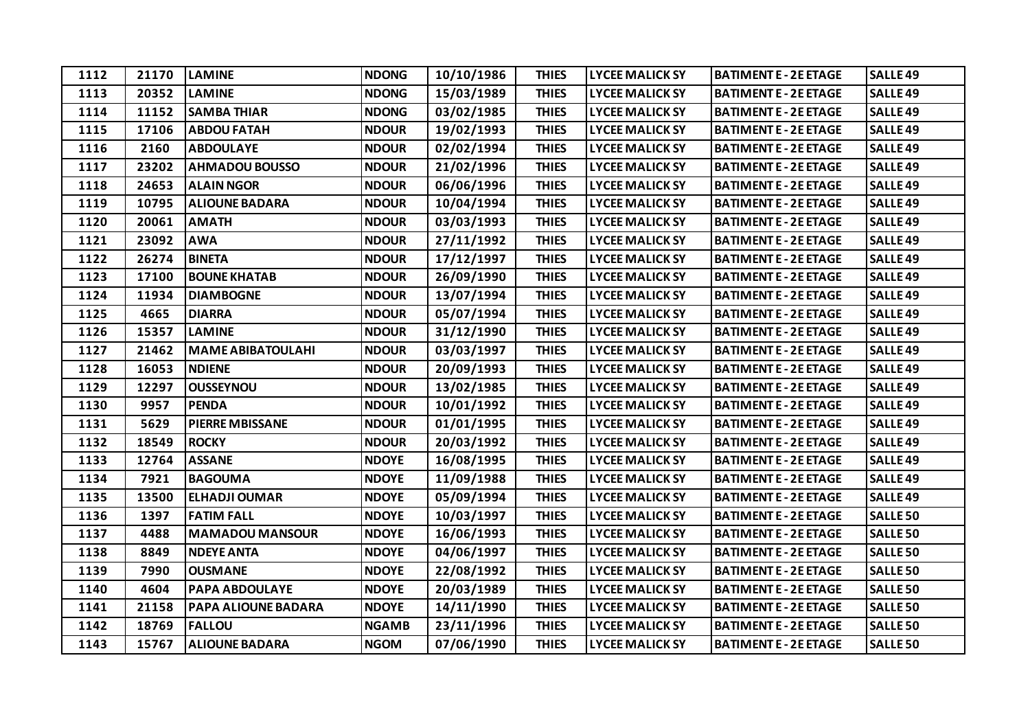| 1112 | 21170 | LAMINE | NDONG | 10/10/1986 | THIES | LYCEE MALICK SY | BATIMENT E - 2E ETAGE | SALLE 49 |
|---|---|---|---|---|---|---|---|---|
| 1113 | 20352 | LAMINE | NDONG | 15/03/1989 | THIES | LYCEE MALICK SY | BATIMENT E - 2E ETAGE | SALLE 49 |
| 1114 | 11152 | SAMBA THIAR | NDONG | 03/02/1985 | THIES | LYCEE MALICK SY | BATIMENT E - 2E ETAGE | SALLE 49 |
| 1115 | 17106 | ABDOU FATAH | NDOUR | 19/02/1993 | THIES | LYCEE MALICK SY | BATIMENT E - 2E ETAGE | SALLE 49 |
| 1116 | 2160 | ABDOULAYE | NDOUR | 02/02/1994 | THIES | LYCEE MALICK SY | BATIMENT E - 2E ETAGE | SALLE 49 |
| 1117 | 23202 | AHMADOU BOUSSO | NDOUR | 21/02/1996 | THIES | LYCEE MALICK SY | BATIMENT E - 2E ETAGE | SALLE 49 |
| 1118 | 24653 | ALAIN NGOR | NDOUR | 06/06/1996 | THIES | LYCEE MALICK SY | BATIMENT E - 2E ETAGE | SALLE 49 |
| 1119 | 10795 | ALIOUNE BADARA | NDOUR | 10/04/1994 | THIES | LYCEE MALICK SY | BATIMENT E - 2E ETAGE | SALLE 49 |
| 1120 | 20061 | AMATH | NDOUR | 03/03/1993 | THIES | LYCEE MALICK SY | BATIMENT E - 2E ETAGE | SALLE 49 |
| 1121 | 23092 | AWA | NDOUR | 27/11/1992 | THIES | LYCEE MALICK SY | BATIMENT E - 2E ETAGE | SALLE 49 |
| 1122 | 26274 | BINETA | NDOUR | 17/12/1997 | THIES | LYCEE MALICK SY | BATIMENT E - 2E ETAGE | SALLE 49 |
| 1123 | 17100 | BOUNE KHATAB | NDOUR | 26/09/1990 | THIES | LYCEE MALICK SY | BATIMENT E - 2E ETAGE | SALLE 49 |
| 1124 | 11934 | DIAMBOGNE | NDOUR | 13/07/1994 | THIES | LYCEE MALICK SY | BATIMENT E - 2E ETAGE | SALLE 49 |
| 1125 | 4665 | DIARRA | NDOUR | 05/07/1994 | THIES | LYCEE MALICK SY | BATIMENT E - 2E ETAGE | SALLE 49 |
| 1126 | 15357 | LAMINE | NDOUR | 31/12/1990 | THIES | LYCEE MALICK SY | BATIMENT E - 2E ETAGE | SALLE 49 |
| 1127 | 21462 | MAME ABIBATOULAHI | NDOUR | 03/03/1997 | THIES | LYCEE MALICK SY | BATIMENT E - 2E ETAGE | SALLE 49 |
| 1128 | 16053 | NDIENE | NDOUR | 20/09/1993 | THIES | LYCEE MALICK SY | BATIMENT E - 2E ETAGE | SALLE 49 |
| 1129 | 12297 | OUSSEYNOU | NDOUR | 13/02/1985 | THIES | LYCEE MALICK SY | BATIMENT E - 2E ETAGE | SALLE 49 |
| 1130 | 9957 | PENDA | NDOUR | 10/01/1992 | THIES | LYCEE MALICK SY | BATIMENT E - 2E ETAGE | SALLE 49 |
| 1131 | 5629 | PIERRE MBISSANE | NDOUR | 01/01/1995 | THIES | LYCEE MALICK SY | BATIMENT E - 2E ETAGE | SALLE 49 |
| 1132 | 18549 | ROCKY | NDOUR | 20/03/1992 | THIES | LYCEE MALICK SY | BATIMENT E - 2E ETAGE | SALLE 49 |
| 1133 | 12764 | ASSANE | NDOYE | 16/08/1995 | THIES | LYCEE MALICK SY | BATIMENT E - 2E ETAGE | SALLE 49 |
| 1134 | 7921 | BAGOUMA | NDOYE | 11/09/1988 | THIES | LYCEE MALICK SY | BATIMENT E - 2E ETAGE | SALLE 49 |
| 1135 | 13500 | ELHADJI OUMAR | NDOYE | 05/09/1994 | THIES | LYCEE MALICK SY | BATIMENT E - 2E ETAGE | SALLE 49 |
| 1136 | 1397 | FATIM FALL | NDOYE | 10/03/1997 | THIES | LYCEE MALICK SY | BATIMENT E - 2E ETAGE | SALLE 50 |
| 1137 | 4488 | MAMADOU MANSOUR | NDOYE | 16/06/1993 | THIES | LYCEE MALICK SY | BATIMENT E - 2E ETAGE | SALLE 50 |
| 1138 | 8849 | NDEYE ANTA | NDOYE | 04/06/1997 | THIES | LYCEE MALICK SY | BATIMENT E - 2E ETAGE | SALLE 50 |
| 1139 | 7990 | OUSMANE | NDOYE | 22/08/1992 | THIES | LYCEE MALICK SY | BATIMENT E - 2E ETAGE | SALLE 50 |
| 1140 | 4604 | PAPA ABDOULAYE | NDOYE | 20/03/1989 | THIES | LYCEE MALICK SY | BATIMENT E - 2E ETAGE | SALLE 50 |
| 1141 | 21158 | PAPA ALIOUNE BADARA | NDOYE | 14/11/1990 | THIES | LYCEE MALICK SY | BATIMENT E - 2E ETAGE | SALLE 50 |
| 1142 | 18769 | FALLOU | NGAMB | 23/11/1996 | THIES | LYCEE MALICK SY | BATIMENT E - 2E ETAGE | SALLE 50 |
| 1143 | 15767 | ALIOUNE BADARA | NGOM | 07/06/1990 | THIES | LYCEE MALICK SY | BATIMENT E - 2E ETAGE | SALLE 50 |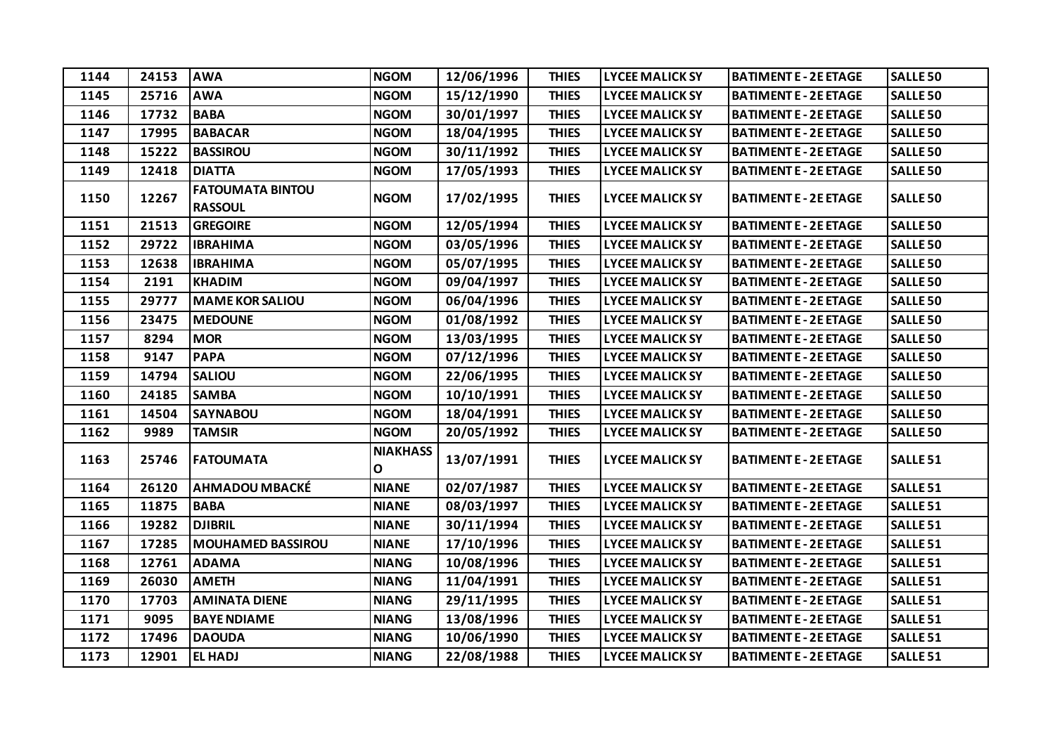| 1144 | 24153 | AWA | NGOM | 12/06/1996 | THIES | LYCEE MALICK SY | BATIMENT E - 2E ETAGE | SALLE 50 |
|---|---|---|---|---|---|---|---|---|
| 1145 | 25716 | AWA | NGOM | 15/12/1990 | THIES | LYCEE MALICK SY | BATIMENT E - 2E ETAGE | SALLE 50 |
| 1146 | 17732 | BABA | NGOM | 30/01/1997 | THIES | LYCEE MALICK SY | BATIMENT E - 2E ETAGE | SALLE 50 |
| 1147 | 17995 | BABACAR | NGOM | 18/04/1995 | THIES | LYCEE MALICK SY | BATIMENT E - 2E ETAGE | SALLE 50 |
| 1148 | 15222 | BASSIROU | NGOM | 30/11/1992 | THIES | LYCEE MALICK SY | BATIMENT E - 2E ETAGE | SALLE 50 |
| 1149 | 12418 | DIATTA | NGOM | 17/05/1993 | THIES | LYCEE MALICK SY | BATIMENT E - 2E ETAGE | SALLE 50 |
| 1150 | 12267 | FATOUMATA BINTOU RASSOUL | NGOM | 17/02/1995 | THIES | LYCEE MALICK SY | BATIMENT E - 2E ETAGE | SALLE 50 |
| 1151 | 21513 | GREGOIRE | NGOM | 12/05/1994 | THIES | LYCEE MALICK SY | BATIMENT E - 2E ETAGE | SALLE 50 |
| 1152 | 29722 | IBRAHIMA | NGOM | 03/05/1996 | THIES | LYCEE MALICK SY | BATIMENT E - 2E ETAGE | SALLE 50 |
| 1153 | 12638 | IBRAHIMA | NGOM | 05/07/1995 | THIES | LYCEE MALICK SY | BATIMENT E - 2E ETAGE | SALLE 50 |
| 1154 | 2191 | KHADIM | NGOM | 09/04/1997 | THIES | LYCEE MALICK SY | BATIMENT E - 2E ETAGE | SALLE 50 |
| 1155 | 29777 | MAME KOR SALIOU | NGOM | 06/04/1996 | THIES | LYCEE MALICK SY | BATIMENT E - 2E ETAGE | SALLE 50 |
| 1156 | 23475 | MEDOUNE | NGOM | 01/08/1992 | THIES | LYCEE MALICK SY | BATIMENT E - 2E ETAGE | SALLE 50 |
| 1157 | 8294 | MOR | NGOM | 13/03/1995 | THIES | LYCEE MALICK SY | BATIMENT E - 2E ETAGE | SALLE 50 |
| 1158 | 9147 | PAPA | NGOM | 07/12/1996 | THIES | LYCEE MALICK SY | BATIMENT E - 2E ETAGE | SALLE 50 |
| 1159 | 14794 | SALIOU | NGOM | 22/06/1995 | THIES | LYCEE MALICK SY | BATIMENT E - 2E ETAGE | SALLE 50 |
| 1160 | 24185 | SAMBA | NGOM | 10/10/1991 | THIES | LYCEE MALICK SY | BATIMENT E - 2E ETAGE | SALLE 50 |
| 1161 | 14504 | SAYNABOU | NGOM | 18/04/1991 | THIES | LYCEE MALICK SY | BATIMENT E - 2E ETAGE | SALLE 50 |
| 1162 | 9989 | TAMSIR | NGOM | 20/05/1992 | THIES | LYCEE MALICK SY | BATIMENT E - 2E ETAGE | SALLE 50 |
| 1163 | 25746 | FATOUMATA | NIAKHASSO | 13/07/1991 | THIES | LYCEE MALICK SY | BATIMENT E - 2E ETAGE | SALLE 51 |
| 1164 | 26120 | AHMADOU MBACKÉ | NIANE | 02/07/1987 | THIES | LYCEE MALICK SY | BATIMENT E - 2E ETAGE | SALLE 51 |
| 1165 | 11875 | BABA | NIANE | 08/03/1997 | THIES | LYCEE MALICK SY | BATIMENT E - 2E ETAGE | SALLE 51 |
| 1166 | 19282 | DJIBRIL | NIANE | 30/11/1994 | THIES | LYCEE MALICK SY | BATIMENT E - 2E ETAGE | SALLE 51 |
| 1167 | 17285 | MOUHAMED BASSIROU | NIANE | 17/10/1996 | THIES | LYCEE MALICK SY | BATIMENT E - 2E ETAGE | SALLE 51 |
| 1168 | 12761 | ADAMA | NIANG | 10/08/1996 | THIES | LYCEE MALICK SY | BATIMENT E - 2E ETAGE | SALLE 51 |
| 1169 | 26030 | AMETH | NIANG | 11/04/1991 | THIES | LYCEE MALICK SY | BATIMENT E - 2E ETAGE | SALLE 51 |
| 1170 | 17703 | AMINATA DIENE | NIANG | 29/11/1995 | THIES | LYCEE MALICK SY | BATIMENT E - 2E ETAGE | SALLE 51 |
| 1171 | 9095 | BAYE NDIAME | NIANG | 13/08/1996 | THIES | LYCEE MALICK SY | BATIMENT E - 2E ETAGE | SALLE 51 |
| 1172 | 17496 | DAOUDA | NIANG | 10/06/1990 | THIES | LYCEE MALICK SY | BATIMENT E - 2E ETAGE | SALLE 51 |
| 1173 | 12901 | EL HADJ | NIANG | 22/08/1988 | THIES | LYCEE MALICK SY | BATIMENT E - 2E ETAGE | SALLE 51 |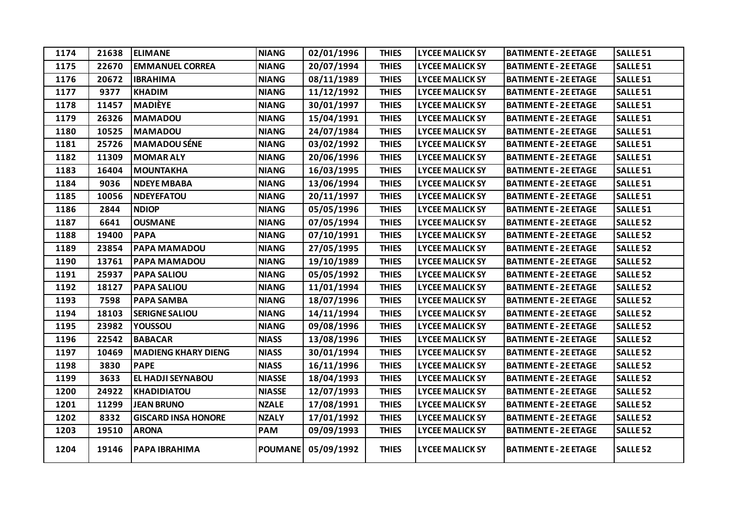| 1174 | 21638 | ELIMANE | NIANG | 02/01/1996 | THIES | LYCEE MALICK SY | BATIMENT E - 2E ETAGE | SALLE 51 |
|---|---|---|---|---|---|---|---|---|
| 1175 | 22670 | EMMANUEL CORREA | NIANG | 20/07/1994 | THIES | LYCEE MALICK SY | BATIMENT E - 2E ETAGE | SALLE 51 |
| 1176 | 20672 | IBRAHIMA | NIANG | 08/11/1989 | THIES | LYCEE MALICK SY | BATIMENT E - 2E ETAGE | SALLE 51 |
| 1177 | 9377 | KHADIM | NIANG | 11/12/1992 | THIES | LYCEE MALICK SY | BATIMENT E - 2E ETAGE | SALLE 51 |
| 1178 | 11457 | MADIÈYE | NIANG | 30/01/1997 | THIES | LYCEE MALICK SY | BATIMENT E - 2E ETAGE | SALLE 51 |
| 1179 | 26326 | MAMADOU | NIANG | 15/04/1991 | THIES | LYCEE MALICK SY | BATIMENT E - 2E ETAGE | SALLE 51 |
| 1180 | 10525 | MAMADOU | NIANG | 24/07/1984 | THIES | LYCEE MALICK SY | BATIMENT E - 2E ETAGE | SALLE 51 |
| 1181 | 25726 | MAMADOU SÉNE | NIANG | 03/02/1992 | THIES | LYCEE MALICK SY | BATIMENT E - 2E ETAGE | SALLE 51 |
| 1182 | 11309 | MOMAR ALY | NIANG | 20/06/1996 | THIES | LYCEE MALICK SY | BATIMENT E - 2E ETAGE | SALLE 51 |
| 1183 | 16404 | MOUNTAKHA | NIANG | 16/03/1995 | THIES | LYCEE MALICK SY | BATIMENT E - 2E ETAGE | SALLE 51 |
| 1184 | 9036 | NDEYE MBABA | NIANG | 13/06/1994 | THIES | LYCEE MALICK SY | BATIMENT E - 2E ETAGE | SALLE 51 |
| 1185 | 10056 | NDEYEFATOU | NIANG | 20/11/1997 | THIES | LYCEE MALICK SY | BATIMENT E - 2E ETAGE | SALLE 51 |
| 1186 | 2844 | NDIOP | NIANG | 05/05/1996 | THIES | LYCEE MALICK SY | BATIMENT E - 2E ETAGE | SALLE 51 |
| 1187 | 6641 | OUSMANE | NIANG | 07/05/1994 | THIES | LYCEE MALICK SY | BATIMENT E - 2E ETAGE | SALLE 52 |
| 1188 | 19400 | PAPA | NIANG | 07/10/1991 | THIES | LYCEE MALICK SY | BATIMENT E - 2E ETAGE | SALLE 52 |
| 1189 | 23854 | PAPA MAMADOU | NIANG | 27/05/1995 | THIES | LYCEE MALICK SY | BATIMENT E - 2E ETAGE | SALLE 52 |
| 1190 | 13761 | PAPA MAMADOU | NIANG | 19/10/1989 | THIES | LYCEE MALICK SY | BATIMENT E - 2E ETAGE | SALLE 52 |
| 1191 | 25937 | PAPA SALIOU | NIANG | 05/05/1992 | THIES | LYCEE MALICK SY | BATIMENT E - 2E ETAGE | SALLE 52 |
| 1192 | 18127 | PAPA SALIOU | NIANG | 11/01/1994 | THIES | LYCEE MALICK SY | BATIMENT E - 2E ETAGE | SALLE 52 |
| 1193 | 7598 | PAPA SAMBA | NIANG | 18/07/1996 | THIES | LYCEE MALICK SY | BATIMENT E - 2E ETAGE | SALLE 52 |
| 1194 | 18103 | SERIGNE SALIOU | NIANG | 14/11/1994 | THIES | LYCEE MALICK SY | BATIMENT E - 2E ETAGE | SALLE 52 |
| 1195 | 23982 | YOUSSOU | NIANG | 09/08/1996 | THIES | LYCEE MALICK SY | BATIMENT E - 2E ETAGE | SALLE 52 |
| 1196 | 22542 | BABACAR | NIASS | 13/08/1996 | THIES | LYCEE MALICK SY | BATIMENT E - 2E ETAGE | SALLE 52 |
| 1197 | 10469 | MADIENG KHARY DIENG | NIASS | 30/01/1994 | THIES | LYCEE MALICK SY | BATIMENT E - 2E ETAGE | SALLE 52 |
| 1198 | 3830 | PAPE | NIASS | 16/11/1996 | THIES | LYCEE MALICK SY | BATIMENT E - 2E ETAGE | SALLE 52 |
| 1199 | 3633 | EL HADJI SEYNABOU | NIASSE | 18/04/1993 | THIES | LYCEE MALICK SY | BATIMENT E - 2E ETAGE | SALLE 52 |
| 1200 | 24922 | KHADIDIATOU | NIASSE | 12/07/1993 | THIES | LYCEE MALICK SY | BATIMENT E - 2E ETAGE | SALLE 52 |
| 1201 | 11299 | JEAN BRUNO | NZALE | 17/08/1991 | THIES | LYCEE MALICK SY | BATIMENT E - 2E ETAGE | SALLE 52 |
| 1202 | 8332 | GISCARD INSA HONORE | NZALY | 17/01/1992 | THIES | LYCEE MALICK SY | BATIMENT E - 2E ETAGE | SALLE 52 |
| 1203 | 19510 | ARONA | PAM | 09/09/1993 | THIES | LYCEE MALICK SY | BATIMENT E - 2E ETAGE | SALLE 52 |
| 1204 | 19146 | PAPA IBRAHIMA | POUMANE | 05/09/1992 | THIES | LYCEE MALICK SY | BATIMENT E - 2E ETAGE | SALLE 52 |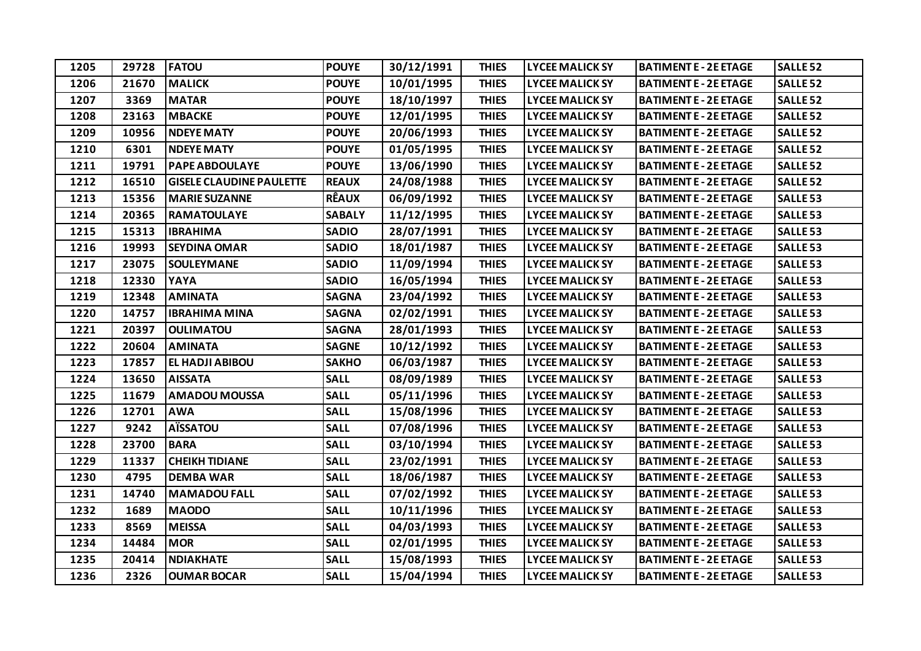| 1205 | 29728 | FATOU | POUYE | 30/12/1991 | THIES | LYCEE MALICK SY | BATIMENT E - 2E ETAGE | SALLE 52 |
|---|---|---|---|---|---|---|---|---|
| 1206 | 21670 | MALICK | POUYE | 10/01/1995 | THIES | LYCEE MALICK SY | BATIMENT E - 2E ETAGE | SALLE 52 |
| 1207 | 3369 | MATAR | POUYE | 18/10/1997 | THIES | LYCEE MALICK SY | BATIMENT E - 2E ETAGE | SALLE 52 |
| 1208 | 23163 | MBACKE | POUYE | 12/01/1995 | THIES | LYCEE MALICK SY | BATIMENT E - 2E ETAGE | SALLE 52 |
| 1209 | 10956 | NDEYE MATY | POUYE | 20/06/1993 | THIES | LYCEE MALICK SY | BATIMENT E - 2E ETAGE | SALLE 52 |
| 1210 | 6301 | NDEYE MATY | POUYE | 01/05/1995 | THIES | LYCEE MALICK SY | BATIMENT E - 2E ETAGE | SALLE 52 |
| 1211 | 19791 | PAPE ABDOULAYE | POUYE | 13/06/1990 | THIES | LYCEE MALICK SY | BATIMENT E - 2E ETAGE | SALLE 52 |
| 1212 | 16510 | GISELE CLAUDINE PAULETTE | REAUX | 24/08/1988 | THIES | LYCEE MALICK SY | BATIMENT E - 2E ETAGE | SALLE 52 |
| 1213 | 15356 | MARIE SUZANNE | RÊAUX | 06/09/1992 | THIES | LYCEE MALICK SY | BATIMENT E - 2E ETAGE | SALLE 53 |
| 1214 | 20365 | RAMATOULAYE | SABALY | 11/12/1995 | THIES | LYCEE MALICK SY | BATIMENT E - 2E ETAGE | SALLE 53 |
| 1215 | 15313 | IBRAHIMA | SADIO | 28/07/1991 | THIES | LYCEE MALICK SY | BATIMENT E - 2E ETAGE | SALLE 53 |
| 1216 | 19993 | SEYDINA OMAR | SADIO | 18/01/1987 | THIES | LYCEE MALICK SY | BATIMENT E - 2E ETAGE | SALLE 53 |
| 1217 | 23075 | SOULEYMANE | SADIO | 11/09/1994 | THIES | LYCEE MALICK SY | BATIMENT E - 2E ETAGE | SALLE 53 |
| 1218 | 12330 | YAYA | SADIO | 16/05/1994 | THIES | LYCEE MALICK SY | BATIMENT E - 2E ETAGE | SALLE 53 |
| 1219 | 12348 | AMINATA | SAGNA | 23/04/1992 | THIES | LYCEE MALICK SY | BATIMENT E - 2E ETAGE | SALLE 53 |
| 1220 | 14757 | IBRAHIMA MINA | SAGNA | 02/02/1991 | THIES | LYCEE MALICK SY | BATIMENT E - 2E ETAGE | SALLE 53 |
| 1221 | 20397 | OULIMATOU | SAGNA | 28/01/1993 | THIES | LYCEE MALICK SY | BATIMENT E - 2E ETAGE | SALLE 53 |
| 1222 | 20604 | AMINATA | SAGNE | 10/12/1992 | THIES | LYCEE MALICK SY | BATIMENT E - 2E ETAGE | SALLE 53 |
| 1223 | 17857 | EL HADJI ABIBOU | SAKHO | 06/03/1987 | THIES | LYCEE MALICK SY | BATIMENT E - 2E ETAGE | SALLE 53 |
| 1224 | 13650 | AISSATA | SALL | 08/09/1989 | THIES | LYCEE MALICK SY | BATIMENT E - 2E ETAGE | SALLE 53 |
| 1225 | 11679 | AMADOU MOUSSA | SALL | 05/11/1996 | THIES | LYCEE MALICK SY | BATIMENT E - 2E ETAGE | SALLE 53 |
| 1226 | 12701 | AWA | SALL | 15/08/1996 | THIES | LYCEE MALICK SY | BATIMENT E - 2E ETAGE | SALLE 53 |
| 1227 | 9242 | AÏSSATOU | SALL | 07/08/1996 | THIES | LYCEE MALICK SY | BATIMENT E - 2E ETAGE | SALLE 53 |
| 1228 | 23700 | BARA | SALL | 03/10/1994 | THIES | LYCEE MALICK SY | BATIMENT E - 2E ETAGE | SALLE 53 |
| 1229 | 11337 | CHEIKH TIDIANE | SALL | 23/02/1991 | THIES | LYCEE MALICK SY | BATIMENT E - 2E ETAGE | SALLE 53 |
| 1230 | 4795 | DEMBA WAR | SALL | 18/06/1987 | THIES | LYCEE MALICK SY | BATIMENT E - 2E ETAGE | SALLE 53 |
| 1231 | 14740 | MAMADOU FALL | SALL | 07/02/1992 | THIES | LYCEE MALICK SY | BATIMENT E - 2E ETAGE | SALLE 53 |
| 1232 | 1689 | MAODO | SALL | 10/11/1996 | THIES | LYCEE MALICK SY | BATIMENT E - 2E ETAGE | SALLE 53 |
| 1233 | 8569 | MEISSA | SALL | 04/03/1993 | THIES | LYCEE MALICK SY | BATIMENT E - 2E ETAGE | SALLE 53 |
| 1234 | 14484 | MOR | SALL | 02/01/1995 | THIES | LYCEE MALICK SY | BATIMENT E - 2E ETAGE | SALLE 53 |
| 1235 | 20414 | NDIAKHATE | SALL | 15/08/1993 | THIES | LYCEE MALICK SY | BATIMENT E - 2E ETAGE | SALLE 53 |
| 1236 | 2326 | OUMAR BOCAR | SALL | 15/04/1994 | THIES | LYCEE MALICK SY | BATIMENT E - 2E ETAGE | SALLE 53 |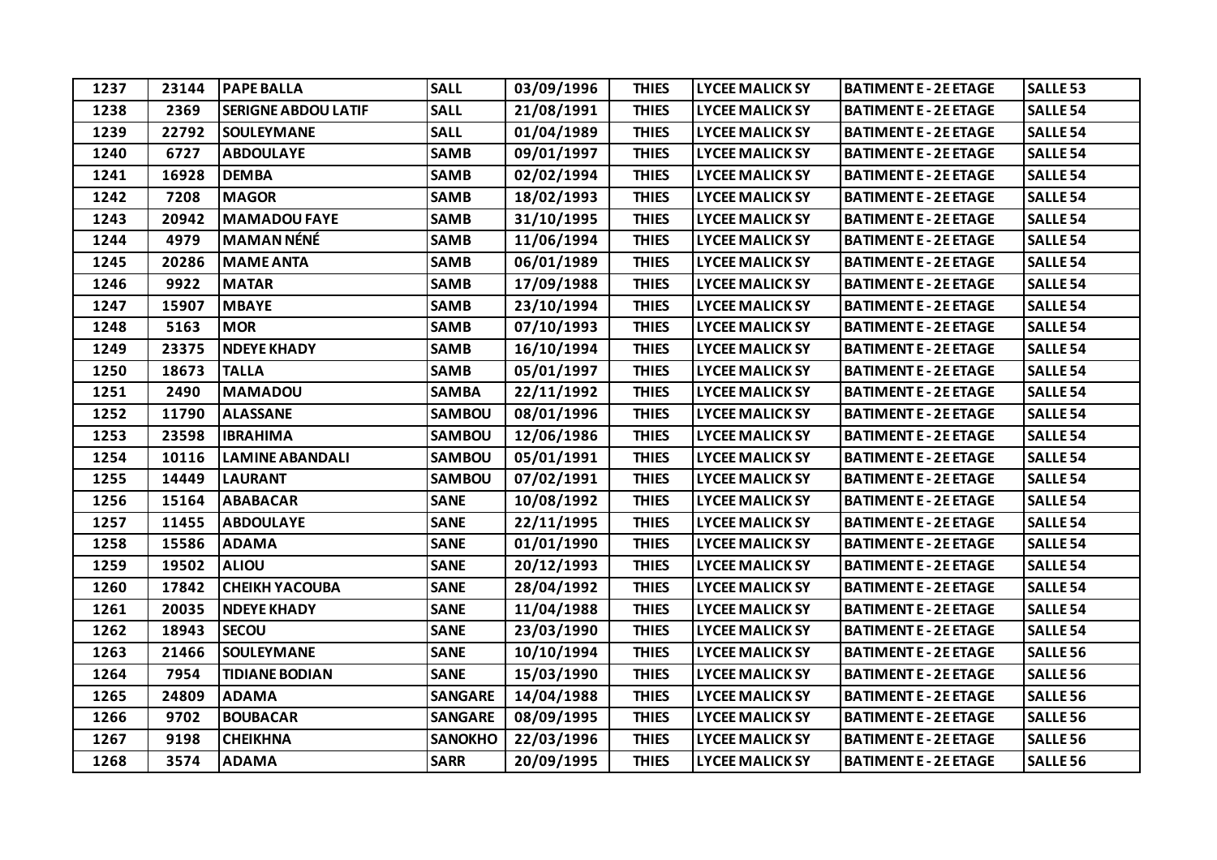| 1237 | 23144 | PAPE BALLA | SALL | 03/09/1996 | THIES | LYCEE MALICK SY | BATIMENT E - 2E ETAGE | SALLE 53 |
|---|---|---|---|---|---|---|---|---|
| 1238 | 2369 | SERIGNE ABDOU LATIF | SALL | 21/08/1991 | THIES | LYCEE MALICK SY | BATIMENT E - 2E ETAGE | SALLE 54 |
| 1239 | 22792 | SOULEYMANE | SALL | 01/04/1989 | THIES | LYCEE MALICK SY | BATIMENT E - 2E ETAGE | SALLE 54 |
| 1240 | 6727 | ABDOULAYE | SAMB | 09/01/1997 | THIES | LYCEE MALICK SY | BATIMENT E - 2E ETAGE | SALLE 54 |
| 1241 | 16928 | DEMBA | SAMB | 02/02/1994 | THIES | LYCEE MALICK SY | BATIMENT E - 2E ETAGE | SALLE 54 |
| 1242 | 7208 | MAGOR | SAMB | 18/02/1993 | THIES | LYCEE MALICK SY | BATIMENT E - 2E ETAGE | SALLE 54 |
| 1243 | 20942 | MAMADOU FAYE | SAMB | 31/10/1995 | THIES | LYCEE MALICK SY | BATIMENT E - 2E ETAGE | SALLE 54 |
| 1244 | 4979 | MAMAN NÉNÉ | SAMB | 11/06/1994 | THIES | LYCEE MALICK SY | BATIMENT E - 2E ETAGE | SALLE 54 |
| 1245 | 20286 | MAME ANTA | SAMB | 06/01/1989 | THIES | LYCEE MALICK SY | BATIMENT E - 2E ETAGE | SALLE 54 |
| 1246 | 9922 | MATAR | SAMB | 17/09/1988 | THIES | LYCEE MALICK SY | BATIMENT E - 2E ETAGE | SALLE 54 |
| 1247 | 15907 | MBAYE | SAMB | 23/10/1994 | THIES | LYCEE MALICK SY | BATIMENT E - 2E ETAGE | SALLE 54 |
| 1248 | 5163 | MOR | SAMB | 07/10/1993 | THIES | LYCEE MALICK SY | BATIMENT E - 2E ETAGE | SALLE 54 |
| 1249 | 23375 | NDEYE KHADY | SAMB | 16/10/1994 | THIES | LYCEE MALICK SY | BATIMENT E - 2E ETAGE | SALLE 54 |
| 1250 | 18673 | TALLA | SAMB | 05/01/1997 | THIES | LYCEE MALICK SY | BATIMENT E - 2E ETAGE | SALLE 54 |
| 1251 | 2490 | MAMADOU | SAMBA | 22/11/1992 | THIES | LYCEE MALICK SY | BATIMENT E - 2E ETAGE | SALLE 54 |
| 1252 | 11790 | ALASSANE | SAMBOU | 08/01/1996 | THIES | LYCEE MALICK SY | BATIMENT E - 2E ETAGE | SALLE 54 |
| 1253 | 23598 | IBRAHIMA | SAMBOU | 12/06/1986 | THIES | LYCEE MALICK SY | BATIMENT E - 2E ETAGE | SALLE 54 |
| 1254 | 10116 | LAMINE ABANDALI | SAMBOU | 05/01/1991 | THIES | LYCEE MALICK SY | BATIMENT E - 2E ETAGE | SALLE 54 |
| 1255 | 14449 | LAURANT | SAMBOU | 07/02/1991 | THIES | LYCEE MALICK SY | BATIMENT E - 2E ETAGE | SALLE 54 |
| 1256 | 15164 | ABABACAR | SANE | 10/08/1992 | THIES | LYCEE MALICK SY | BATIMENT E - 2E ETAGE | SALLE 54 |
| 1257 | 11455 | ABDOULAYE | SANE | 22/11/1995 | THIES | LYCEE MALICK SY | BATIMENT E - 2E ETAGE | SALLE 54 |
| 1258 | 15586 | ADAMA | SANE | 01/01/1990 | THIES | LYCEE MALICK SY | BATIMENT E - 2E ETAGE | SALLE 54 |
| 1259 | 19502 | ALIOU | SANE | 20/12/1993 | THIES | LYCEE MALICK SY | BATIMENT E - 2E ETAGE | SALLE 54 |
| 1260 | 17842 | CHEIKH YACOUBA | SANE | 28/04/1992 | THIES | LYCEE MALICK SY | BATIMENT E - 2E ETAGE | SALLE 54 |
| 1261 | 20035 | NDEYE KHADY | SANE | 11/04/1988 | THIES | LYCEE MALICK SY | BATIMENT E - 2E ETAGE | SALLE 54 |
| 1262 | 18943 | SECOU | SANE | 23/03/1990 | THIES | LYCEE MALICK SY | BATIMENT E - 2E ETAGE | SALLE 54 |
| 1263 | 21466 | SOULEYMANE | SANE | 10/10/1994 | THIES | LYCEE MALICK SY | BATIMENT E - 2E ETAGE | SALLE 56 |
| 1264 | 7954 | TIDIANE BODIAN | SANE | 15/03/1990 | THIES | LYCEE MALICK SY | BATIMENT E - 2E ETAGE | SALLE 56 |
| 1265 | 24809 | ADAMA | SANGARE | 14/04/1988 | THIES | LYCEE MALICK SY | BATIMENT E - 2E ETAGE | SALLE 56 |
| 1266 | 9702 | BOUBACAR | SANGARE | 08/09/1995 | THIES | LYCEE MALICK SY | BATIMENT E - 2E ETAGE | SALLE 56 |
| 1267 | 9198 | CHEIKHNA | SANOKHO | 22/03/1996 | THIES | LYCEE MALICK SY | BATIMENT E - 2E ETAGE | SALLE 56 |
| 1268 | 3574 | ADAMA | SARR | 20/09/1995 | THIES | LYCEE MALICK SY | BATIMENT E - 2E ETAGE | SALLE 56 |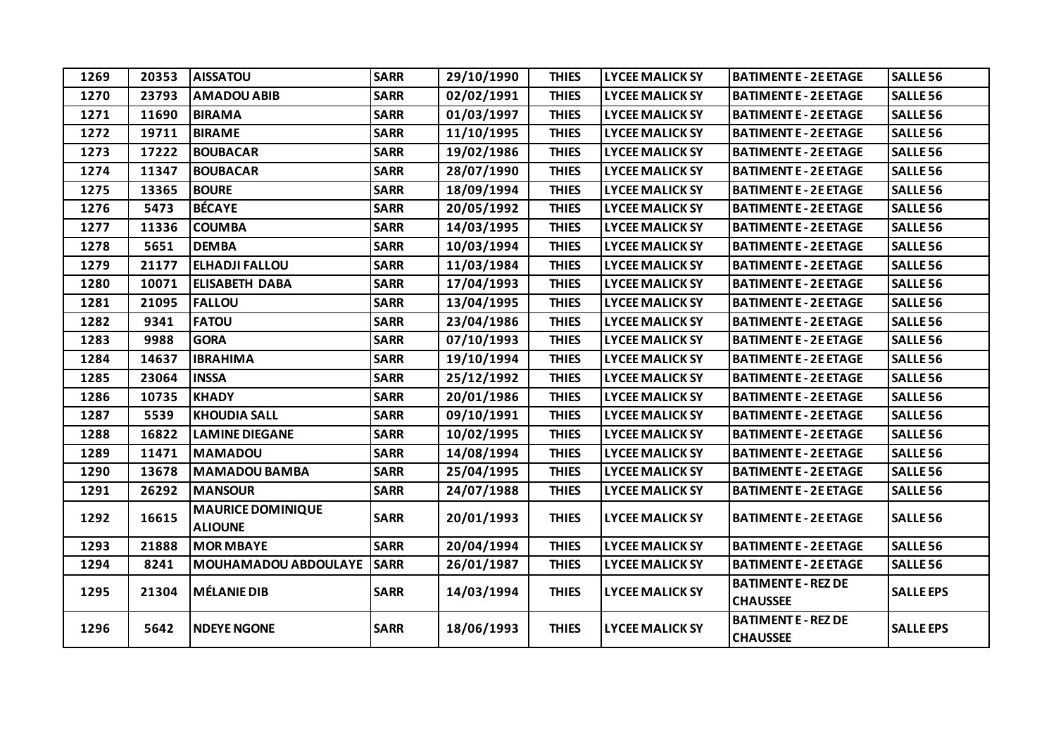| 1269 | 20353 | **AISSATOU** | **SARR** | 29/10/1990 | **THIES** | **LYCEE MALICK SY** | **BATIMENT E - 2E ETAGE** | **SALLE 56** |
|---|---|---|---|---|---|---|---|---|
| 1270 | 23793 | **AMADOU ABIB** | **SARR** | 02/02/1991 | **THIES** | **LYCEE MALICK SY** | **BATIMENT E - 2E ETAGE** | **SALLE 56** |
| 1271 | 11690 | **BIRAMA** | **SARR** | 01/03/1997 | **THIES** | **LYCEE MALICK SY** | **BATIMENT E - 2E ETAGE** | **SALLE 56** |
| 1272 | 19711 | **BIRAME** | **SARR** | 11/10/1995 | **THIES** | **LYCEE MALICK SY** | **BATIMENT E - 2E ETAGE** | **SALLE 56** |
| 1273 | 17222 | **BOUBACAR** | **SARR** | 19/02/1986 | **THIES** | **LYCEE MALICK SY** | **BATIMENT E - 2E ETAGE** | **SALLE 56** |
| 1274 | 11347 | **BOUBACAR** | **SARR** | 28/07/1990 | **THIES** | **LYCEE MALICK SY** | **BATIMENT E - 2E ETAGE** | **SALLE 56** |
| 1275 | 13365 | **BOURE** | **SARR** | 18/09/1994 | **THIES** | **LYCEE MALICK SY** | **BATIMENT E - 2E ETAGE** | **SALLE 56** |
| 1276 | 5473 | **BÉCAYE** | **SARR** | 20/05/1992 | **THIES** | **LYCEE MALICK SY** | **BATIMENT E - 2E ETAGE** | **SALLE 56** |
| 1277 | 11336 | **COUMBA** | **SARR** | 14/03/1995 | **THIES** | **LYCEE MALICK SY** | **BATIMENT E - 2E ETAGE** | **SALLE 56** |
| 1278 | 5651 | **DEMBA** | **SARR** | 10/03/1994 | **THIES** | **LYCEE MALICK SY** | **BATIMENT E - 2E ETAGE** | **SALLE 56** |
| 1279 | 21177 | **ELHADJI FALLOU** | **SARR** | 11/03/1984 | **THIES** | **LYCEE MALICK SY** | **BATIMENT E - 2E ETAGE** | **SALLE 56** |
| 1280 | 10071 | **ELISABETH DABA** | **SARR** | 17/04/1993 | **THIES** | **LYCEE MALICK SY** | **BATIMENT E - 2E ETAGE** | **SALLE 56** |
| 1281 | 21095 | **FALLOU** | **SARR** | 13/04/1995 | **THIES** | **LYCEE MALICK SY** | **BATIMENT E - 2E ETAGE** | **SALLE 56** |
| 1282 | 9341 | **FATOU** | **SARR** | 23/04/1986 | **THIES** | **LYCEE MALICK SY** | **BATIMENT E - 2E ETAGE** | **SALLE 56** |
| 1283 | 9988 | **GORA** | **SARR** | 07/10/1993 | **THIES** | **LYCEE MALICK SY** | **BATIMENT E - 2E ETAGE** | **SALLE 56** |
| 1284 | 14637 | **IBRAHIMA** | **SARR** | 19/10/1994 | **THIES** | **LYCEE MALICK SY** | **BATIMENT E - 2E ETAGE** | **SALLE 56** |
| 1285 | 23064 | **INSSA** | **SARR** | 25/12/1992 | **THIES** | **LYCEE MALICK SY** | **BATIMENT E - 2E ETAGE** | **SALLE 56** |
| 1286 | 10735 | **KHADY** | **SARR** | 20/01/1986 | **THIES** | **LYCEE MALICK SY** | **BATIMENT E - 2E ETAGE** | **SALLE 56** |
| 1287 | 5539 | **KHOUDIA SALL** | **SARR** | 09/10/1991 | **THIES** | **LYCEE MALICK SY** | **BATIMENT E - 2E ETAGE** | **SALLE 56** |
| 1288 | 16822 | **LAMINE DIEGANE** | **SARR** | 10/02/1995 | **THIES** | **LYCEE MALICK SY** | **BATIMENT E - 2E ETAGE** | **SALLE 56** |
| 1289 | 11471 | **MAMADOU** | **SARR** | 14/08/1994 | **THIES** | **LYCEE MALICK SY** | **BATIMENT E - 2E ETAGE** | **SALLE 56** |
| 1290 | 13678 | **MAMADOU BAMBA** | **SARR** | 25/04/1995 | **THIES** | **LYCEE MALICK SY** | **BATIMENT E - 2E ETAGE** | **SALLE 56** |
| 1291 | 26292 | **MANSOUR** | **SARR** | 24/07/1988 | **THIES** | **LYCEE MALICK SY** | **BATIMENT E - 2E ETAGE** | **SALLE 56** |
| 1292 | 16615 | **MAURICE DOMINIQUE ALIOUNE** | **SARR** | 20/01/1993 | **THIES** | **LYCEE MALICK SY** | **BATIMENT E - 2E ETAGE** | **SALLE 56** |
| 1293 | 21888 | **MOR MBAYE** | **SARR** | 20/04/1994 | **THIES** | **LYCEE MALICK SY** | **BATIMENT E - 2E ETAGE** | **SALLE 56** |
| 1294 | 8241 | **MOUHAMADOU ABDOULAYE** | **SARR** | 26/01/1987 | **THIES** | **LYCEE MALICK SY** | **BATIMENT E - 2E ETAGE** | **SALLE 56** |
| 1295 | 21304 | **MÉLANIE DIB** | **SARR** | 14/03/1994 | **THIES** | **LYCEE MALICK SY** | **BATIMENT E - REZ DE CHAUSSEE** | **SALLE EPS** |
| 1296 | 5642 | **NDEYE NGONE** | **SARR** | 18/06/1993 | **THIES** | **LYCEE MALICK SY** | **BATIMENT E - REZ DE CHAUSSEE** | **SALLE EPS** |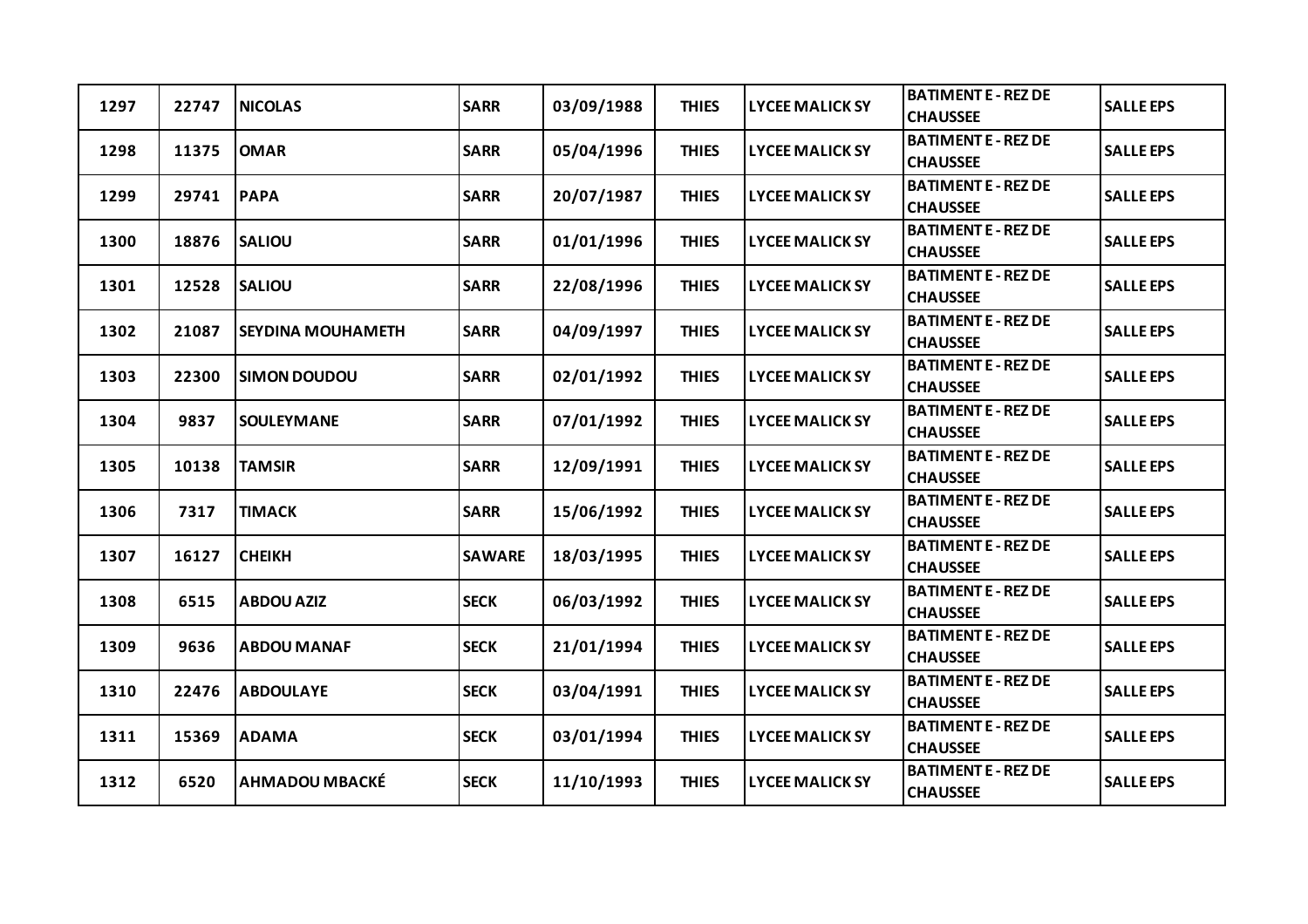| 1297 | 22747 | NICOLAS | SARR | 03/09/1988 | THIES | LYCEE MALICK SY | BATIMENT E - REZ DE CHAUSSEE | SALLE EPS |
|---|---|---|---|---|---|---|---|---|
| 1298 | 11375 | OMAR | SARR | 05/04/1996 | THIES | LYCEE MALICK SY | BATIMENT E - REZ DE CHAUSSEE | SALLE EPS |
| 1299 | 29741 | PAPA | SARR | 20/07/1987 | THIES | LYCEE MALICK SY | BATIMENT E - REZ DE CHAUSSEE | SALLE EPS |
| 1300 | 18876 | SALIOU | SARR | 01/01/1996 | THIES | LYCEE MALICK SY | BATIMENT E - REZ DE CHAUSSEE | SALLE EPS |
| 1301 | 12528 | SALIOU | SARR | 22/08/1996 | THIES | LYCEE MALICK SY | BATIMENT E - REZ DE CHAUSSEE | SALLE EPS |
| 1302 | 21087 | SEYDINA MOUHAMETH | SARR | 04/09/1997 | THIES | LYCEE MALICK SY | BATIMENT E - REZ DE CHAUSSEE | SALLE EPS |
| 1303 | 22300 | SIMON DOUDOU | SARR | 02/01/1992 | THIES | LYCEE MALICK SY | BATIMENT E - REZ DE CHAUSSEE | SALLE EPS |
| 1304 | 9837 | SOULEYMANE | SARR | 07/01/1992 | THIES | LYCEE MALICK SY | BATIMENT E - REZ DE CHAUSSEE | SALLE EPS |
| 1305 | 10138 | TAMSIR | SARR | 12/09/1991 | THIES | LYCEE MALICK SY | BATIMENT E - REZ DE CHAUSSEE | SALLE EPS |
| 1306 | 7317 | TIMACK | SARR | 15/06/1992 | THIES | LYCEE MALICK SY | BATIMENT E - REZ DE CHAUSSEE | SALLE EPS |
| 1307 | 16127 | CHEIKH | SAWARE | 18/03/1995 | THIES | LYCEE MALICK SY | BATIMENT E - REZ DE CHAUSSEE | SALLE EPS |
| 1308 | 6515 | ABDOU AZIZ | SECK | 06/03/1992 | THIES | LYCEE MALICK SY | BATIMENT E - REZ DE CHAUSSEE | SALLE EPS |
| 1309 | 9636 | ABDOU MANAF | SECK | 21/01/1994 | THIES | LYCEE MALICK SY | BATIMENT E - REZ DE CHAUSSEE | SALLE EPS |
| 1310 | 22476 | ABDOULAYE | SECK | 03/04/1991 | THIES | LYCEE MALICK SY | BATIMENT E - REZ DE CHAUSSEE | SALLE EPS |
| 1311 | 15369 | ADAMA | SECK | 03/01/1994 | THIES | LYCEE MALICK SY | BATIMENT E - REZ DE CHAUSSEE | SALLE EPS |
| 1312 | 6520 | AHMADOU MBACKÉ | SECK | 11/10/1993 | THIES | LYCEE MALICK SY | BATIMENT E - REZ DE CHAUSSEE | SALLE EPS |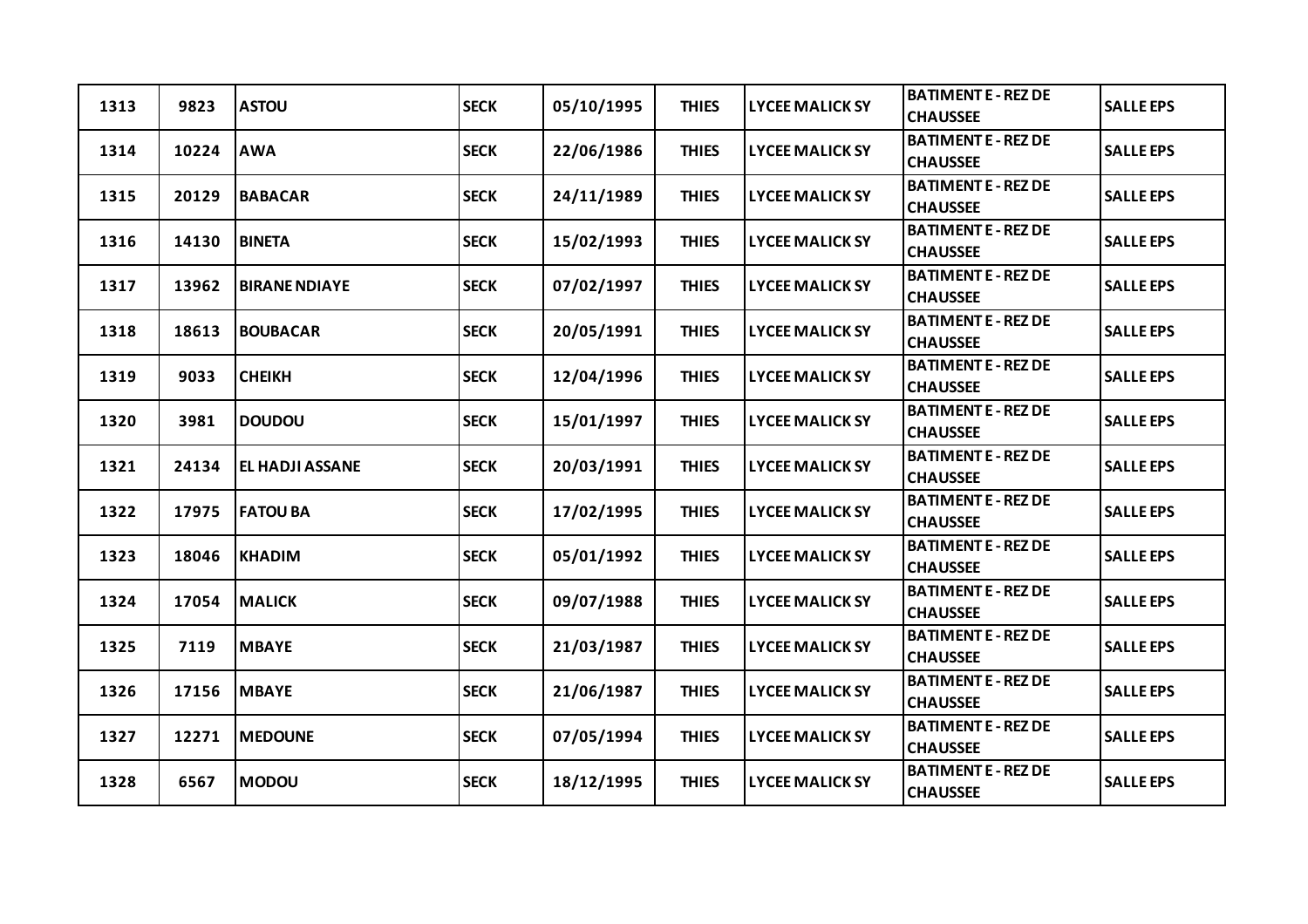| 1313 | 9823 | ASTOU | SECK | 05/10/1995 | THIES | LYCEE MALICK SY | BATIMENT E - REZ DE CHAUSSEE | SALLE EPS |
|---|---|---|---|---|---|---|---|---|
| 1314 | 10224 | AWA | SECK | 22/06/1986 | THIES | LYCEE MALICK SY | BATIMENT E - REZ DE CHAUSSEE | SALLE EPS |
| 1315 | 20129 | BABACAR | SECK | 24/11/1989 | THIES | LYCEE MALICK SY | BATIMENT E - REZ DE CHAUSSEE | SALLE EPS |
| 1316 | 14130 | BINETA | SECK | 15/02/1993 | THIES | LYCEE MALICK SY | BATIMENT E - REZ DE CHAUSSEE | SALLE EPS |
| 1317 | 13962 | BIRANE NDIAYE | SECK | 07/02/1997 | THIES | LYCEE MALICK SY | BATIMENT E - REZ DE CHAUSSEE | SALLE EPS |
| 1318 | 18613 | BOUBACAR | SECK | 20/05/1991 | THIES | LYCEE MALICK SY | BATIMENT E - REZ DE CHAUSSEE | SALLE EPS |
| 1319 | 9033 | CHEIKH | SECK | 12/04/1996 | THIES | LYCEE MALICK SY | BATIMENT E - REZ DE CHAUSSEE | SALLE EPS |
| 1320 | 3981 | DOUDOU | SECK | 15/01/1997 | THIES | LYCEE MALICK SY | BATIMENT E - REZ DE CHAUSSEE | SALLE EPS |
| 1321 | 24134 | EL HADJI ASSANE | SECK | 20/03/1991 | THIES | LYCEE MALICK SY | BATIMENT E - REZ DE CHAUSSEE | SALLE EPS |
| 1322 | 17975 | FATOU BA | SECK | 17/02/1995 | THIES | LYCEE MALICK SY | BATIMENT E - REZ DE CHAUSSEE | SALLE EPS |
| 1323 | 18046 | KHADIM | SECK | 05/01/1992 | THIES | LYCEE MALICK SY | BATIMENT E - REZ DE CHAUSSEE | SALLE EPS |
| 1324 | 17054 | MALICK | SECK | 09/07/1988 | THIES | LYCEE MALICK SY | BATIMENT E - REZ DE CHAUSSEE | SALLE EPS |
| 1325 | 7119 | MBAYE | SECK | 21/03/1987 | THIES | LYCEE MALICK SY | BATIMENT E - REZ DE CHAUSSEE | SALLE EPS |
| 1326 | 17156 | MBAYE | SECK | 21/06/1987 | THIES | LYCEE MALICK SY | BATIMENT E - REZ DE CHAUSSEE | SALLE EPS |
| 1327 | 12271 | MEDOUNE | SECK | 07/05/1994 | THIES | LYCEE MALICK SY | BATIMENT E - REZ DE CHAUSSEE | SALLE EPS |
| 1328 | 6567 | MODOU | SECK | 18/12/1995 | THIES | LYCEE MALICK SY | BATIMENT E - REZ DE CHAUSSEE | SALLE EPS |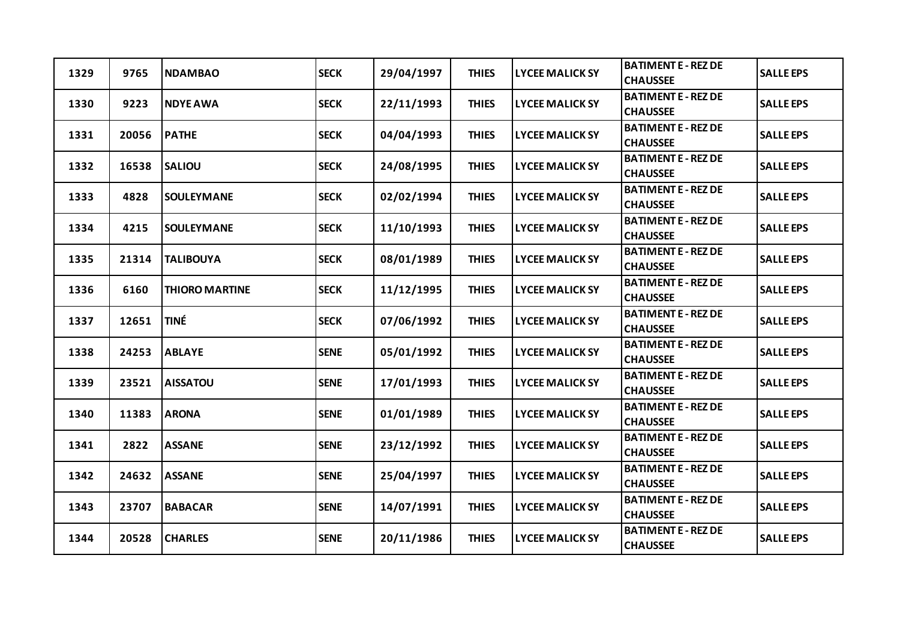| 1329 | 9765 | NDAMBAO | SECK | 29/04/1997 | THIES | LYCEE MALICK SY | BATIMENT E - REZ DE CHAUSSEE | SALLE EPS |
|---|---|---|---|---|---|---|---|---|
| 1330 | 9223 | NDYE AWA | SECK | 22/11/1993 | THIES | LYCEE MALICK SY | BATIMENT E - REZ DE CHAUSSEE | SALLE EPS |
| 1331 | 20056 | PATHE | SECK | 04/04/1993 | THIES | LYCEE MALICK SY | BATIMENT E - REZ DE CHAUSSEE | SALLE EPS |
| 1332 | 16538 | SALIOU | SECK | 24/08/1995 | THIES | LYCEE MALICK SY | BATIMENT E - REZ DE CHAUSSEE | SALLE EPS |
| 1333 | 4828 | SOULEYMANE | SECK | 02/02/1994 | THIES | LYCEE MALICK SY | BATIMENT E - REZ DE CHAUSSEE | SALLE EPS |
| 1334 | 4215 | SOULEYMANE | SECK | 11/10/1993 | THIES | LYCEE MALICK SY | BATIMENT E - REZ DE CHAUSSEE | SALLE EPS |
| 1335 | 21314 | TALIBOUYA | SECK | 08/01/1989 | THIES | LYCEE MALICK SY | BATIMENT E - REZ DE CHAUSSEE | SALLE EPS |
| 1336 | 6160 | THIORO MARTINE | SECK | 11/12/1995 | THIES | LYCEE MALICK SY | BATIMENT E - REZ DE CHAUSSEE | SALLE EPS |
| 1337 | 12651 | TINÉ | SECK | 07/06/1992 | THIES | LYCEE MALICK SY | BATIMENT E - REZ DE CHAUSSEE | SALLE EPS |
| 1338 | 24253 | ABLAYE | SENE | 05/01/1992 | THIES | LYCEE MALICK SY | BATIMENT E - REZ DE CHAUSSEE | SALLE EPS |
| 1339 | 23521 | AISSATOU | SENE | 17/01/1993 | THIES | LYCEE MALICK SY | BATIMENT E - REZ DE CHAUSSEE | SALLE EPS |
| 1340 | 11383 | ARONA | SENE | 01/01/1989 | THIES | LYCEE MALICK SY | BATIMENT E - REZ DE CHAUSSEE | SALLE EPS |
| 1341 | 2822 | ASSANE | SENE | 23/12/1992 | THIES | LYCEE MALICK SY | BATIMENT E - REZ DE CHAUSSEE | SALLE EPS |
| 1342 | 24632 | ASSANE | SENE | 25/04/1997 | THIES | LYCEE MALICK SY | BATIMENT E - REZ DE CHAUSSEE | SALLE EPS |
| 1343 | 23707 | BABACAR | SENE | 14/07/1991 | THIES | LYCEE MALICK SY | BATIMENT E - REZ DE CHAUSSEE | SALLE EPS |
| 1344 | 20528 | CHARLES | SENE | 20/11/1986 | THIES | LYCEE MALICK SY | BATIMENT E - REZ DE CHAUSSEE | SALLE EPS |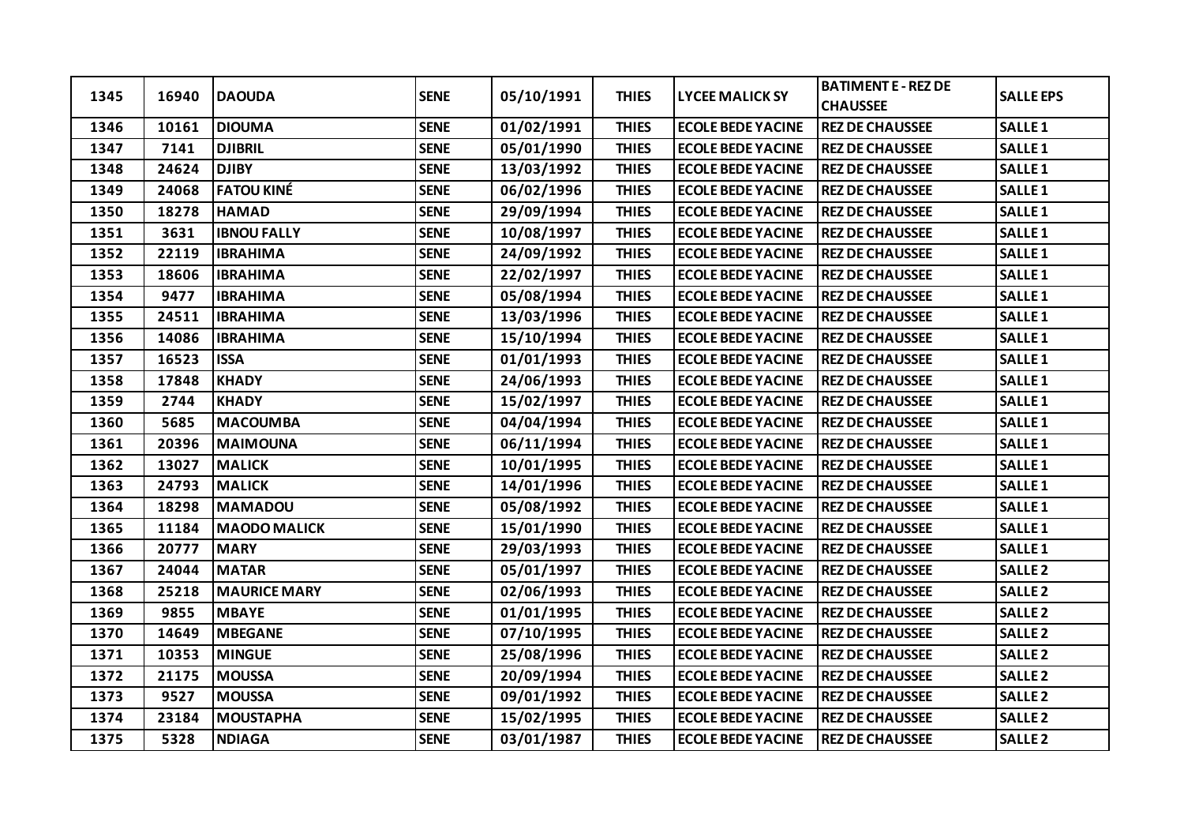| 1345 | 16940 | DAOUDA | SENE | 05/10/1991 | THIES | LYCEE MALICK SY | BATIMENT E - REZ DE CHAUSSEE | SALLE EPS |
|---|---|---|---|---|---|---|---|---|
| 1346 | 10161 | DIOUMA | SENE | 01/02/1991 | THIES | ECOLE BEDE YACINE | REZ DE CHAUSSEE | SALLE 1 |
| 1347 | 7141 | DJIBRIL | SENE | 05/01/1990 | THIES | ECOLE BEDE YACINE | REZ DE CHAUSSEE | SALLE 1 |
| 1348 | 24624 | DJIBY | SENE | 13/03/1992 | THIES | ECOLE BEDE YACINE | REZ DE CHAUSSEE | SALLE 1 |
| 1349 | 24068 | FATOU KINÉ | SENE | 06/02/1996 | THIES | ECOLE BEDE YACINE | REZ DE CHAUSSEE | SALLE 1 |
| 1350 | 18278 | HAMAD | SENE | 29/09/1994 | THIES | ECOLE BEDE YACINE | REZ DE CHAUSSEE | SALLE 1 |
| 1351 | 3631 | IBNOU FALLY | SENE | 10/08/1997 | THIES | ECOLE BEDE YACINE | REZ DE CHAUSSEE | SALLE 1 |
| 1352 | 22119 | IBRAHIMA | SENE | 24/09/1992 | THIES | ECOLE BEDE YACINE | REZ DE CHAUSSEE | SALLE 1 |
| 1353 | 18606 | IBRAHIMA | SENE | 22/02/1997 | THIES | ECOLE BEDE YACINE | REZ DE CHAUSSEE | SALLE 1 |
| 1354 | 9477 | IBRAHIMA | SENE | 05/08/1994 | THIES | ECOLE BEDE YACINE | REZ DE CHAUSSEE | SALLE 1 |
| 1355 | 24511 | IBRAHIMA | SENE | 13/03/1996 | THIES | ECOLE BEDE YACINE | REZ DE CHAUSSEE | SALLE 1 |
| 1356 | 14086 | IBRAHIMA | SENE | 15/10/1994 | THIES | ECOLE BEDE YACINE | REZ DE CHAUSSEE | SALLE 1 |
| 1357 | 16523 | ISSA | SENE | 01/01/1993 | THIES | ECOLE BEDE YACINE | REZ DE CHAUSSEE | SALLE 1 |
| 1358 | 17848 | KHADY | SENE | 24/06/1993 | THIES | ECOLE BEDE YACINE | REZ DE CHAUSSEE | SALLE 1 |
| 1359 | 2744 | KHADY | SENE | 15/02/1997 | THIES | ECOLE BEDE YACINE | REZ DE CHAUSSEE | SALLE 1 |
| 1360 | 5685 | MACOUMBA | SENE | 04/04/1994 | THIES | ECOLE BEDE YACINE | REZ DE CHAUSSEE | SALLE 1 |
| 1361 | 20396 | MAIMOUNA | SENE | 06/11/1994 | THIES | ECOLE BEDE YACINE | REZ DE CHAUSSEE | SALLE 1 |
| 1362 | 13027 | MALICK | SENE | 10/01/1995 | THIES | ECOLE BEDE YACINE | REZ DE CHAUSSEE | SALLE 1 |
| 1363 | 24793 | MALICK | SENE | 14/01/1996 | THIES | ECOLE BEDE YACINE | REZ DE CHAUSSEE | SALLE 1 |
| 1364 | 18298 | MAMADOU | SENE | 05/08/1992 | THIES | ECOLE BEDE YACINE | REZ DE CHAUSSEE | SALLE 1 |
| 1365 | 11184 | MAODO MALICK | SENE | 15/01/1990 | THIES | ECOLE BEDE YACINE | REZ DE CHAUSSEE | SALLE 1 |
| 1366 | 20777 | MARY | SENE | 29/03/1993 | THIES | ECOLE BEDE YACINE | REZ DE CHAUSSEE | SALLE 1 |
| 1367 | 24044 | MATAR | SENE | 05/01/1997 | THIES | ECOLE BEDE YACINE | REZ DE CHAUSSEE | SALLE 2 |
| 1368 | 25218 | MAURICE MARY | SENE | 02/06/1993 | THIES | ECOLE BEDE YACINE | REZ DE CHAUSSEE | SALLE 2 |
| 1369 | 9855 | MBAYE | SENE | 01/01/1995 | THIES | ECOLE BEDE YACINE | REZ DE CHAUSSEE | SALLE 2 |
| 1370 | 14649 | MBEGANE | SENE | 07/10/1995 | THIES | ECOLE BEDE YACINE | REZ DE CHAUSSEE | SALLE 2 |
| 1371 | 10353 | MINGUE | SENE | 25/08/1996 | THIES | ECOLE BEDE YACINE | REZ DE CHAUSSEE | SALLE 2 |
| 1372 | 21175 | MOUSSA | SENE | 20/09/1994 | THIES | ECOLE BEDE YACINE | REZ DE CHAUSSEE | SALLE 2 |
| 1373 | 9527 | MOUSSA | SENE | 09/01/1992 | THIES | ECOLE BEDE YACINE | REZ DE CHAUSSEE | SALLE 2 |
| 1374 | 23184 | MOUSTAPHA | SENE | 15/02/1995 | THIES | ECOLE BEDE YACINE | REZ DE CHAUSSEE | SALLE 2 |
| 1375 | 5328 | NDIAGA | SENE | 03/01/1987 | THIES | ECOLE BEDE YACINE | REZ DE CHAUSSEE | SALLE 2 |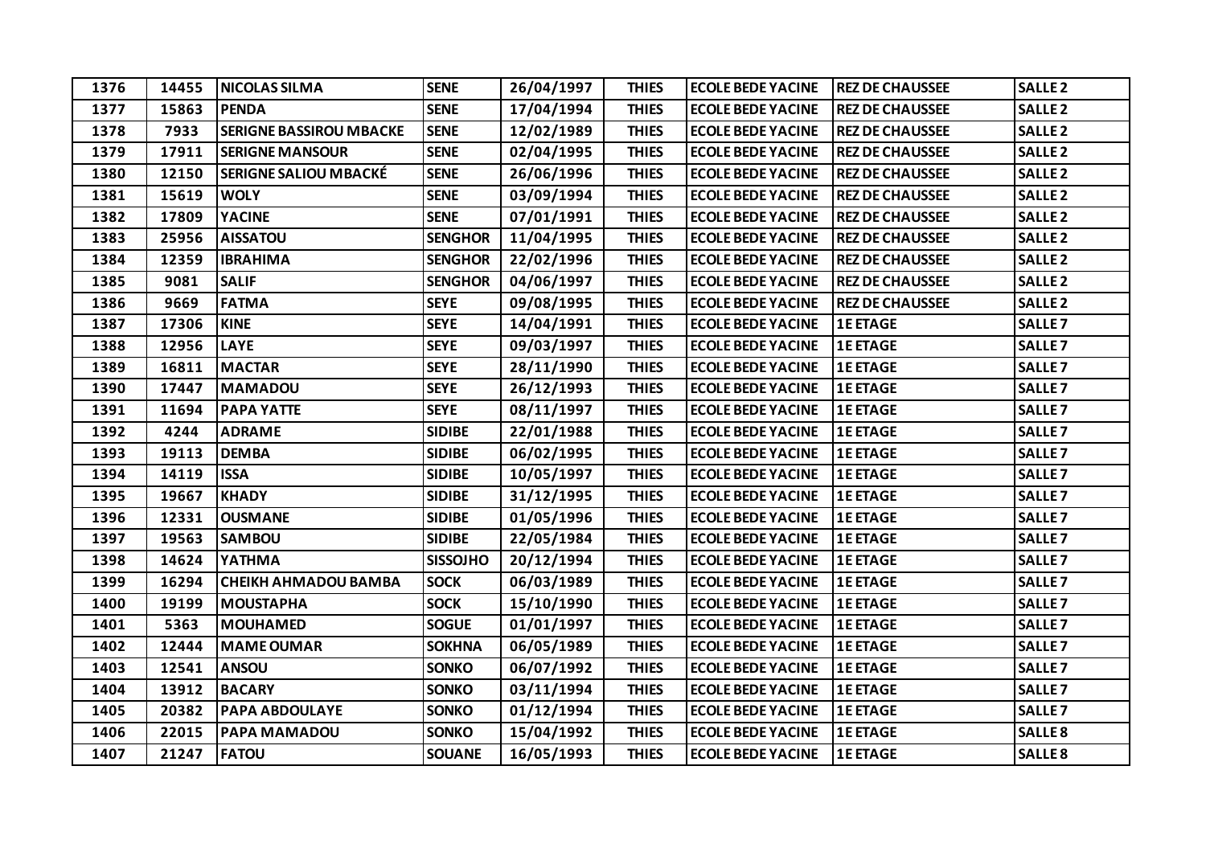| 1376 | 14455 | NICOLAS SILMA | SENE | 26/04/1997 | THIES | ECOLE BEDE YACINE | REZ DE CHAUSSEE | SALLE 2 |
|---|---|---|---|---|---|---|---|---|
| 1377 | 15863 | PENDA | SENE | 17/04/1994 | THIES | ECOLE BEDE YACINE | REZ DE CHAUSSEE | SALLE 2 |
| 1378 | 7933 | SERIGNE BASSIROU MBACKE | SENE | 12/02/1989 | THIES | ECOLE BEDE YACINE | REZ DE CHAUSSEE | SALLE 2 |
| 1379 | 17911 | SERIGNE MANSOUR | SENE | 02/04/1995 | THIES | ECOLE BEDE YACINE | REZ DE CHAUSSEE | SALLE 2 |
| 1380 | 12150 | SERIGNE SALIOU MBACKÉ | SENE | 26/06/1996 | THIES | ECOLE BEDE YACINE | REZ DE CHAUSSEE | SALLE 2 |
| 1381 | 15619 | WOLY | SENE | 03/09/1994 | THIES | ECOLE BEDE YACINE | REZ DE CHAUSSEE | SALLE 2 |
| 1382 | 17809 | YACINE | SENE | 07/01/1991 | THIES | ECOLE BEDE YACINE | REZ DE CHAUSSEE | SALLE 2 |
| 1383 | 25956 | AISSATOU | SENGHOR | 11/04/1995 | THIES | ECOLE BEDE YACINE | REZ DE CHAUSSEE | SALLE 2 |
| 1384 | 12359 | IBRAHIMA | SENGHOR | 22/02/1996 | THIES | ECOLE BEDE YACINE | REZ DE CHAUSSEE | SALLE 2 |
| 1385 | 9081 | SALIF | SENGHOR | 04/06/1997 | THIES | ECOLE BEDE YACINE | REZ DE CHAUSSEE | SALLE 2 |
| 1386 | 9669 | FATMA | SEYE | 09/08/1995 | THIES | ECOLE BEDE YACINE | REZ DE CHAUSSEE | SALLE 2 |
| 1387 | 17306 | KINE | SEYE | 14/04/1991 | THIES | ECOLE BEDE YACINE | 1E ETAGE | SALLE 7 |
| 1388 | 12956 | LAYE | SEYE | 09/03/1997 | THIES | ECOLE BEDE YACINE | 1E ETAGE | SALLE 7 |
| 1389 | 16811 | MACTAR | SEYE | 28/11/1990 | THIES | ECOLE BEDE YACINE | 1E ETAGE | SALLE 7 |
| 1390 | 17447 | MAMADOU | SEYE | 26/12/1993 | THIES | ECOLE BEDE YACINE | 1E ETAGE | SALLE 7 |
| 1391 | 11694 | PAPA YATTE | SEYE | 08/11/1997 | THIES | ECOLE BEDE YACINE | 1E ETAGE | SALLE 7 |
| 1392 | 4244 | ADRAME | SIDIBE | 22/01/1988 | THIES | ECOLE BEDE YACINE | 1E ETAGE | SALLE 7 |
| 1393 | 19113 | DEMBA | SIDIBE | 06/02/1995 | THIES | ECOLE BEDE YACINE | 1E ETAGE | SALLE 7 |
| 1394 | 14119 | ISSA | SIDIBE | 10/05/1997 | THIES | ECOLE BEDE YACINE | 1E ETAGE | SALLE 7 |
| 1395 | 19667 | KHADY | SIDIBE | 31/12/1995 | THIES | ECOLE BEDE YACINE | 1E ETAGE | SALLE 7 |
| 1396 | 12331 | OUSMANE | SIDIBE | 01/05/1996 | THIES | ECOLE BEDE YACINE | 1E ETAGE | SALLE 7 |
| 1397 | 19563 | SAMBOU | SIDIBE | 22/05/1984 | THIES | ECOLE BEDE YACINE | 1E ETAGE | SALLE 7 |
| 1398 | 14624 | YATHMA | SISSOJHO | 20/12/1994 | THIES | ECOLE BEDE YACINE | 1E ETAGE | SALLE 7 |
| 1399 | 16294 | CHEIKH AHMADOU BAMBA | SOCK | 06/03/1989 | THIES | ECOLE BEDE YACINE | 1E ETAGE | SALLE 7 |
| 1400 | 19199 | MOUSTAPHA | SOCK | 15/10/1990 | THIES | ECOLE BEDE YACINE | 1E ETAGE | SALLE 7 |
| 1401 | 5363 | MOUHAMED | SOGUE | 01/01/1997 | THIES | ECOLE BEDE YACINE | 1E ETAGE | SALLE 7 |
| 1402 | 12444 | MAME OUMAR | SOKHNA | 06/05/1989 | THIES | ECOLE BEDE YACINE | 1E ETAGE | SALLE 7 |
| 1403 | 12541 | ANSOU | SONKO | 06/07/1992 | THIES | ECOLE BEDE YACINE | 1E ETAGE | SALLE 7 |
| 1404 | 13912 | BACARY | SONKO | 03/11/1994 | THIES | ECOLE BEDE YACINE | 1E ETAGE | SALLE 7 |
| 1405 | 20382 | PAPA ABDOULAYE | SONKO | 01/12/1994 | THIES | ECOLE BEDE YACINE | 1E ETAGE | SALLE 7 |
| 1406 | 22015 | PAPA MAMADOU | SONKO | 15/04/1992 | THIES | ECOLE BEDE YACINE | 1E ETAGE | SALLE 8 |
| 1407 | 21247 | FATOU | SOUANE | 16/05/1993 | THIES | ECOLE BEDE YACINE | 1E ETAGE | SALLE 8 |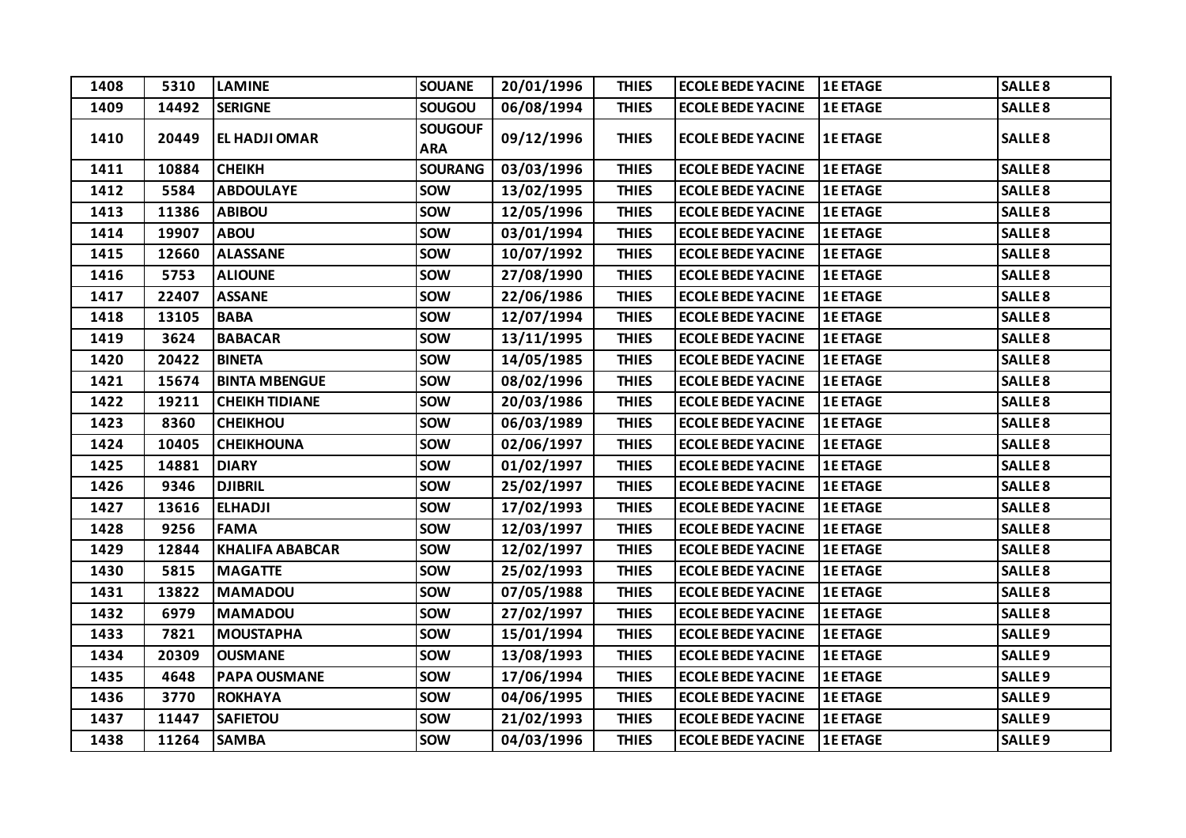| 1408 | 5310 | LAMINE | SOUANE | 20/01/1996 | THIES | ECOLE BEDE YACINE | 1E ETAGE | SALLE 8 |
|---|---|---|---|---|---|---|---|---|
| 1409 | 14492 | SERIGNE | SOUGOU | 06/08/1994 | THIES | ECOLE BEDE YACINE | 1E ETAGE | SALLE 8 |
| 1410 | 20449 | EL HADJI OMAR | SOUGOUF ARA | 09/12/1996 | THIES | ECOLE BEDE YACINE | 1E ETAGE | SALLE 8 |
| 1411 | 10884 | CHEIKH | SOURANG | 03/03/1996 | THIES | ECOLE BEDE YACINE | 1E ETAGE | SALLE 8 |
| 1412 | 5584 | ABDOULAYE | SOW | 13/02/1995 | THIES | ECOLE BEDE YACINE | 1E ETAGE | SALLE 8 |
| 1413 | 11386 | ABIBOU | SOW | 12/05/1996 | THIES | ECOLE BEDE YACINE | 1E ETAGE | SALLE 8 |
| 1414 | 19907 | ABOU | SOW | 03/01/1994 | THIES | ECOLE BEDE YACINE | 1E ETAGE | SALLE 8 |
| 1415 | 12660 | ALASSANE | SOW | 10/07/1992 | THIES | ECOLE BEDE YACINE | 1E ETAGE | SALLE 8 |
| 1416 | 5753 | ALIOUNE | SOW | 27/08/1990 | THIES | ECOLE BEDE YACINE | 1E ETAGE | SALLE 8 |
| 1417 | 22407 | ASSANE | SOW | 22/06/1986 | THIES | ECOLE BEDE YACINE | 1E ETAGE | SALLE 8 |
| 1418 | 13105 | BABA | SOW | 12/07/1994 | THIES | ECOLE BEDE YACINE | 1E ETAGE | SALLE 8 |
| 1419 | 3624 | BABACAR | SOW | 13/11/1995 | THIES | ECOLE BEDE YACINE | 1E ETAGE | SALLE 8 |
| 1420 | 20422 | BINETA | SOW | 14/05/1985 | THIES | ECOLE BEDE YACINE | 1E ETAGE | SALLE 8 |
| 1421 | 15674 | BINTA MBENGUE | SOW | 08/02/1996 | THIES | ECOLE BEDE YACINE | 1E ETAGE | SALLE 8 |
| 1422 | 19211 | CHEIKH TIDIANE | SOW | 20/03/1986 | THIES | ECOLE BEDE YACINE | 1E ETAGE | SALLE 8 |
| 1423 | 8360 | CHEIKHOU | SOW | 06/03/1989 | THIES | ECOLE BEDE YACINE | 1E ETAGE | SALLE 8 |
| 1424 | 10405 | CHEIKHOUNA | SOW | 02/06/1997 | THIES | ECOLE BEDE YACINE | 1E ETAGE | SALLE 8 |
| 1425 | 14881 | DIARY | SOW | 01/02/1997 | THIES | ECOLE BEDE YACINE | 1E ETAGE | SALLE 8 |
| 1426 | 9346 | DJIBRIL | SOW | 25/02/1997 | THIES | ECOLE BEDE YACINE | 1E ETAGE | SALLE 8 |
| 1427 | 13616 | ELHADJI | SOW | 17/02/1993 | THIES | ECOLE BEDE YACINE | 1E ETAGE | SALLE 8 |
| 1428 | 9256 | FAMA | SOW | 12/03/1997 | THIES | ECOLE BEDE YACINE | 1E ETAGE | SALLE 8 |
| 1429 | 12844 | KHALIFA ABABCAR | SOW | 12/02/1997 | THIES | ECOLE BEDE YACINE | 1E ETAGE | SALLE 8 |
| 1430 | 5815 | MAGATTE | SOW | 25/02/1993 | THIES | ECOLE BEDE YACINE | 1E ETAGE | SALLE 8 |
| 1431 | 13822 | MAMADOU | SOW | 07/05/1988 | THIES | ECOLE BEDE YACINE | 1E ETAGE | SALLE 8 |
| 1432 | 6979 | MAMADOU | SOW | 27/02/1997 | THIES | ECOLE BEDE YACINE | 1E ETAGE | SALLE 8 |
| 1433 | 7821 | MOUSTAPHA | SOW | 15/01/1994 | THIES | ECOLE BEDE YACINE | 1E ETAGE | SALLE 9 |
| 1434 | 20309 | OUSMANE | SOW | 13/08/1993 | THIES | ECOLE BEDE YACINE | 1E ETAGE | SALLE 9 |
| 1435 | 4648 | PAPA OUSMANE | SOW | 17/06/1994 | THIES | ECOLE BEDE YACINE | 1E ETAGE | SALLE 9 |
| 1436 | 3770 | ROKHAYA | SOW | 04/06/1995 | THIES | ECOLE BEDE YACINE | 1E ETAGE | SALLE 9 |
| 1437 | 11447 | SAFIETOU | SOW | 21/02/1993 | THIES | ECOLE BEDE YACINE | 1E ETAGE | SALLE 9 |
| 1438 | 11264 | SAMBA | SOW | 04/03/1996 | THIES | ECOLE BEDE YACINE | 1E ETAGE | SALLE 9 |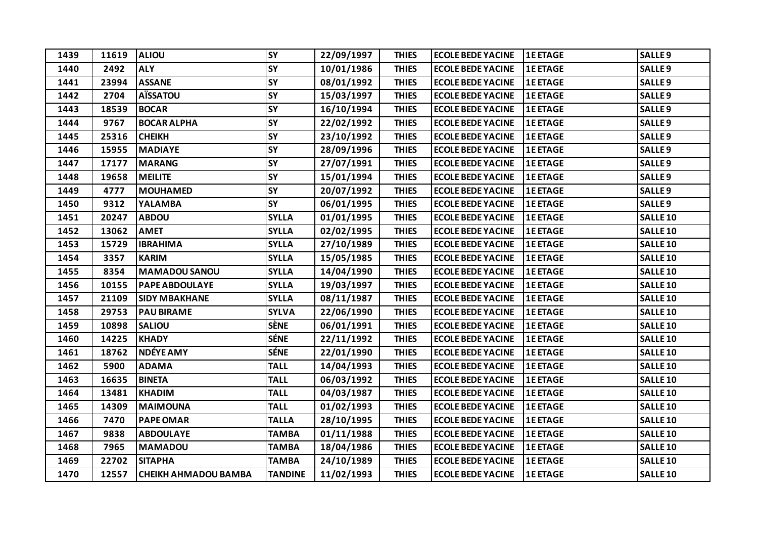| 1439 | 11619 | ALIOU | SY | 22/09/1997 | THIES | ECOLE BEDE YACINE | 1E ETAGE | SALLE 9 |
|---|---|---|---|---|---|---|---|---|
| 1440 | 2492 | ALY | SY | 10/01/1986 | THIES | ECOLE BEDE YACINE | 1E ETAGE | SALLE 9 |
| 1441 | 23994 | ASSANE | SY | 08/01/1992 | THIES | ECOLE BEDE YACINE | 1E ETAGE | SALLE 9 |
| 1442 | 2704 | AÏSSATOU | SY | 15/03/1997 | THIES | ECOLE BEDE YACINE | 1E ETAGE | SALLE 9 |
| 1443 | 18539 | BOCAR | SY | 16/10/1994 | THIES | ECOLE BEDE YACINE | 1E ETAGE | SALLE 9 |
| 1444 | 9767 | BOCAR ALPHA | SY | 22/02/1992 | THIES | ECOLE BEDE YACINE | 1E ETAGE | SALLE 9 |
| 1445 | 25316 | CHEIKH | SY | 23/10/1992 | THIES | ECOLE BEDE YACINE | 1E ETAGE | SALLE 9 |
| 1446 | 15955 | MADIAYE | SY | 28/09/1996 | THIES | ECOLE BEDE YACINE | 1E ETAGE | SALLE 9 |
| 1447 | 17177 | MARANG | SY | 27/07/1991 | THIES | ECOLE BEDE YACINE | 1E ETAGE | SALLE 9 |
| 1448 | 19658 | MEILITE | SY | 15/01/1994 | THIES | ECOLE BEDE YACINE | 1E ETAGE | SALLE 9 |
| 1449 | 4777 | MOUHAMED | SY | 20/07/1992 | THIES | ECOLE BEDE YACINE | 1E ETAGE | SALLE 9 |
| 1450 | 9312 | YALAMBA | SY | 06/01/1995 | THIES | ECOLE BEDE YACINE | 1E ETAGE | SALLE 9 |
| 1451 | 20247 | ABDOU | SYLLA | 01/01/1995 | THIES | ECOLE BEDE YACINE | 1E ETAGE | SALLE 10 |
| 1452 | 13062 | AMET | SYLLA | 02/02/1995 | THIES | ECOLE BEDE YACINE | 1E ETAGE | SALLE 10 |
| 1453 | 15729 | IBRAHIMA | SYLLA | 27/10/1989 | THIES | ECOLE BEDE YACINE | 1E ETAGE | SALLE 10 |
| 1454 | 3357 | KARIM | SYLLA | 15/05/1985 | THIES | ECOLE BEDE YACINE | 1E ETAGE | SALLE 10 |
| 1455 | 8354 | MAMADOU SANOU | SYLLA | 14/04/1990 | THIES | ECOLE BEDE YACINE | 1E ETAGE | SALLE 10 |
| 1456 | 10155 | PAPE ABDOULAYE | SYLLA | 19/03/1997 | THIES | ECOLE BEDE YACINE | 1E ETAGE | SALLE 10 |
| 1457 | 21109 | SIDY MBAKHANE | SYLLA | 08/11/1987 | THIES | ECOLE BEDE YACINE | 1E ETAGE | SALLE 10 |
| 1458 | 29753 | PAU BIRAME | SYLVA | 22/06/1990 | THIES | ECOLE BEDE YACINE | 1E ETAGE | SALLE 10 |
| 1459 | 10898 | SALIOU | SÈNE | 06/01/1991 | THIES | ECOLE BEDE YACINE | 1E ETAGE | SALLE 10 |
| 1460 | 14225 | KHADY | SÉNE | 22/11/1992 | THIES | ECOLE BEDE YACINE | 1E ETAGE | SALLE 10 |
| 1461 | 18762 | NDÉYE AMY | SÉNE | 22/01/1990 | THIES | ECOLE BEDE YACINE | 1E ETAGE | SALLE 10 |
| 1462 | 5900 | ADAMA | TALL | 14/04/1993 | THIES | ECOLE BEDE YACINE | 1E ETAGE | SALLE 10 |
| 1463 | 16635 | BINETA | TALL | 06/03/1992 | THIES | ECOLE BEDE YACINE | 1E ETAGE | SALLE 10 |
| 1464 | 13481 | KHADIM | TALL | 04/03/1987 | THIES | ECOLE BEDE YACINE | 1E ETAGE | SALLE 10 |
| 1465 | 14309 | MAIMOUNA | TALL | 01/02/1993 | THIES | ECOLE BEDE YACINE | 1E ETAGE | SALLE 10 |
| 1466 | 7470 | PAPE OMAR | TALLA | 28/10/1995 | THIES | ECOLE BEDE YACINE | 1E ETAGE | SALLE 10 |
| 1467 | 9838 | ABDOULAYE | TAMBA | 01/11/1988 | THIES | ECOLE BEDE YACINE | 1E ETAGE | SALLE 10 |
| 1468 | 7965 | MAMADOU | TAMBA | 18/04/1986 | THIES | ECOLE BEDE YACINE | 1E ETAGE | SALLE 10 |
| 1469 | 22702 | SITAPHA | TAMBA | 24/10/1989 | THIES | ECOLE BEDE YACINE | 1E ETAGE | SALLE 10 |
| 1470 | 12557 | CHEIKH AHMADOU BAMBA | TANDINE | 11/02/1993 | THIES | ECOLE BEDE YACINE | 1E ETAGE | SALLE 10 |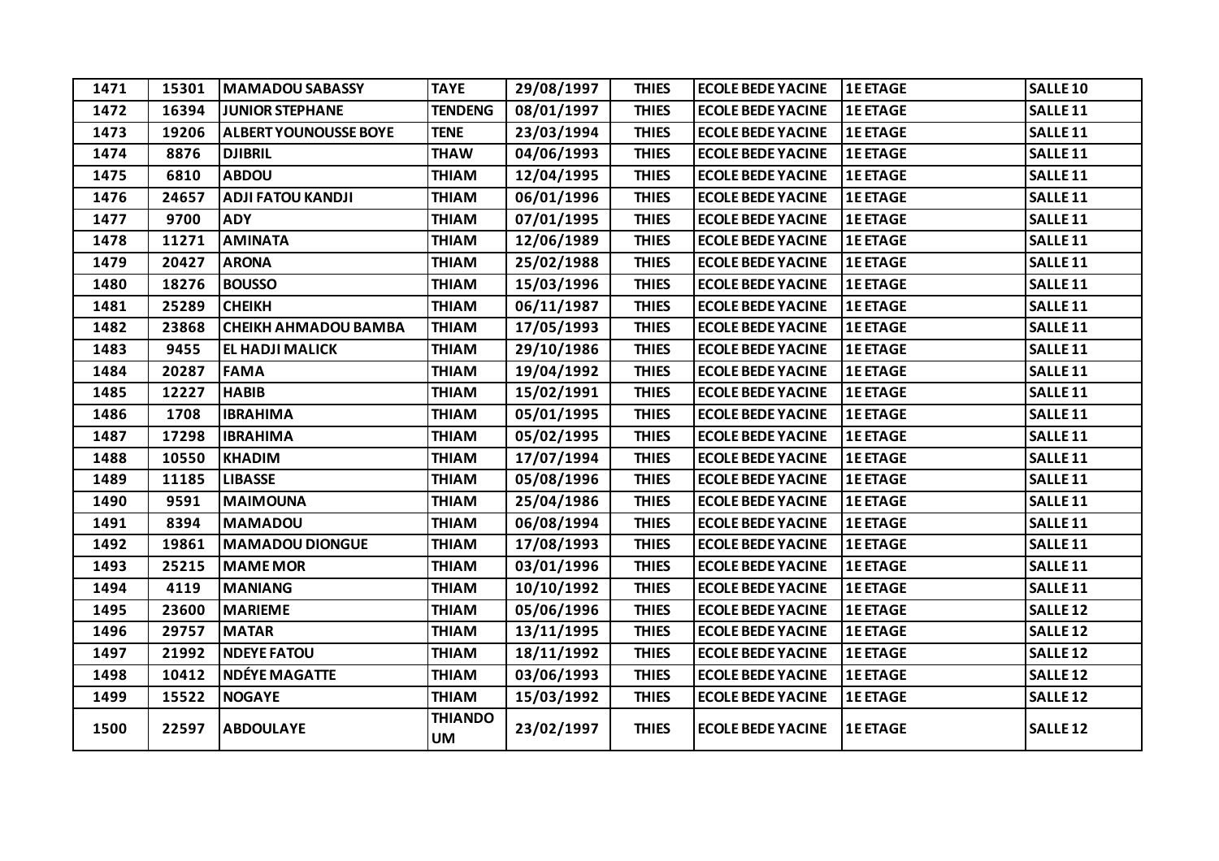| 1471 | 15301 | MAMADOU SABASSY | TAYE | 29/08/1997 | THIES | ECOLE BEDE YACINE | 1E ETAGE | SALLE 10 |
|---|---|---|---|---|---|---|---|---|
| 1472 | 16394 | JUNIOR STEPHANE | TENDENG | 08/01/1997 | THIES | ECOLE BEDE YACINE | 1E ETAGE | SALLE 11 |
| 1473 | 19206 | ALBERT YOUNOUSSE BOYE | TENE | 23/03/1994 | THIES | ECOLE BEDE YACINE | 1E ETAGE | SALLE 11 |
| 1474 | 8876 | DJIBRIL | THAW | 04/06/1993 | THIES | ECOLE BEDE YACINE | 1E ETAGE | SALLE 11 |
| 1475 | 6810 | ABDOU | THIAM | 12/04/1995 | THIES | ECOLE BEDE YACINE | 1E ETAGE | SALLE 11 |
| 1476 | 24657 | ADJI FATOU KANDJI | THIAM | 06/01/1996 | THIES | ECOLE BEDE YACINE | 1E ETAGE | SALLE 11 |
| 1477 | 9700 | ADY | THIAM | 07/01/1995 | THIES | ECOLE BEDE YACINE | 1E ETAGE | SALLE 11 |
| 1478 | 11271 | AMINATA | THIAM | 12/06/1989 | THIES | ECOLE BEDE YACINE | 1E ETAGE | SALLE 11 |
| 1479 | 20427 | ARONA | THIAM | 25/02/1988 | THIES | ECOLE BEDE YACINE | 1E ETAGE | SALLE 11 |
| 1480 | 18276 | BOUSSO | THIAM | 15/03/1996 | THIES | ECOLE BEDE YACINE | 1E ETAGE | SALLE 11 |
| 1481 | 25289 | CHEIKH | THIAM | 06/11/1987 | THIES | ECOLE BEDE YACINE | 1E ETAGE | SALLE 11 |
| 1482 | 23868 | CHEIKH AHMADOU BAMBA | THIAM | 17/05/1993 | THIES | ECOLE BEDE YACINE | 1E ETAGE | SALLE 11 |
| 1483 | 9455 | EL HADJI MALICK | THIAM | 29/10/1986 | THIES | ECOLE BEDE YACINE | 1E ETAGE | SALLE 11 |
| 1484 | 20287 | FAMA | THIAM | 19/04/1992 | THIES | ECOLE BEDE YACINE | 1E ETAGE | SALLE 11 |
| 1485 | 12227 | HABIB | THIAM | 15/02/1991 | THIES | ECOLE BEDE YACINE | 1E ETAGE | SALLE 11 |
| 1486 | 1708 | IBRAHIMA | THIAM | 05/01/1995 | THIES | ECOLE BEDE YACINE | 1E ETAGE | SALLE 11 |
| 1487 | 17298 | IBRAHIMA | THIAM | 05/02/1995 | THIES | ECOLE BEDE YACINE | 1E ETAGE | SALLE 11 |
| 1488 | 10550 | KHADIM | THIAM | 17/07/1994 | THIES | ECOLE BEDE YACINE | 1E ETAGE | SALLE 11 |
| 1489 | 11185 | LIBASSE | THIAM | 05/08/1996 | THIES | ECOLE BEDE YACINE | 1E ETAGE | SALLE 11 |
| 1490 | 9591 | MAIMOUNA | THIAM | 25/04/1986 | THIES | ECOLE BEDE YACINE | 1E ETAGE | SALLE 11 |
| 1491 | 8394 | MAMADOU | THIAM | 06/08/1994 | THIES | ECOLE BEDE YACINE | 1E ETAGE | SALLE 11 |
| 1492 | 19861 | MAMADOU DIONGUE | THIAM | 17/08/1993 | THIES | ECOLE BEDE YACINE | 1E ETAGE | SALLE 11 |
| 1493 | 25215 | MAME MOR | THIAM | 03/01/1996 | THIES | ECOLE BEDE YACINE | 1E ETAGE | SALLE 11 |
| 1494 | 4119 | MANIANG | THIAM | 10/10/1992 | THIES | ECOLE BEDE YACINE | 1E ETAGE | SALLE 11 |
| 1495 | 23600 | MARIEME | THIAM | 05/06/1996 | THIES | ECOLE BEDE YACINE | 1E ETAGE | SALLE 12 |
| 1496 | 29757 | MATAR | THIAM | 13/11/1995 | THIES | ECOLE BEDE YACINE | 1E ETAGE | SALLE 12 |
| 1497 | 21992 | NDEYE FATOU | THIAM | 18/11/1992 | THIES | ECOLE BEDE YACINE | 1E ETAGE | SALLE 12 |
| 1498 | 10412 | NDÉYE MAGATTE | THIAM | 03/06/1993 | THIES | ECOLE BEDE YACINE | 1E ETAGE | SALLE 12 |
| 1499 | 15522 | NOGAYE | THIAM | 15/03/1992 | THIES | ECOLE BEDE YACINE | 1E ETAGE | SALLE 12 |
| 1500 | 22597 | ABDOULAYE | THIANDOUM | 23/02/1997 | THIES | ECOLE BEDE YACINE | 1E ETAGE | SALLE 12 |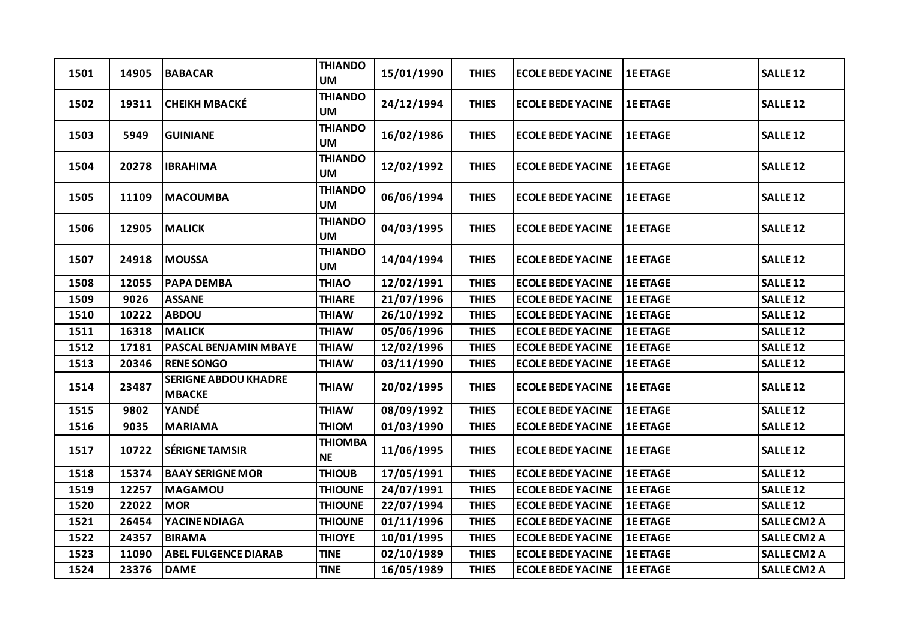| 1501 | 14905 | BABACAR | THIANDOUM | 15/01/1990 | THIES | ECOLE BEDE YACINE | 1E ETAGE | SALLE 12 |
|---|---|---|---|---|---|---|---|---|
| 1502 | 19311 | CHEIKH MBACKÉ | THIANDOUM | 24/12/1994 | THIES | ECOLE BEDE YACINE | 1E ETAGE | SALLE 12 |
| 1503 | 5949 | GUINIANE | THIANDOUM | 16/02/1986 | THIES | ECOLE BEDE YACINE | 1E ETAGE | SALLE 12 |
| 1504 | 20278 | IBRAHIMA | THIANDOUM | 12/02/1992 | THIES | ECOLE BEDE YACINE | 1E ETAGE | SALLE 12 |
| 1505 | 11109 | MACOUMBA | THIANDOUM | 06/06/1994 | THIES | ECOLE BEDE YACINE | 1E ETAGE | SALLE 12 |
| 1506 | 12905 | MALICK | THIANDOUM | 04/03/1995 | THIES | ECOLE BEDE YACINE | 1E ETAGE | SALLE 12 |
| 1507 | 24918 | MOUSSA | THIANDOUM | 14/04/1994 | THIES | ECOLE BEDE YACINE | 1E ETAGE | SALLE 12 |
| 1508 | 12055 | PAPA DEMBA | THIAO | 12/02/1991 | THIES | ECOLE BEDE YACINE | 1E ETAGE | SALLE 12 |
| 1509 | 9026 | ASSANE | THIARE | 21/07/1996 | THIES | ECOLE BEDE YACINE | 1E ETAGE | SALLE 12 |
| 1510 | 10222 | ABDOU | THIAW | 26/10/1992 | THIES | ECOLE BEDE YACINE | 1E ETAGE | SALLE 12 |
| 1511 | 16318 | MALICK | THIAW | 05/06/1996 | THIES | ECOLE BEDE YACINE | 1E ETAGE | SALLE 12 |
| 1512 | 17181 | PASCAL BENJAMIN MBAYE | THIAW | 12/02/1996 | THIES | ECOLE BEDE YACINE | 1E ETAGE | SALLE 12 |
| 1513 | 20346 | RENE SONGO | THIAW | 03/11/1990 | THIES | ECOLE BEDE YACINE | 1E ETAGE | SALLE 12 |
| 1514 | 23487 | SERIGNE ABDOU KHADRE MBACKE | THIAW | 20/02/1995 | THIES | ECOLE BEDE YACINE | 1E ETAGE | SALLE 12 |
| 1515 | 9802 | YANDÉ | THIAW | 08/09/1992 | THIES | ECOLE BEDE YACINE | 1E ETAGE | SALLE 12 |
| 1516 | 9035 | MARIAMA | THIOM | 01/03/1990 | THIES | ECOLE BEDE YACINE | 1E ETAGE | SALLE 12 |
| 1517 | 10722 | SÉRIGNE TAMSIR | THIOMBANE | 11/06/1995 | THIES | ECOLE BEDE YACINE | 1E ETAGE | SALLE 12 |
| 1518 | 15374 | BAAY SERIGNE MOR | THIOUB | 17/05/1991 | THIES | ECOLE BEDE YACINE | 1E ETAGE | SALLE 12 |
| 1519 | 12257 | MAGAMOU | THIOUNE | 24/07/1991 | THIES | ECOLE BEDE YACINE | 1E ETAGE | SALLE 12 |
| 1520 | 22022 | MOR | THIOUNE | 22/07/1994 | THIES | ECOLE BEDE YACINE | 1E ETAGE | SALLE 12 |
| 1521 | 26454 | YACINE NDIAGA | THIOUNE | 01/11/1996 | THIES | ECOLE BEDE YACINE | 1E ETAGE | SALLE CM2 A |
| 1522 | 24357 | BIRAMA | THIOYE | 10/01/1995 | THIES | ECOLE BEDE YACINE | 1E ETAGE | SALLE CM2 A |
| 1523 | 11090 | ABEL FULGENCE DIARAB | TINE | 02/10/1989 | THIES | ECOLE BEDE YACINE | 1E ETAGE | SALLE CM2 A |
| 1524 | 23376 | DAME | TINE | 16/05/1989 | THIES | ECOLE BEDE YACINE | 1E ETAGE | SALLE CM2 A |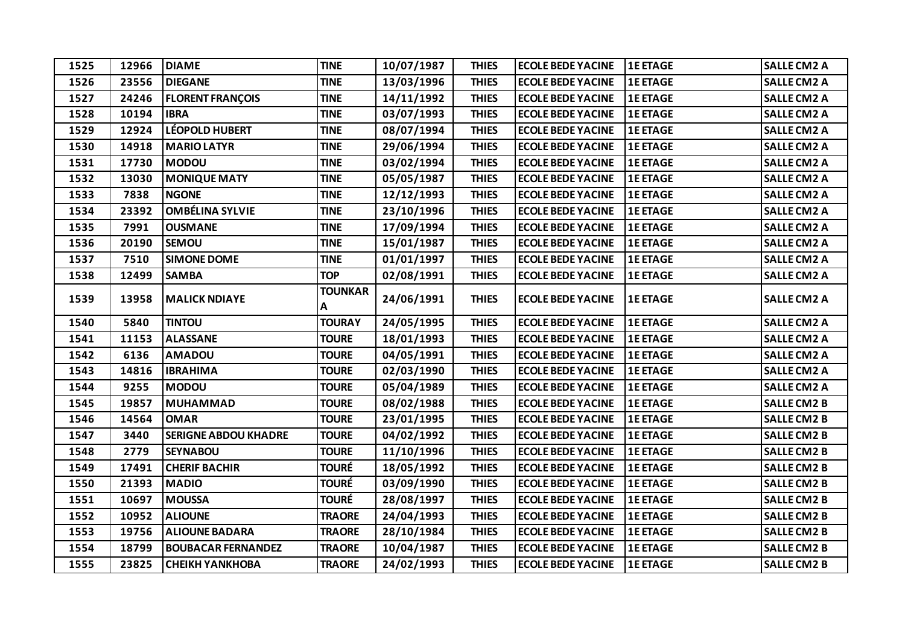| 1525 | 12966 | DIAME | TINE | 10/07/1987 | THIES | ECOLE BEDE YACINE | 1E ETAGE | SALLE CM2 A |
|---|---|---|---|---|---|---|---|---|
| 1526 | 23556 | DIEGANE | TINE | 13/03/1996 | THIES | ECOLE BEDE YACINE | 1E ETAGE | SALLE CM2 A |
| 1527 | 24246 | FLORENT FRANÇOIS | TINE | 14/11/1992 | THIES | ECOLE BEDE YACINE | 1E ETAGE | SALLE CM2 A |
| 1528 | 10194 | IBRA | TINE | 03/07/1993 | THIES | ECOLE BEDE YACINE | 1E ETAGE | SALLE CM2 A |
| 1529 | 12924 | LÉOPOLD HUBERT | TINE | 08/07/1994 | THIES | ECOLE BEDE YACINE | 1E ETAGE | SALLE CM2 A |
| 1530 | 14918 | MARIO LATYR | TINE | 29/06/1994 | THIES | ECOLE BEDE YACINE | 1E ETAGE | SALLE CM2 A |
| 1531 | 17730 | MODOU | TINE | 03/02/1994 | THIES | ECOLE BEDE YACINE | 1E ETAGE | SALLE CM2 A |
| 1532 | 13030 | MONIQUE MATY | TINE | 05/05/1987 | THIES | ECOLE BEDE YACINE | 1E ETAGE | SALLE CM2 A |
| 1533 | 7838 | NGONE | TINE | 12/12/1993 | THIES | ECOLE BEDE YACINE | 1E ETAGE | SALLE CM2 A |
| 1534 | 23392 | OMBÉLINA SYLVIE | TINE | 23/10/1996 | THIES | ECOLE BEDE YACINE | 1E ETAGE | SALLE CM2 A |
| 1535 | 7991 | OUSMANE | TINE | 17/09/1994 | THIES | ECOLE BEDE YACINE | 1E ETAGE | SALLE CM2 A |
| 1536 | 20190 | SEMOU | TINE | 15/01/1987 | THIES | ECOLE BEDE YACINE | 1E ETAGE | SALLE CM2 A |
| 1537 | 7510 | SIMONE DOME | TINE | 01/01/1997 | THIES | ECOLE BEDE YACINE | 1E ETAGE | SALLE CM2 A |
| 1538 | 12499 | SAMBA | TOP | 02/08/1991 | THIES | ECOLE BEDE YACINE | 1E ETAGE | SALLE CM2 A |
| 1539 | 13958 | MALICK NDIAYE | TOUNKARA | 24/06/1991 | THIES | ECOLE BEDE YACINE | 1E ETAGE | SALLE CM2 A |
| 1540 | 5840 | TINTOU | TOURAY | 24/05/1995 | THIES | ECOLE BEDE YACINE | 1E ETAGE | SALLE CM2 A |
| 1541 | 11153 | ALASSANE | TOURE | 18/01/1993 | THIES | ECOLE BEDE YACINE | 1E ETAGE | SALLE CM2 A |
| 1542 | 6136 | AMADOU | TOURE | 04/05/1991 | THIES | ECOLE BEDE YACINE | 1E ETAGE | SALLE CM2 A |
| 1543 | 14816 | IBRAHIMA | TOURE | 02/03/1990 | THIES | ECOLE BEDE YACINE | 1E ETAGE | SALLE CM2 A |
| 1544 | 9255 | MODOU | TOURE | 05/04/1989 | THIES | ECOLE BEDE YACINE | 1E ETAGE | SALLE CM2 A |
| 1545 | 19857 | MUHAMMAD | TOURE | 08/02/1988 | THIES | ECOLE BEDE YACINE | 1E ETAGE | SALLE CM2 B |
| 1546 | 14564 | OMAR | TOURE | 23/01/1995 | THIES | ECOLE BEDE YACINE | 1E ETAGE | SALLE CM2 B |
| 1547 | 3440 | SERIGNE ABDOU KHADRE | TOURE | 04/02/1992 | THIES | ECOLE BEDE YACINE | 1E ETAGE | SALLE CM2 B |
| 1548 | 2779 | SEYNABOU | TOURE | 11/10/1996 | THIES | ECOLE BEDE YACINE | 1E ETAGE | SALLE CM2 B |
| 1549 | 17491 | CHERIF BACHIR | TOURÉ | 18/05/1992 | THIES | ECOLE BEDE YACINE | 1E ETAGE | SALLE CM2 B |
| 1550 | 21393 | MADIO | TOURÉ | 03/09/1990 | THIES | ECOLE BEDE YACINE | 1E ETAGE | SALLE CM2 B |
| 1551 | 10697 | MOUSSA | TOURÉ | 28/08/1997 | THIES | ECOLE BEDE YACINE | 1E ETAGE | SALLE CM2 B |
| 1552 | 10952 | ALIOUNE | TRAORE | 24/04/1993 | THIES | ECOLE BEDE YACINE | 1E ETAGE | SALLE CM2 B |
| 1553 | 19756 | ALIOUNE BADARA | TRAORE | 28/10/1984 | THIES | ECOLE BEDE YACINE | 1E ETAGE | SALLE CM2 B |
| 1554 | 18799 | BOUBACAR FERNANDEZ | TRAORE | 10/04/1987 | THIES | ECOLE BEDE YACINE | 1E ETAGE | SALLE CM2 B |
| 1555 | 23825 | CHEIKH YANKHOBA | TRAORE | 24/02/1993 | THIES | ECOLE BEDE YACINE | 1E ETAGE | SALLE CM2 B |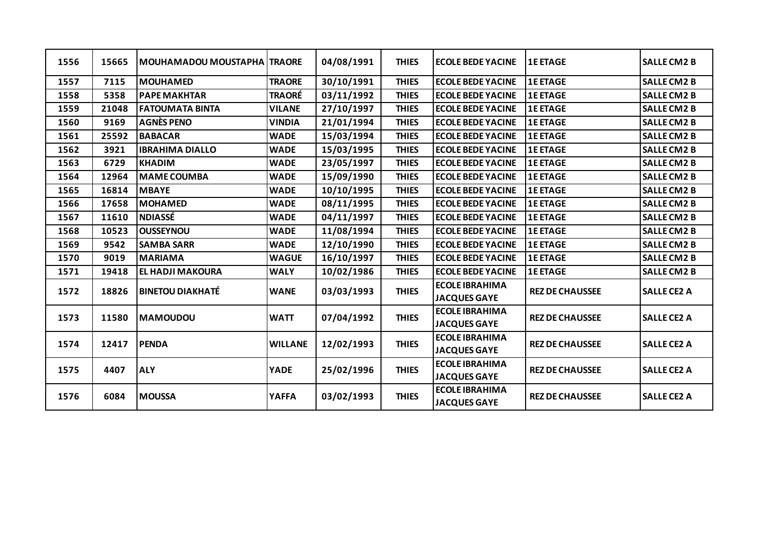| | | | | | | | | |
|---|---|---|---|---|---|---|---|---|
| 1556 | 15665 | MOUHAMADOU MOUSTAPHA | TRAORE | 04/08/1991 | THIES | ECOLE BEDE YACINE | 1E ETAGE | SALLE CM2 B |
| 1557 | 7115 | MOUHAMED | TRAORE | 30/10/1991 | THIES | ECOLE BEDE YACINE | 1E ETAGE | SALLE CM2 B |
| 1558 | 5358 | PAPE MAKHTAR | TRAORÉ | 03/11/1992 | THIES | ECOLE BEDE YACINE | 1E ETAGE | SALLE CM2 B |
| 1559 | 21048 | FATOUMATA BINTA | VILANE | 27/10/1997 | THIES | ECOLE BEDE YACINE | 1E ETAGE | SALLE CM2 B |
| 1560 | 9169 | AGNÈS PENO | VINDIA | 21/01/1994 | THIES | ECOLE BEDE YACINE | 1E ETAGE | SALLE CM2 B |
| 1561 | 25592 | BABACAR | WADE | 15/03/1994 | THIES | ECOLE BEDE YACINE | 1E ETAGE | SALLE CM2 B |
| 1562 | 3921 | IBRAHIMA DIALLO | WADE | 15/03/1995 | THIES | ECOLE BEDE YACINE | 1E ETAGE | SALLE CM2 B |
| 1563 | 6729 | KHADIM | WADE | 23/05/1997 | THIES | ECOLE BEDE YACINE | 1E ETAGE | SALLE CM2 B |
| 1564 | 12964 | MAME COUMBA | WADE | 15/09/1990 | THIES | ECOLE BEDE YACINE | 1E ETAGE | SALLE CM2 B |
| 1565 | 16814 | MBAYE | WADE | 10/10/1995 | THIES | ECOLE BEDE YACINE | 1E ETAGE | SALLE CM2 B |
| 1566 | 17658 | MOHAMED | WADE | 08/11/1995 | THIES | ECOLE BEDE YACINE | 1E ETAGE | SALLE CM2 B |
| 1567 | 11610 | NDIASSÉ | WADE | 04/11/1997 | THIES | ECOLE BEDE YACINE | 1E ETAGE | SALLE CM2 B |
| 1568 | 10523 | OUSSEYNOU | WADE | 11/08/1994 | THIES | ECOLE BEDE YACINE | 1E ETAGE | SALLE CM2 B |
| 1569 | 9542 | SAMBA SARR | WADE | 12/10/1990 | THIES | ECOLE BEDE YACINE | 1E ETAGE | SALLE CM2 B |
| 1570 | 9019 | MARIAMA | WAGUE | 16/10/1997 | THIES | ECOLE BEDE YACINE | 1E ETAGE | SALLE CM2 B |
| 1571 | 19418 | EL HADJI MAKOURA | WALY | 10/02/1986 | THIES | ECOLE BEDE YACINE | 1E ETAGE | SALLE CM2 B |
| 1572 | 18826 | BINETOU DIAKHATÉ | WANE | 03/03/1993 | THIES | ECOLE IBRAHIMA JACQUES GAYE | REZ DE CHAUSSEE | SALLE CE2 A |
| 1573 | 11580 | MAMOUDOU | WATT | 07/04/1992 | THIES | ECOLE IBRAHIMA JACQUES GAYE | REZ DE CHAUSSEE | SALLE CE2 A |
| 1574 | 12417 | PENDA | WILLANE | 12/02/1993 | THIES | ECOLE IBRAHIMA JACQUES GAYE | REZ DE CHAUSSEE | SALLE CE2 A |
| 1575 | 4407 | ALY | YADE | 25/02/1996 | THIES | ECOLE IBRAHIMA JACQUES GAYE | REZ DE CHAUSSEE | SALLE CE2 A |
| 1576 | 6084 | MOUSSA | YAFFA | 03/02/1993 | THIES | ECOLE IBRAHIMA JACQUES GAYE | REZ DE CHAUSSEE | SALLE CE2 A |